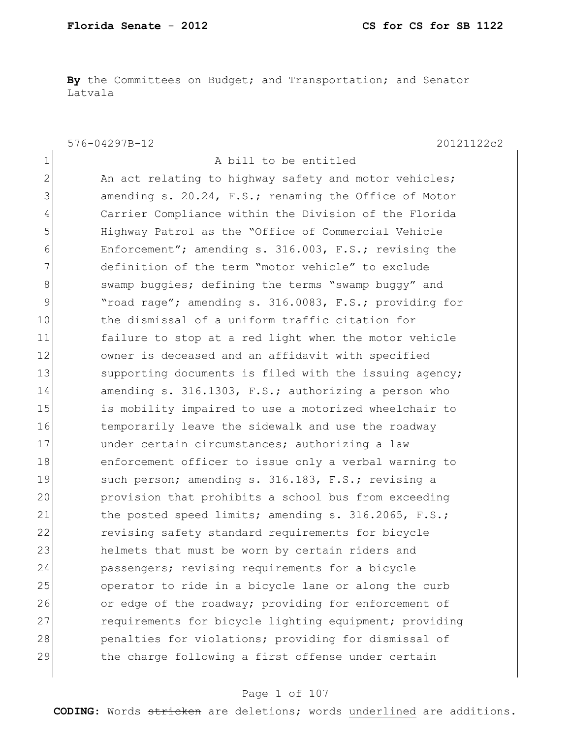**By** the Committees on Budget; and Transportation; and Senator Latvala

576-04297B-12 20121122c2

1 A bill to be entitled
2 An act relating to highway safety and motor vehicles;
3 amending s. 20.24, F.S.; renaming the Office of Motor
4 Carrier Compliance within the Division of the Florida
5 Highway Patrol as the "Office of Commercial Vehicle
6 Enforcement"; amending s. 316.003, F.S.; revising the
7 definition of the term "motor vehicle" to exclude
8 swamp buggies; defining the terms "swamp buggy" and
9 "road rage"; amending s. 316.0083, F.S.; providing for
10 the dismissal of a uniform traffic citation for
11 failure to stop at a red light when the motor vehicle
12 owner is deceased and an affidavit with specified
13 supporting documents is filed with the issuing agency;
14 amending s. 316.1303, F.S.; authorizing a person who
15 is mobility impaired to use a motorized wheelchair to
16 temporarily leave the sidewalk and use the roadway
17 under certain circumstances; authorizing a law
18 enforcement officer to issue only a verbal warning to
19 such person; amending s. 316.183, F.S.; revising a
20 provision that prohibits a school bus from exceeding
21 the posted speed limits; amending s. 316.2065, F.S.;
22 revising safety standard requirements for bicycle
23 helmets that must be worn by certain riders and
24 passengers; revising requirements for a bicycle
25 operator to ride in a bicycle lane or along the curb
26 or edge of the roadway; providing for enforcement of
27 requirements for bicycle lighting equipment; providing
28 penalties for violations; providing for dismissal of
29 the charge following a first offense under certain

**CODING:** Words ~~stricken~~ are deletions; words underlined are additions.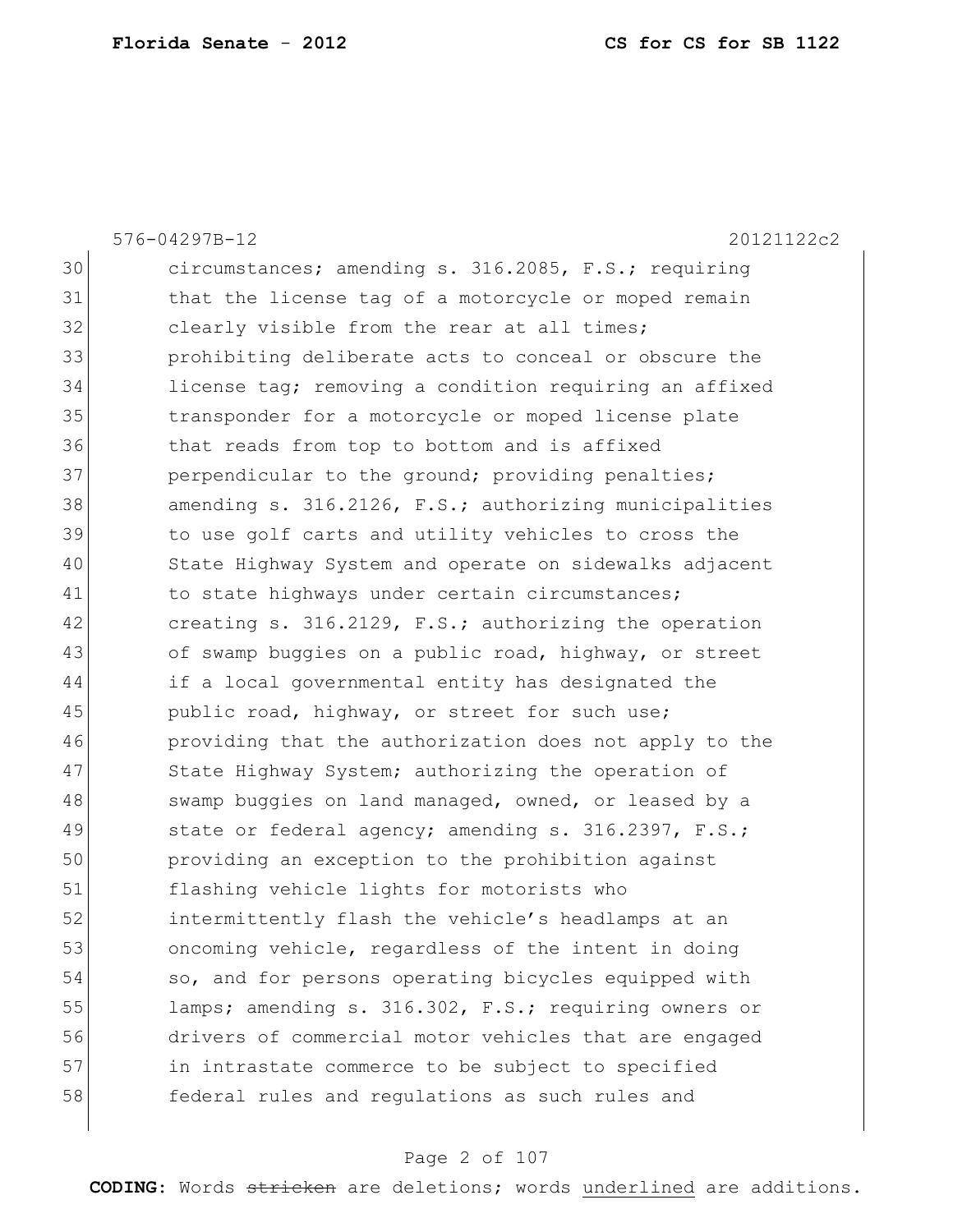576-04297B-12 20121122c2

30 circumstances; amending s. 316.2085, F.S.; requiring
31 that the license tag of a motorcycle or moped remain
32 clearly visible from the rear at all times;
33 prohibiting deliberate acts to conceal or obscure the
34 license tag; removing a condition requiring an affixed
35 transponder for a motorcycle or moped license plate
36 that reads from top to bottom and is affixed
37 perpendicular to the ground; providing penalties;
38 amending s. 316.2126, F.S.; authorizing municipalities
39 to use golf carts and utility vehicles to cross the
40 State Highway System and operate on sidewalks adjacent
41 to state highways under certain circumstances;
42 creating s. 316.2129, F.S.; authorizing the operation
43 of swamp buggies on a public road, highway, or street
44 if a local governmental entity has designated the
45 public road, highway, or street for such use;
46 providing that the authorization does not apply to the
47 State Highway System; authorizing the operation of
48 swamp buggies on land managed, owned, or leased by a
49 state or federal agency; amending s. 316.2397, F.S.;
50 providing an exception to the prohibition against
51 flashing vehicle lights for motorists who
52 intermittently flash the vehicle's headlamps at an
53 oncoming vehicle, regardless of the intent in doing
54 so, and for persons operating bicycles equipped with
55 lamps; amending s. 316.302, F.S.; requiring owners or
56 drivers of commercial motor vehicles that are engaged
57 in intrastate commerce to be subject to specified
58 federal rules and regulations as such rules and

**CODING:** Words ~~stricken~~ are deletions; words <u>underlined</u> are additions.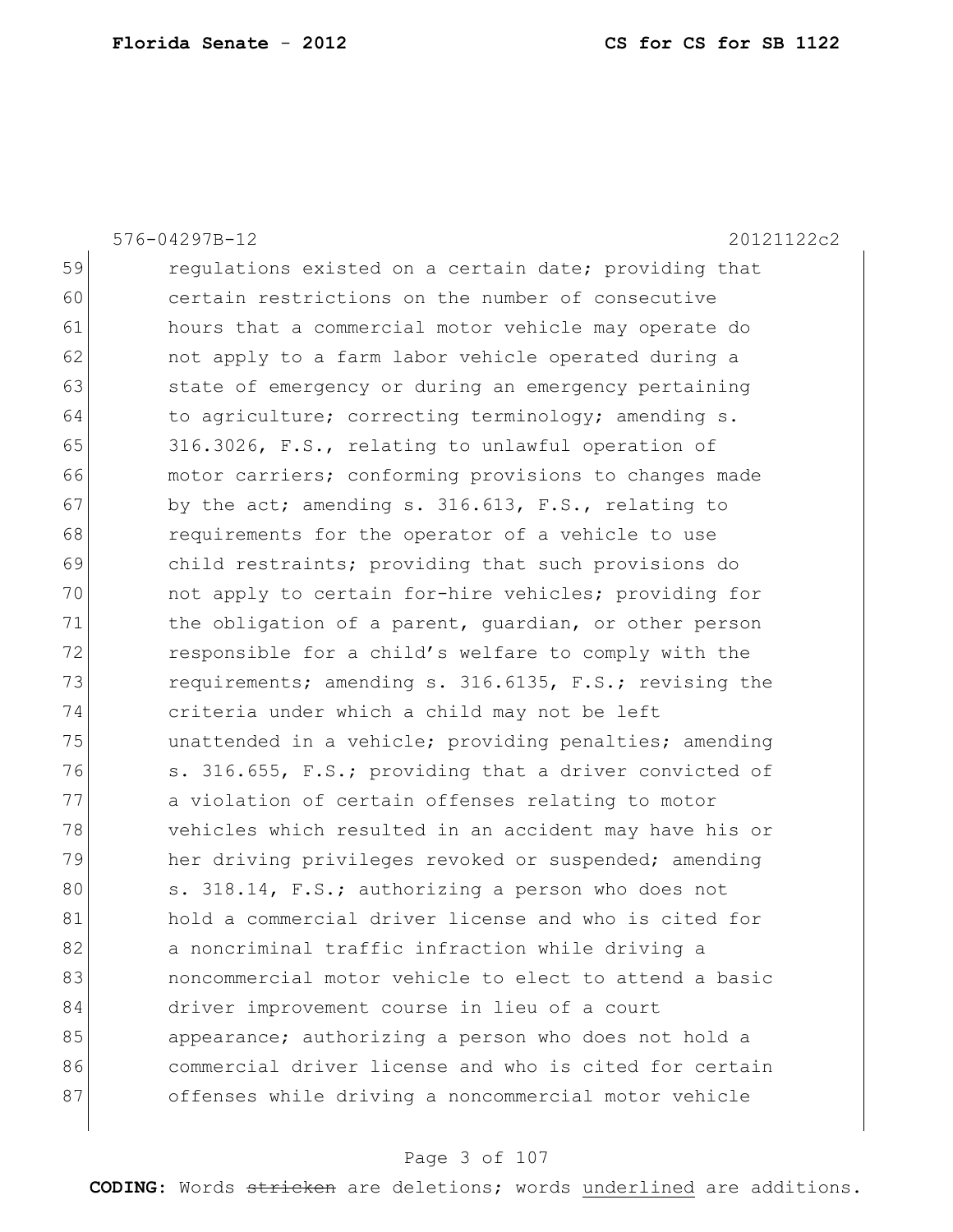576-04297B-12 20121122c2

59 regulations existed on a certain date; providing that
60 certain restrictions on the number of consecutive
61 hours that a commercial motor vehicle may operate do
62 not apply to a farm labor vehicle operated during a
63 state of emergency or during an emergency pertaining
64 to agriculture; correcting terminology; amending s.
65 316.3026, F.S., relating to unlawful operation of
66 motor carriers; conforming provisions to changes made
67 by the act; amending s. 316.613, F.S., relating to
68 requirements for the operator of a vehicle to use
69 child restraints; providing that such provisions do
70 not apply to certain for-hire vehicles; providing for
71 the obligation of a parent, guardian, or other person
72 responsible for a child's welfare to comply with the
73 requirements; amending s. 316.6135, F.S.; revising the
74 criteria under which a child may not be left
75 unattended in a vehicle; providing penalties; amending
76 s. 316.655, F.S.; providing that a driver convicted of
77 a violation of certain offenses relating to motor
78 vehicles which resulted in an accident may have his or
79 her driving privileges revoked or suspended; amending
80 s. 318.14, F.S.; authorizing a person who does not
81 hold a commercial driver license and who is cited for
82 a noncriminal traffic infraction while driving a
83 noncommercial motor vehicle to elect to attend a basic
84 driver improvement course in lieu of a court
85 appearance; authorizing a person who does not hold a
86 commercial driver license and who is cited for certain
87 offenses while driving a noncommercial motor vehicle

**CODING:** Words ~~stricken~~ are deletions; words <u>underlined</u> are additions.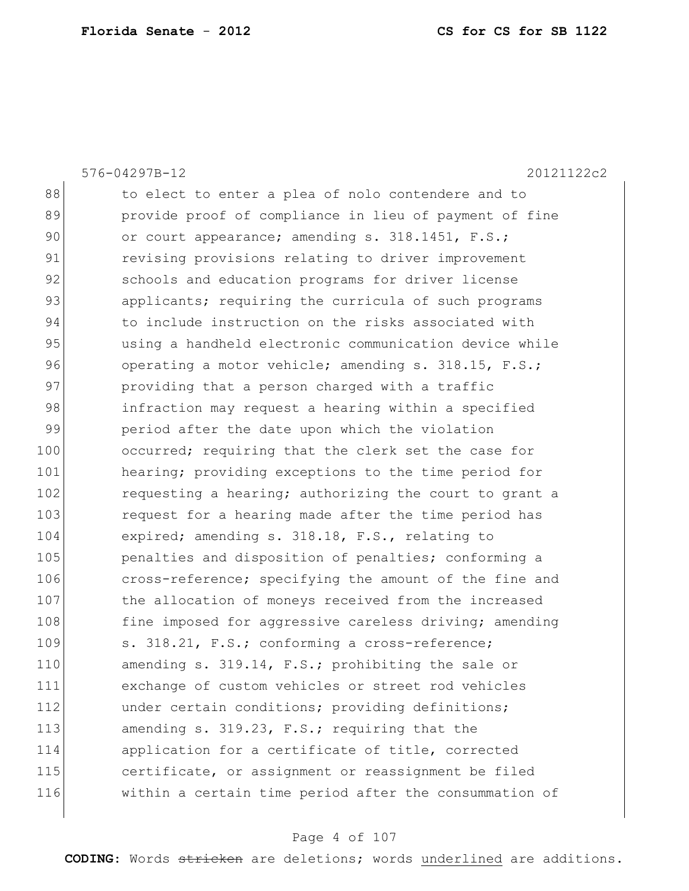576-04297B-12 20121122c2

88 to elect to enter a plea of nolo contendere and to
89 provide proof of compliance in lieu of payment of fine
90 or court appearance; amending s. 318.1451, F.S.;
91 revising provisions relating to driver improvement
92 schools and education programs for driver license
93 applicants; requiring the curricula of such programs
94 to include instruction on the risks associated with
95 using a handheld electronic communication device while
96 operating a motor vehicle; amending s. 318.15, F.S.;
97 providing that a person charged with a traffic
98 infraction may request a hearing within a specified
99 period after the date upon which the violation
100 occurred; requiring that the clerk set the case for
101 hearing; providing exceptions to the time period for
102 requesting a hearing; authorizing the court to grant a
103 request for a hearing made after the time period has
104 expired; amending s. 318.18, F.S., relating to
105 penalties and disposition of penalties; conforming a
106 cross-reference; specifying the amount of the fine and
107 the allocation of moneys received from the increased
108 fine imposed for aggressive careless driving; amending
109 s. 318.21, F.S.; conforming a cross-reference;
110 amending s. 319.14, F.S.; prohibiting the sale or
111 exchange of custom vehicles or street rod vehicles
112 under certain conditions; providing definitions;
113 amending s. 319.23, F.S.; requiring that the
114 application for a certificate of title, corrected
115 certificate, or assignment or reassignment be filed
116 within a certain time period after the consummation of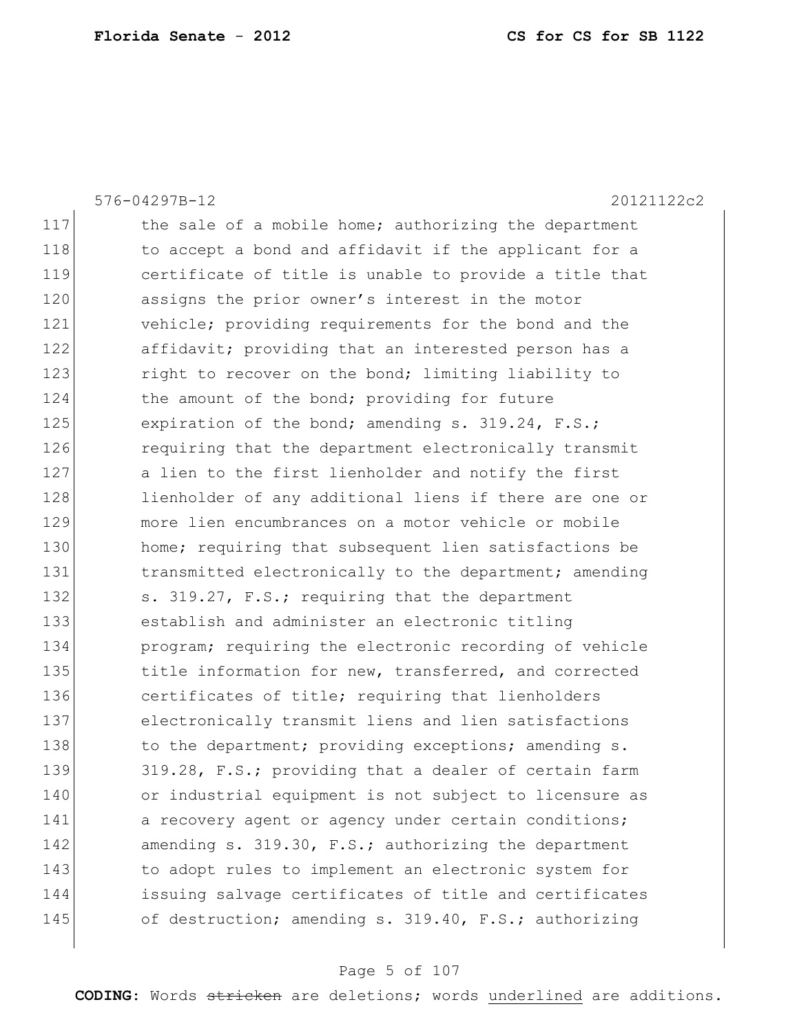576-04297B-12 20121122c2

117 the sale of a mobile home; authorizing the department
118 to accept a bond and affidavit if the applicant for a
119 certificate of title is unable to provide a title that
120 assigns the prior owner's interest in the motor
121 vehicle; providing requirements for the bond and the
122 affidavit; providing that an interested person has a
123 right to recover on the bond; limiting liability to
124 the amount of the bond; providing for future
125 expiration of the bond; amending s. 319.24, F.S.;
126 requiring that the department electronically transmit
127 a lien to the first lienholder and notify the first
128 lienholder of any additional liens if there are one or
129 more lien encumbrances on a motor vehicle or mobile
130 home; requiring that subsequent lien satisfactions be
131 transmitted electronically to the department; amending
132 s. 319.27, F.S.; requiring that the department
133 establish and administer an electronic titling
134 program; requiring the electronic recording of vehicle
135 title information for new, transferred, and corrected
136 certificates of title; requiring that lienholders
137 electronically transmit liens and lien satisfactions
138 to the department; providing exceptions; amending s.
139 319.28, F.S.; providing that a dealer of certain farm
140 or industrial equipment is not subject to licensure as
141 a recovery agent or agency under certain conditions;
142 amending s. 319.30, F.S.; authorizing the department
143 to adopt rules to implement an electronic system for
144 issuing salvage certificates of title and certificates
145 of destruction; amending s. 319.40, F.S.; authorizing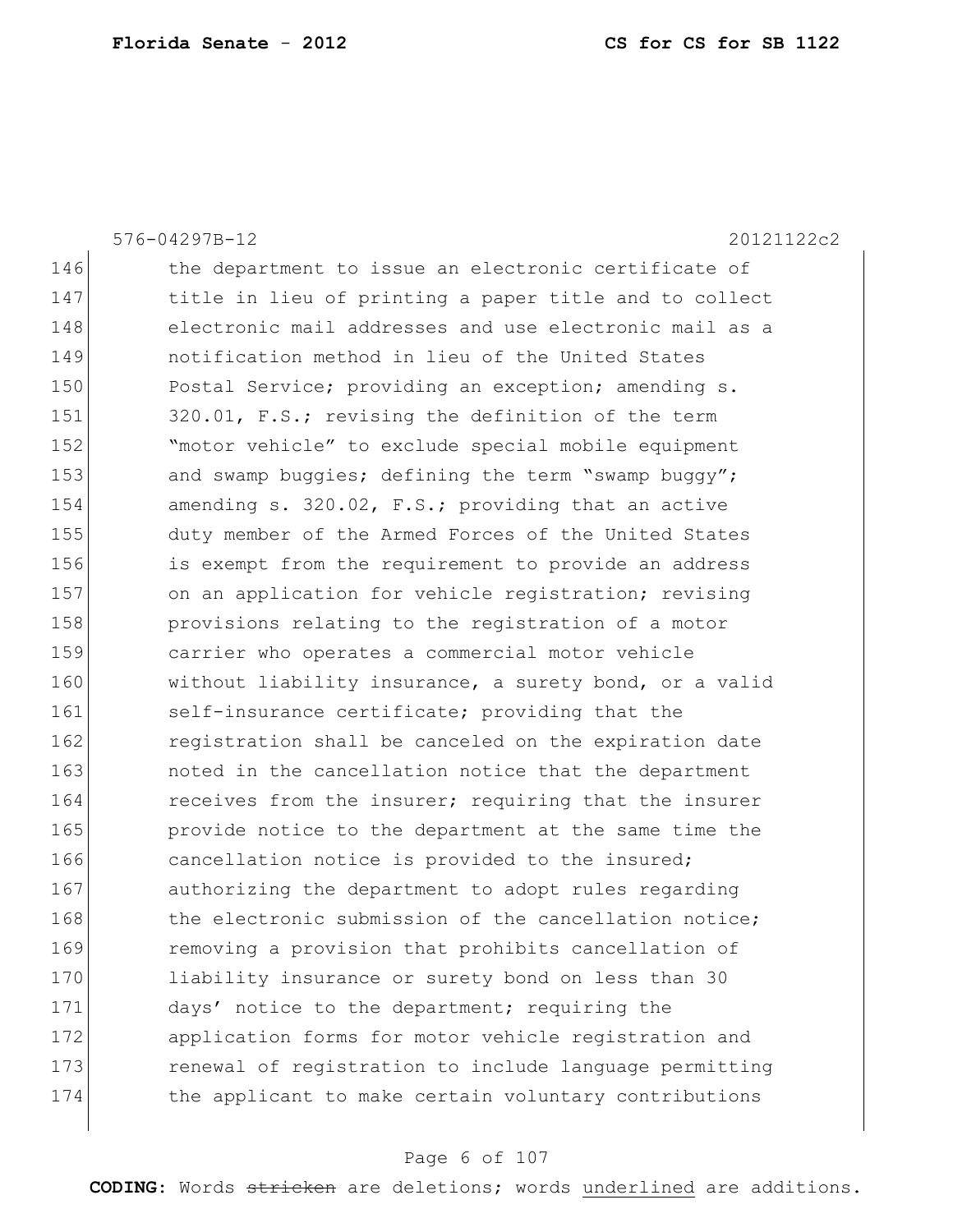576-04297B-12 20121122c2

146 the department to issue an electronic certificate of
147 title in lieu of printing a paper title and to collect
148 electronic mail addresses and use electronic mail as a
149 notification method in lieu of the United States
150 Postal Service; providing an exception; amending s.
151 320.01, F.S.; revising the definition of the term
152 "motor vehicle" to exclude special mobile equipment
153 and swamp buggies; defining the term "swamp buggy";
154 amending s. 320.02, F.S.; providing that an active
155 duty member of the Armed Forces of the United States
156 is exempt from the requirement to provide an address
157 on an application for vehicle registration; revising
158 provisions relating to the registration of a motor
159 carrier who operates a commercial motor vehicle
160 without liability insurance, a surety bond, or a valid
161 self-insurance certificate; providing that the
162 registration shall be canceled on the expiration date
163 noted in the cancellation notice that the department
164 receives from the insurer; requiring that the insurer
165 provide notice to the department at the same time the
166 cancellation notice is provided to the insured;
167 authorizing the department to adopt rules regarding
168 the electronic submission of the cancellation notice;
169 removing a provision that prohibits cancellation of
170 liability insurance or surety bond on less than 30
171 days' notice to the department; requiring the
172 application forms for motor vehicle registration and
173 renewal of registration to include language permitting
174 the applicant to make certain voluntary contributions

**CODING:** Words ~~stricken~~ are deletions; words <u>underlined</u> are additions.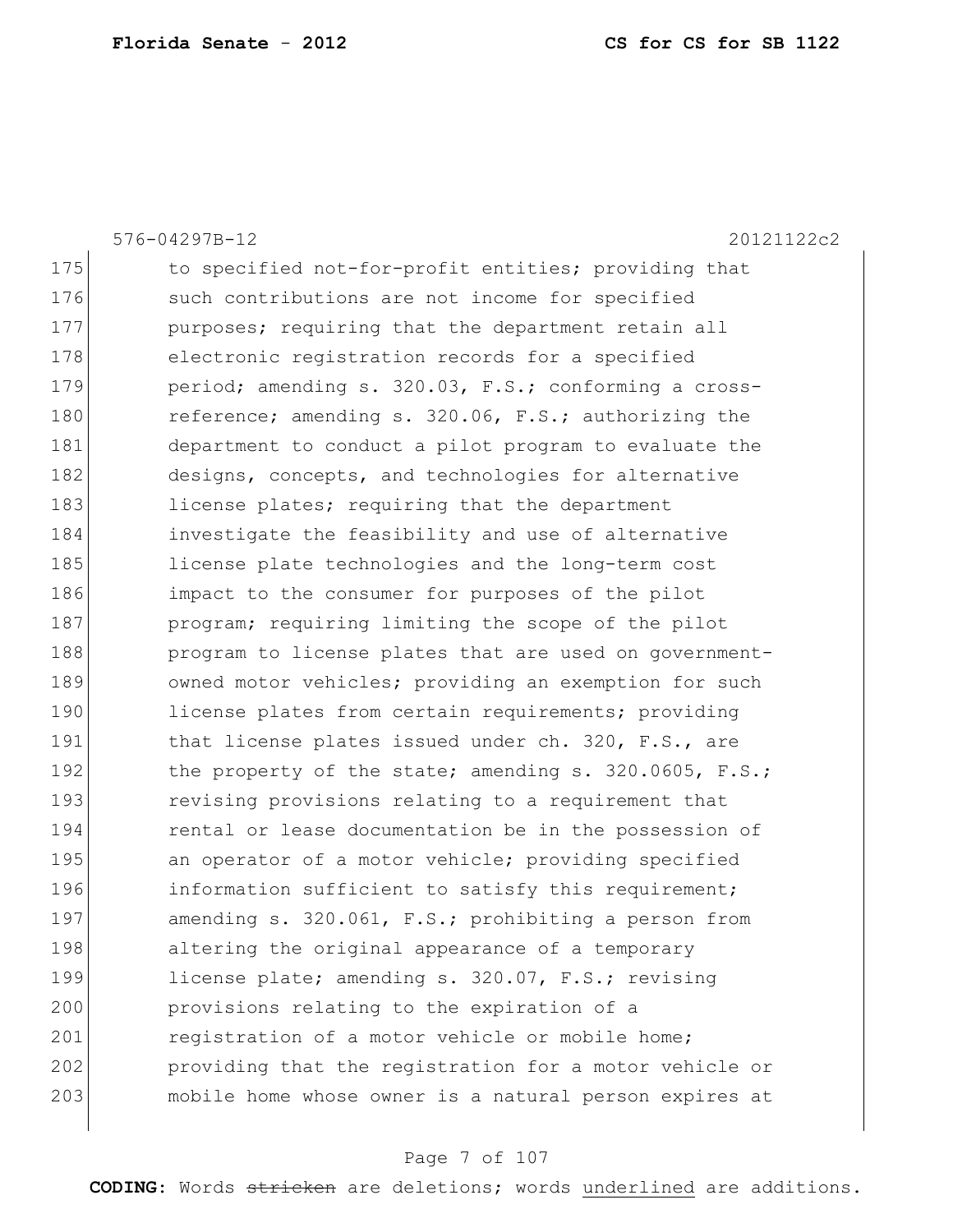576-04297B-12 20121122c2

175 to specified not-for-profit entities; providing that
176 such contributions are not income for specified
177 purposes; requiring that the department retain all
178 electronic registration records for a specified
179 period; amending s. 320.03, F.S.; conforming a cross-
180 reference; amending s. 320.06, F.S.; authorizing the
181 department to conduct a pilot program to evaluate the
182 designs, concepts, and technologies for alternative
183 license plates; requiring that the department
184 investigate the feasibility and use of alternative
185 license plate technologies and the long-term cost
186 impact to the consumer for purposes of the pilot
187 program; requiring limiting the scope of the pilot
188 program to license plates that are used on government-
189 owned motor vehicles; providing an exemption for such
190 license plates from certain requirements; providing
191 that license plates issued under ch. 320, F.S., are
192 the property of the state; amending s. 320.0605, F.S.;
193 revising provisions relating to a requirement that
194 rental or lease documentation be in the possession of
195 an operator of a motor vehicle; providing specified
196 information sufficient to satisfy this requirement;
197 amending s. 320.061, F.S.; prohibiting a person from
198 altering the original appearance of a temporary
199 license plate; amending s. 320.07, F.S.; revising
200 provisions relating to the expiration of a
201 registration of a motor vehicle or mobile home;
202 providing that the registration for a motor vehicle or
203 mobile home whose owner is a natural person expires at

**CODING:** Words ~~stricken~~ are deletions; words <u>underlined</u> are additions.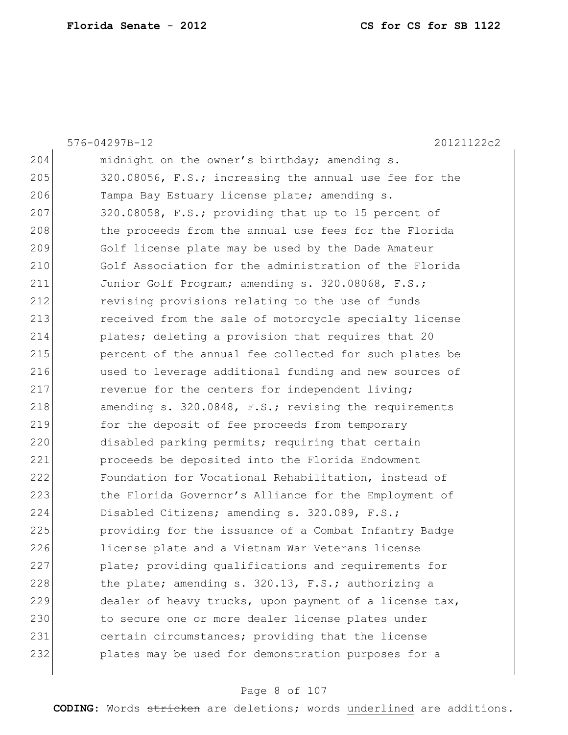576-04297B-12 20121122c2

204 midnight on the owner's birthday; amending s.
205 320.08056, F.S.; increasing the annual use fee for the
206 Tampa Bay Estuary license plate; amending s.
207 320.08058, F.S.; providing that up to 15 percent of
208 the proceeds from the annual use fees for the Florida
209 Golf license plate may be used by the Dade Amateur
210 Golf Association for the administration of the Florida
211 Junior Golf Program; amending s. 320.08068, F.S.;
212 revising provisions relating to the use of funds
213 received from the sale of motorcycle specialty license
214 plates; deleting a provision that requires that 20
215 percent of the annual fee collected for such plates be
216 used to leverage additional funding and new sources of
217 revenue for the centers for independent living;
218 amending s. 320.0848, F.S.; revising the requirements
219 for the deposit of fee proceeds from temporary
220 disabled parking permits; requiring that certain
221 proceeds be deposited into the Florida Endowment
222 Foundation for Vocational Rehabilitation, instead of
223 the Florida Governor's Alliance for the Employment of
224 Disabled Citizens; amending s. 320.089, F.S.;
225 providing for the issuance of a Combat Infantry Badge
226 license plate and a Vietnam War Veterans license
227 plate; providing qualifications and requirements for
228 the plate; amending s. 320.13, F.S.; authorizing a
229 dealer of heavy trucks, upon payment of a license tax,
230 to secure one or more dealer license plates under
231 certain circumstances; providing that the license
232 plates may be used for demonstration purposes for a

**CODING:** Words ~~stricken~~ are deletions; words <u>underlined</u> are additions.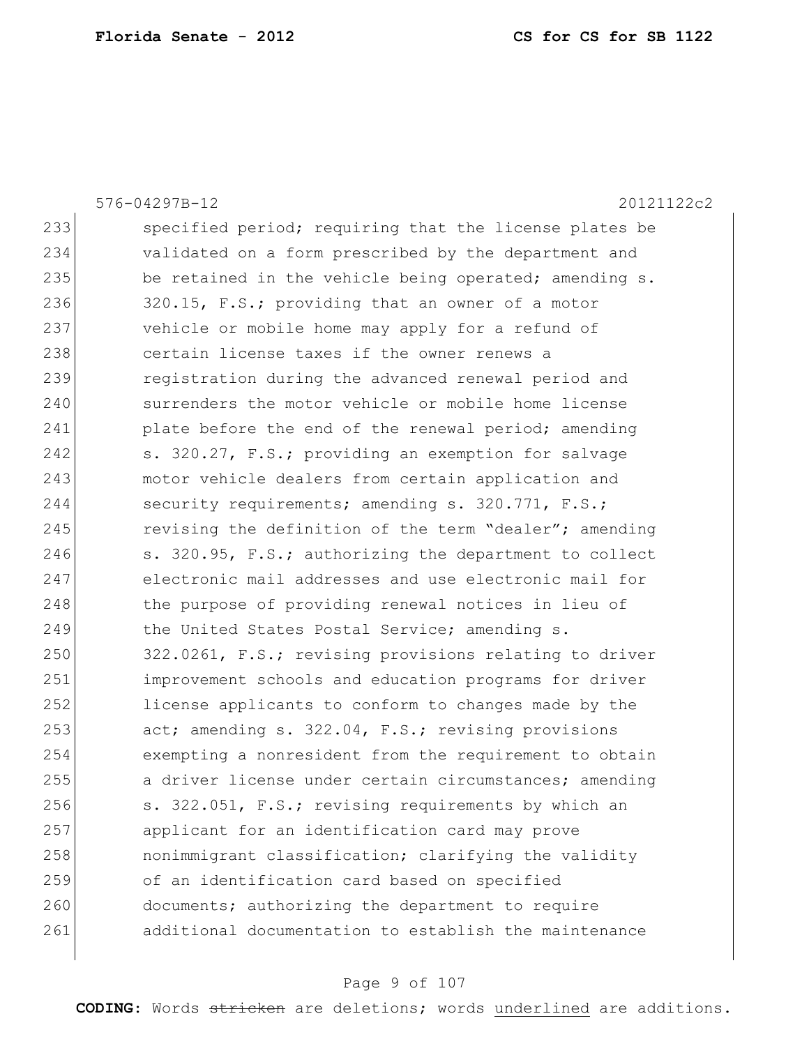576-04297B-12 20121122c2

233 specified period; requiring that the license plates be
234 validated on a form prescribed by the department and
235 be retained in the vehicle being operated; amending s.
236 320.15, F.S.; providing that an owner of a motor
237 vehicle or mobile home may apply for a refund of
238 certain license taxes if the owner renews a
239 registration during the advanced renewal period and
240 surrenders the motor vehicle or mobile home license
241 plate before the end of the renewal period; amending
242 s. 320.27, F.S.; providing an exemption for salvage
243 motor vehicle dealers from certain application and
244 security requirements; amending s. 320.771, F.S.;
245 revising the definition of the term "dealer"; amending
246 s. 320.95, F.S.; authorizing the department to collect
247 electronic mail addresses and use electronic mail for
248 the purpose of providing renewal notices in lieu of
249 the United States Postal Service; amending s.
250 322.0261, F.S.; revising provisions relating to driver
251 improvement schools and education programs for driver
252 license applicants to conform to changes made by the
253 act; amending s. 322.04, F.S.; revising provisions
254 exempting a nonresident from the requirement to obtain
255 a driver license under certain circumstances; amending
256 s. 322.051, F.S.; revising requirements by which an
257 applicant for an identification card may prove
258 nonimmigrant classification; clarifying the validity
259 of an identification card based on specified
260 documents; authorizing the department to require
261 additional documentation to establish the maintenance

**CODING:** Words ~~stricken~~ are deletions; words <u>underlined</u> are additions.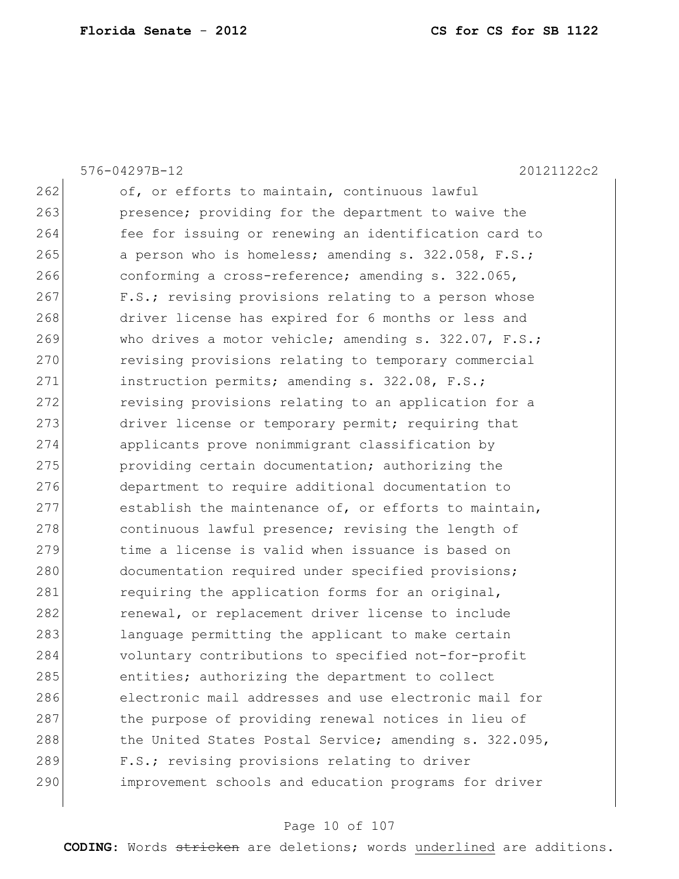262 of, or efforts to maintain, continuous lawful
263 presence; providing for the department to waive the
264 fee for issuing or renewing an identification card to
265 a person who is homeless; amending s. 322.058, F.S.;
266 conforming a cross-reference; amending s. 322.065,
267 F.S.; revising provisions relating to a person whose
268 driver license has expired for 6 months or less and
269 who drives a motor vehicle; amending s. 322.07, F.S.;
270 revising provisions relating to temporary commercial
271 instruction permits; amending s. 322.08, F.S.;
272 revising provisions relating to an application for a
273 driver license or temporary permit; requiring that
274 applicants prove nonimmigrant classification by
275 providing certain documentation; authorizing the
276 department to require additional documentation to
277 establish the maintenance of, or efforts to maintain,
278 continuous lawful presence; revising the length of
279 time a license is valid when issuance is based on
280 documentation required under specified provisions;
281 requiring the application forms for an original,
282 renewal, or replacement driver license to include
283 language permitting the applicant to make certain
284 voluntary contributions to specified not-for-profit
285 entities; authorizing the department to collect
286 electronic mail addresses and use electronic mail for
287 the purpose of providing renewal notices in lieu of
288 the United States Postal Service; amending s. 322.095,
289 F.S.; revising provisions relating to driver
290 improvement schools and education programs for driver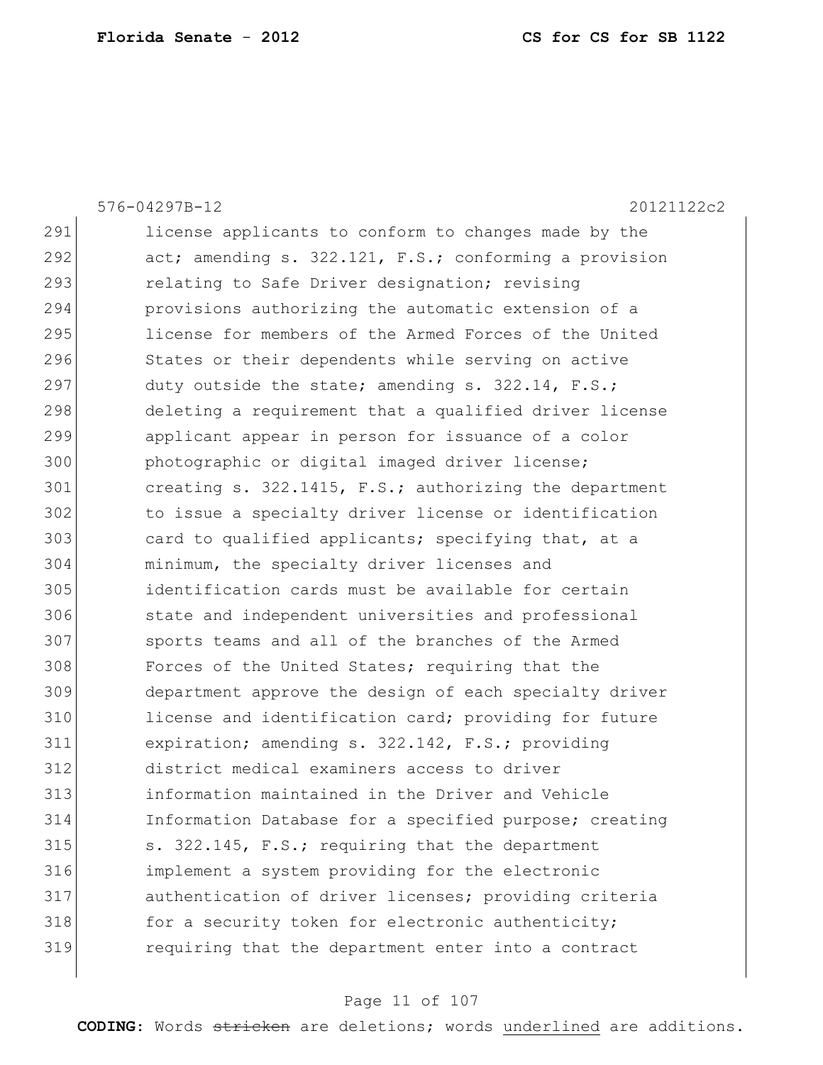576-04297B-12 20121122c2

291 license applicants to conform to changes made by the
292 act; amending s. 322.121, F.S.; conforming a provision
293 relating to Safe Driver designation; revising
294 provisions authorizing the automatic extension of a
295 license for members of the Armed Forces of the United
296 States or their dependents while serving on active
297 duty outside the state; amending s. 322.14, F.S.;
298 deleting a requirement that a qualified driver license
299 applicant appear in person for issuance of a color
300 photographic or digital imaged driver license;
301 creating s. 322.1415, F.S.; authorizing the department
302 to issue a specialty driver license or identification
303 card to qualified applicants; specifying that, at a
304 minimum, the specialty driver licenses and
305 identification cards must be available for certain
306 state and independent universities and professional
307 sports teams and all of the branches of the Armed
308 Forces of the United States; requiring that the
309 department approve the design of each specialty driver
310 license and identification card; providing for future
311 expiration; amending s. 322.142, F.S.; providing
312 district medical examiners access to driver
313 information maintained in the Driver and Vehicle
314 Information Database for a specified purpose; creating
315 s. 322.145, F.S.; requiring that the department
316 implement a system providing for the electronic
317 authentication of driver licenses; providing criteria
318 for a security token for electronic authenticity;
319 requiring that the department enter into a contract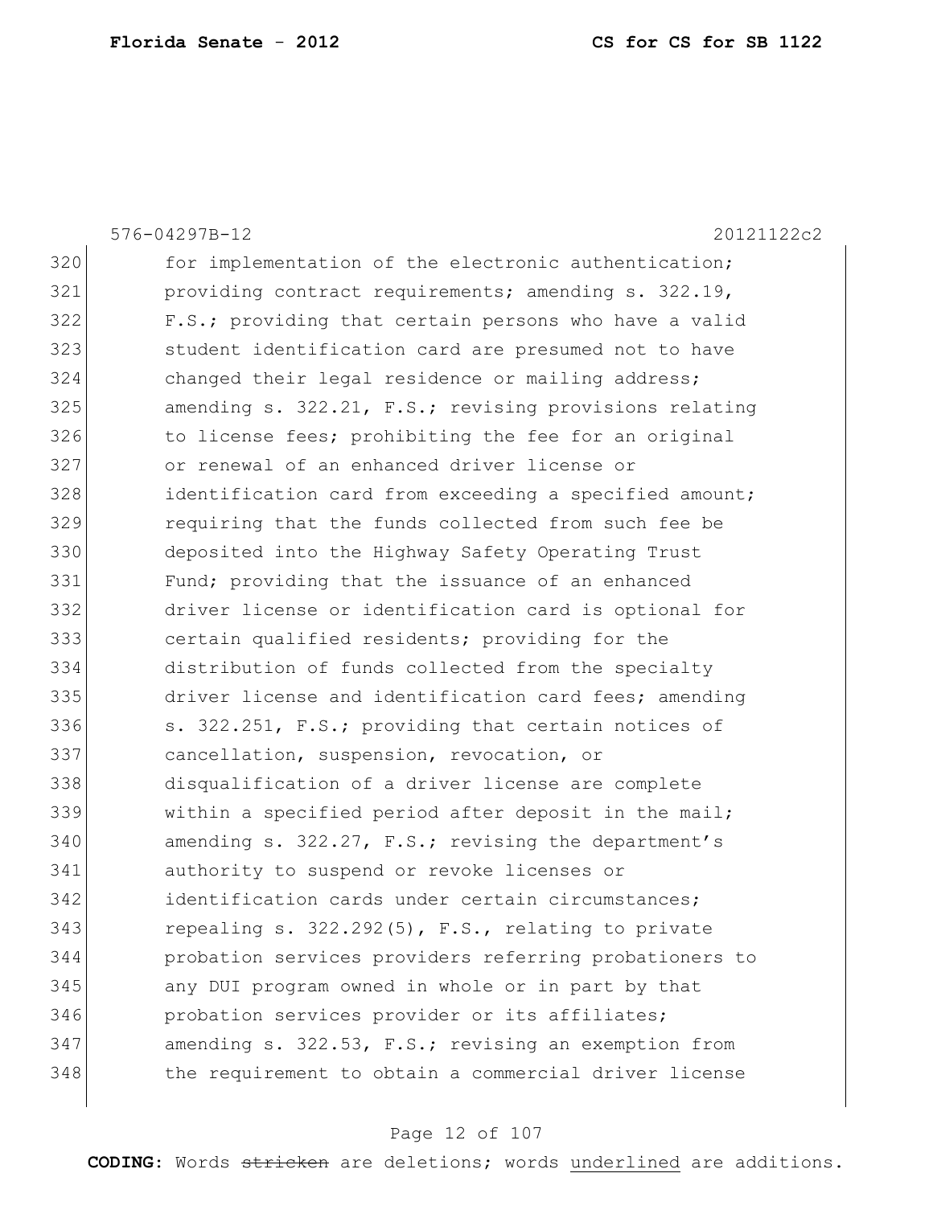576-04297B-12 20121122c2

320 for implementation of the electronic authentication;
321 providing contract requirements; amending s. 322.19,
322 F.S.; providing that certain persons who have a valid
323 student identification card are presumed not to have
324 changed their legal residence or mailing address;
325 amending s. 322.21, F.S.; revising provisions relating
326 to license fees; prohibiting the fee for an original
327 or renewal of an enhanced driver license or
328 identification card from exceeding a specified amount;
329 requiring that the funds collected from such fee be
330 deposited into the Highway Safety Operating Trust
331 Fund; providing that the issuance of an enhanced
332 driver license or identification card is optional for
333 certain qualified residents; providing for the
334 distribution of funds collected from the specialty
335 driver license and identification card fees; amending
336 s. 322.251, F.S.; providing that certain notices of
337 cancellation, suspension, revocation, or
338 disqualification of a driver license are complete
339 within a specified period after deposit in the mail;
340 amending s. 322.27, F.S.; revising the department's
341 authority to suspend or revoke licenses or
342 identification cards under certain circumstances;
343 repealing s. 322.292(5), F.S., relating to private
344 probation services providers referring probationers to
345 any DUI program owned in whole or in part by that
346 probation services provider or its affiliates;
347 amending s. 322.53, F.S.; revising an exemption from
348 the requirement to obtain a commercial driver license

**CODING:** Words ~~stricken~~ are deletions; words <u>underlined</u> are additions.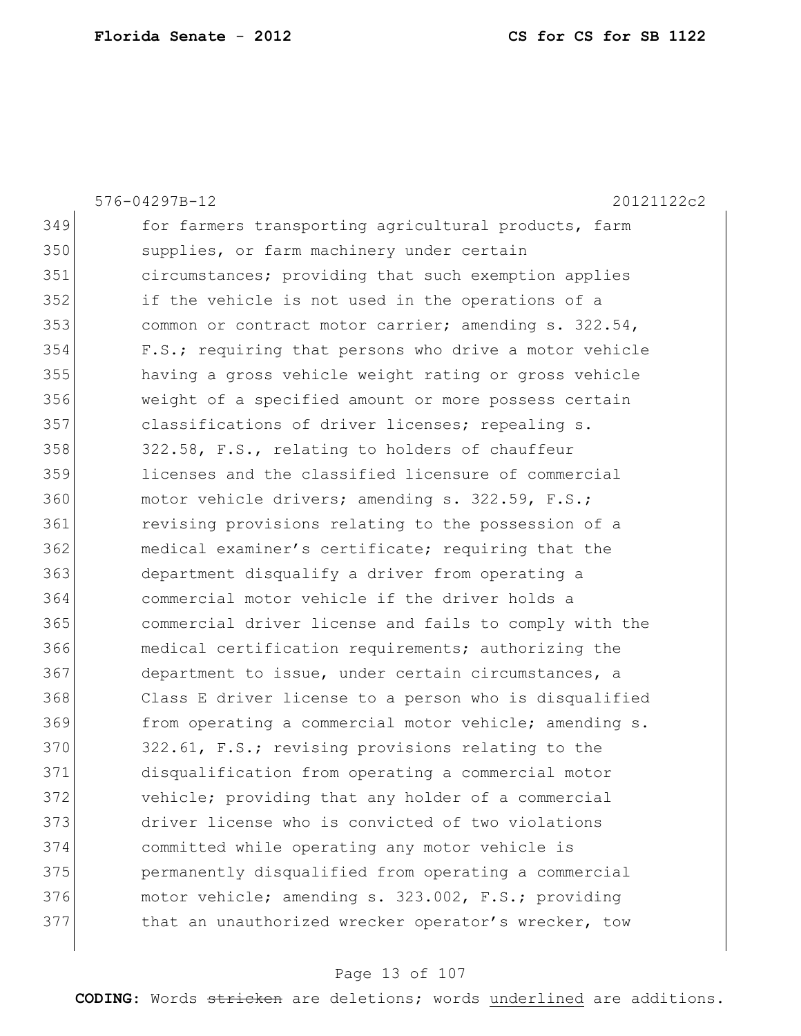576-04297B-12 20121122c2

349 for farmers transporting agricultural products, farm
350 supplies, or farm machinery under certain
351 circumstances; providing that such exemption applies
352 if the vehicle is not used in the operations of a
353 common or contract motor carrier; amending s. 322.54,
354 F.S.; requiring that persons who drive a motor vehicle
355 having a gross vehicle weight rating or gross vehicle
356 weight of a specified amount or more possess certain
357 classifications of driver licenses; repealing s.
358 322.58, F.S., relating to holders of chauffeur
359 licenses and the classified licensure of commercial
360 motor vehicle drivers; amending s. 322.59, F.S.;
361 revising provisions relating to the possession of a
362 medical examiner's certificate; requiring that the
363 department disqualify a driver from operating a
364 commercial motor vehicle if the driver holds a
365 commercial driver license and fails to comply with the
366 medical certification requirements; authorizing the
367 department to issue, under certain circumstances, a
368 Class E driver license to a person who is disqualified
369 from operating a commercial motor vehicle; amending s.
370 322.61, F.S.; revising provisions relating to the
371 disqualification from operating a commercial motor
372 vehicle; providing that any holder of a commercial
373 driver license who is convicted of two violations
374 committed while operating any motor vehicle is
375 permanently disqualified from operating a commercial
376 motor vehicle; amending s. 323.002, F.S.; providing
377 that an unauthorized wrecker operator's wrecker, tow

**CODING:** Words ~~stricken~~ are deletions; words underlined are additions.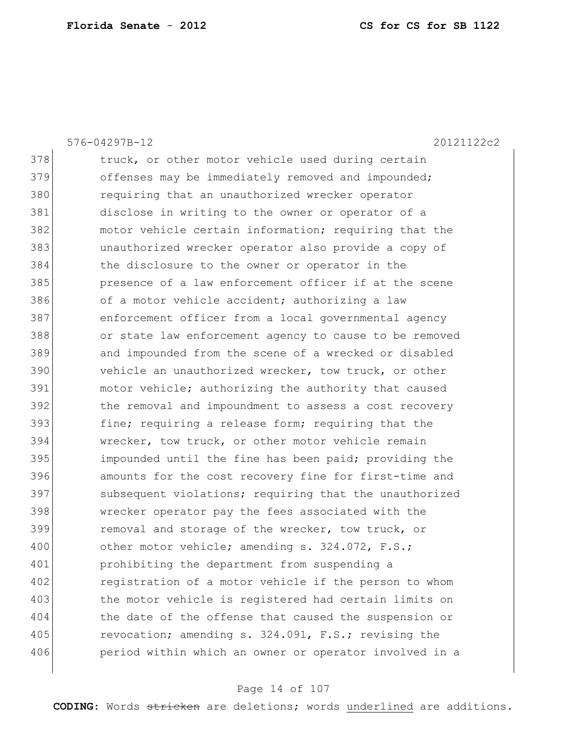378 truck, or other motor vehicle used during certain
379 offenses may be immediately removed and impounded;
380 requiring that an unauthorized wrecker operator
381 disclose in writing to the owner or operator of a
382 motor vehicle certain information; requiring that the
383 unauthorized wrecker operator also provide a copy of
384 the disclosure to the owner or operator in the
385 presence of a law enforcement officer if at the scene
386 of a motor vehicle accident; authorizing a law
387 enforcement officer from a local governmental agency
388 or state law enforcement agency to cause to be removed
389 and impounded from the scene of a wrecked or disabled
390 vehicle an unauthorized wrecker, tow truck, or other
391 motor vehicle; authorizing the authority that caused
392 the removal and impoundment to assess a cost recovery
393 fine; requiring a release form; requiring that the
394 wrecker, tow truck, or other motor vehicle remain
395 impounded until the fine has been paid; providing the
396 amounts for the cost recovery fine for first-time and
397 subsequent violations; requiring that the unauthorized
398 wrecker operator pay the fees associated with the
399 removal and storage of the wrecker, tow truck, or
400 other motor vehicle; amending s. 324.072, F.S.;
401 prohibiting the department from suspending a
402 registration of a motor vehicle if the person to whom
403 the motor vehicle is registered had certain limits on
404 the date of the offense that caused the suspension or
405 revocation; amending s. 324.091, F.S.; revising the
406 period within which an owner or operator involved in a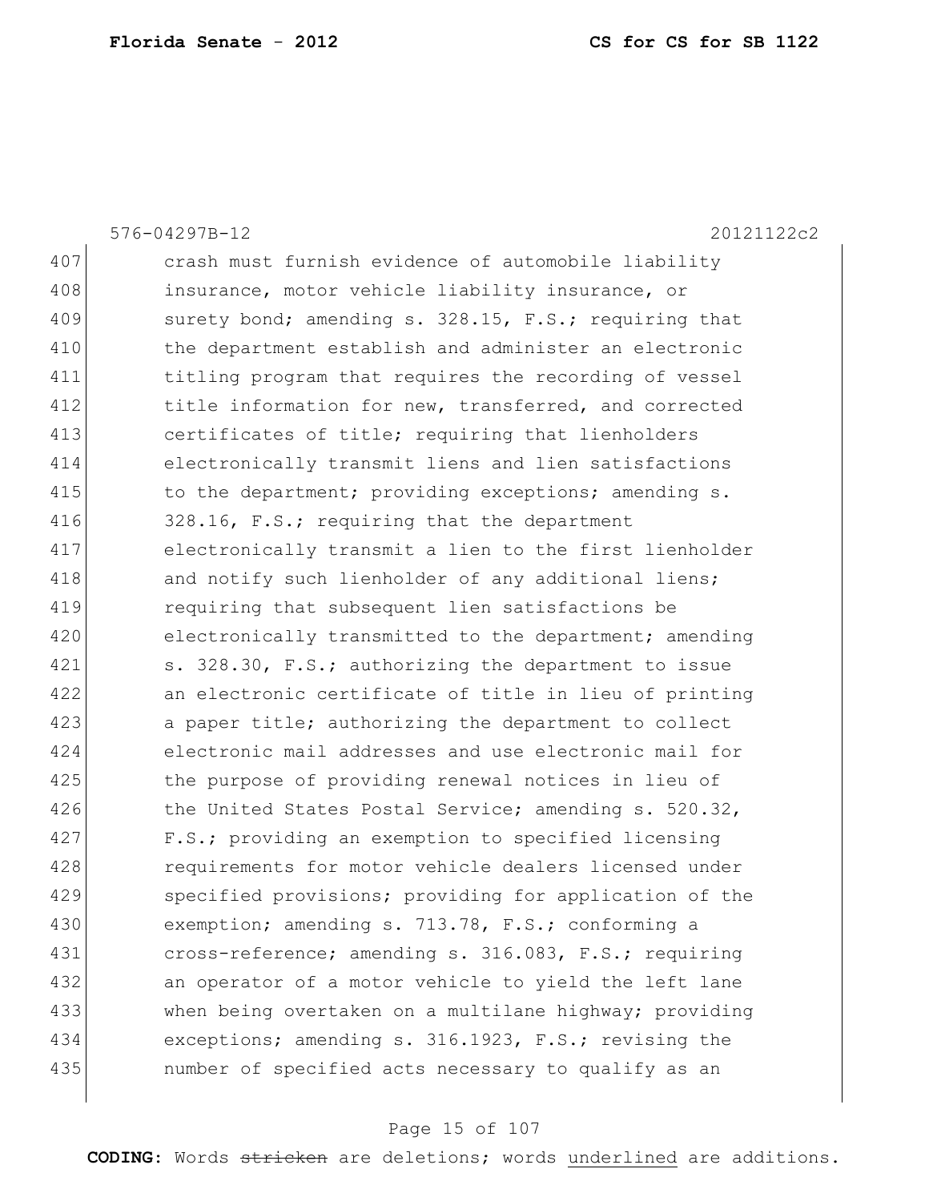crash must furnish evidence of automobile liability insurance, motor vehicle liability insurance, or surety bond; amending s. 328.15, F.S.; requiring that the department establish and administer an electronic titling program that requires the recording of vessel title information for new, transferred, and corrected certificates of title; requiring that lienholders electronically transmit liens and lien satisfactions to the department; providing exceptions; amending s. 328.16, F.S.; requiring that the department electronically transmit a lien to the first lienholder and notify such lienholder of any additional liens; requiring that subsequent lien satisfactions be electronically transmitted to the department; amending s. 328.30, F.S.; authorizing the department to issue an electronic certificate of title in lieu of printing a paper title; authorizing the department to collect electronic mail addresses and use electronic mail for the purpose of providing renewal notices in lieu of the United States Postal Service; amending s. 520.32, F.S.; providing an exemption to specified licensing requirements for motor vehicle dealers licensed under specified provisions; providing for application of the exemption; amending s. 713.78, F.S.; conforming a cross-reference; amending s. 316.083, F.S.; requiring an operator of a motor vehicle to yield the left lane when being overtaken on a multilane highway; providing exceptions; amending s. 316.1923, F.S.; revising the number of specified acts necessary to qualify as an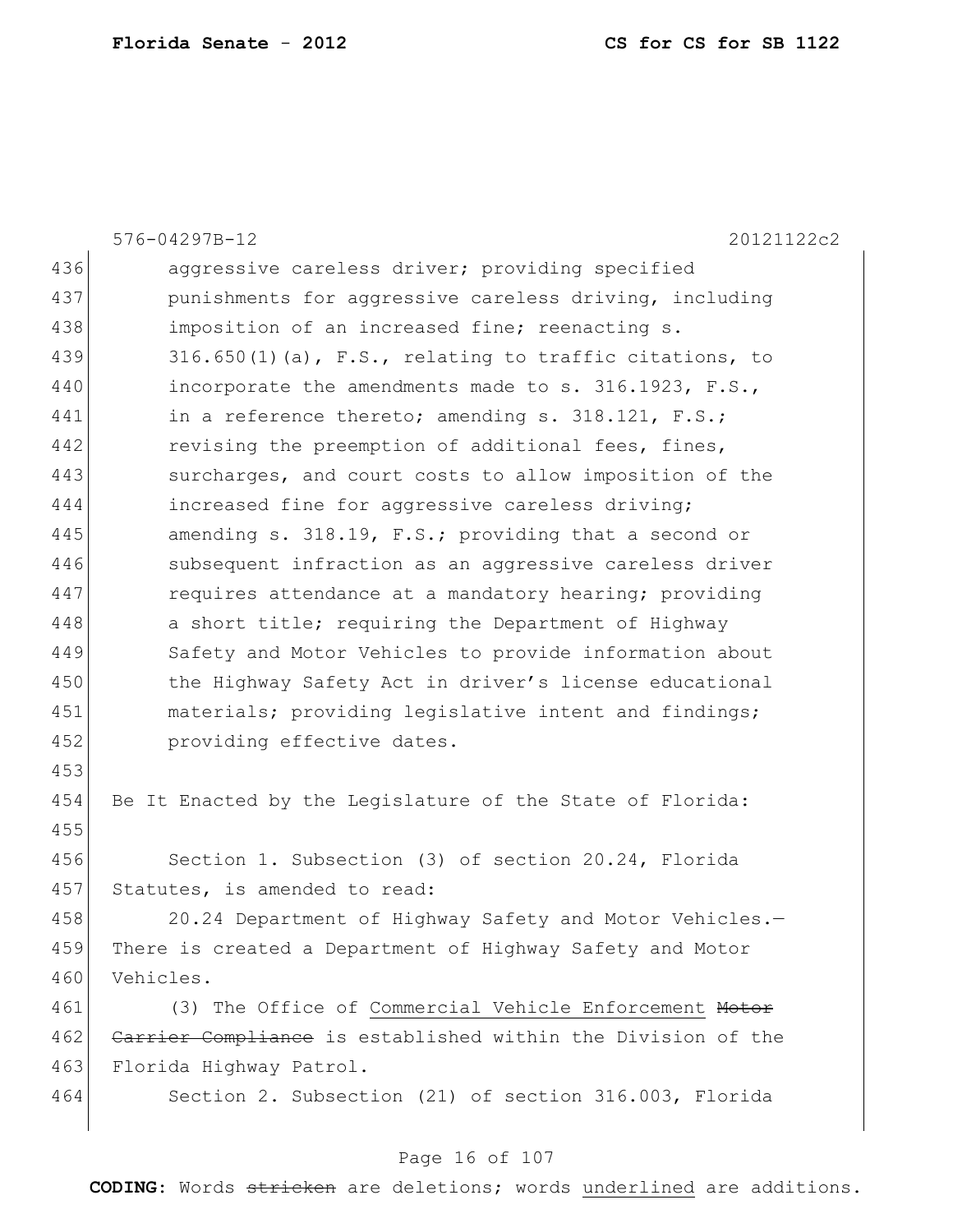aggressive careless driver; providing specified punishments for aggressive careless driving, including imposition of an increased fine; reenacting s. 316.650(1)(a), F.S., relating to traffic citations, to incorporate the amendments made to s. 316.1923, F.S., in a reference thereto; amending s. 318.121, F.S.; revising the preemption of additional fees, fines, surcharges, and court costs to allow imposition of the increased fine for aggressive careless driving; amending s. 318.19, F.S.; providing that a second or subsequent infraction as an aggressive careless driver requires attendance at a mandatory hearing; providing a short title; requiring the Department of Highway Safety and Motor Vehicles to provide information about the Highway Safety Act in driver's license educational materials; providing legislative intent and findings; providing effective dates.

Be It Enacted by the Legislature of the State of Florida:

Section 1. Subsection (3) of section 20.24, Florida Statutes, is amended to read:

20.24 Department of Highway Safety and Motor Vehicles.—There is created a Department of Highway Safety and Motor Vehicles.

(3) The Office of <u>Commercial Vehicle Enforcement</u> ~~Motor Carrier Compliance~~ is established within the Division of the Florida Highway Patrol.

Section 2. Subsection (21) of section 316.003, Florida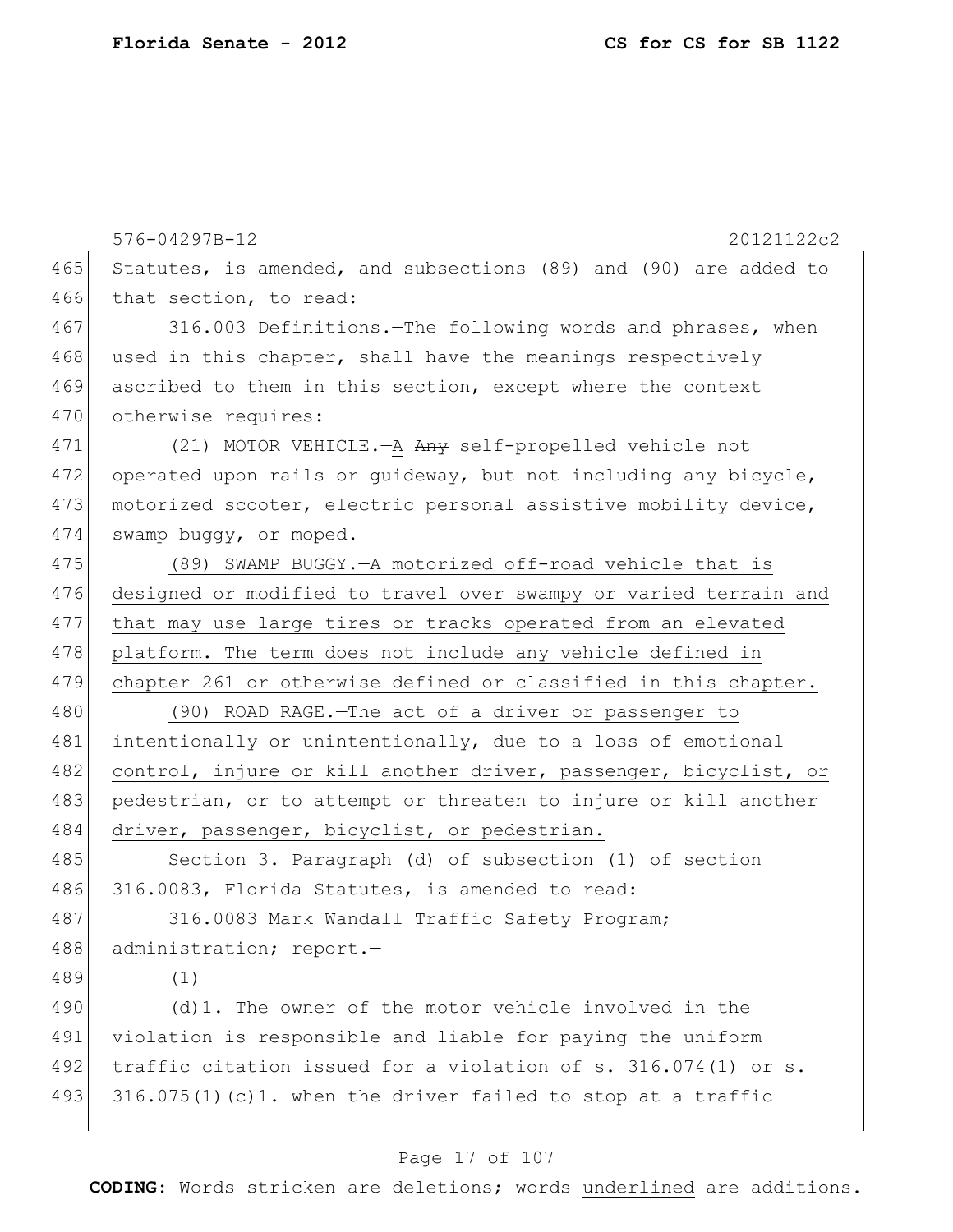576-04297B-12 20121122c2

Statutes, is amended, and subsections (89) and (90) are added to that section, to read:

316.003 Definitions.—The following words and phrases, when used in this chapter, shall have the meanings respectively ascribed to them in this section, except where the context otherwise requires:

(21) MOTOR VEHICLE.—A ~~Any~~ self-propelled vehicle not operated upon rails or guideway, but not including any bicycle, motorized scooter, electric personal assistive mobility device, swamp buggy, or moped.

(89) SWAMP BUGGY.—A motorized off-road vehicle that is designed or modified to travel over swampy or varied terrain and that may use large tires or tracks operated from an elevated platform. The term does not include any vehicle defined in chapter 261 or otherwise defined or classified in this chapter.

(90) ROAD RAGE.—The act of a driver or passenger to intentionally or unintentionally, due to a loss of emotional control, injure or kill another driver, passenger, bicyclist, or pedestrian, or to attempt or threaten to injure or kill another driver, passenger, bicyclist, or pedestrian.

Section 3. Paragraph (d) of subsection (1) of section 316.0083, Florida Statutes, is amended to read:

316.0083 Mark Wandall Traffic Safety Program; administration; report.—

(1)

(d)1. The owner of the motor vehicle involved in the violation is responsible and liable for paying the uniform traffic citation issued for a violation of s. 316.074(1) or s. 316.075(1)(c)1. when the driver failed to stop at a traffic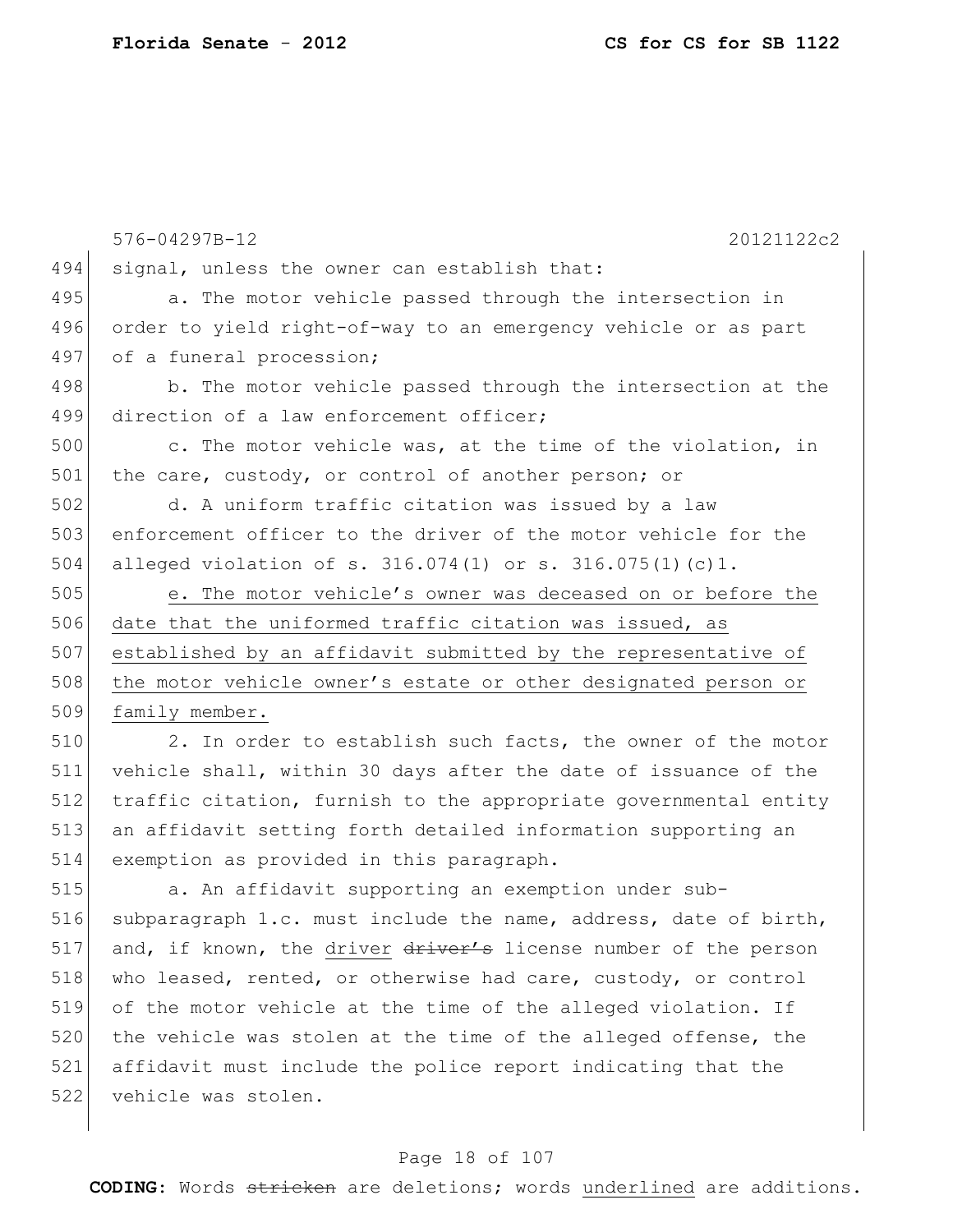signal, unless the owner can establish that:

a. The motor vehicle passed through the intersection in order to yield right-of-way to an emergency vehicle or as part of a funeral procession;

b. The motor vehicle passed through the intersection at the direction of a law enforcement officer;

c. The motor vehicle was, at the time of the violation, in the care, custody, or control of another person; or

d. A uniform traffic citation was issued by a law enforcement officer to the driver of the motor vehicle for the alleged violation of s. 316.074(1) or s. 316.075(1)(c)1.

<u>e. The motor vehicle's owner was deceased on or before the date that the uniformed traffic citation was issued, as established by an affidavit submitted by the representative of the motor vehicle owner's estate or other designated person or family member.</u>

2. In order to establish such facts, the owner of the motor vehicle shall, within 30 days after the date of issuance of the traffic citation, furnish to the appropriate governmental entity an affidavit setting forth detailed information supporting an exemption as provided in this paragraph.

a. An affidavit supporting an exemption under sub-subparagraph 1.c. must include the name, address, date of birth, and, if known, the <u>driver</u> ~~driver's~~ license number of the person who leased, rented, or otherwise had care, custody, or control of the motor vehicle at the time of the alleged violation. If the vehicle was stolen at the time of the alleged offense, the affidavit must include the police report indicating that the vehicle was stolen.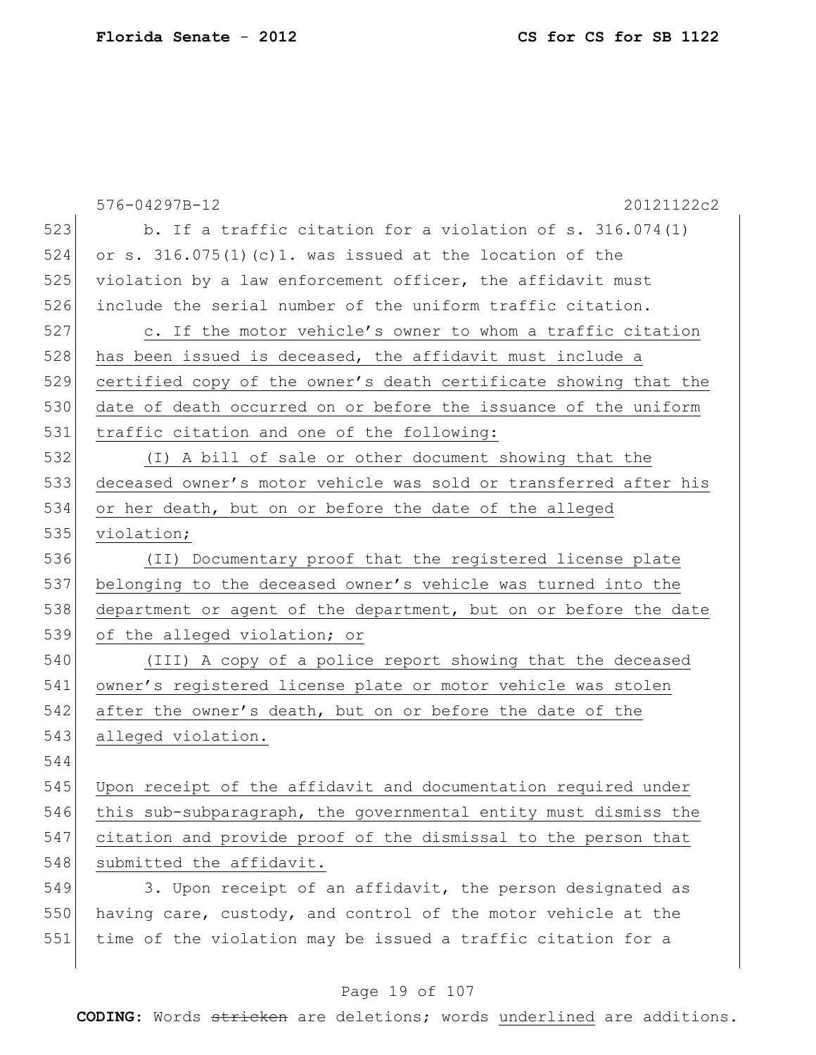b. If a traffic citation for a violation of s. 316.074(1) or s. 316.075(1)(c)1. was issued at the location of the violation by a law enforcement officer, the affidavit must include the serial number of the uniform traffic citation.

c. If the motor vehicle's owner to whom a traffic citation has been issued is deceased, the affidavit must include a certified copy of the owner's death certificate showing that the date of death occurred on or before the issuance of the uniform traffic citation and one of the following:

(I) A bill of sale or other document showing that the deceased owner's motor vehicle was sold or transferred after his or her death, but on or before the date of the alleged violation;

(II) Documentary proof that the registered license plate belonging to the deceased owner's vehicle was turned into the department or agent of the department, but on or before the date of the alleged violation; or

(III) A copy of a police report showing that the deceased owner's registered license plate or motor vehicle was stolen after the owner's death, but on or before the date of the alleged violation.

Upon receipt of the affidavit and documentation required under this sub-subparagraph, the governmental entity must dismiss the citation and provide proof of the dismissal to the person that submitted the affidavit.

3. Upon receipt of an affidavit, the person designated as having care, custody, and control of the motor vehicle at the time of the violation may be issued a traffic citation for a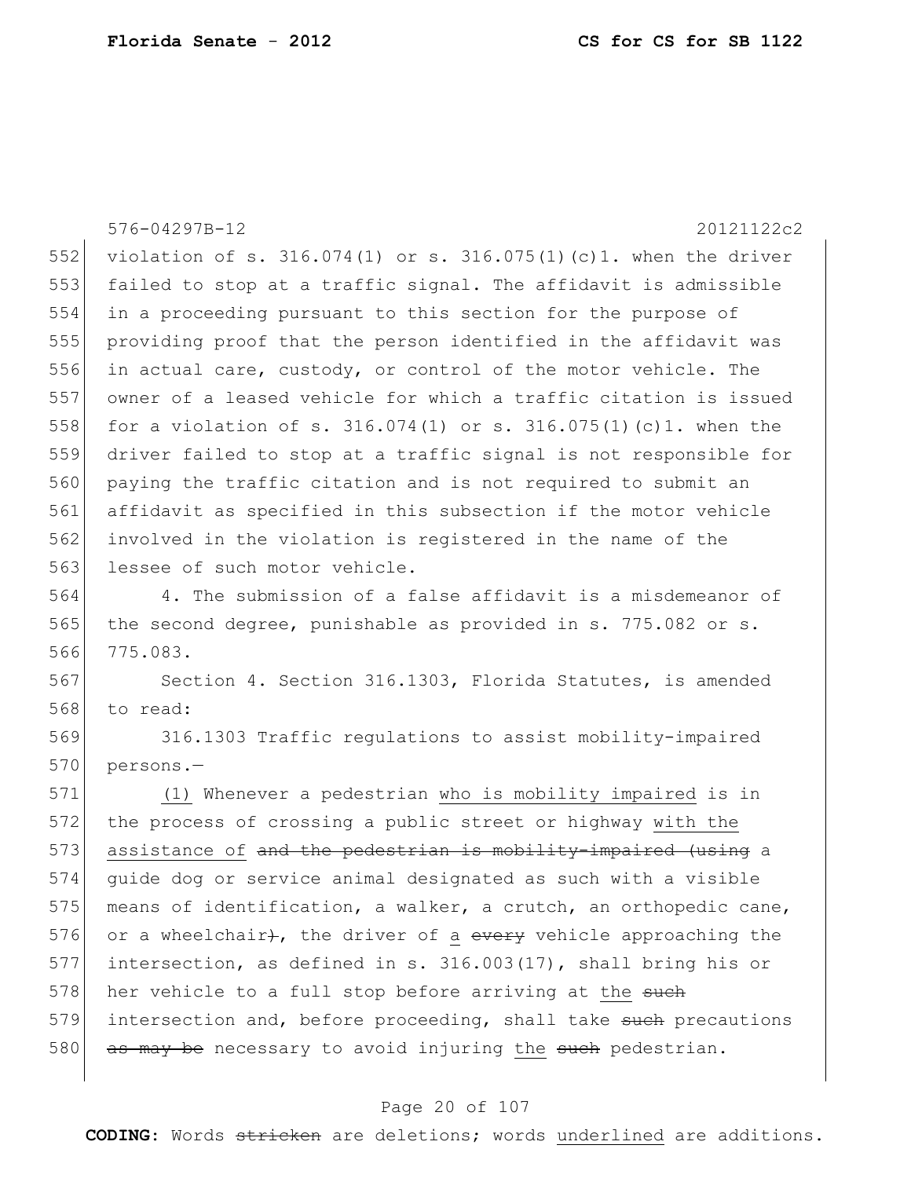violation of s. 316.074(1) or s. 316.075(1)(c)1. when the driver failed to stop at a traffic signal. The affidavit is admissible in a proceeding pursuant to this section for the purpose of providing proof that the person identified in the affidavit was in actual care, custody, or control of the motor vehicle. The owner of a leased vehicle for which a traffic citation is issued for a violation of s. 316.074(1) or s. 316.075(1)(c)1. when the driver failed to stop at a traffic signal is not responsible for paying the traffic citation and is not required to submit an affidavit as specified in this subsection if the motor vehicle involved in the violation is registered in the name of the lessee of such motor vehicle.

4. The submission of a false affidavit is a misdemeanor of the second degree, punishable as provided in s. 775.082 or s. 775.083.

Section 4. Section 316.1303, Florida Statutes, is amended to read:

316.1303 Traffic regulations to assist mobility-impaired persons.—

(1) Whenever a pedestrian who is mobility impaired is in the process of crossing a public street or highway with the assistance of ~~and the pedestrian is mobility-impaired (using~~ a guide dog or service animal designated as such with a visible means of identification, a walker, a crutch, an orthopedic cane, or a wheelchair~~)~~, the driver of a ~~every~~ vehicle approaching the intersection, as defined in s. 316.003(17), shall bring his or her vehicle to a full stop before arriving at the ~~such~~ intersection and, before proceeding, shall take ~~such~~ precautions ~~as may be~~ necessary to avoid injuring the ~~such~~ pedestrian.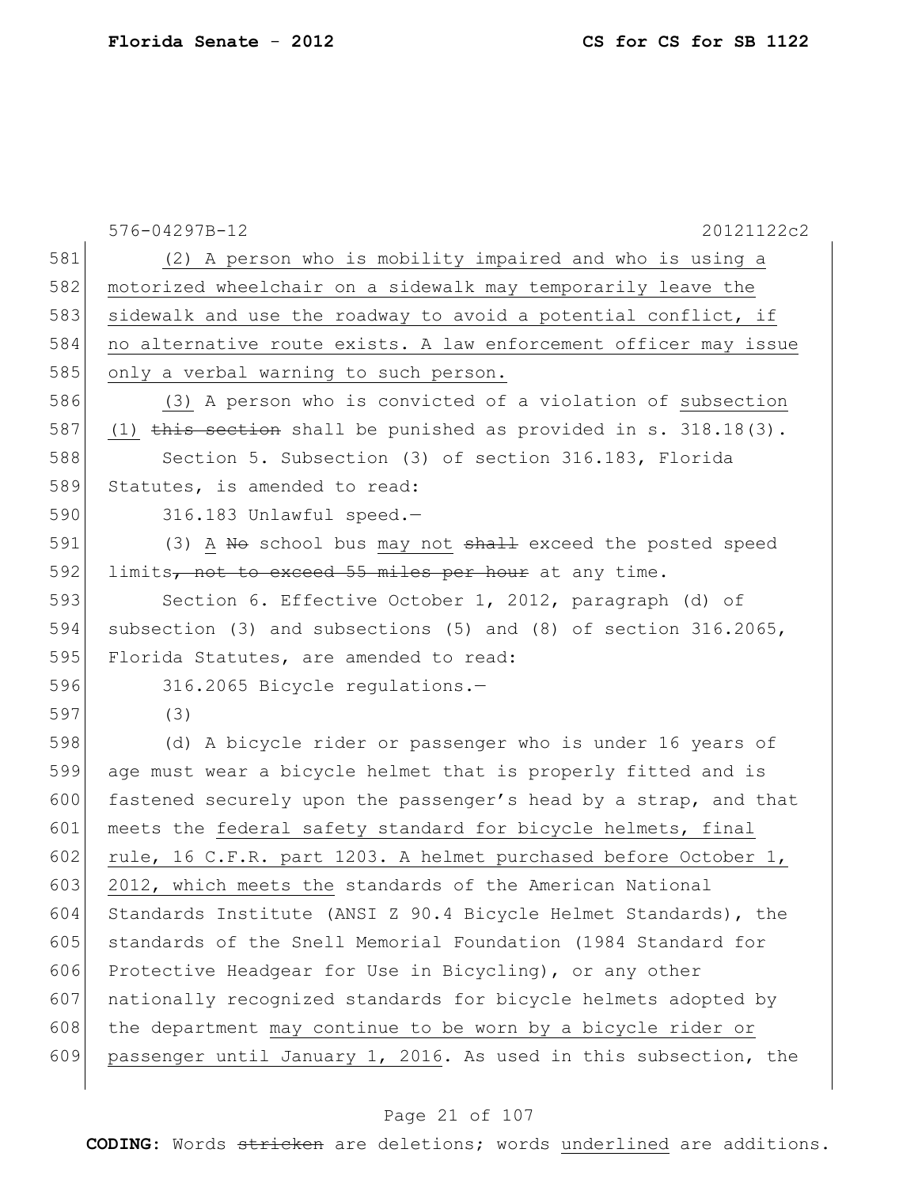(2) A person who is mobility impaired and who is using a motorized wheelchair on a sidewalk may temporarily leave the sidewalk and use the roadway to avoid a potential conflict, if no alternative route exists. A law enforcement officer may issue only a verbal warning to such person.

(3) A person who is convicted of a violation of subsection (1) ~~this section~~ shall be punished as provided in s. 318.18(3).

Section 5. Subsection (3) of section 316.183, Florida Statutes, is amended to read:

316.183 Unlawful speed.—

(3) A ~~No~~ school bus may not ~~shall~~ exceed the posted speed limits~~, not to exceed 55 miles per hour~~ at any time.

Section 6. Effective October 1, 2012, paragraph (d) of subsection (3) and subsections (5) and (8) of section 316.2065, Florida Statutes, are amended to read:

316.2065 Bicycle regulations.—

(3)

(d) A bicycle rider or passenger who is under 16 years of age must wear a bicycle helmet that is properly fitted and is fastened securely upon the passenger's head by a strap, and that meets the federal safety standard for bicycle helmets, final rule, 16 C.F.R. part 1203. A helmet purchased before October 1, 2012, which meets the standards of the American National Standards Institute (ANSI Z 90.4 Bicycle Helmet Standards), the standards of the Snell Memorial Foundation (1984 Standard for Protective Headgear for Use in Bicycling), or any other nationally recognized standards for bicycle helmets adopted by the department may continue to be worn by a bicycle rider or passenger until January 1, 2016. As used in this subsection, the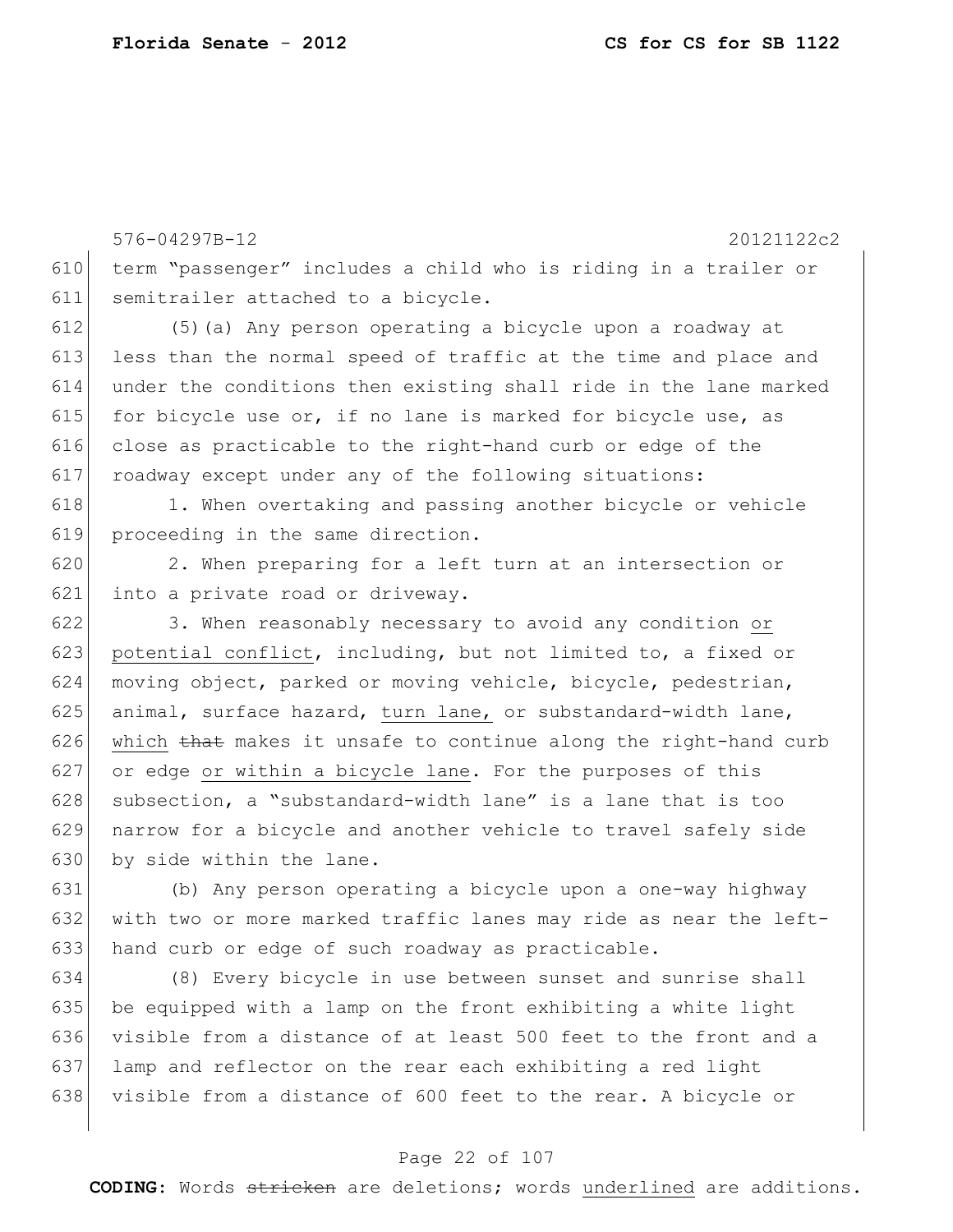term "passenger" includes a child who is riding in a trailer or semitrailer attached to a bicycle.

(5)(a) Any person operating a bicycle upon a roadway at less than the normal speed of traffic at the time and place and under the conditions then existing shall ride in the lane marked for bicycle use or, if no lane is marked for bicycle use, as close as practicable to the right-hand curb or edge of the roadway except under any of the following situations:

1. When overtaking and passing another bicycle or vehicle proceeding in the same direction.

2. When preparing for a left turn at an intersection or into a private road or driveway.

3. When reasonably necessary to avoid any condition <u>or potential conflict</u>, including, but not limited to, a fixed or moving object, parked or moving vehicle, bicycle, pedestrian, animal, surface hazard, <u>turn lane,</u> or substandard-width lane, <u>which</u> ~~that~~ makes it unsafe to continue along the right-hand curb or edge <u>or within a bicycle lane</u>. For the purposes of this subsection, a "substandard-width lane" is a lane that is too narrow for a bicycle and another vehicle to travel safely side by side within the lane.

(b) Any person operating a bicycle upon a one-way highway with two or more marked traffic lanes may ride as near the left-hand curb or edge of such roadway as practicable.

(8) Every bicycle in use between sunset and sunrise shall be equipped with a lamp on the front exhibiting a white light visible from a distance of at least 500 feet to the front and a lamp and reflector on the rear each exhibiting a red light visible from a distance of 600 feet to the rear. A bicycle or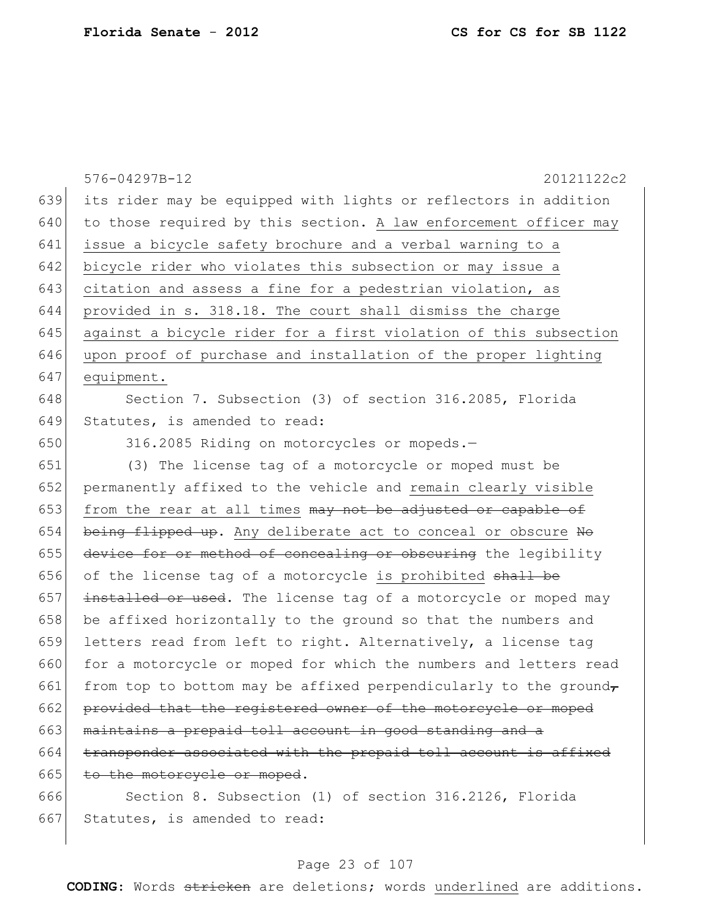576-04297B-12 20121122c2

639 its rider may be equipped with lights or reflectors in addition
640 to those required by this section. <u>A law enforcement officer may</u>
641 <u>issue a bicycle safety brochure and a verbal warning to a</u>
642 <u>bicycle rider who violates this subsection or may issue a</u>
643 <u>citation and assess a fine for a pedestrian violation, as</u>
644 <u>provided in s. 318.18. The court shall dismiss the charge</u>
645 <u>against a bicycle rider for a first violation of this subsection</u>
646 <u>upon proof of purchase and installation of the proper lighting</u>
647 <u>equipment.</u>

648 Section 7. Subsection (3) of section 316.2085, Florida
649 Statutes, is amended to read:

650 316.2085 Riding on motorcycles or mopeds.—

651 (3) The license tag of a motorcycle or moped must be
652 permanently affixed to the vehicle and <u>remain clearly visible</u>
653 <u>from the rear at all times</u> ~~may not be adjusted or capable of~~
654 ~~being flipped up~~. <u>Any deliberate act to conceal or obscure</u> ~~No~~
655 ~~device for or method of concealing or obscuring~~ the legibility
656 of the license tag of a motorcycle <u>is prohibited</u> ~~shall be~~
657 ~~installed or used~~. The license tag of a motorcycle or moped may
658 be affixed horizontally to the ground so that the numbers and
659 letters read from left to right. Alternatively, a license tag
660 for a motorcycle or moped for which the numbers and letters read
661 from top to bottom may be affixed perpendicularly to the ground~~,~~
662 ~~provided that the registered owner of the motorcycle or moped~~
663 ~~maintains a prepaid toll account in good standing and a~~
664 ~~transponder associated with the prepaid toll account is affixed~~
665 ~~to the motorcycle or moped~~.

666 Section 8. Subsection (1) of section 316.2126, Florida
667 Statutes, is amended to read:

**CODING:** Words ~~stricken~~ are deletions; words <u>underlined</u> are additions.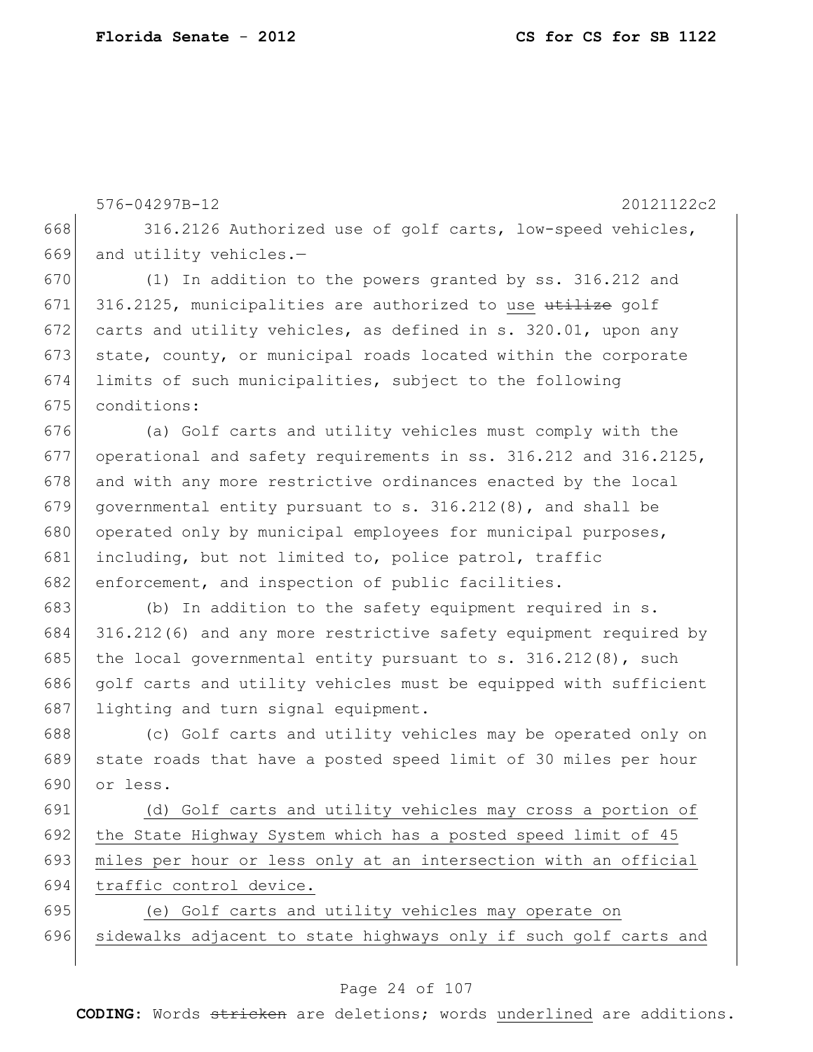316.2126 Authorized use of golf carts, low-speed vehicles, and utility vehicles.—

(1) In addition to the powers granted by ss. 316.212 and 316.2125, municipalities are authorized to use ~~utilize~~ golf carts and utility vehicles, as defined in s. 320.01, upon any state, county, or municipal roads located within the corporate limits of such municipalities, subject to the following conditions:

(a) Golf carts and utility vehicles must comply with the operational and safety requirements in ss. 316.212 and 316.2125, and with any more restrictive ordinances enacted by the local governmental entity pursuant to s. 316.212(8), and shall be operated only by municipal employees for municipal purposes, including, but not limited to, police patrol, traffic enforcement, and inspection of public facilities.

(b) In addition to the safety equipment required in s. 316.212(6) and any more restrictive safety equipment required by the local governmental entity pursuant to s. 316.212(8), such golf carts and utility vehicles must be equipped with sufficient lighting and turn signal equipment.

(c) Golf carts and utility vehicles may be operated only on state roads that have a posted speed limit of 30 miles per hour or less.

<u>(d) Golf carts and utility vehicles may cross a portion of the State Highway System which has a posted speed limit of 45 miles per hour or less only at an intersection with an official traffic control device.</u>

<u>(e) Golf carts and utility vehicles may operate on sidewalks adjacent to state highways only if such golf carts and</u>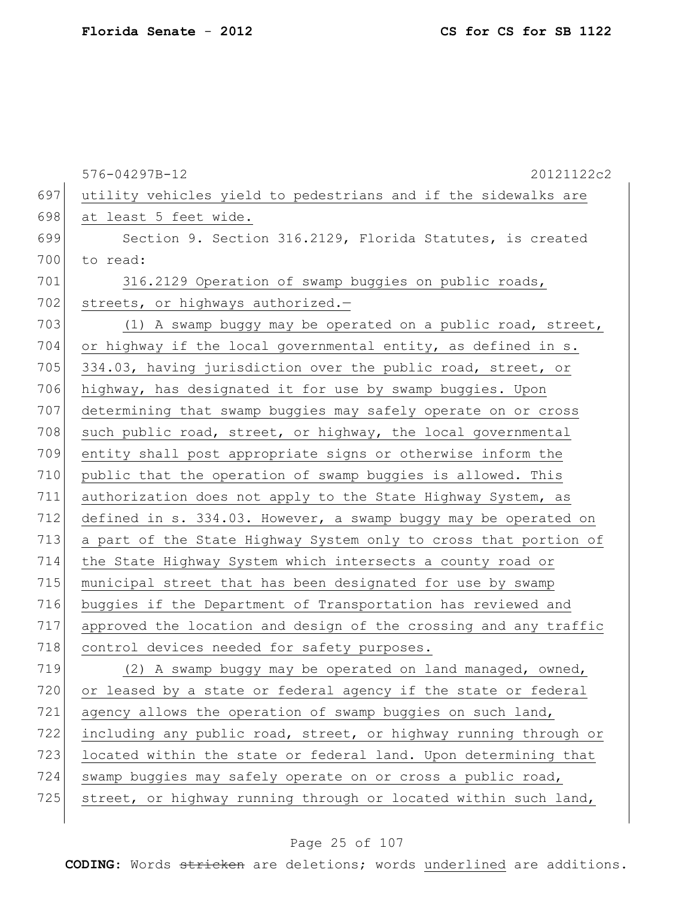576-04297B-12 20121122c2

utility vehicles yield to pedestrians and if the sidewalks are at least 5 feet wide.

Section 9. Section 316.2129, Florida Statutes, is created to read:

316.2129 Operation of swamp buggies on public roads, streets, or highways authorized.—

(1) A swamp buggy may be operated on a public road, street, or highway if the local governmental entity, as defined in s. 334.03, having jurisdiction over the public road, street, or highway, has designated it for use by swamp buggies. Upon determining that swamp buggies may safely operate on or cross such public road, street, or highway, the local governmental entity shall post appropriate signs or otherwise inform the public that the operation of swamp buggies is allowed. This authorization does not apply to the State Highway System, as defined in s. 334.03. However, a swamp buggy may be operated on a part of the State Highway System only to cross that portion of the State Highway System which intersects a county road or municipal street that has been designated for use by swamp buggies if the Department of Transportation has reviewed and approved the location and design of the crossing and any traffic control devices needed for safety purposes.

(2) A swamp buggy may be operated on land managed, owned, or leased by a state or federal agency if the state or federal agency allows the operation of swamp buggies on such land, including any public road, street, or highway running through or located within the state or federal land. Upon determining that swamp buggies may safely operate on or cross a public road, street, or highway running through or located within such land,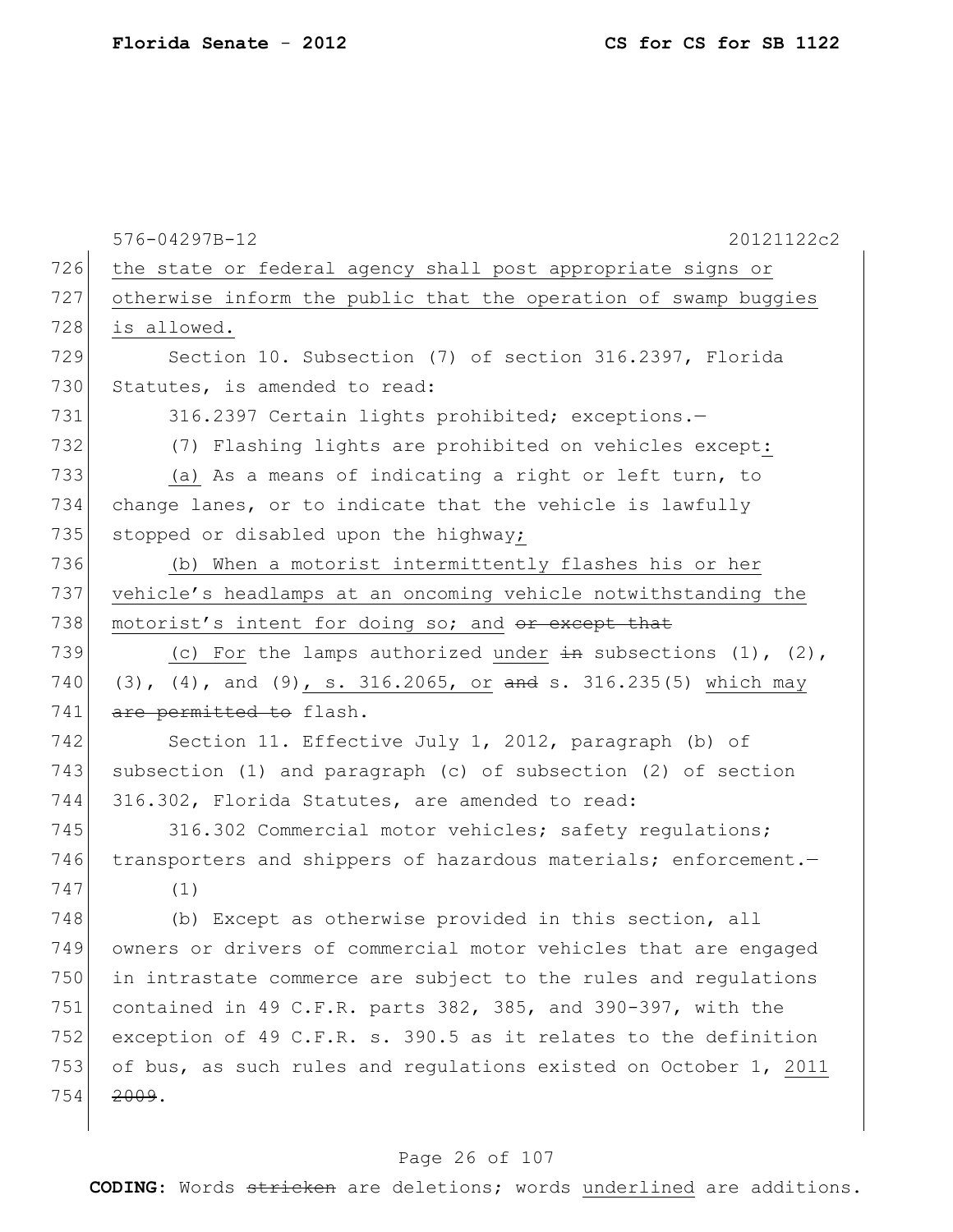576-04297B-12 20121122c2

the state or federal agency shall post appropriate signs or otherwise inform the public that the operation of swamp buggies is allowed.

Section 10. Subsection (7) of section 316.2397, Florida Statutes, is amended to read:

316.2397 Certain lights prohibited; exceptions.—

(7) Flashing lights are prohibited on vehicles except:

(a) As a means of indicating a right or left turn, to change lanes, or to indicate that the vehicle is lawfully stopped or disabled upon the highway;

(b) When a motorist intermittently flashes his or her vehicle's headlamps at an oncoming vehicle notwithstanding the motorist's intent for doing so; and ~~or except that~~

(c) For the lamps authorized under ~~in~~ subsections (1), (2), (3), (4), and (9), s. 316.2065, or ~~and~~ s. 316.235(5) which may ~~are permitted to~~ flash.

Section 11. Effective July 1, 2012, paragraph (b) of subsection (1) and paragraph (c) of subsection (2) of section 316.302, Florida Statutes, are amended to read:

316.302 Commercial motor vehicles; safety regulations; transporters and shippers of hazardous materials; enforcement.—

(1)

(b) Except as otherwise provided in this section, all owners or drivers of commercial motor vehicles that are engaged in intrastate commerce are subject to the rules and regulations contained in 49 C.F.R. parts 382, 385, and 390-397, with the exception of 49 C.F.R. s. 390.5 as it relates to the definition of bus, as such rules and regulations existed on October 1, 2011 ~~2009~~.

**CODING:** Words ~~stricken~~ are deletions; words underlined are additions.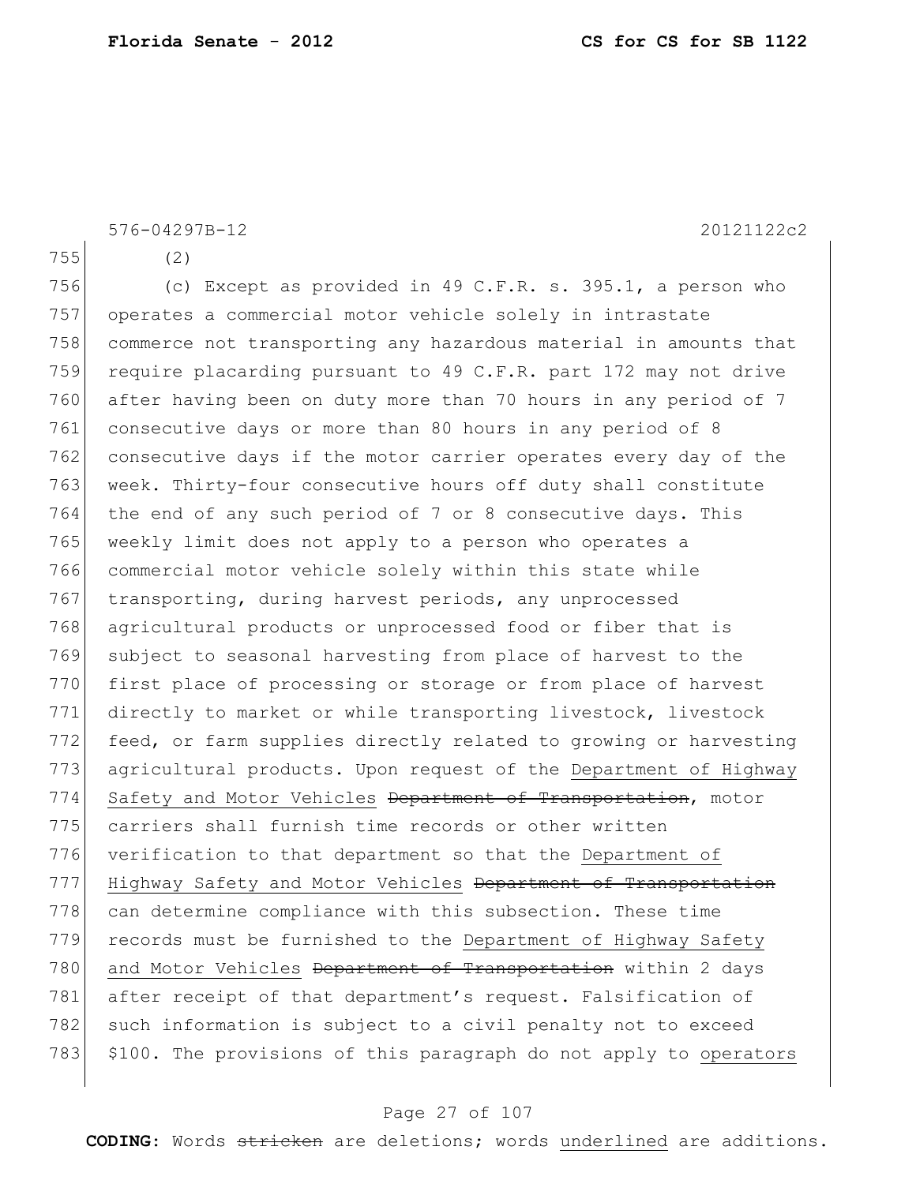576-04297B-12 20121122c2

755 (2)

756 (c) Except as provided in 49 C.F.R. s. 395.1, a person who
757 operates a commercial motor vehicle solely in intrastate
758 commerce not transporting any hazardous material in amounts that
759 require placarding pursuant to 49 C.F.R. part 172 may not drive
760 after having been on duty more than 70 hours in any period of 7
761 consecutive days or more than 80 hours in any period of 8
762 consecutive days if the motor carrier operates every day of the
763 week. Thirty-four consecutive hours off duty shall constitute
764 the end of any such period of 7 or 8 consecutive days. This
765 weekly limit does not apply to a person who operates a
766 commercial motor vehicle solely within this state while
767 transporting, during harvest periods, any unprocessed
768 agricultural products or unprocessed food or fiber that is
769 subject to seasonal harvesting from place of harvest to the
770 first place of processing or storage or from place of harvest
771 directly to market or while transporting livestock, livestock
772 feed, or farm supplies directly related to growing or harvesting
773 agricultural products. Upon request of the <u>Department of Highway</u>
774 <u>Safety and Motor Vehicles</u> ~~Department of Transportation~~, motor
775 carriers shall furnish time records or other written
776 verification to that department so that the <u>Department of</u>
777 <u>Highway Safety and Motor Vehicles</u> ~~Department of Transportation~~
778 can determine compliance with this subsection. These time
779 records must be furnished to the <u>Department of Highway Safety</u>
780 <u>and Motor Vehicles</u> ~~Department of Transportation~~ within 2 days
781 after receipt of that department's request. Falsification of
782 such information is subject to a civil penalty not to exceed
783 $100. The provisions of this paragraph do not apply to <u>operators</u>

**CODING:** Words ~~stricken~~ are deletions; words <u>underlined</u> are additions.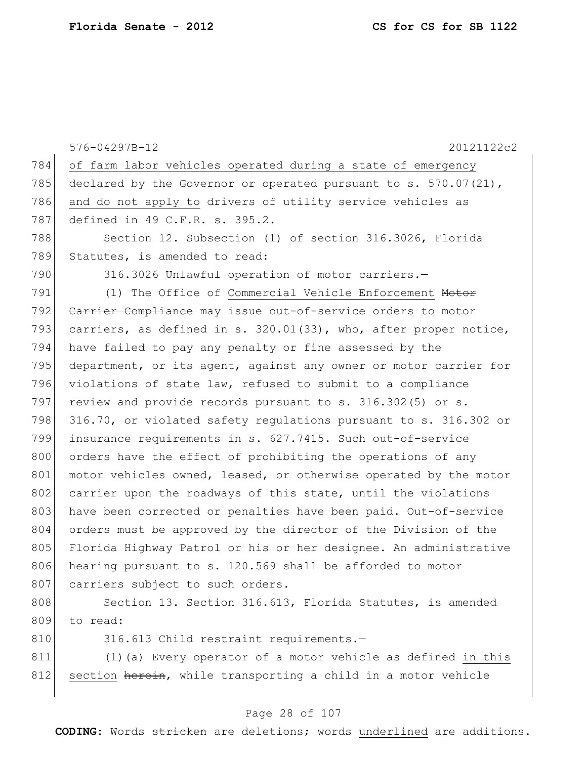of farm labor vehicles operated during a state of emergency declared by the Governor or operated pursuant to s. 570.07(21), and do not apply to drivers of utility service vehicles as defined in 49 C.F.R. s. 395.2.

Section 12. Subsection (1) of section 316.3026, Florida Statutes, is amended to read:

316.3026 Unlawful operation of motor carriers.—

(1) The Office of Commercial Vehicle Enforcement ~~Motor Carrier Compliance~~ may issue out-of-service orders to motor carriers, as defined in s. 320.01(33), who, after proper notice, have failed to pay any penalty or fine assessed by the department, or its agent, against any owner or motor carrier for violations of state law, refused to submit to a compliance review and provide records pursuant to s. 316.302(5) or s. 316.70, or violated safety regulations pursuant to s. 316.302 or insurance requirements in s. 627.7415. Such out-of-service orders have the effect of prohibiting the operations of any motor vehicles owned, leased, or otherwise operated by the motor carrier upon the roadways of this state, until the violations have been corrected or penalties have been paid. Out-of-service orders must be approved by the director of the Division of the Florida Highway Patrol or his or her designee. An administrative hearing pursuant to s. 120.569 shall be afforded to motor carriers subject to such orders.

Section 13. Section 316.613, Florida Statutes, is amended to read:

316.613 Child restraint requirements.—

(1)(a) Every operator of a motor vehicle as defined in this section ~~herein~~, while transporting a child in a motor vehicle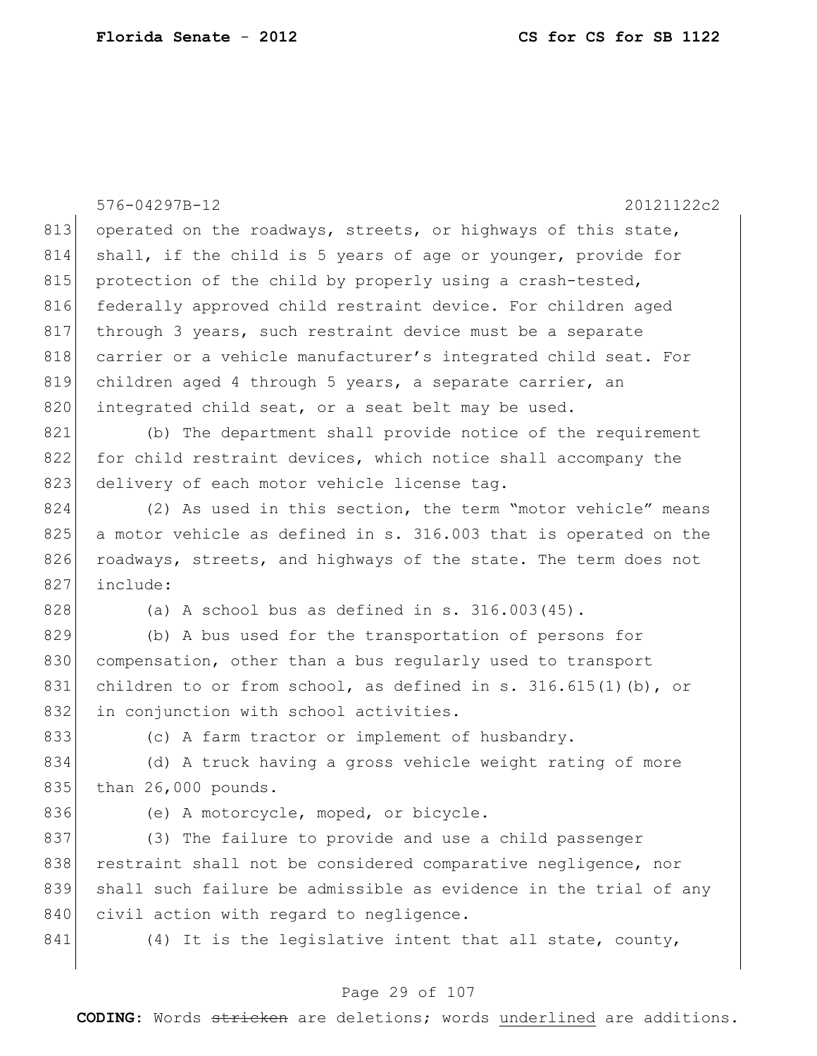operated on the roadways, streets, or highways of this state, shall, if the child is 5 years of age or younger, provide for protection of the child by properly using a crash-tested, federally approved child restraint device. For children aged through 3 years, such restraint device must be a separate carrier or a vehicle manufacturer's integrated child seat. For children aged 4 through 5 years, a separate carrier, an integrated child seat, or a seat belt may be used.

(b) The department shall provide notice of the requirement for child restraint devices, which notice shall accompany the delivery of each motor vehicle license tag.

(2) As used in this section, the term "motor vehicle" means a motor vehicle as defined in s. 316.003 that is operated on the roadways, streets, and highways of the state. The term does not include:

(a) A school bus as defined in s. 316.003(45).

(b) A bus used for the transportation of persons for compensation, other than a bus regularly used to transport children to or from school, as defined in s. 316.615(1)(b), or in conjunction with school activities.

(c) A farm tractor or implement of husbandry.

(d) A truck having a gross vehicle weight rating of more than 26,000 pounds.

(e) A motorcycle, moped, or bicycle.

(3) The failure to provide and use a child passenger restraint shall not be considered comparative negligence, nor shall such failure be admissible as evidence in the trial of any civil action with regard to negligence.

(4) It is the legislative intent that all state, county,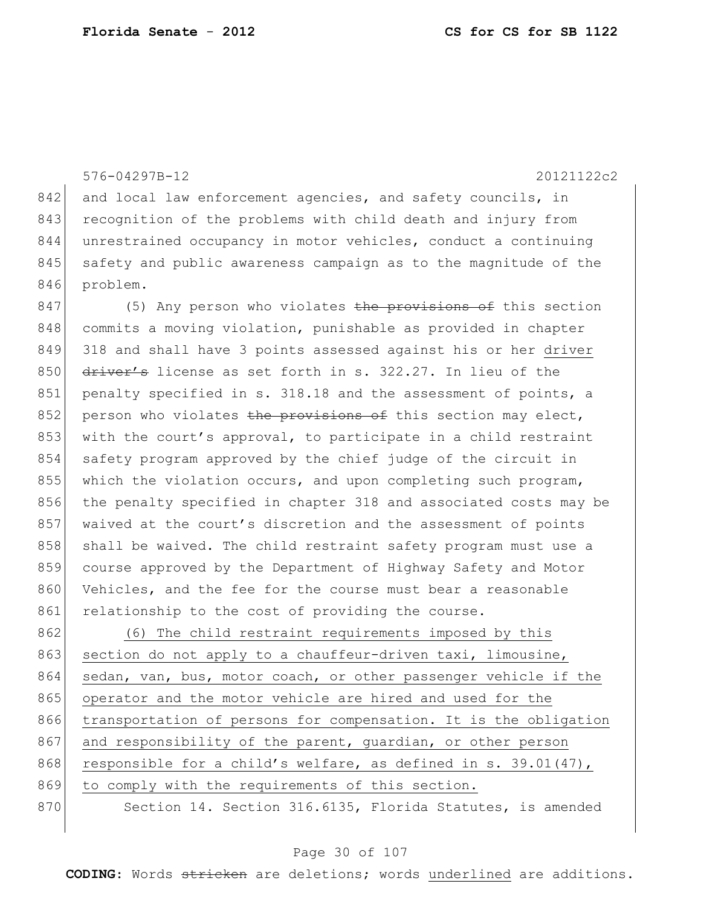576-04297B-12 20121122c2

842 and local law enforcement agencies, and safety councils, in
843 recognition of the problems with child death and injury from
844 unrestrained occupancy in motor vehicles, conduct a continuing
845 safety and public awareness campaign as to the magnitude of the
846 problem.

847 (5) Any person who violates ~~the provisions of~~ this section
848 commits a moving violation, punishable as provided in chapter
849 318 and shall have 3 points assessed against his or her <u>driver</u>
850 ~~driver's~~ license as set forth in s. 322.27. In lieu of the
851 penalty specified in s. 318.18 and the assessment of points, a
852 person who violates ~~the provisions of~~ this section may elect,
853 with the court's approval, to participate in a child restraint
854 safety program approved by the chief judge of the circuit in
855 which the violation occurs, and upon completing such program,
856 the penalty specified in chapter 318 and associated costs may be
857 waived at the court's discretion and the assessment of points
858 shall be waived. The child restraint safety program must use a
859 course approved by the Department of Highway Safety and Motor
860 Vehicles, and the fee for the course must bear a reasonable
861 relationship to the cost of providing the course.

862 <u>(6) The child restraint requirements imposed by this</u>
863 <u>section do not apply to a chauffeur-driven taxi, limousine,</u>
864 <u>sedan, van, bus, motor coach, or other passenger vehicle if the</u>
865 <u>operator and the motor vehicle are hired and used for the</u>
866 <u>transportation of persons for compensation. It is the obligation</u>
867 <u>and responsibility of the parent, guardian, or other person</u>
868 <u>responsible for a child's welfare, as defined in s. 39.01(47),</u>
869 <u>to comply with the requirements of this section.</u>

870 Section 14. Section 316.6135, Florida Statutes, is amended

**CODING:** Words ~~stricken~~ are deletions; words <u>underlined</u> are additions.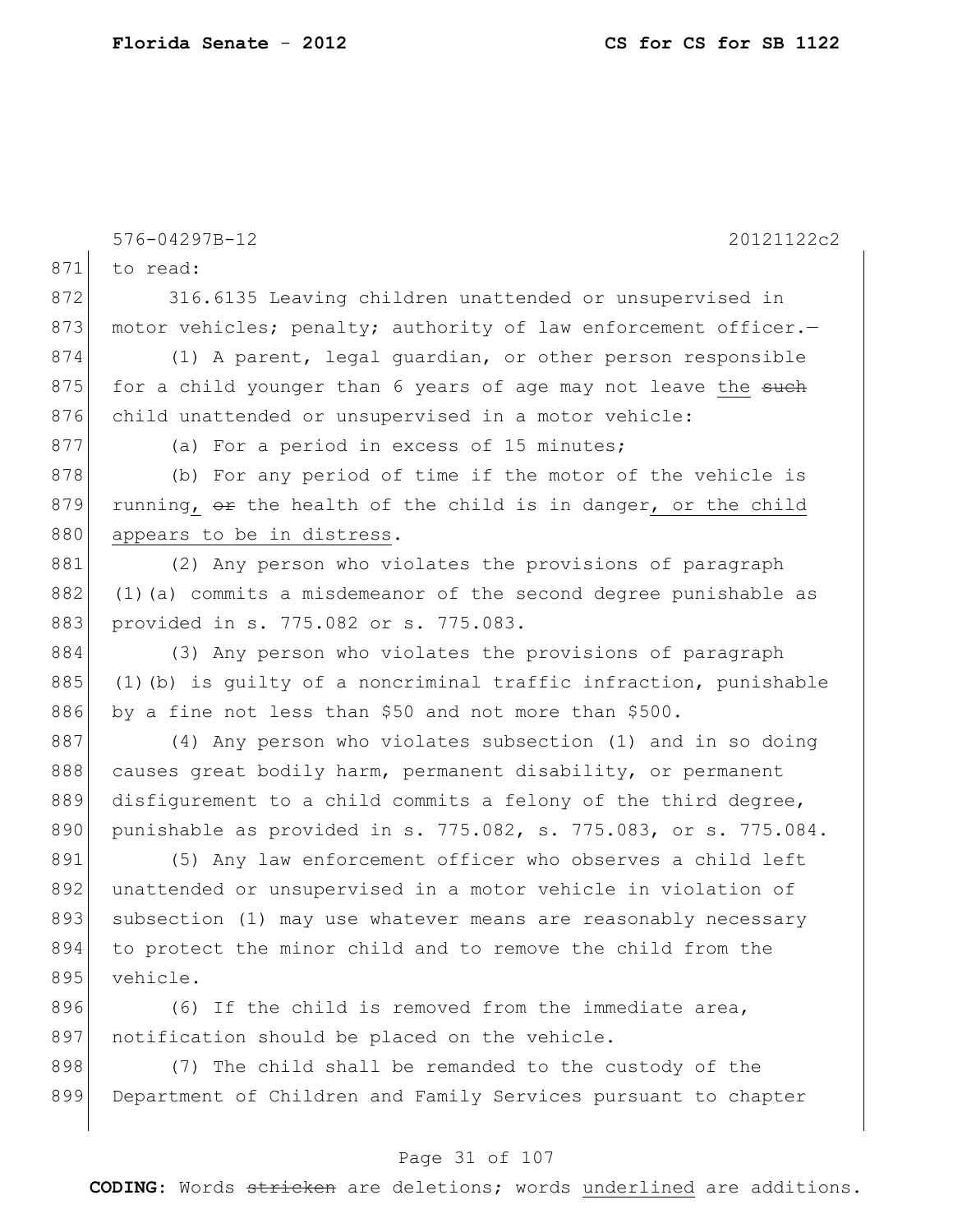to read:

316.6135 Leaving children unattended or unsupervised in motor vehicles; penalty; authority of law enforcement officer.—

(1) A parent, legal guardian, or other person responsible for a child younger than 6 years of age may not leave the ~~such~~ child unattended or unsupervised in a motor vehicle:

(a) For a period in excess of 15 minutes;

(b) For any period of time if the motor of the vehicle is running, ~~or~~ the health of the child is in danger, or the child appears to be in distress.

(2) Any person who violates the provisions of paragraph (1)(a) commits a misdemeanor of the second degree punishable as provided in s. 775.082 or s. 775.083.

(3) Any person who violates the provisions of paragraph (1)(b) is guilty of a noncriminal traffic infraction, punishable by a fine not less than $50 and not more than $500.

(4) Any person who violates subsection (1) and in so doing causes great bodily harm, permanent disability, or permanent disfigurement to a child commits a felony of the third degree, punishable as provided in s. 775.082, s. 775.083, or s. 775.084.

(5) Any law enforcement officer who observes a child left unattended or unsupervised in a motor vehicle in violation of subsection (1) may use whatever means are reasonably necessary to protect the minor child and to remove the child from the vehicle.

(6) If the child is removed from the immediate area, notification should be placed on the vehicle.

(7) The child shall be remanded to the custody of the Department of Children and Family Services pursuant to chapter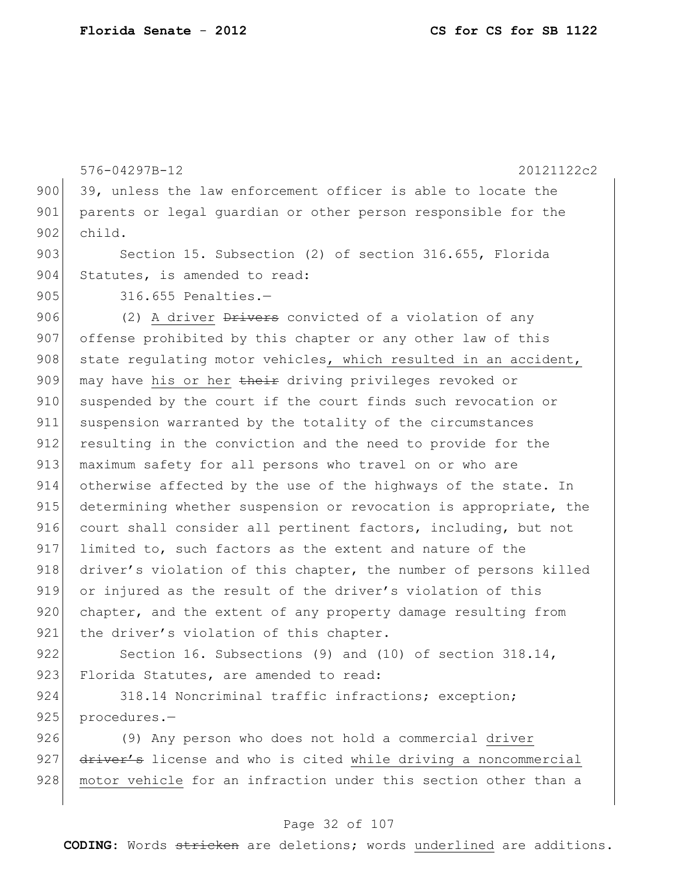576-04297B-12 20121122c2

39, unless the law enforcement officer is able to locate the parents or legal guardian or other person responsible for the child.

Section 15. Subsection (2) of section 316.655, Florida Statutes, is amended to read:

316.655 Penalties.—

(2) A driver ~~Drivers~~ convicted of a violation of any offense prohibited by this chapter or any other law of this state regulating motor vehicles, which resulted in an accident, may have his or her ~~their~~ driving privileges revoked or suspended by the court if the court finds such revocation or suspension warranted by the totality of the circumstances resulting in the conviction and the need to provide for the maximum safety for all persons who travel on or who are otherwise affected by the use of the highways of the state. In determining whether suspension or revocation is appropriate, the court shall consider all pertinent factors, including, but not limited to, such factors as the extent and nature of the driver's violation of this chapter, the number of persons killed or injured as the result of the driver's violation of this chapter, and the extent of any property damage resulting from the driver's violation of this chapter.

Section 16. Subsections (9) and (10) of section 318.14, Florida Statutes, are amended to read:

318.14 Noncriminal traffic infractions; exception; procedures.—

(9) Any person who does not hold a commercial driver ~~driver's~~ license and who is cited while driving a noncommercial motor vehicle for an infraction under this section other than a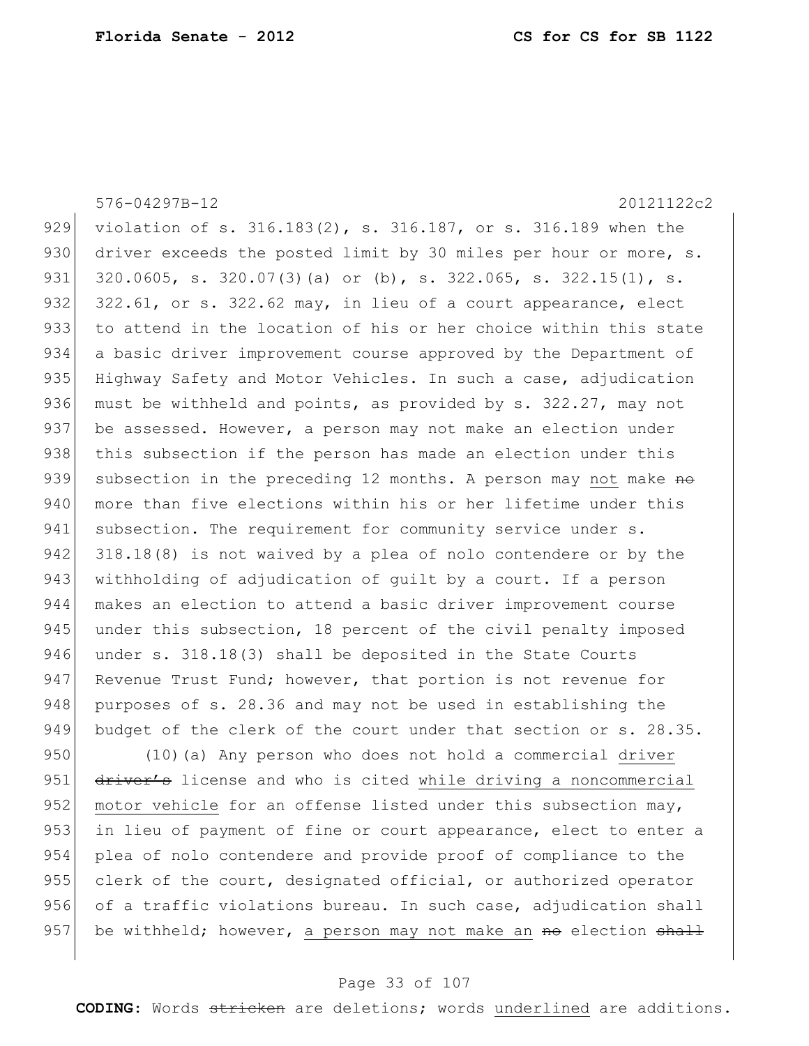576-04297B-12 20121122c2

929 violation of s. 316.183(2), s. 316.187, or s. 316.189 when the
930 driver exceeds the posted limit by 30 miles per hour or more, s.
931 320.0605, s. 320.07(3)(a) or (b), s. 322.065, s. 322.15(1), s.
932 322.61, or s. 322.62 may, in lieu of a court appearance, elect
933 to attend in the location of his or her choice within this state
934 a basic driver improvement course approved by the Department of
935 Highway Safety and Motor Vehicles. In such a case, adjudication
936 must be withheld and points, as provided by s. 322.27, may not
937 be assessed. However, a person may not make an election under
938 this subsection if the person has made an election under this
939 subsection in the preceding 12 months. A person may not make ~~no~~
940 more than five elections within his or her lifetime under this
941 subsection. The requirement for community service under s.
942 318.18(8) is not waived by a plea of nolo contendere or by the
943 withholding of adjudication of guilt by a court. If a person
944 makes an election to attend a basic driver improvement course
945 under this subsection, 18 percent of the civil penalty imposed
946 under s. 318.18(3) shall be deposited in the State Courts
947 Revenue Trust Fund; however, that portion is not revenue for
948 purposes of s. 28.36 and may not be used in establishing the
949 budget of the clerk of the court under that section or s. 28.35.

950 (10)(a) Any person who does not hold a commercial driver
951 ~~driver's~~ license and who is cited while driving a noncommercial
952 motor vehicle for an offense listed under this subsection may,
953 in lieu of payment of fine or court appearance, elect to enter a
954 plea of nolo contendere and provide proof of compliance to the
955 clerk of the court, designated official, or authorized operator
956 of a traffic violations bureau. In such case, adjudication shall
957 be withheld; however, a person may not make an ~~no~~ election ~~shall~~

**CODING:** Words ~~stricken~~ are deletions; words underlined are additions.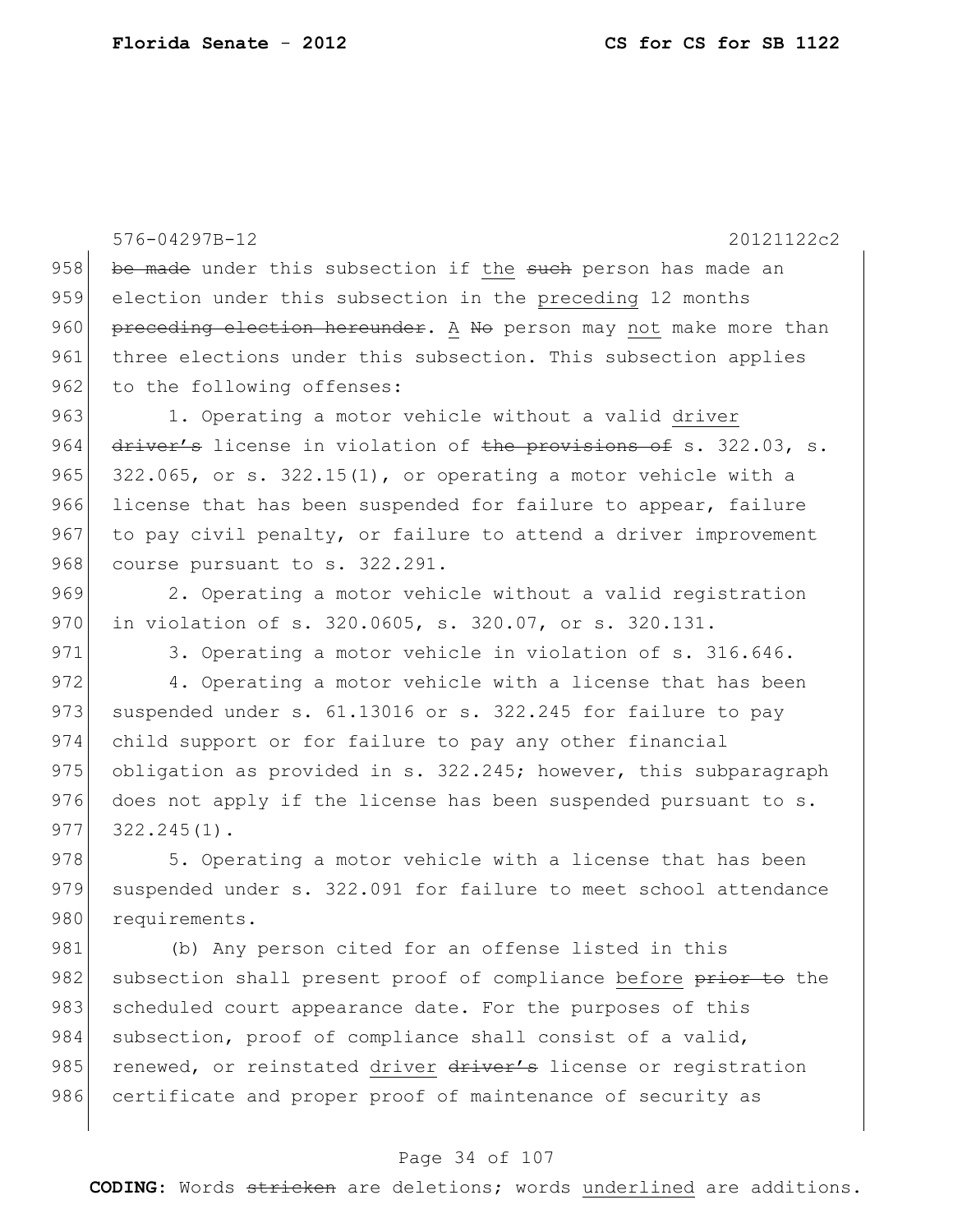~~be made~~ under this subsection if the ~~such~~ person has made an election under this subsection in the preceding 12 months ~~preceding election hereunder~~. A ~~No~~ person may not make more than three elections under this subsection. This subsection applies to the following offenses:

1. Operating a motor vehicle without a valid driver ~~driver's~~ license in violation of ~~the provisions of~~ s. 322.03, s. 322.065, or s. 322.15(1), or operating a motor vehicle with a license that has been suspended for failure to appear, failure to pay civil penalty, or failure to attend a driver improvement course pursuant to s. 322.291.

2. Operating a motor vehicle without a valid registration in violation of s. 320.0605, s. 320.07, or s. 320.131.

3. Operating a motor vehicle in violation of s. 316.646.

4. Operating a motor vehicle with a license that has been suspended under s. 61.13016 or s. 322.245 for failure to pay child support or for failure to pay any other financial obligation as provided in s. 322.245; however, this subparagraph does not apply if the license has been suspended pursuant to s. 322.245(1).

5. Operating a motor vehicle with a license that has been suspended under s. 322.091 for failure to meet school attendance requirements.

(b) Any person cited for an offense listed in this subsection shall present proof of compliance before ~~prior to~~ the scheduled court appearance date. For the purposes of this subsection, proof of compliance shall consist of a valid, renewed, or reinstated driver ~~driver's~~ license or registration certificate and proper proof of maintenance of security as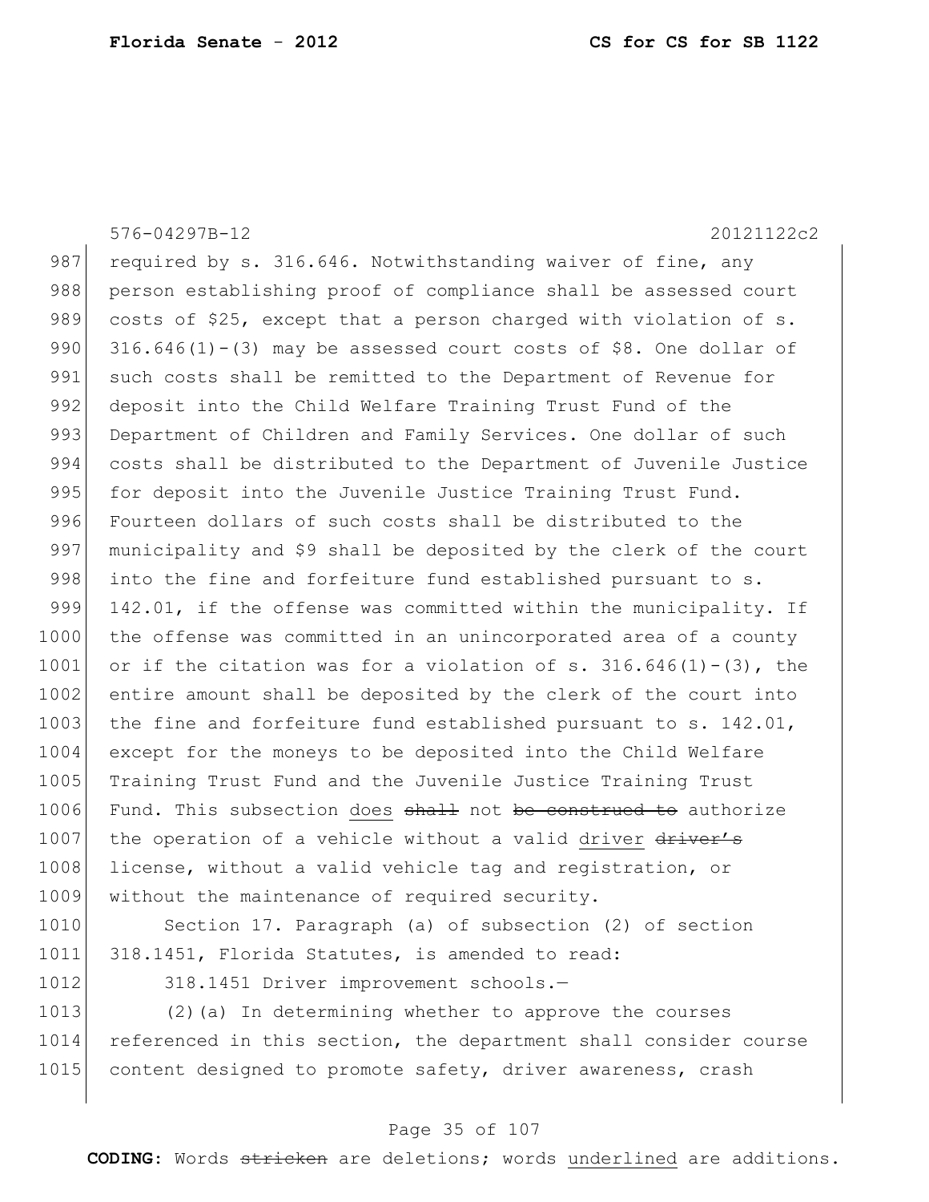required by s. 316.646. Notwithstanding waiver of fine, any person establishing proof of compliance shall be assessed court costs of $25, except that a person charged with violation of s. 316.646(1)-(3) may be assessed court costs of $8. One dollar of such costs shall be remitted to the Department of Revenue for deposit into the Child Welfare Training Trust Fund of the Department of Children and Family Services. One dollar of such costs shall be distributed to the Department of Juvenile Justice for deposit into the Juvenile Justice Training Trust Fund. Fourteen dollars of such costs shall be distributed to the municipality and $9 shall be deposited by the clerk of the court into the fine and forfeiture fund established pursuant to s. 142.01, if the offense was committed within the municipality. If the offense was committed in an unincorporated area of a county or if the citation was for a violation of s. 316.646(1)-(3), the entire amount shall be deposited by the clerk of the court into the fine and forfeiture fund established pursuant to s. 142.01, except for the moneys to be deposited into the Child Welfare Training Trust Fund and the Juvenile Justice Training Trust Fund. This subsection <u>does</u> ~~shall~~ not ~~be construed to~~ authorize the operation of a vehicle without a valid <u>driver</u> ~~driver's~~ license, without a valid vehicle tag and registration, or without the maintenance of required security.

Section 17. Paragraph (a) of subsection (2) of section 318.1451, Florida Statutes, is amended to read:

318.1451 Driver improvement schools.—

(2)(a) In determining whether to approve the courses referenced in this section, the department shall consider course content designed to promote safety, driver awareness, crash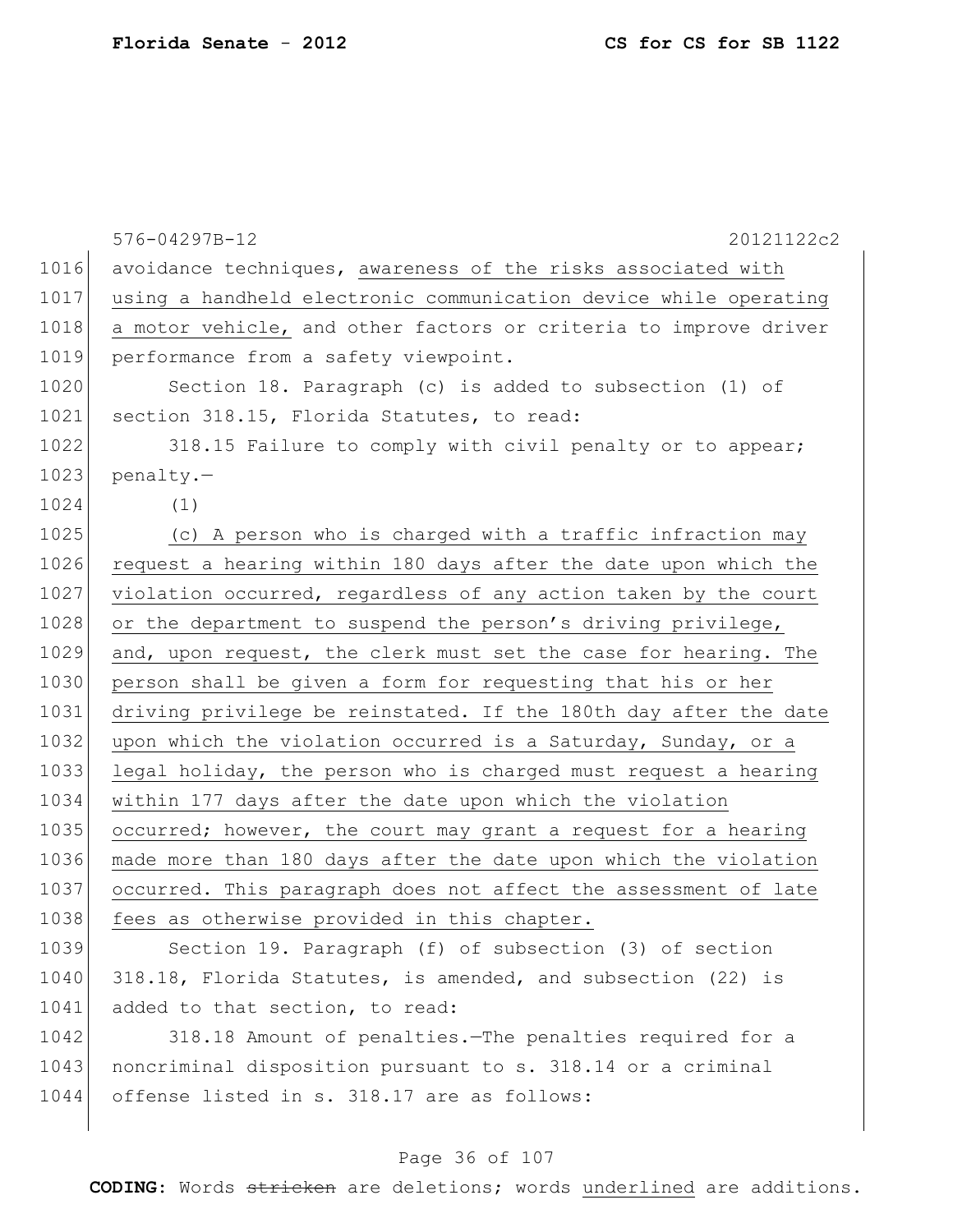576-04297B-12 20121122c2

1016 avoidance techniques, awareness of the risks associated with
1017 using a handheld electronic communication device while operating
1018 a motor vehicle, and other factors or criteria to improve driver
1019 performance from a safety viewpoint.

1020 Section 18. Paragraph (c) is added to subsection (1) of
1021 section 318.15, Florida Statutes, to read:

1022 318.15 Failure to comply with civil penalty or to appear;
1023 penalty.—

1024 (1)

1025 (c) A person who is charged with a traffic infraction may
1026 request a hearing within 180 days after the date upon which the
1027 violation occurred, regardless of any action taken by the court
1028 or the department to suspend the person's driving privilege,
1029 and, upon request, the clerk must set the case for hearing. The
1030 person shall be given a form for requesting that his or her
1031 driving privilege be reinstated. If the 180th day after the date
1032 upon which the violation occurred is a Saturday, Sunday, or a
1033 legal holiday, the person who is charged must request a hearing
1034 within 177 days after the date upon which the violation
1035 occurred; however, the court may grant a request for a hearing
1036 made more than 180 days after the date upon which the violation
1037 occurred. This paragraph does not affect the assessment of late
1038 fees as otherwise provided in this chapter.

1039 Section 19. Paragraph (f) of subsection (3) of section
1040 318.18, Florida Statutes, is amended, and subsection (22) is
1041 added to that section, to read:

1042 318.18 Amount of penalties.—The penalties required for a
1043 noncriminal disposition pursuant to s. 318.14 or a criminal
1044 offense listed in s. 318.17 are as follows:

**CODING:** Words ~~stricken~~ are deletions; words underlined are additions.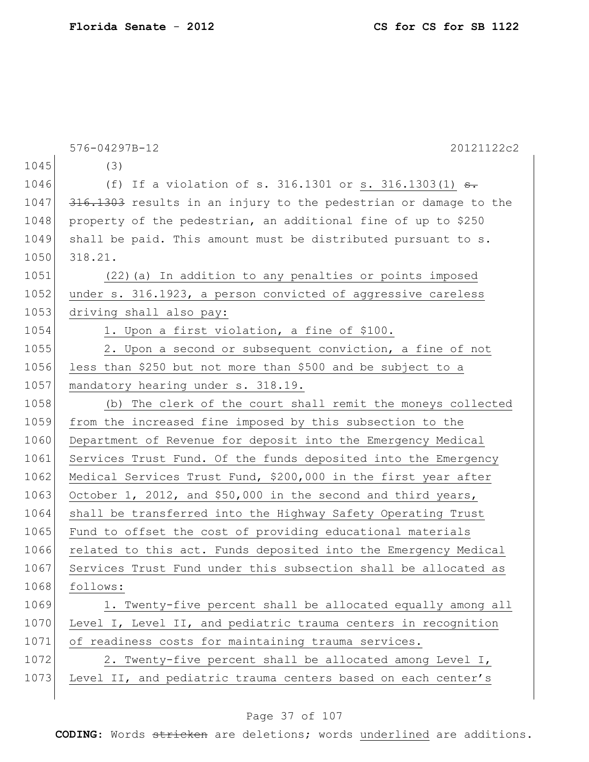(3)

(f) If a violation of s. 316.1301 or s. 316.1303(1) ~~s. 316.1303~~ results in an injury to the pedestrian or damage to the property of the pedestrian, an additional fine of up to $250 shall be paid. This amount must be distributed pursuant to s. 318.21.

(22)(a) In addition to any penalties or points imposed under s. 316.1923, a person convicted of aggressive careless driving shall also pay:

1. Upon a first violation, a fine of $100.

2. Upon a second or subsequent conviction, a fine of not less than $250 but not more than $500 and be subject to a mandatory hearing under s. 318.19.

(b) The clerk of the court shall remit the moneys collected from the increased fine imposed by this subsection to the Department of Revenue for deposit into the Emergency Medical Services Trust Fund. Of the funds deposited into the Emergency Medical Services Trust Fund, $200,000 in the first year after October 1, 2012, and $50,000 in the second and third years, shall be transferred into the Highway Safety Operating Trust Fund to offset the cost of providing educational materials related to this act. Funds deposited into the Emergency Medical Services Trust Fund under this subsection shall be allocated as follows:

1. Twenty-five percent shall be allocated equally among all Level I, Level II, and pediatric trauma centers in recognition of readiness costs for maintaining trauma services.

2. Twenty-five percent shall be allocated among Level I, Level II, and pediatric trauma centers based on each center's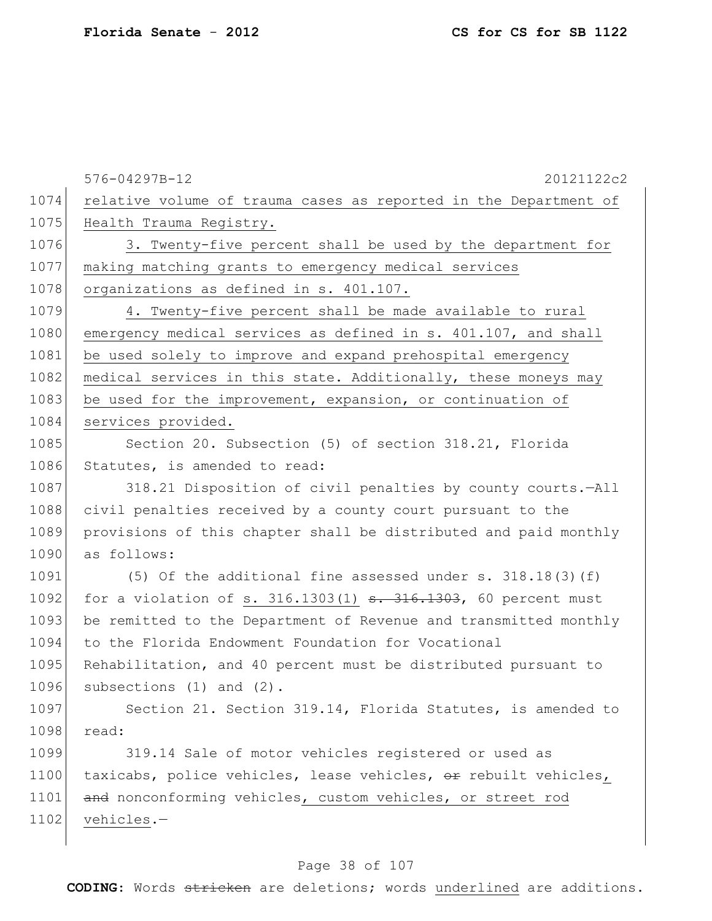576-04297B-12 20121122c2

1074 relative volume of trauma cases as reported in the Department of
1075 Health Trauma Registry.

1076 3. Twenty-five percent shall be used by the department for
1077 making matching grants to emergency medical services
1078 organizations as defined in s. 401.107.

1079 4. Twenty-five percent shall be made available to rural
1080 emergency medical services as defined in s. 401.107, and shall
1081 be used solely to improve and expand prehospital emergency
1082 medical services in this state. Additionally, these moneys may
1083 be used for the improvement, expansion, or continuation of
1084 services provided.

1085 Section 20. Subsection (5) of section 318.21, Florida
1086 Statutes, is amended to read:

1087 318.21 Disposition of civil penalties by county courts.—All
1088 civil penalties received by a county court pursuant to the
1089 provisions of this chapter shall be distributed and paid monthly
1090 as follows:

1091 (5) Of the additional fine assessed under s. 318.18(3)(f)
1092 for a violation of s. 316.1303(1) ~~s. 316.1303~~, 60 percent must
1093 be remitted to the Department of Revenue and transmitted monthly
1094 to the Florida Endowment Foundation for Vocational
1095 Rehabilitation, and 40 percent must be distributed pursuant to
1096 subsections (1) and (2).

1097 Section 21. Section 319.14, Florida Statutes, is amended to
1098 read:

1099 319.14 Sale of motor vehicles registered or used as
1100 taxicabs, police vehicles, lease vehicles, ~~or~~ rebuilt vehicles,
1101 ~~and~~ nonconforming vehicles, custom vehicles, or street rod
1102 vehicles.—

**CODING:** Words ~~stricken~~ are deletions; words underlined are additions.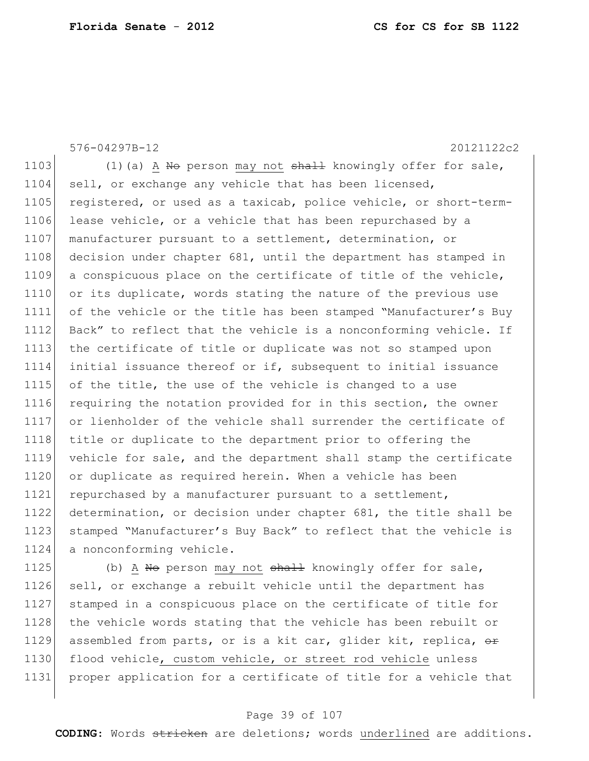576-04297B-12 20121122c2

1103 (1)(a) A ~~No~~ person <u>may not</u> ~~shall~~ knowingly offer for sale,
1104 sell, or exchange any vehicle that has been licensed,
1105 registered, or used as a taxicab, police vehicle, or short-term-
1106 lease vehicle, or a vehicle that has been repurchased by a
1107 manufacturer pursuant to a settlement, determination, or
1108 decision under chapter 681, until the department has stamped in
1109 a conspicuous place on the certificate of title of the vehicle,
1110 or its duplicate, words stating the nature of the previous use
1111 of the vehicle or the title has been stamped "Manufacturer's Buy
1112 Back" to reflect that the vehicle is a nonconforming vehicle. If
1113 the certificate of title or duplicate was not so stamped upon
1114 initial issuance thereof or if, subsequent to initial issuance
1115 of the title, the use of the vehicle is changed to a use
1116 requiring the notation provided for in this section, the owner
1117 or lienholder of the vehicle shall surrender the certificate of
1118 title or duplicate to the department prior to offering the
1119 vehicle for sale, and the department shall stamp the certificate
1120 or duplicate as required herein. When a vehicle has been
1121 repurchased by a manufacturer pursuant to a settlement,
1122 determination, or decision under chapter 681, the title shall be
1123 stamped "Manufacturer's Buy Back" to reflect that the vehicle is
1124 a nonconforming vehicle.

1125 (b) A ~~No~~ person <u>may not</u> ~~shall~~ knowingly offer for sale,
1126 sell, or exchange a rebuilt vehicle until the department has
1127 stamped in a conspicuous place on the certificate of title for
1128 the vehicle words stating that the vehicle has been rebuilt or
1129 assembled from parts, or is a kit car, glider kit, replica, ~~or~~
1130 flood vehicle<u>, custom vehicle, or street rod vehicle</u> unless
1131 proper application for a certificate of title for a vehicle that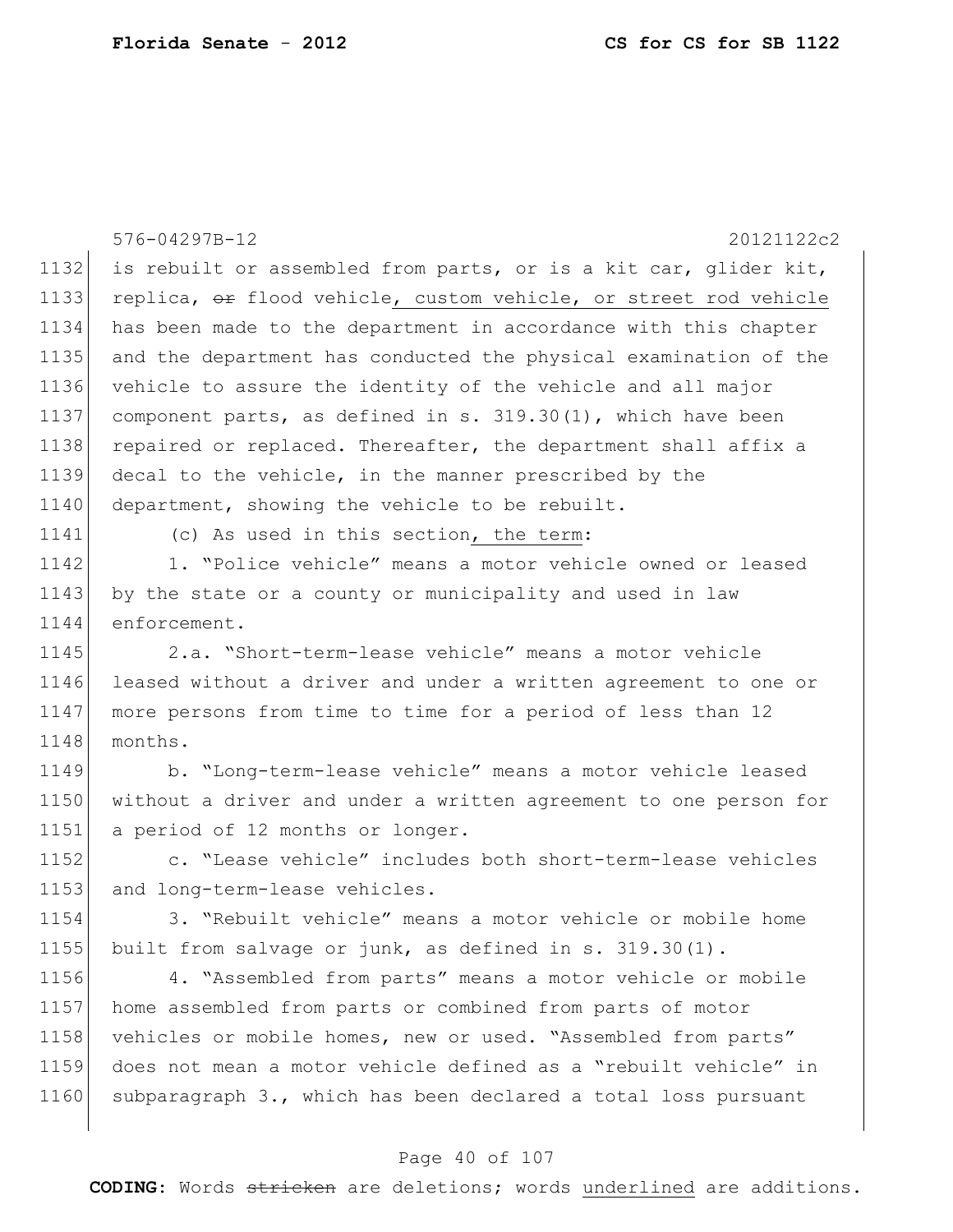is rebuilt or assembled from parts, or is a kit car, glider kit, replica, ~~or~~ flood vehicle, custom vehicle, or street rod vehicle has been made to the department in accordance with this chapter and the department has conducted the physical examination of the vehicle to assure the identity of the vehicle and all major component parts, as defined in s. 319.30(1), which have been repaired or replaced. Thereafter, the department shall affix a decal to the vehicle, in the manner prescribed by the department, showing the vehicle to be rebuilt.

(c) As used in this section, the term:

1. "Police vehicle" means a motor vehicle owned or leased by the state or a county or municipality and used in law enforcement.

2.a. "Short-term-lease vehicle" means a motor vehicle leased without a driver and under a written agreement to one or more persons from time to time for a period of less than 12 months.

b. "Long-term-lease vehicle" means a motor vehicle leased without a driver and under a written agreement to one person for a period of 12 months or longer.

c. "Lease vehicle" includes both short-term-lease vehicles and long-term-lease vehicles.

3. "Rebuilt vehicle" means a motor vehicle or mobile home built from salvage or junk, as defined in s. 319.30(1).

4. "Assembled from parts" means a motor vehicle or mobile home assembled from parts or combined from parts of motor vehicles or mobile homes, new or used. "Assembled from parts" does not mean a motor vehicle defined as a "rebuilt vehicle" in subparagraph 3., which has been declared a total loss pursuant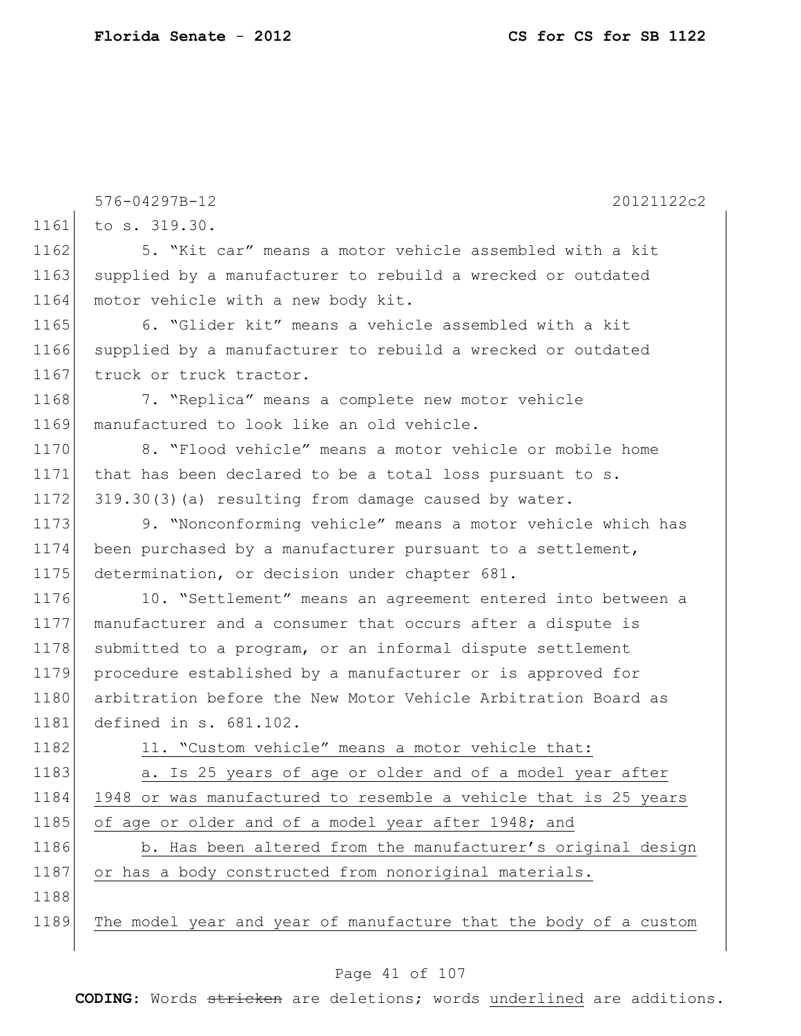576-04297B-12 20121122c2

to s. 319.30.

5. "Kit car" means a motor vehicle assembled with a kit supplied by a manufacturer to rebuild a wrecked or outdated motor vehicle with a new body kit.

6. "Glider kit" means a vehicle assembled with a kit supplied by a manufacturer to rebuild a wrecked or outdated truck or truck tractor.

7. "Replica" means a complete new motor vehicle manufactured to look like an old vehicle.

8. "Flood vehicle" means a motor vehicle or mobile home that has been declared to be a total loss pursuant to s. 319.30(3)(a) resulting from damage caused by water.

9. "Nonconforming vehicle" means a motor vehicle which has been purchased by a manufacturer pursuant to a settlement, determination, or decision under chapter 681.

10. "Settlement" means an agreement entered into between a manufacturer and a consumer that occurs after a dispute is submitted to a program, or an informal dispute settlement procedure established by a manufacturer or is approved for arbitration before the New Motor Vehicle Arbitration Board as defined in s. 681.102.

11. "Custom vehicle" means a motor vehicle that:

a. Is 25 years of age or older and of a model year after 1948 or was manufactured to resemble a vehicle that is 25 years of age or older and of a model year after 1948; and

b. Has been altered from the manufacturer's original design or has a body constructed from nonoriginal materials.

The model year and year of manufacture that the body of a custom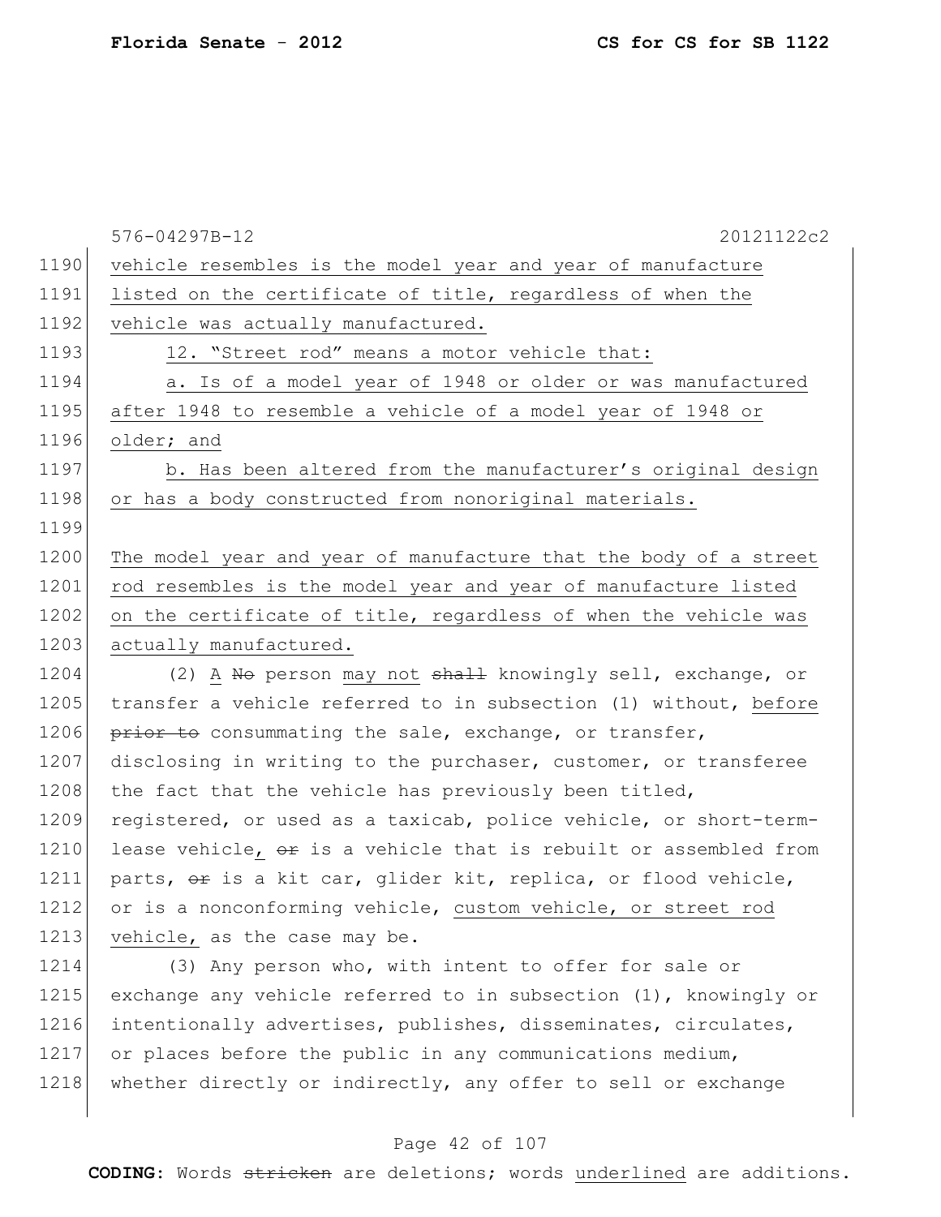vehicle resembles is the model year and year of manufacture listed on the certificate of title, regardless of when the vehicle was actually manufactured.

12. "Street rod" means a motor vehicle that:

a. Is of a model year of 1948 or older or was manufactured after 1948 to resemble a vehicle of a model year of 1948 or older; and

b. Has been altered from the manufacturer's original design or has a body constructed from nonoriginal materials.

The model year and year of manufacture that the body of a street rod resembles is the model year and year of manufacture listed on the certificate of title, regardless of when the vehicle was actually manufactured.

(2) A ~~No~~ person may not ~~shall~~ knowingly sell, exchange, or transfer a vehicle referred to in subsection (1) without, before ~~prior to~~ consummating the sale, exchange, or transfer, disclosing in writing to the purchaser, customer, or transferee the fact that the vehicle has previously been titled, registered, or used as a taxicab, police vehicle, or short-term-lease vehicle, ~~or~~ is a vehicle that is rebuilt or assembled from parts, ~~or~~ is a kit car, glider kit, replica, or flood vehicle, or is a nonconforming vehicle, custom vehicle, or street rod vehicle, as the case may be.

(3) Any person who, with intent to offer for sale or exchange any vehicle referred to in subsection (1), knowingly or intentionally advertises, publishes, disseminates, circulates, or places before the public in any communications medium, whether directly or indirectly, any offer to sell or exchange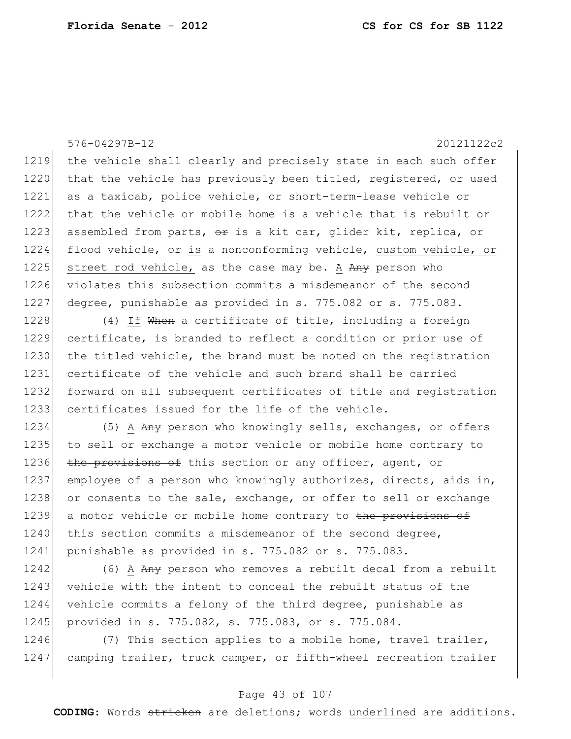1219 the vehicle shall clearly and precisely state in each such offer
1220 that the vehicle has previously been titled, registered, or used
1221 as a taxicab, police vehicle, or short-term-lease vehicle or
1222 that the vehicle or mobile home is a vehicle that is rebuilt or
1223 assembled from parts, ~~or~~ is a kit car, glider kit, replica, or
1224 flood vehicle, or <u>is</u> a nonconforming vehicle, <u>custom vehicle, or</u>
1225 <u>street rod vehicle,</u> as the case may be. <u>A</u> ~~Any~~ person who
1226 violates this subsection commits a misdemeanor of the second
1227 degree, punishable as provided in s. 775.082 or s. 775.083.

1228 (4) <u>If</u> ~~When~~ a certificate of title, including a foreign
1229 certificate, is branded to reflect a condition or prior use of
1230 the titled vehicle, the brand must be noted on the registration
1231 certificate of the vehicle and such brand shall be carried
1232 forward on all subsequent certificates of title and registration
1233 certificates issued for the life of the vehicle.

1234 (5) <u>A</u> ~~Any~~ person who knowingly sells, exchanges, or offers
1235 to sell or exchange a motor vehicle or mobile home contrary to
1236 ~~the provisions of~~ this section or any officer, agent, or
1237 employee of a person who knowingly authorizes, directs, aids in,
1238 or consents to the sale, exchange, or offer to sell or exchange
1239 a motor vehicle or mobile home contrary to ~~the provisions of~~
1240 this section commits a misdemeanor of the second degree,
1241 punishable as provided in s. 775.082 or s. 775.083.

1242 (6) <u>A</u> ~~Any~~ person who removes a rebuilt decal from a rebuilt
1243 vehicle with the intent to conceal the rebuilt status of the
1244 vehicle commits a felony of the third degree, punishable as
1245 provided in s. 775.082, s. 775.083, or s. 775.084.

1246 (7) This section applies to a mobile home, travel trailer,
1247 camping trailer, truck camper, or fifth-wheel recreation trailer

**CODING:** Words ~~stricken~~ are deletions; words <u>underlined</u> are additions.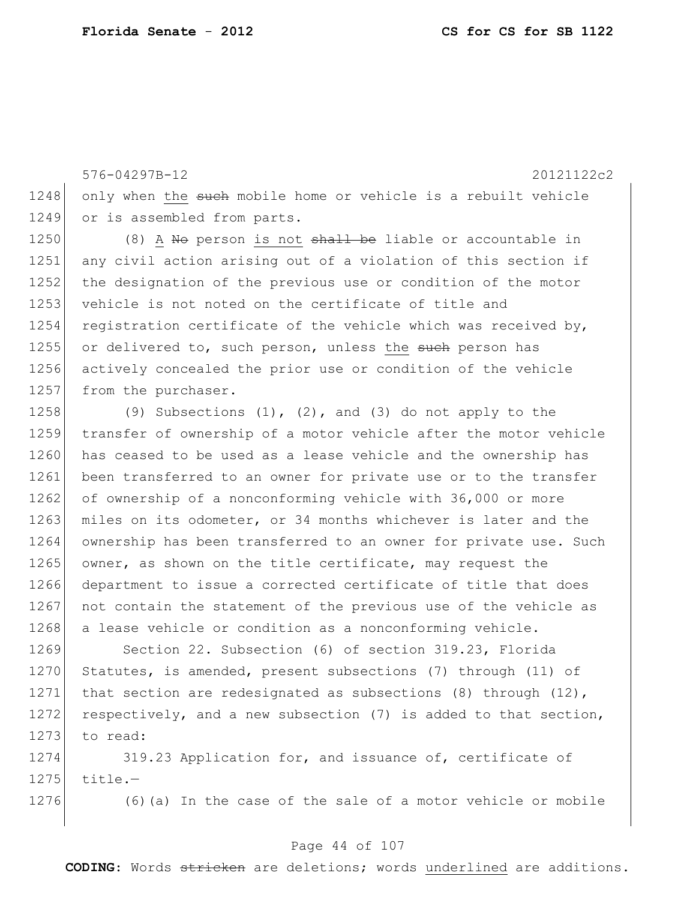only when <u>the</u> ~~such~~ mobile home or vehicle is a rebuilt vehicle or is assembled from parts.

(8) <u>A</u> ~~No~~ person <u>is not</u> ~~shall be~~ liable or accountable in any civil action arising out of a violation of this section if the designation of the previous use or condition of the motor vehicle is not noted on the certificate of title and registration certificate of the vehicle which was received by, or delivered to, such person, unless <u>the</u> ~~such~~ person has actively concealed the prior use or condition of the vehicle from the purchaser.

(9) Subsections (1), (2), and (3) do not apply to the transfer of ownership of a motor vehicle after the motor vehicle has ceased to be used as a lease vehicle and the ownership has been transferred to an owner for private use or to the transfer of ownership of a nonconforming vehicle with 36,000 or more miles on its odometer, or 34 months whichever is later and the ownership has been transferred to an owner for private use. Such owner, as shown on the title certificate, may request the department to issue a corrected certificate of title that does not contain the statement of the previous use of the vehicle as a lease vehicle or condition as a nonconforming vehicle.

Section 22. Subsection (6) of section 319.23, Florida Statutes, is amended, present subsections (7) through (11) of that section are redesignated as subsections (8) through (12), respectively, and a new subsection (7) is added to that section, to read:

319.23 Application for, and issuance of, certificate of title.—

(6)(a) In the case of the sale of a motor vehicle or mobile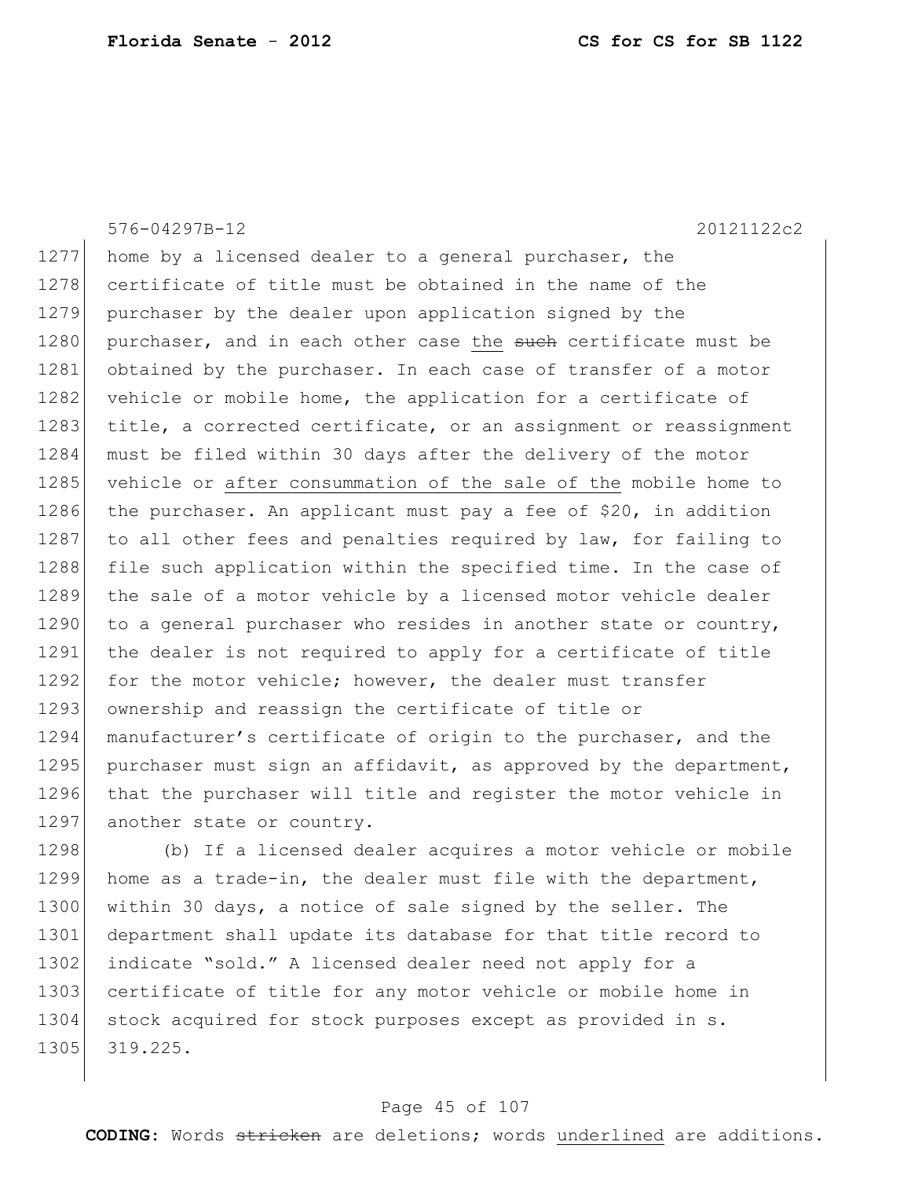home by a licensed dealer to a general purchaser, the certificate of title must be obtained in the name of the purchaser by the dealer upon application signed by the purchaser, and in each other case <u>the</u> ~~such~~ certificate must be obtained by the purchaser. In each case of transfer of a motor vehicle or mobile home, the application for a certificate of title, a corrected certificate, or an assignment or reassignment must be filed within 30 days after the delivery of the motor vehicle or <u>after consummation of the sale of the</u> mobile home to the purchaser. An applicant must pay a fee of $20, in addition to all other fees and penalties required by law, for failing to file such application within the specified time. In the case of the sale of a motor vehicle by a licensed motor vehicle dealer to a general purchaser who resides in another state or country, the dealer is not required to apply for a certificate of title for the motor vehicle; however, the dealer must transfer ownership and reassign the certificate of title or manufacturer's certificate of origin to the purchaser, and the purchaser must sign an affidavit, as approved by the department, that the purchaser will title and register the motor vehicle in another state or country.

(b) If a licensed dealer acquires a motor vehicle or mobile home as a trade-in, the dealer must file with the department, within 30 days, a notice of sale signed by the seller. The department shall update its database for that title record to indicate "sold." A licensed dealer need not apply for a certificate of title for any motor vehicle or mobile home in stock acquired for stock purposes except as provided in s. 319.225.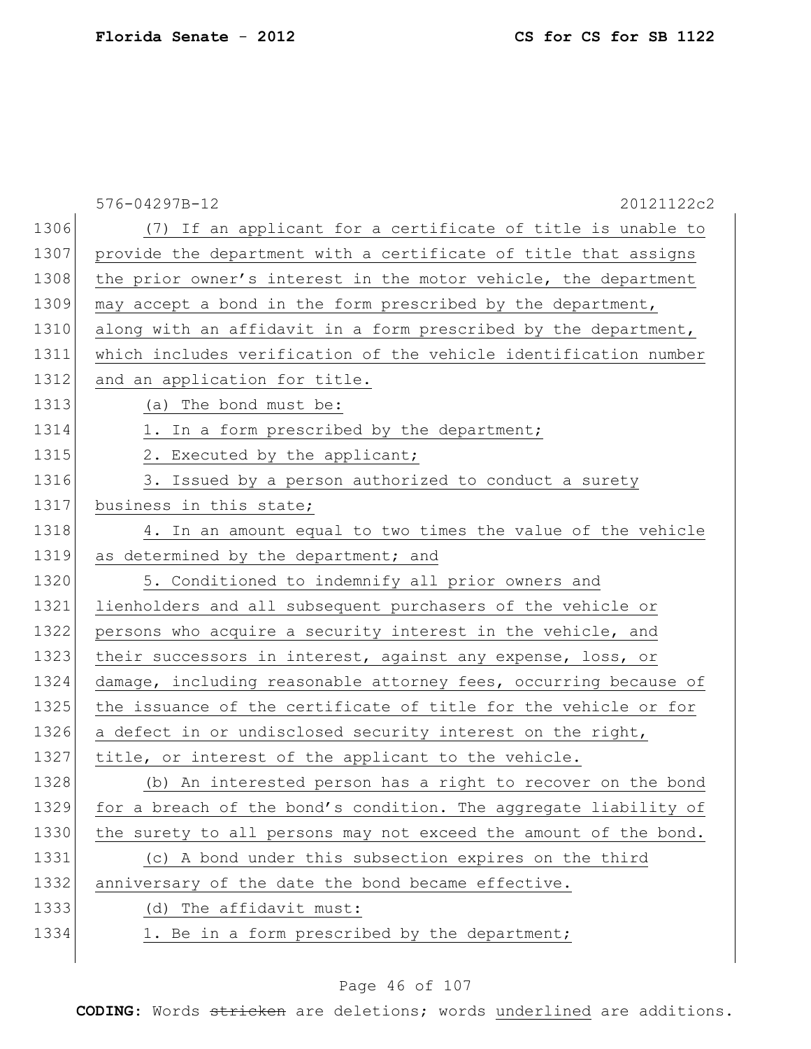(7) If an applicant for a certificate of title is unable to provide the department with a certificate of title that assigns the prior owner's interest in the motor vehicle, the department may accept a bond in the form prescribed by the department, along with an affidavit in a form prescribed by the department, which includes verification of the vehicle identification number and an application for title.

(a) The bond must be:

1. In a form prescribed by the department;

2. Executed by the applicant;

3. Issued by a person authorized to conduct a surety business in this state;

4. In an amount equal to two times the value of the vehicle as determined by the department; and

5. Conditioned to indemnify all prior owners and lienholders and all subsequent purchasers of the vehicle or persons who acquire a security interest in the vehicle, and their successors in interest, against any expense, loss, or damage, including reasonable attorney fees, occurring because of the issuance of the certificate of title for the vehicle or for a defect in or undisclosed security interest on the right, title, or interest of the applicant to the vehicle.

(b) An interested person has a right to recover on the bond for a breach of the bond's condition. The aggregate liability of the surety to all persons may not exceed the amount of the bond.

(c) A bond under this subsection expires on the third anniversary of the date the bond became effective.

(d) The affidavit must:

1. Be in a form prescribed by the department;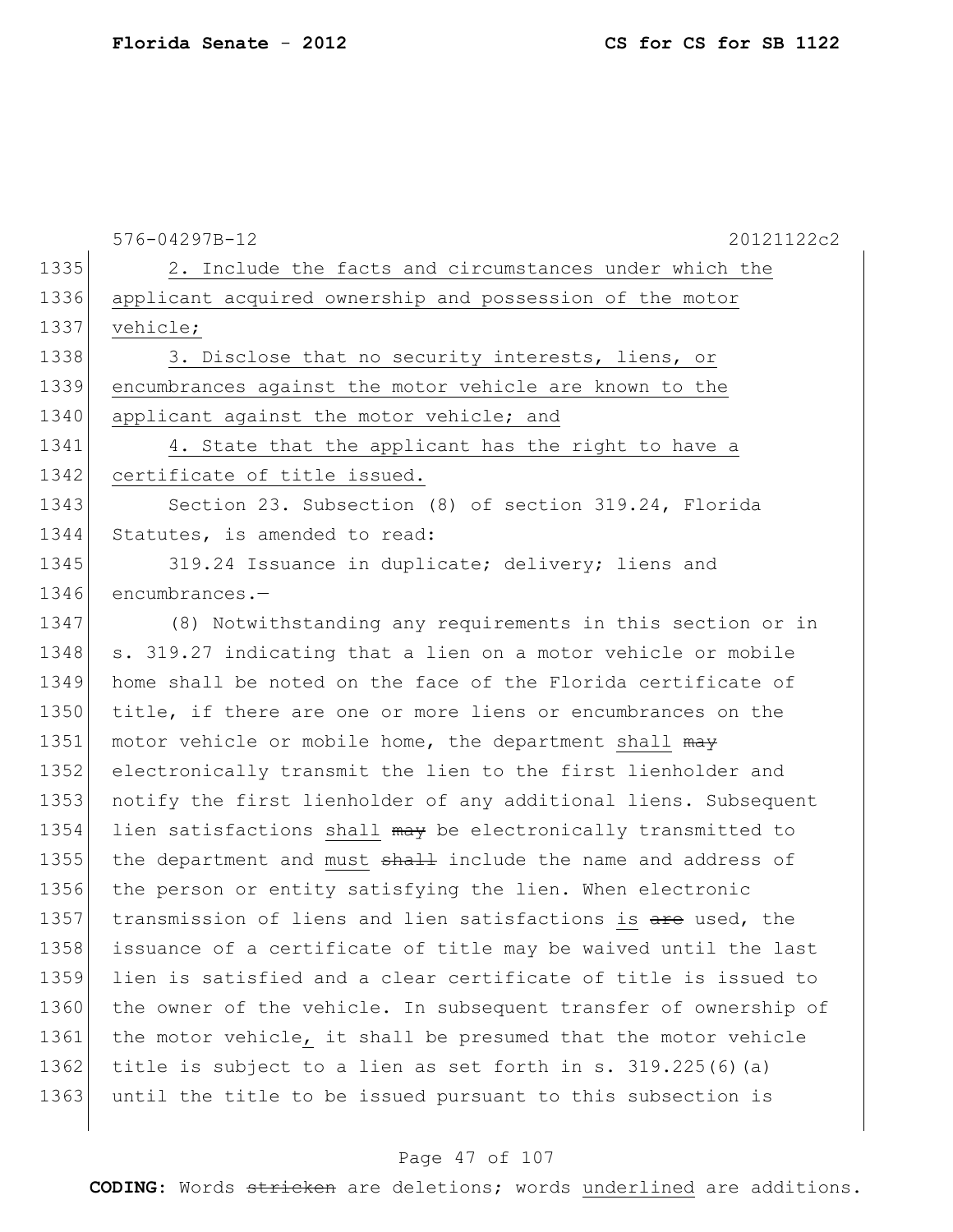576-04297B-12 20121122c2

1335 2. Include the facts and circumstances under which the
1336 applicant acquired ownership and possession of the motor
1337 vehicle;
1338 3. Disclose that no security interests, liens, or
1339 encumbrances against the motor vehicle are known to the
1340 applicant against the motor vehicle; and
1341 4. State that the applicant has the right to have a
1342 certificate of title issued.
1343 Section 23. Subsection (8) of section 319.24, Florida
1344 Statutes, is amended to read:
1345 319.24 Issuance in duplicate; delivery; liens and
1346 encumbrances.—
1347 (8) Notwithstanding any requirements in this section or in
1348 s. 319.27 indicating that a lien on a motor vehicle or mobile
1349 home shall be noted on the face of the Florida certificate of
1350 title, if there are one or more liens or encumbrances on the
1351 motor vehicle or mobile home, the department shall ~~may~~
1352 electronically transmit the lien to the first lienholder and
1353 notify the first lienholder of any additional liens. Subsequent
1354 lien satisfactions shall ~~may~~ be electronically transmitted to
1355 the department and must ~~shall~~ include the name and address of
1356 the person or entity satisfying the lien. When electronic
1357 transmission of liens and lien satisfactions is ~~are~~ used, the
1358 issuance of a certificate of title may be waived until the last
1359 lien is satisfied and a clear certificate of title is issued to
1360 the owner of the vehicle. In subsequent transfer of ownership of
1361 the motor vehicle, it shall be presumed that the motor vehicle
1362 title is subject to a lien as set forth in s. 319.225(6)(a)
1363 until the title to be issued pursuant to this subsection is

CODING: Words ~~stricken~~ are deletions; words underlined are additions.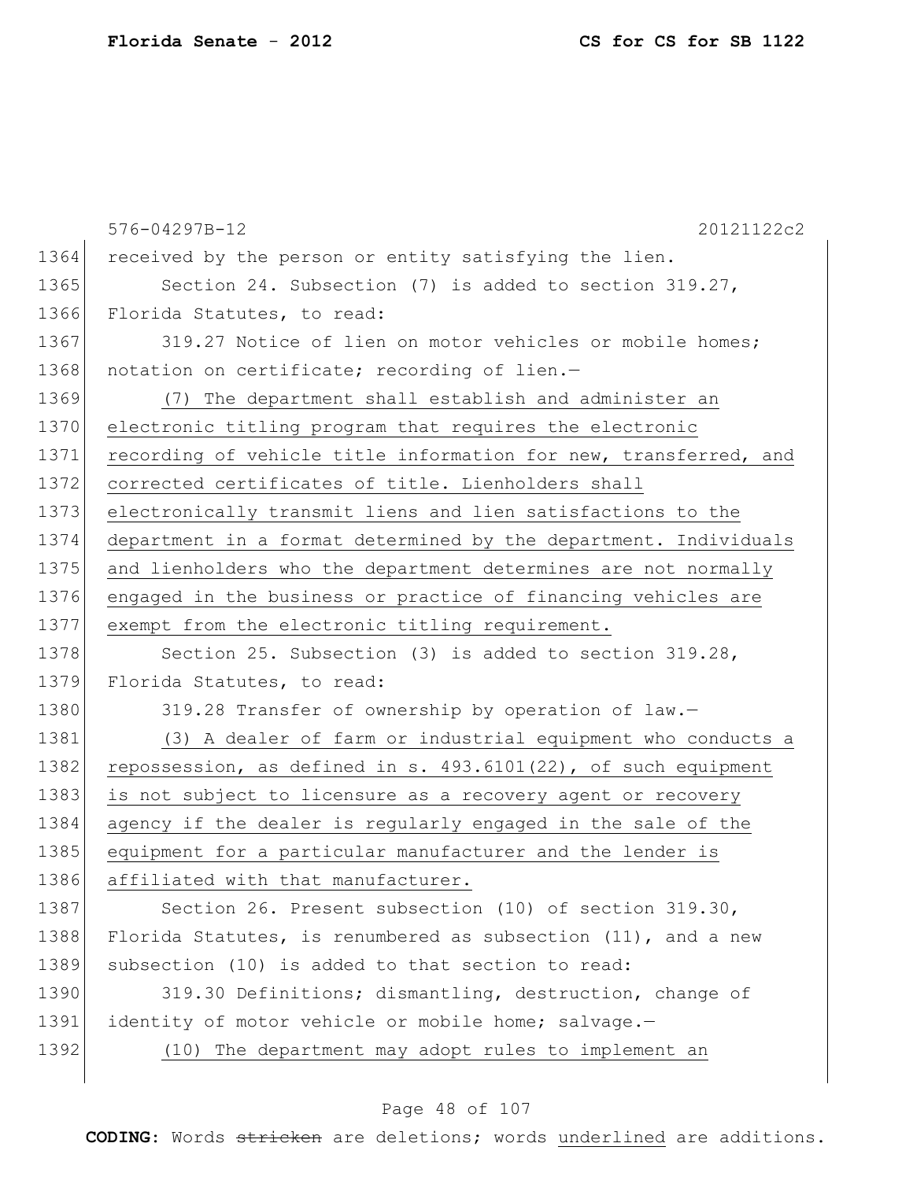576-04297B-12 20121122c2

received by the person or entity satisfying the lien.

Section 24. Subsection (7) is added to section 319.27, Florida Statutes, to read:

319.27 Notice of lien on motor vehicles or mobile homes; notation on certificate; recording of lien.—

<u>(7) The department shall establish and administer an electronic titling program that requires the electronic recording of vehicle title information for new, transferred, and corrected certificates of title. Lienholders shall electronically transmit liens and lien satisfactions to the department in a format determined by the department. Individuals and lienholders who the department determines are not normally engaged in the business or practice of financing vehicles are exempt from the electronic titling requirement.</u>

Section 25. Subsection (3) is added to section 319.28, Florida Statutes, to read:

319.28 Transfer of ownership by operation of law.—

<u>(3) A dealer of farm or industrial equipment who conducts a repossession, as defined in s. 493.6101(22), of such equipment is not subject to licensure as a recovery agent or recovery agency if the dealer is regularly engaged in the sale of the equipment for a particular manufacturer and the lender is affiliated with that manufacturer.</u>

Section 26. Present subsection (10) of section 319.30, Florida Statutes, is renumbered as subsection (11), and a new subsection (10) is added to that section to read:

319.30 Definitions; dismantling, destruction, change of identity of motor vehicle or mobile home; salvage.—

<u>(10) The department may adopt rules to implement an</u>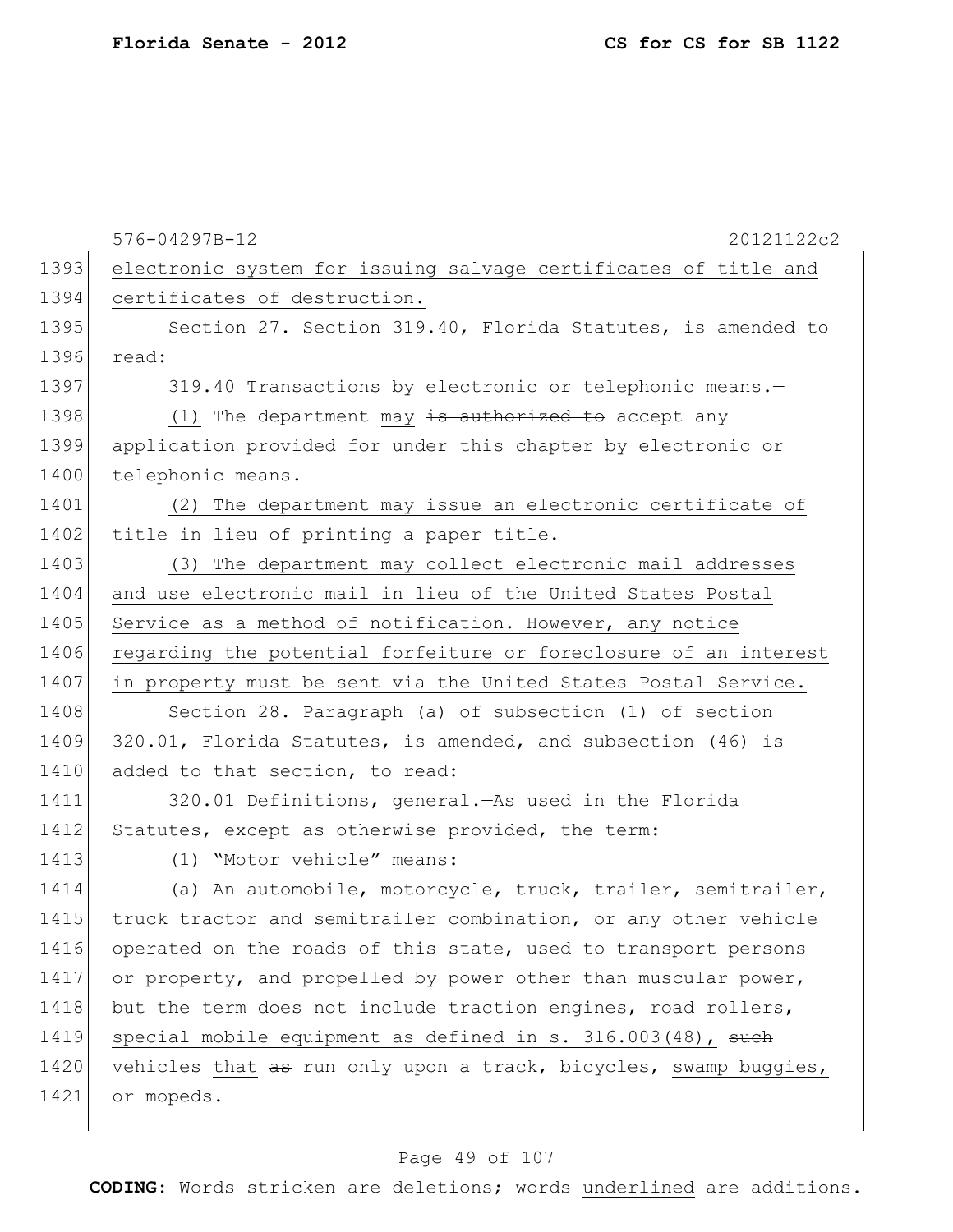576-04297B-12 20121122c2

1393 electronic system for issuing salvage certificates of title and
1394 certificates of destruction.

1395 Section 27. Section 319.40, Florida Statutes, is amended to
1396 read:

1397 319.40 Transactions by electronic or telephonic means.—

1398 (1) The department may ~~is authorized to~~ accept any
1399 application provided for under this chapter by electronic or
1400 telephonic means.

1401 (2) The department may issue an electronic certificate of
1402 title in lieu of printing a paper title.

1403 (3) The department may collect electronic mail addresses
1404 and use electronic mail in lieu of the United States Postal
1405 Service as a method of notification. However, any notice
1406 regarding the potential forfeiture or foreclosure of an interest
1407 in property must be sent via the United States Postal Service.

1408 Section 28. Paragraph (a) of subsection (1) of section
1409 320.01, Florida Statutes, is amended, and subsection (46) is
1410 added to that section, to read:

1411 320.01 Definitions, general.—As used in the Florida
1412 Statutes, except as otherwise provided, the term:

1413 (1) "Motor vehicle" means:

1414 (a) An automobile, motorcycle, truck, trailer, semitrailer,
1415 truck tractor and semitrailer combination, or any other vehicle
1416 operated on the roads of this state, used to transport persons
1417 or property, and propelled by power other than muscular power,
1418 but the term does not include traction engines, road rollers,
1419 special mobile equipment as defined in s. 316.003(48), ~~such~~
1420 vehicles that ~~as~~ run only upon a track, bicycles, swamp buggies,
1421 or mopeds.

**CODING:** Words ~~stricken~~ are deletions; words underlined are additions.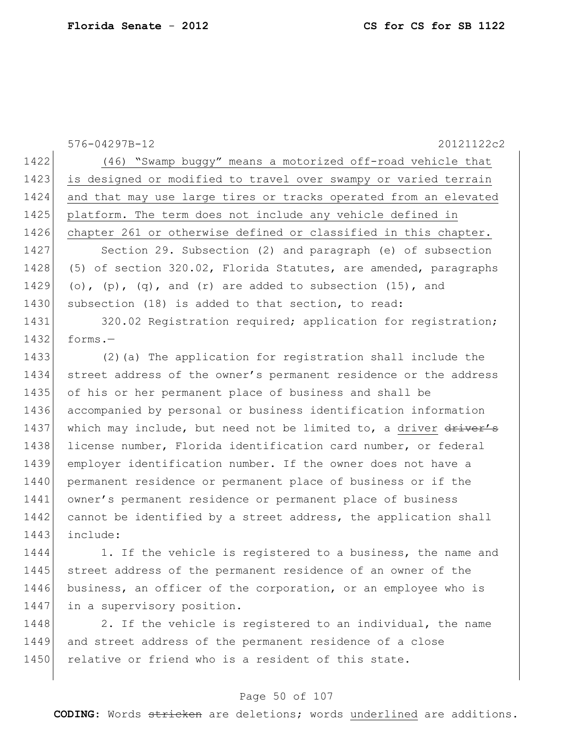(46) "Swamp buggy" means a motorized off-road vehicle that is designed or modified to travel over swampy or varied terrain and that may use large tires or tracks operated from an elevated platform. The term does not include any vehicle defined in chapter 261 or otherwise defined or classified in this chapter.

Section 29. Subsection (2) and paragraph (e) of subsection (5) of section 320.02, Florida Statutes, are amended, paragraphs (o), (p), (q), and (r) are added to subsection (15), and subsection (18) is added to that section, to read:

320.02 Registration required; application for registration; forms.—

(2)(a) The application for registration shall include the street address of the owner's permanent residence or the address of his or her permanent place of business and shall be accompanied by personal or business identification information which may include, but need not be limited to, a driver ~~driver's~~ license number, Florida identification card number, or federal employer identification number. If the owner does not have a permanent residence or permanent place of business or if the owner's permanent residence or permanent place of business cannot be identified by a street address, the application shall include:

1. If the vehicle is registered to a business, the name and street address of the permanent residence of an owner of the business, an officer of the corporation, or an employee who is in a supervisory position.

2. If the vehicle is registered to an individual, the name and street address of the permanent residence of a close relative or friend who is a resident of this state.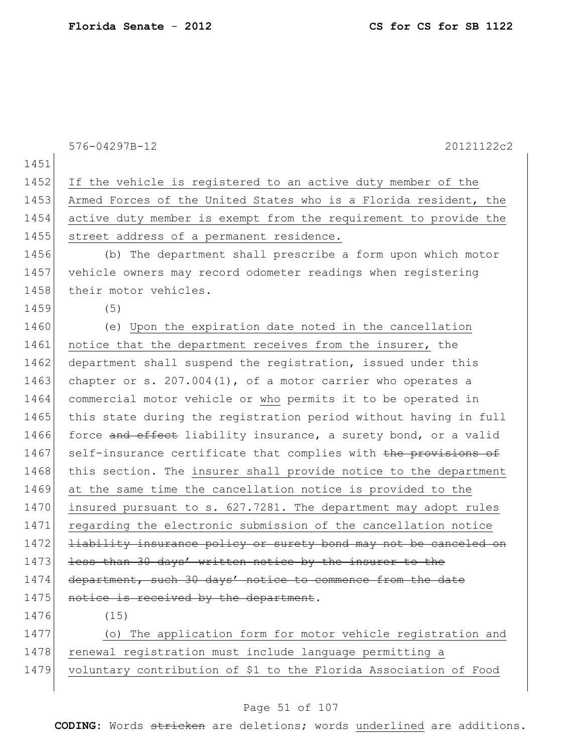If the vehicle is registered to an active duty member of the Armed Forces of the United States who is a Florida resident, the active duty member is exempt from the requirement to provide the street address of a permanent residence.

(b) The department shall prescribe a form upon which motor vehicle owners may record odometer readings when registering their motor vehicles.

(5)

(e) Upon the expiration date noted in the cancellation notice that the department receives from the insurer, the department shall suspend the registration, issued under this chapter or s. 207.004(1), of a motor carrier who operates a commercial motor vehicle or who permits it to be operated in this state during the registration period without having in full force ~~and effect~~ liability insurance, a surety bond, or a valid self-insurance certificate that complies with ~~the provisions of~~ this section. The insurer shall provide notice to the department at the same time the cancellation notice is provided to the insured pursuant to s. 627.7281. The department may adopt rules regarding the electronic submission of the cancellation notice ~~liability insurance policy or surety bond may not be canceled on less than 30 days' written notice by the insurer to the department, such 30 days' notice to commence from the date notice is received by the department~~.

(15)

(o) The application form for motor vehicle registration and renewal registration must include language permitting a voluntary contribution of $1 to the Florida Association of Food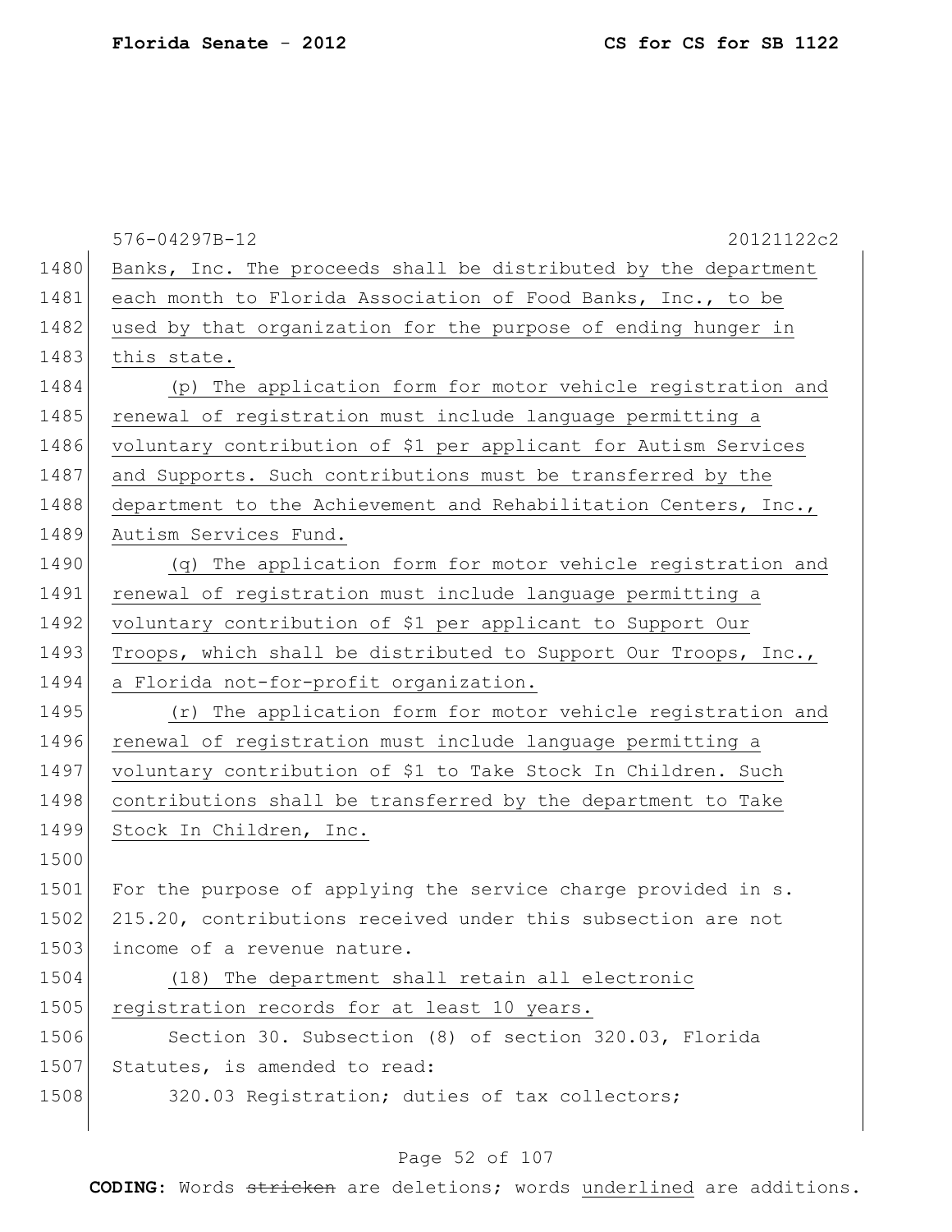Banks, Inc. The proceeds shall be distributed by the department each month to Florida Association of Food Banks, Inc., to be used by that organization for the purpose of ending hunger in this state.

(p) The application form for motor vehicle registration and renewal of registration must include language permitting a voluntary contribution of $1 per applicant for Autism Services and Supports. Such contributions must be transferred by the department to the Achievement and Rehabilitation Centers, Inc., Autism Services Fund.

(q) The application form for motor vehicle registration and renewal of registration must include language permitting a voluntary contribution of $1 per applicant to Support Our Troops, which shall be distributed to Support Our Troops, Inc., a Florida not-for-profit organization.

(r) The application form for motor vehicle registration and renewal of registration must include language permitting a voluntary contribution of $1 to Take Stock In Children. Such contributions shall be transferred by the department to Take Stock In Children, Inc.

For the purpose of applying the service charge provided in s. 215.20, contributions received under this subsection are not income of a revenue nature.

(18) The department shall retain all electronic registration records for at least 10 years.

Section 30. Subsection (8) of section 320.03, Florida Statutes, is amended to read:

320.03 Registration; duties of tax collectors;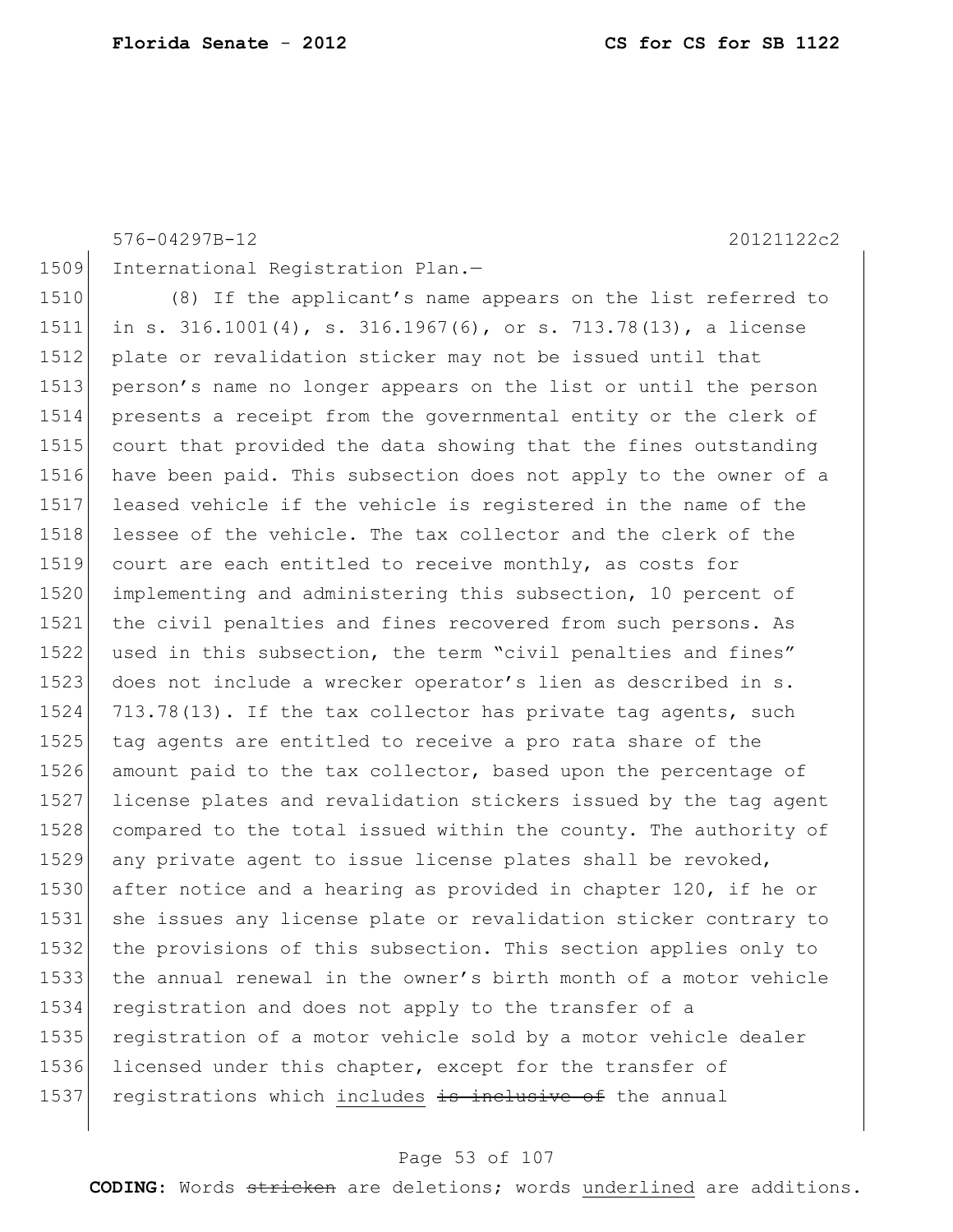576-04297B-12 20121122c2

1509 International Registration Plan.—

1510 (8) If the applicant's name appears on the list referred to
1511 in s. 316.1001(4), s. 316.1967(6), or s. 713.78(13), a license
1512 plate or revalidation sticker may not be issued until that
1513 person's name no longer appears on the list or until the person
1514 presents a receipt from the governmental entity or the clerk of
1515 court that provided the data showing that the fines outstanding
1516 have been paid. This subsection does not apply to the owner of a
1517 leased vehicle if the vehicle is registered in the name of the
1518 lessee of the vehicle. The tax collector and the clerk of the
1519 court are each entitled to receive monthly, as costs for
1520 implementing and administering this subsection, 10 percent of
1521 the civil penalties and fines recovered from such persons. As
1522 used in this subsection, the term "civil penalties and fines"
1523 does not include a wrecker operator's lien as described in s.
1524 713.78(13). If the tax collector has private tag agents, such
1525 tag agents are entitled to receive a pro rata share of the
1526 amount paid to the tax collector, based upon the percentage of
1527 license plates and revalidation stickers issued by the tag agent
1528 compared to the total issued within the county. The authority of
1529 any private agent to issue license plates shall be revoked,
1530 after notice and a hearing as provided in chapter 120, if he or
1531 she issues any license plate or revalidation sticker contrary to
1532 the provisions of this subsection. This section applies only to
1533 the annual renewal in the owner's birth month of a motor vehicle
1534 registration and does not apply to the transfer of a
1535 registration of a motor vehicle sold by a motor vehicle dealer
1536 licensed under this chapter, except for the transfer of
1537 registrations which <u>includes</u> ~~is inclusive of~~ the annual

**CODING:** Words ~~stricken~~ are deletions; words <u>underlined</u> are additions.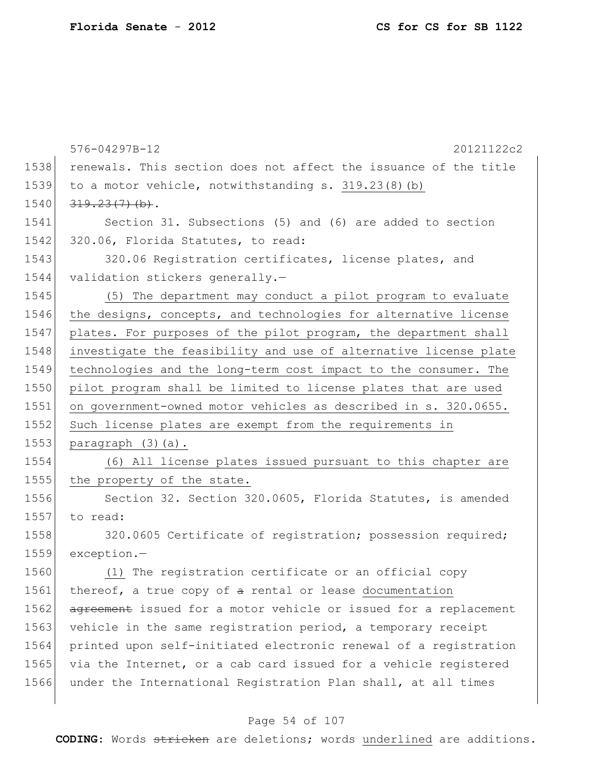576-04297B-12 20121122c2

renewals. This section does not affect the issuance of the title to a motor vehicle, notwithstanding s. <u>319.23(8)(b)</u> ~~319.23(7)(b)~~.

Section 31. Subsections (5) and (6) are added to section 320.06, Florida Statutes, to read:

320.06 Registration certificates, license plates, and validation stickers generally.—

<u>(5) The department may conduct a pilot program to evaluate the designs, concepts, and technologies for alternative license plates. For purposes of the pilot program, the department shall investigate the feasibility and use of alternative license plate technologies and the long-term cost impact to the consumer. The pilot program shall be limited to license plates that are used on government-owned motor vehicles as described in s. 320.0655. Such license plates are exempt from the requirements in paragraph (3)(a).</u>

<u>(6) All license plates issued pursuant to this chapter are the property of the state.</u>

Section 32. Section 320.0605, Florida Statutes, is amended to read:

320.0605 Certificate of registration; possession required; exception.—

<u>(1)</u> The registration certificate or an official copy thereof, a true copy of ~~a~~ rental or lease <u>documentation</u> ~~agreement~~ issued for a motor vehicle or issued for a replacement vehicle in the same registration period, a temporary receipt printed upon self-initiated electronic renewal of a registration via the Internet, or a cab card issued for a vehicle registered under the International Registration Plan shall, at all times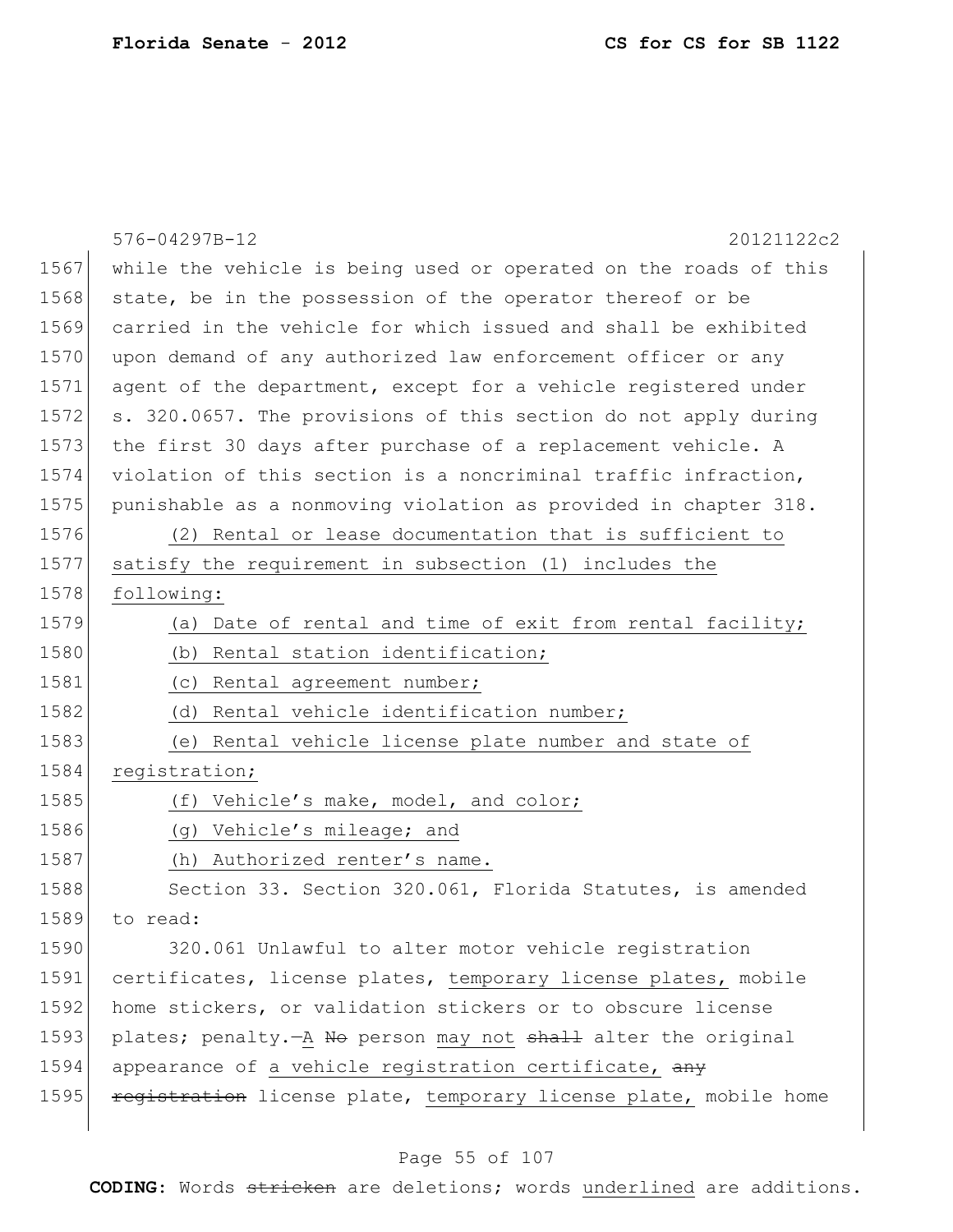while the vehicle is being used or operated on the roads of this state, be in the possession of the operator thereof or be carried in the vehicle for which issued and shall be exhibited upon demand of any authorized law enforcement officer or any agent of the department, except for a vehicle registered under s. 320.0657. The provisions of this section do not apply during the first 30 days after purchase of a replacement vehicle. A violation of this section is a noncriminal traffic infraction, punishable as a nonmoving violation as provided in chapter 318.

<u>(2) Rental or lease documentation that is sufficient to satisfy the requirement in subsection (1) includes the following:</u>

<u>(a) Date of rental and time of exit from rental facility;</u>

<u>(b) Rental station identification;</u>

<u>(c) Rental agreement number;</u>

<u>(d) Rental vehicle identification number;</u>

<u>(e) Rental vehicle license plate number and state of registration;</u>

<u>(f) Vehicle's make, model, and color;</u>

<u>(g) Vehicle's mileage; and</u>

<u>(h) Authorized renter's name.</u>

Section 33. Section 320.061, Florida Statutes, is amended to read:

320.061 Unlawful to alter motor vehicle registration certificates, license plates, <u>temporary license plates,</u> mobile home stickers, or validation stickers or to obscure license plates; penalty.—<u>A</u> ~~No~~ person <u>may not</u> ~~shall~~ alter the original appearance of <u>a vehicle registration certificate,</u> ~~any registration~~ license plate, <u>temporary license plate,</u> mobile home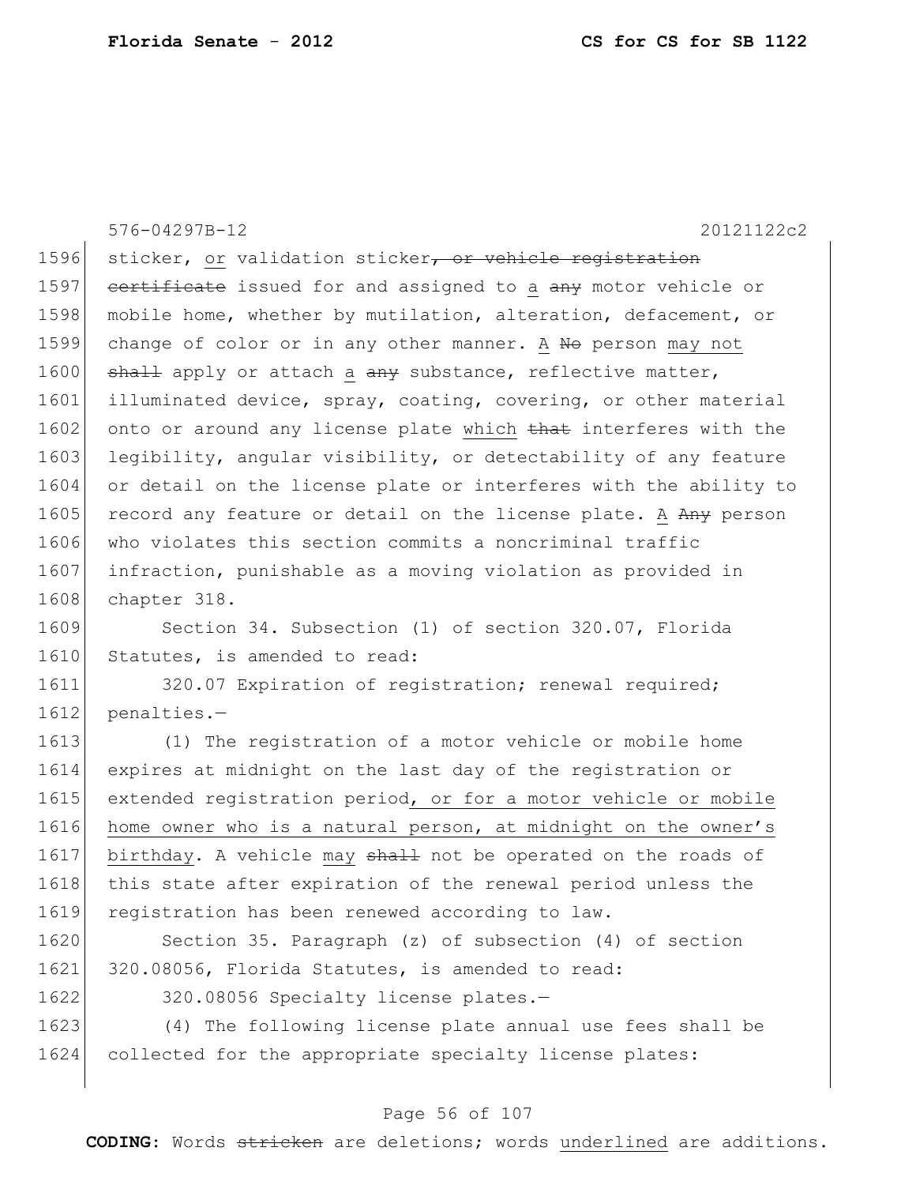sticker, or validation sticker~~, or vehicle registration certificate~~ issued for and assigned to a ~~any~~ motor vehicle or mobile home, whether by mutilation, alteration, defacement, or change of color or in any other manner. A ~~No~~ person may not ~~shall~~ apply or attach a ~~any~~ substance, reflective matter, illuminated device, spray, coating, covering, or other material onto or around any license plate which ~~that~~ interferes with the legibility, angular visibility, or detectability of any feature or detail on the license plate or interferes with the ability to record any feature or detail on the license plate. A ~~Any~~ person who violates this section commits a noncriminal traffic infraction, punishable as a moving violation as provided in chapter 318.

Section 34. Subsection (1) of section 320.07, Florida Statutes, is amended to read:

320.07 Expiration of registration; renewal required; penalties.—

(1) The registration of a motor vehicle or mobile home expires at midnight on the last day of the registration or extended registration period, or for a motor vehicle or mobile home owner who is a natural person, at midnight on the owner's birthday. A vehicle may ~~shall~~ not be operated on the roads of this state after expiration of the renewal period unless the registration has been renewed according to law.

Section 35. Paragraph (z) of subsection (4) of section 320.08056, Florida Statutes, is amended to read:

320.08056 Specialty license plates.—

(4) The following license plate annual use fees shall be collected for the appropriate specialty license plates: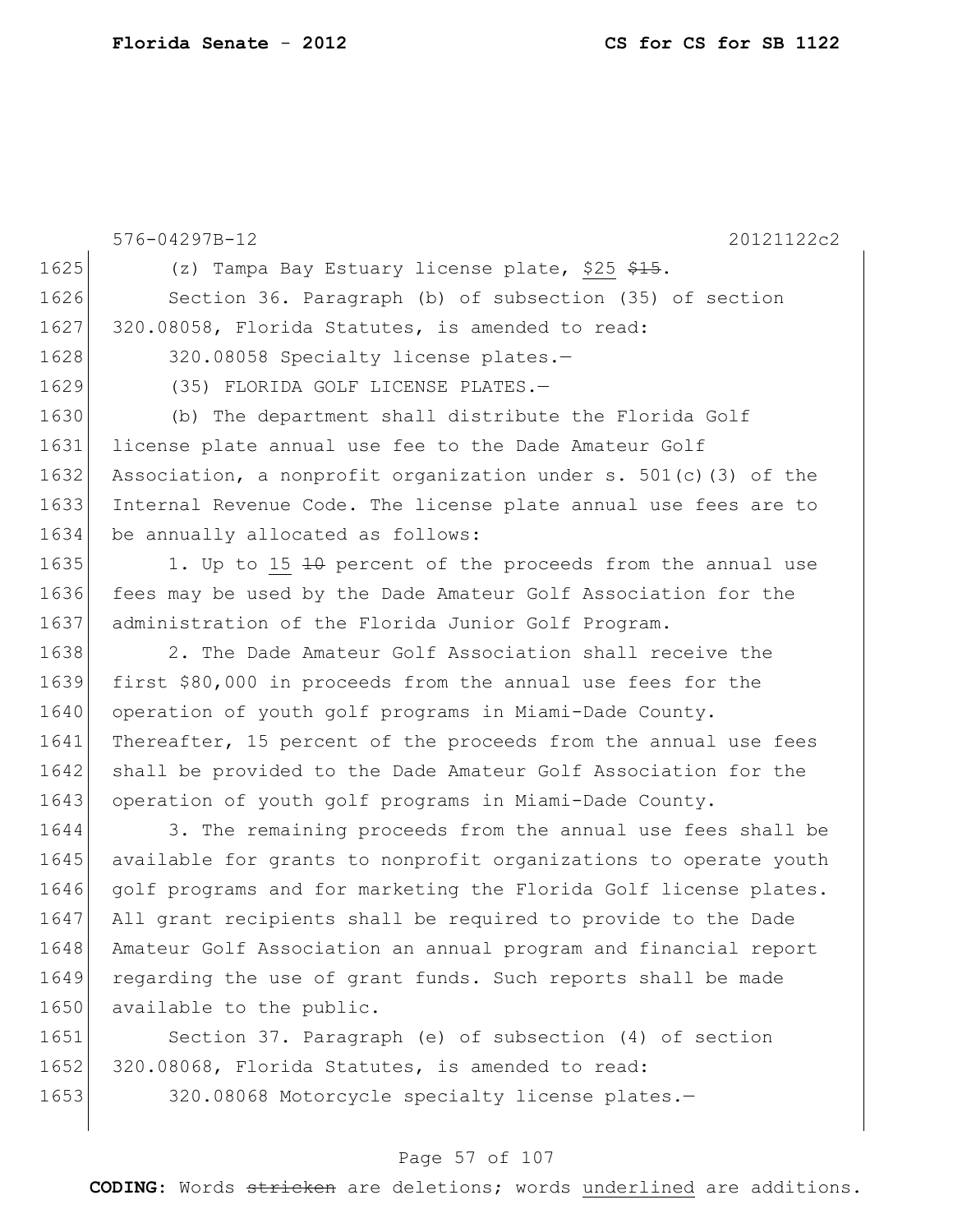576-04297B-12 20121122c2

(z) Tampa Bay Estuary license plate, <u>$25</u> ~~$15~~.

Section 36. Paragraph (b) of subsection (35) of section 320.08058, Florida Statutes, is amended to read:

320.08058 Specialty license plates.—

(35) FLORIDA GOLF LICENSE PLATES.—

(b) The department shall distribute the Florida Golf license plate annual use fee to the Dade Amateur Golf Association, a nonprofit organization under s. 501(c)(3) of the Internal Revenue Code. The license plate annual use fees are to be annually allocated as follows:

1. Up to <u>15</u> ~~10~~ percent of the proceeds from the annual use fees may be used by the Dade Amateur Golf Association for the administration of the Florida Junior Golf Program.

2. The Dade Amateur Golf Association shall receive the first $80,000 in proceeds from the annual use fees for the operation of youth golf programs in Miami-Dade County. Thereafter, 15 percent of the proceeds from the annual use fees shall be provided to the Dade Amateur Golf Association for the operation of youth golf programs in Miami-Dade County.

3. The remaining proceeds from the annual use fees shall be available for grants to nonprofit organizations to operate youth golf programs and for marketing the Florida Golf license plates. All grant recipients shall be required to provide to the Dade Amateur Golf Association an annual program and financial report regarding the use of grant funds. Such reports shall be made available to the public.

Section 37. Paragraph (e) of subsection (4) of section 320.08068, Florida Statutes, is amended to read:

320.08068 Motorcycle specialty license plates.—

**CODING:** Words ~~stricken~~ are deletions; words <u>underlined</u> are additions.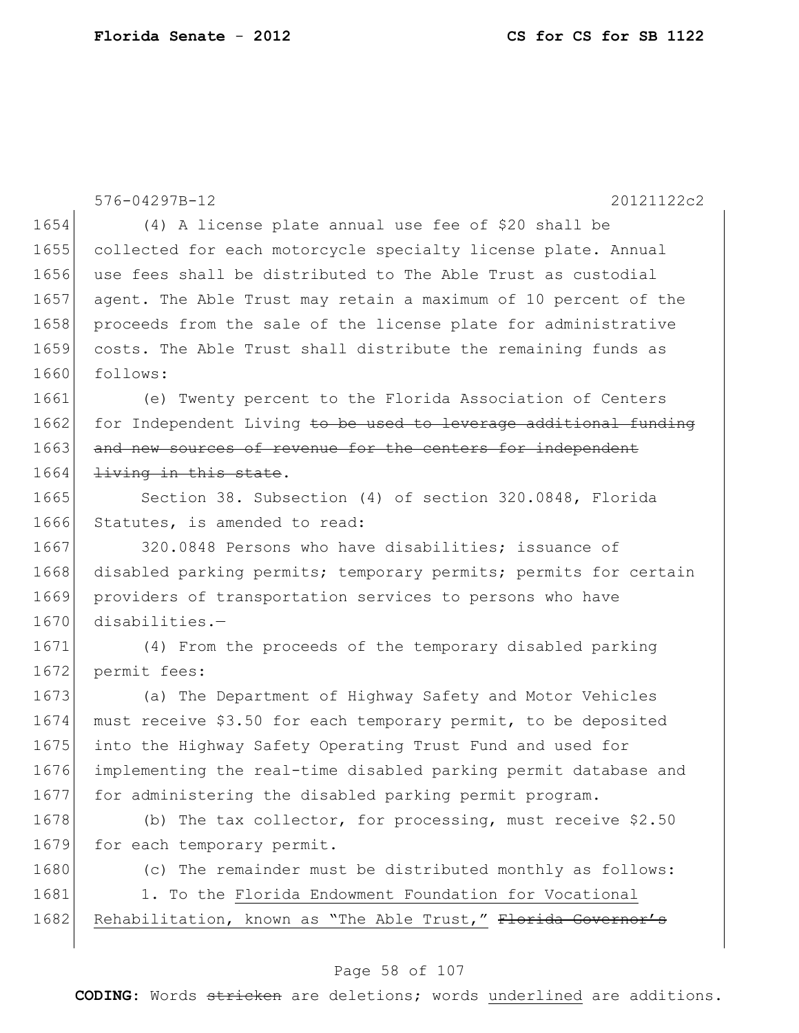576-04297B-12 20121122c2

(4) A license plate annual use fee of $20 shall be collected for each motorcycle specialty license plate. Annual use fees shall be distributed to The Able Trust as custodial agent. The Able Trust may retain a maximum of 10 percent of the proceeds from the sale of the license plate for administrative costs. The Able Trust shall distribute the remaining funds as follows:

(e) Twenty percent to the Florida Association of Centers for Independent Living ~~to be used to leverage additional funding and new sources of revenue for the centers for independent living in this state~~.

Section 38. Subsection (4) of section 320.0848, Florida Statutes, is amended to read:

320.0848 Persons who have disabilities; issuance of disabled parking permits; temporary permits; permits for certain providers of transportation services to persons who have disabilities.—

(4) From the proceeds of the temporary disabled parking permit fees:

(a) The Department of Highway Safety and Motor Vehicles must receive $3.50 for each temporary permit, to be deposited into the Highway Safety Operating Trust Fund and used for implementing the real-time disabled parking permit database and for administering the disabled parking permit program.

(b) The tax collector, for processing, must receive $2.50 for each temporary permit.

(c) The remainder must be distributed monthly as follows:

1. To the <u>Florida Endowment Foundation for Vocational Rehabilitation, known as "The Able Trust,"</u> ~~Florida Governor's~~

**CODING:** Words ~~stricken~~ are deletions; words <u>underlined</u> are additions.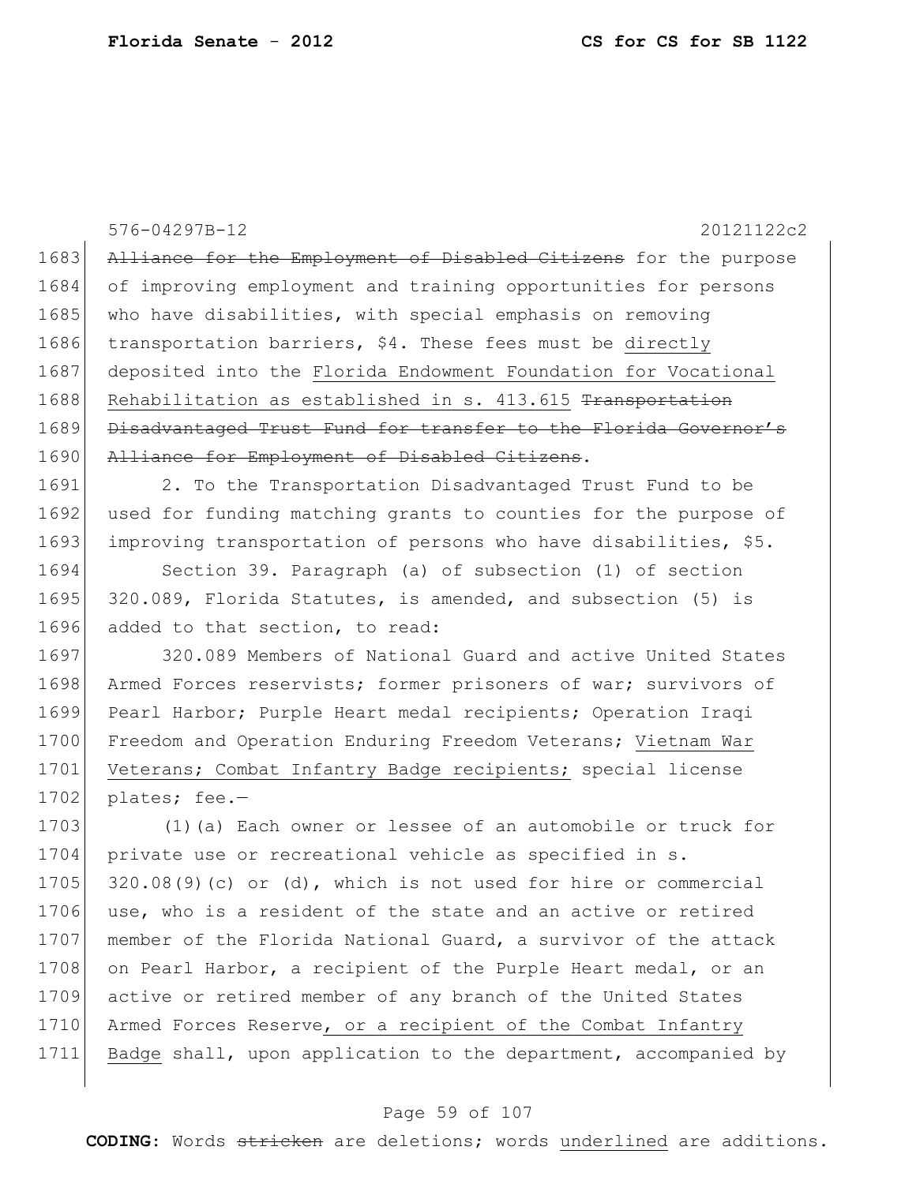Alliance for the Employment of Disabled Citizens for the purpose of improving employment and training opportunities for persons who have disabilities, with special emphasis on removing transportation barriers, $4. These fees must be directly deposited into the Florida Endowment Foundation for Vocational Rehabilitation as established in s. 413.615 Transportation Disadvantaged Trust Fund for transfer to the Florida Governor's Alliance for Employment of Disabled Citizens.

2. To the Transportation Disadvantaged Trust Fund to be used for funding matching grants to counties for the purpose of improving transportation of persons who have disabilities, $5.

Section 39. Paragraph (a) of subsection (1) of section 320.089, Florida Statutes, is amended, and subsection (5) is added to that section, to read:

320.089 Members of National Guard and active United States Armed Forces reservists; former prisoners of war; survivors of Pearl Harbor; Purple Heart medal recipients; Operation Iraqi Freedom and Operation Enduring Freedom Veterans; Vietnam War Veterans; Combat Infantry Badge recipients; special license plates; fee.—

(1)(a) Each owner or lessee of an automobile or truck for private use or recreational vehicle as specified in s. 320.08(9)(c) or (d), which is not used for hire or commercial use, who is a resident of the state and an active or retired member of the Florida National Guard, a survivor of the attack on Pearl Harbor, a recipient of the Purple Heart medal, or an active or retired member of any branch of the United States Armed Forces Reserve, or a recipient of the Combat Infantry Badge shall, upon application to the department, accompanied by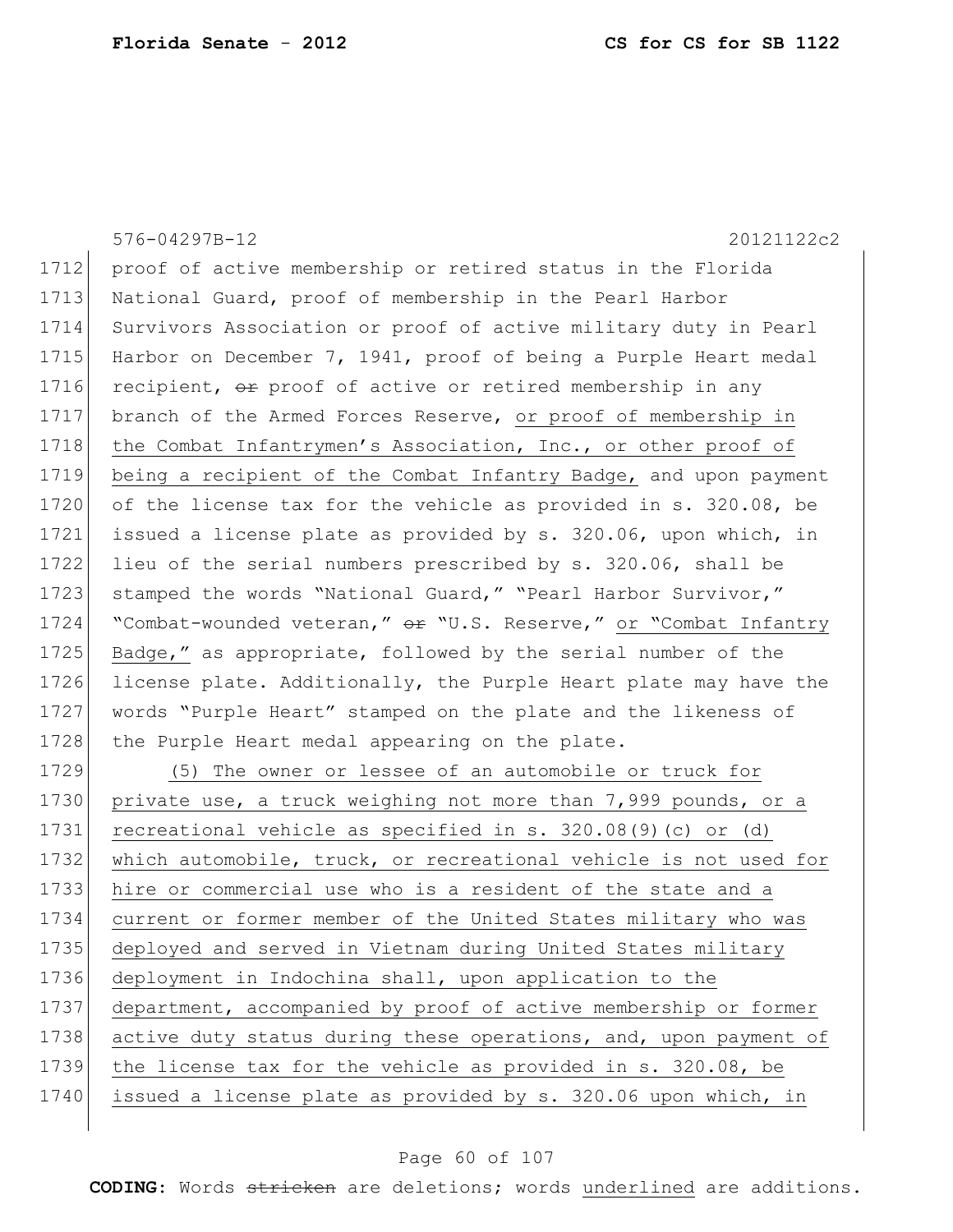proof of active membership or retired status in the Florida National Guard, proof of membership in the Pearl Harbor Survivors Association or proof of active military duty in Pearl Harbor on December 7, 1941, proof of being a Purple Heart medal recipient, ~~or~~ proof of active or retired membership in any branch of the Armed Forces Reserve, <u>or proof of membership in the Combat Infantrymen's Association, Inc., or other proof of being a recipient of the Combat Infantry Badge,</u> and upon payment of the license tax for the vehicle as provided in s. 320.08, be issued a license plate as provided by s. 320.06, upon which, in lieu of the serial numbers prescribed by s. 320.06, shall be stamped the words "National Guard," "Pearl Harbor Survivor," "Combat-wounded veteran," ~~or~~ "U.S. Reserve," <u>or "Combat Infantry Badge,"</u> as appropriate, followed by the serial number of the license plate. Additionally, the Purple Heart plate may have the words "Purple Heart" stamped on the plate and the likeness of the Purple Heart medal appearing on the plate.

<u>(5) The owner or lessee of an automobile or truck for private use, a truck weighing not more than 7,999 pounds, or a recreational vehicle as specified in s. 320.08(9)(c) or (d) which automobile, truck, or recreational vehicle is not used for hire or commercial use who is a resident of the state and a current or former member of the United States military who was deployed and served in Vietnam during United States military deployment in Indochina shall, upon application to the department, accompanied by proof of active membership or former active duty status during these operations, and, upon payment of the license tax for the vehicle as provided in s. 320.08, be issued a license plate as provided by s. 320.06 upon which, in</u>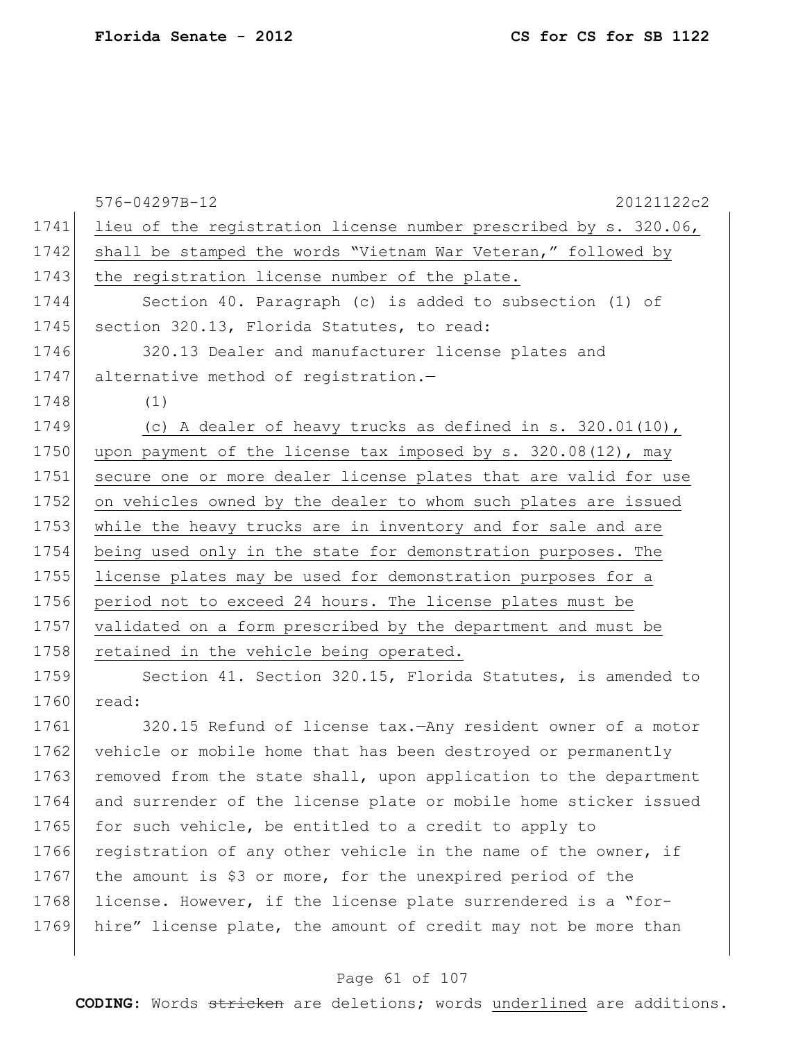lieu of the registration license number prescribed by s. 320.06, shall be stamped the words "Vietnam War Veteran," followed by the registration license number of the plate.

Section 40. Paragraph (c) is added to subsection (1) of section 320.13, Florida Statutes, to read:

320.13 Dealer and manufacturer license plates and alternative method of registration.—

(1)

(c) A dealer of heavy trucks as defined in s. 320.01(10), upon payment of the license tax imposed by s. 320.08(12), may secure one or more dealer license plates that are valid for use on vehicles owned by the dealer to whom such plates are issued while the heavy trucks are in inventory and for sale and are being used only in the state for demonstration purposes. The license plates may be used for demonstration purposes for a period not to exceed 24 hours. The license plates must be validated on a form prescribed by the department and must be retained in the vehicle being operated.

Section 41. Section 320.15, Florida Statutes, is amended to read:

320.15 Refund of license tax.—Any resident owner of a motor vehicle or mobile home that has been destroyed or permanently removed from the state shall, upon application to the department and surrender of the license plate or mobile home sticker issued for such vehicle, be entitled to a credit to apply to registration of any other vehicle in the name of the owner, if the amount is $3 or more, for the unexpired period of the license. However, if the license plate surrendered is a "for-hire" license plate, the amount of credit may not be more than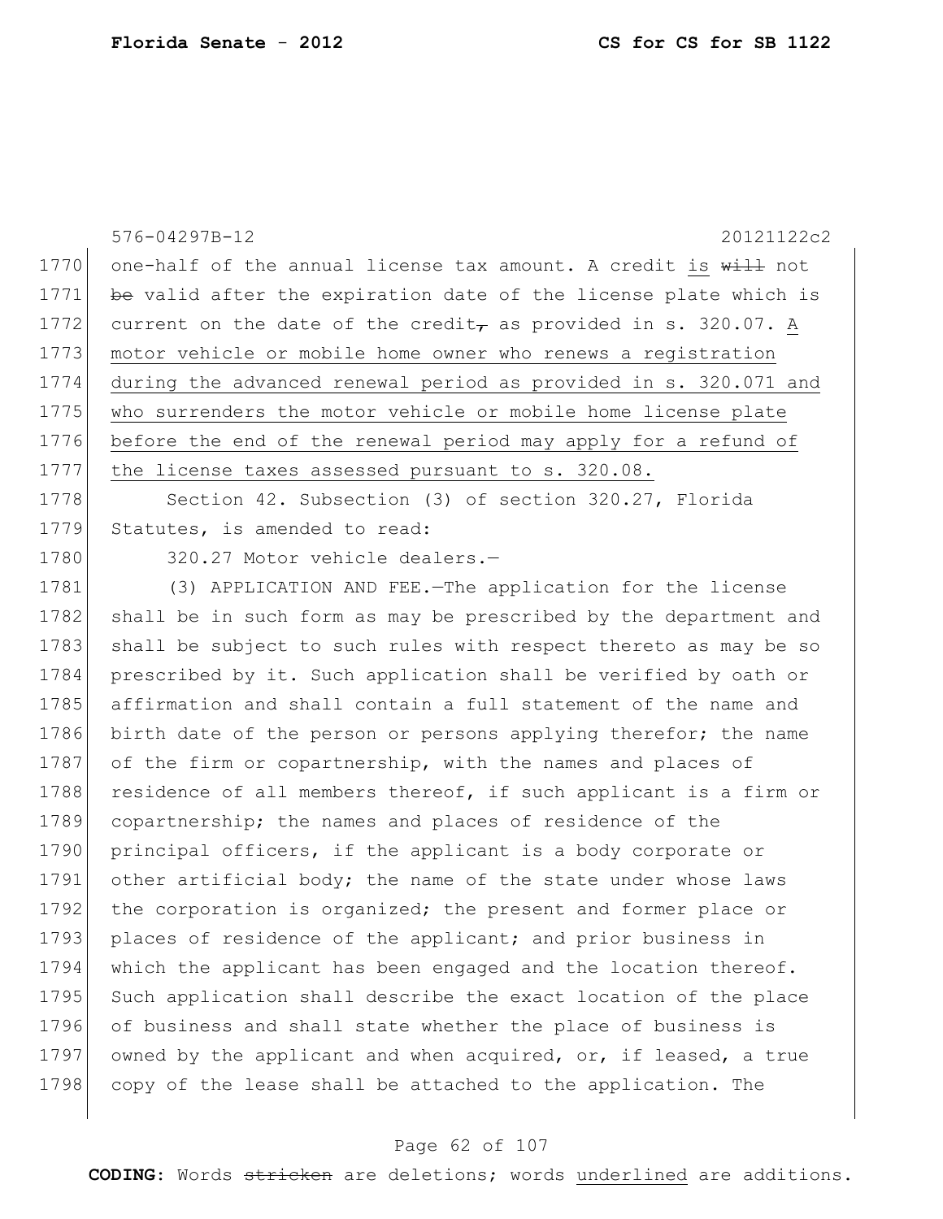576-04297B-12 20121122c2

1770 one-half of the annual license tax amount. A credit is ~~will~~ not
1771 ~~be~~ valid after the expiration date of the license plate which is
1772 current on the date of the credit~~,~~ as provided in s. 320.07. A
1773 motor vehicle or mobile home owner who renews a registration
1774 during the advanced renewal period as provided in s. 320.071 and
1775 who surrenders the motor vehicle or mobile home license plate
1776 before the end of the renewal period may apply for a refund of
1777 the license taxes assessed pursuant to s. 320.08.

1778 Section 42. Subsection (3) of section 320.27, Florida
1779 Statutes, is amended to read:

1780 320.27 Motor vehicle dealers.—

1781 (3) APPLICATION AND FEE.—The application for the license
1782 shall be in such form as may be prescribed by the department and
1783 shall be subject to such rules with respect thereto as may be so
1784 prescribed by it. Such application shall be verified by oath or
1785 affirmation and shall contain a full statement of the name and
1786 birth date of the person or persons applying therefor; the name
1787 of the firm or copartnership, with the names and places of
1788 residence of all members thereof, if such applicant is a firm or
1789 copartnership; the names and places of residence of the
1790 principal officers, if the applicant is a body corporate or
1791 other artificial body; the name of the state under whose laws
1792 the corporation is organized; the present and former place or
1793 places of residence of the applicant; and prior business in
1794 which the applicant has been engaged and the location thereof.
1795 Such application shall describe the exact location of the place
1796 of business and shall state whether the place of business is
1797 owned by the applicant and when acquired, or, if leased, a true
1798 copy of the lease shall be attached to the application. The

**CODING:** Words ~~stricken~~ are deletions; words underlined are additions.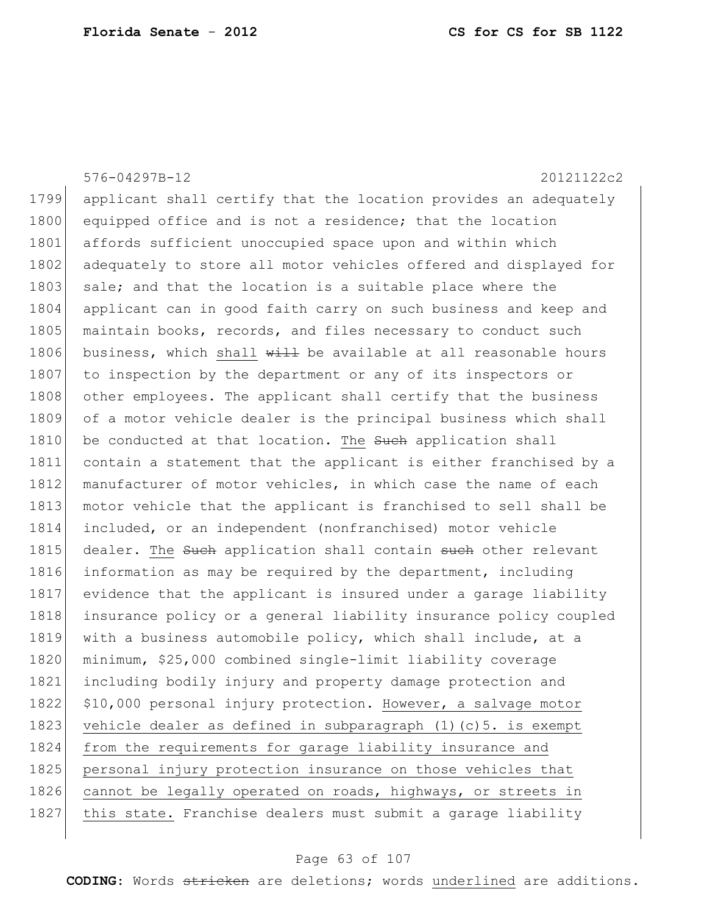applicant shall certify that the location provides an adequately equipped office and is not a residence; that the location affords sufficient unoccupied space upon and within which adequately to store all motor vehicles offered and displayed for sale; and that the location is a suitable place where the applicant can in good faith carry on such business and keep and maintain books, records, and files necessary to conduct such business, which shall ~~will~~ be available at all reasonable hours to inspection by the department or any of its inspectors or other employees. The applicant shall certify that the business of a motor vehicle dealer is the principal business which shall be conducted at that location. The ~~Such~~ application shall contain a statement that the applicant is either franchised by a manufacturer of motor vehicles, in which case the name of each motor vehicle that the applicant is franchised to sell shall be included, or an independent (nonfranchised) motor vehicle dealer. The ~~Such~~ application shall contain ~~such~~ other relevant information as may be required by the department, including evidence that the applicant is insured under a garage liability insurance policy or a general liability insurance policy coupled with a business automobile policy, which shall include, at a minimum, $25,000 combined single-limit liability coverage including bodily injury and property damage protection and $10,000 personal injury protection. However, a salvage motor vehicle dealer as defined in subparagraph (1)(c)5. is exempt from the requirements for garage liability insurance and personal injury protection insurance on those vehicles that cannot be legally operated on roads, highways, or streets in this state. Franchise dealers must submit a garage liability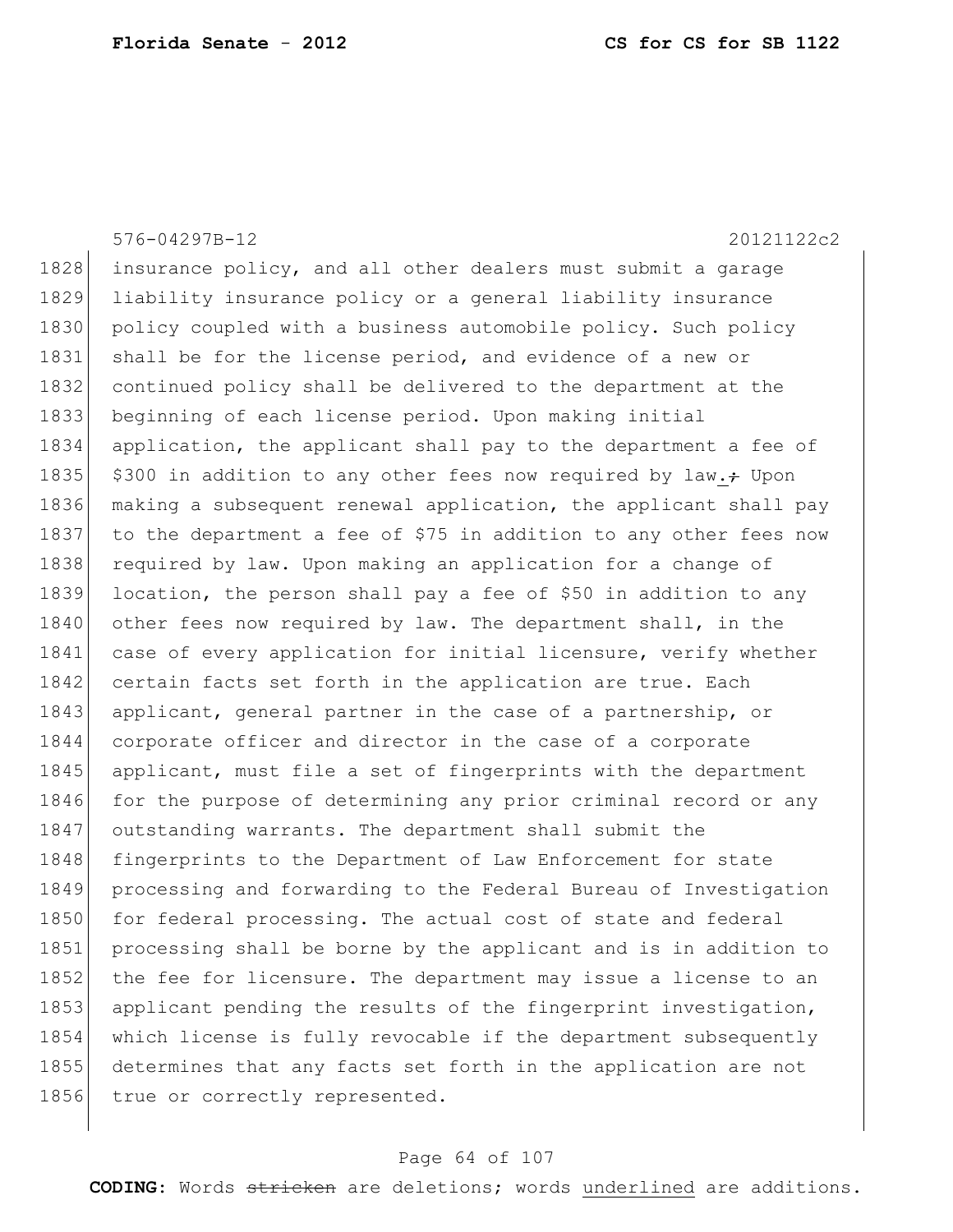576-04297B-12 20121122c2

1828 insurance policy, and all other dealers must submit a garage
1829 liability insurance policy or a general liability insurance
1830 policy coupled with a business automobile policy. Such policy
1831 shall be for the license period, and evidence of a new or
1832 continued policy shall be delivered to the department at the
1833 beginning of each license period. Upon making initial
1834 application, the applicant shall pay to the department a fee of
1835 $300 in addition to any other fees now required by law. ~~;~~ Upon
1836 making a subsequent renewal application, the applicant shall pay
1837 to the department a fee of $75 in addition to any other fees now
1838 required by law. Upon making an application for a change of
1839 location, the person shall pay a fee of $50 in addition to any
1840 other fees now required by law. The department shall, in the
1841 case of every application for initial licensure, verify whether
1842 certain facts set forth in the application are true. Each
1843 applicant, general partner in the case of a partnership, or
1844 corporate officer and director in the case of a corporate
1845 applicant, must file a set of fingerprints with the department
1846 for the purpose of determining any prior criminal record or any
1847 outstanding warrants. The department shall submit the
1848 fingerprints to the Department of Law Enforcement for state
1849 processing and forwarding to the Federal Bureau of Investigation
1850 for federal processing. The actual cost of state and federal
1851 processing shall be borne by the applicant and is in addition to
1852 the fee for licensure. The department may issue a license to an
1853 applicant pending the results of the fingerprint investigation,
1854 which license is fully revocable if the department subsequently
1855 determines that any facts set forth in the application are not
1856 true or correctly represented.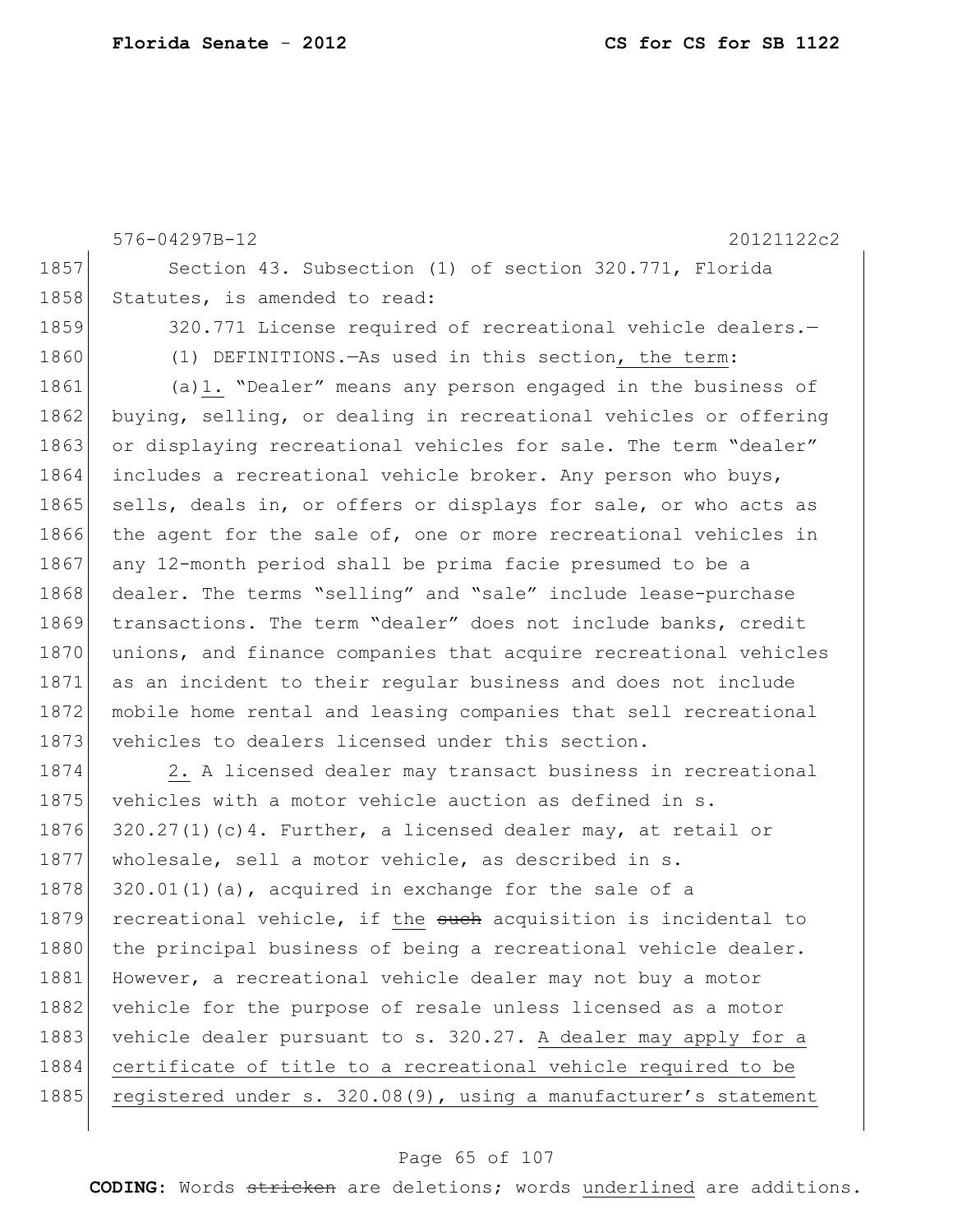Section 43. Subsection (1) of section 320.771, Florida Statutes, is amended to read:

320.771 License required of recreational vehicle dealers.—

(1) DEFINITIONS.—As used in this section, the term:

(a)1. "Dealer" means any person engaged in the business of buying, selling, or dealing in recreational vehicles or offering or displaying recreational vehicles for sale. The term "dealer" includes a recreational vehicle broker. Any person who buys, sells, deals in, or offers or displays for sale, or who acts as the agent for the sale of, one or more recreational vehicles in any 12-month period shall be prima facie presumed to be a dealer. The terms "selling" and "sale" include lease-purchase transactions. The term "dealer" does not include banks, credit unions, and finance companies that acquire recreational vehicles as an incident to their regular business and does not include mobile home rental and leasing companies that sell recreational vehicles to dealers licensed under this section.

2. A licensed dealer may transact business in recreational vehicles with a motor vehicle auction as defined in s. 320.27(1)(c)4. Further, a licensed dealer may, at retail or wholesale, sell a motor vehicle, as described in s. 320.01(1)(a), acquired in exchange for the sale of a recreational vehicle, if the ~~such~~ acquisition is incidental to the principal business of being a recreational vehicle dealer. However, a recreational vehicle dealer may not buy a motor vehicle for the purpose of resale unless licensed as a motor vehicle dealer pursuant to s. 320.27. A dealer may apply for a certificate of title to a recreational vehicle required to be registered under s. 320.08(9), using a manufacturer's statement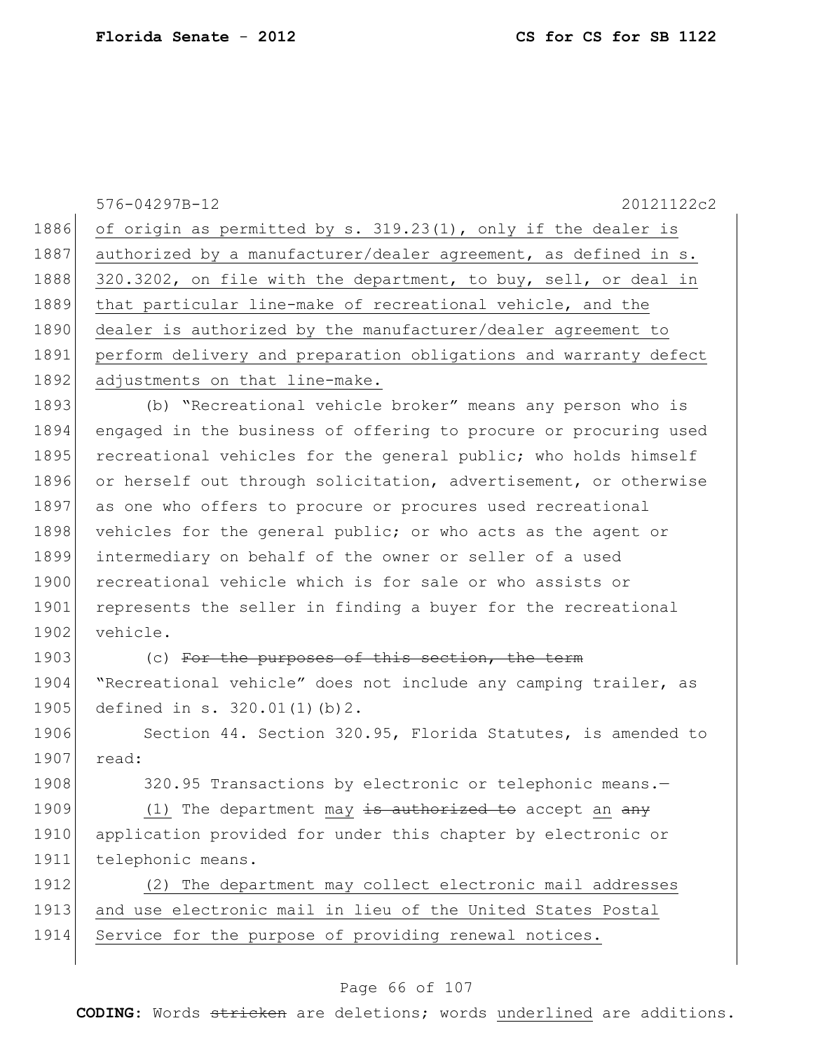576-04297B-12 20121122c2

1886 of origin as permitted by s. 319.23(1), only if the dealer is
1887 authorized by a manufacturer/dealer agreement, as defined in s.
1888 320.3202, on file with the department, to buy, sell, or deal in
1889 that particular line-make of recreational vehicle, and the
1890 dealer is authorized by the manufacturer/dealer agreement to
1891 perform delivery and preparation obligations and warranty defect
1892 adjustments on that line-make.

1893 (b) "Recreational vehicle broker" means any person who is
1894 engaged in the business of offering to procure or procuring used
1895 recreational vehicles for the general public; who holds himself
1896 or herself out through solicitation, advertisement, or otherwise
1897 as one who offers to procure or procures used recreational
1898 vehicles for the general public; or who acts as the agent or
1899 intermediary on behalf of the owner or seller of a used
1900 recreational vehicle which is for sale or who assists or
1901 represents the seller in finding a buyer for the recreational
1902 vehicle.

1903 (c) ~~For the purposes of this section, the term~~
1904 "Recreational vehicle" does not include any camping trailer, as
1905 defined in s. 320.01(1)(b)2.

1906 Section 44. Section 320.95, Florida Statutes, is amended to
1907 read:

1908 320.95 Transactions by electronic or telephonic means.—

1909 (1) The department may ~~is authorized to~~ accept an ~~any~~
1910 application provided for under this chapter by electronic or
1911 telephonic means.

1912 (2) The department may collect electronic mail addresses
1913 and use electronic mail in lieu of the United States Postal
1914 Service for the purpose of providing renewal notices.

**CODING:** Words ~~stricken~~ are deletions; words underlined are additions.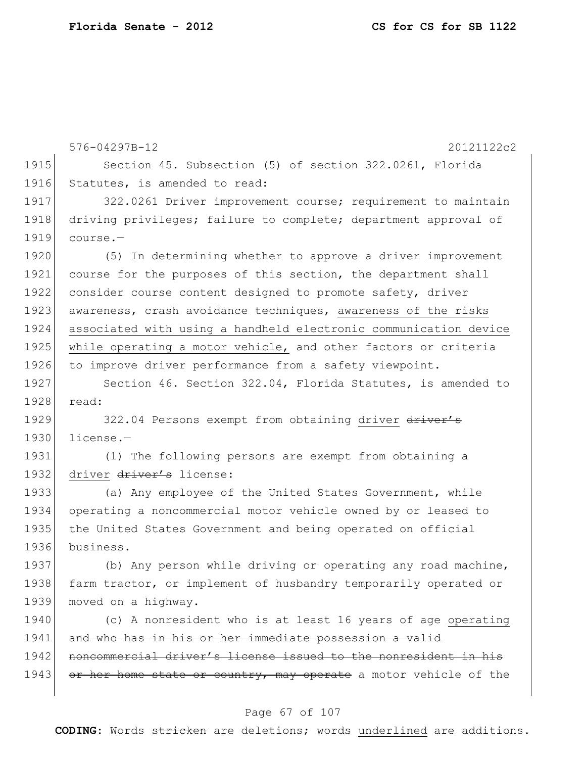576-04297B-12 20121122c2

1915 Section 45. Subsection (5) of section 322.0261, Florida
1916 Statutes, is amended to read:

1917 322.0261 Driver improvement course; requirement to maintain
1918 driving privileges; failure to complete; department approval of
1919 course.—

1920 (5) In determining whether to approve a driver improvement
1921 course for the purposes of this section, the department shall
1922 consider course content designed to promote safety, driver
1923 awareness, crash avoidance techniques, <u>awareness of the risks</u>
1924 <u>associated with using a handheld electronic communication device</u>
1925 <u>while operating a motor vehicle,</u> and other factors or criteria
1926 to improve driver performance from a safety viewpoint.

1927 Section 46. Section 322.04, Florida Statutes, is amended to
1928 read:

1929 322.04 Persons exempt from obtaining <u>driver</u> ~~driver's~~
1930 license.—

1931 (1) The following persons are exempt from obtaining a
1932 <u>driver</u> ~~driver's~~ license:

1933 (a) Any employee of the United States Government, while
1934 operating a noncommercial motor vehicle owned by or leased to
1935 the United States Government and being operated on official
1936 business.

1937 (b) Any person while driving or operating any road machine,
1938 farm tractor, or implement of husbandry temporarily operated or
1939 moved on a highway.

1940 (c) A nonresident who is at least 16 years of age <u>operating</u>
1941 ~~and who has in his or her immediate possession a valid~~
1942 ~~noncommercial driver's license issued to the nonresident in his~~
1943 ~~or her home state or country, may operate~~ a motor vehicle of the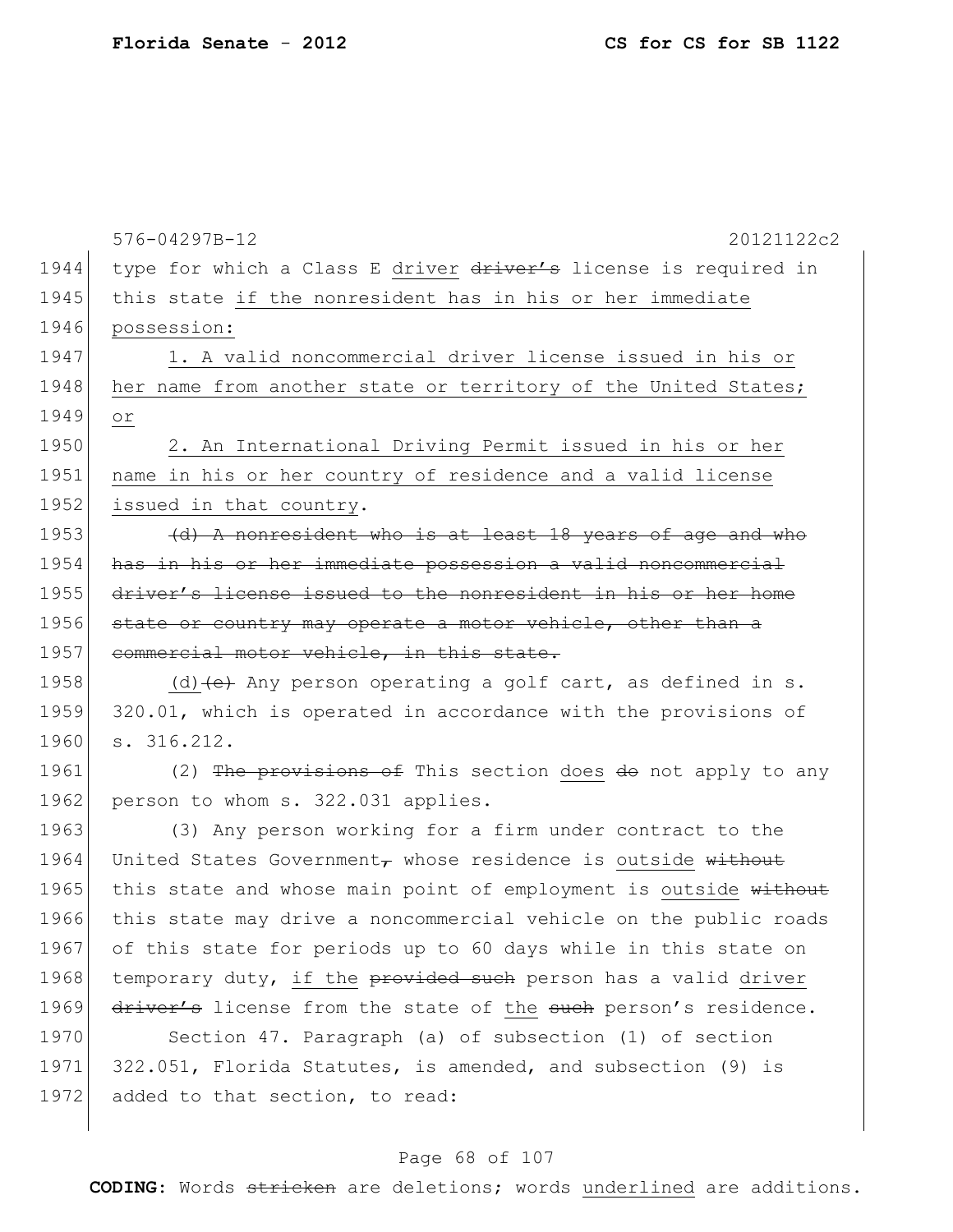576-04297B-12 20121122c2

1944 type for which a Class E driver ~~driver's~~ license is required in
1945 this state <u>if the nonresident has in his or her immediate</u>
1946 <u>possession:</u>

1947 <u>1. A valid noncommercial driver license issued in his or</u>
1948 <u>her name from another state or territory of the United States;</u>
1949 <u>or</u>

1950 <u>2. An International Driving Permit issued in his or her</u>
1951 <u>name in his or her country of residence and a valid license</u>
1952 <u>issued in that country</u>.

1953 ~~(d) A nonresident who is at least 18 years of age and who~~
1954 ~~has in his or her immediate possession a valid noncommercial~~
1955 ~~driver's license issued to the nonresident in his or her home~~
1956 ~~state or country may operate a motor vehicle, other than a~~
1957 ~~commercial motor vehicle, in this state.~~

1958 <u>(d)</u>~~(e)~~ Any person operating a golf cart, as defined in s.
1959 320.01, which is operated in accordance with the provisions of
1960 s. 316.212.

1961 (2) ~~The provisions of~~ This section <u>does</u> ~~do~~ not apply to any
1962 person to whom s. 322.031 applies.

1963 (3) Any person working for a firm under contract to the
1964 United States Government~~,~~ whose residence is <u>outside</u> ~~without~~
1965 this state and whose main point of employment is <u>outside</u> ~~without~~
1966 this state may drive a noncommercial vehicle on the public roads
1967 of this state for periods up to 60 days while in this state on
1968 temporary duty, <u>if the</u> ~~provided such~~ person has a valid <u>driver</u>
1969 ~~driver's~~ license from the state of <u>the</u> ~~such~~ person's residence.

1970 Section 47. Paragraph (a) of subsection (1) of section
1971 322.051, Florida Statutes, is amended, and subsection (9) is
1972 added to that section, to read:

**CODING:** Words ~~stricken~~ are deletions; words <u>underlined</u> are additions.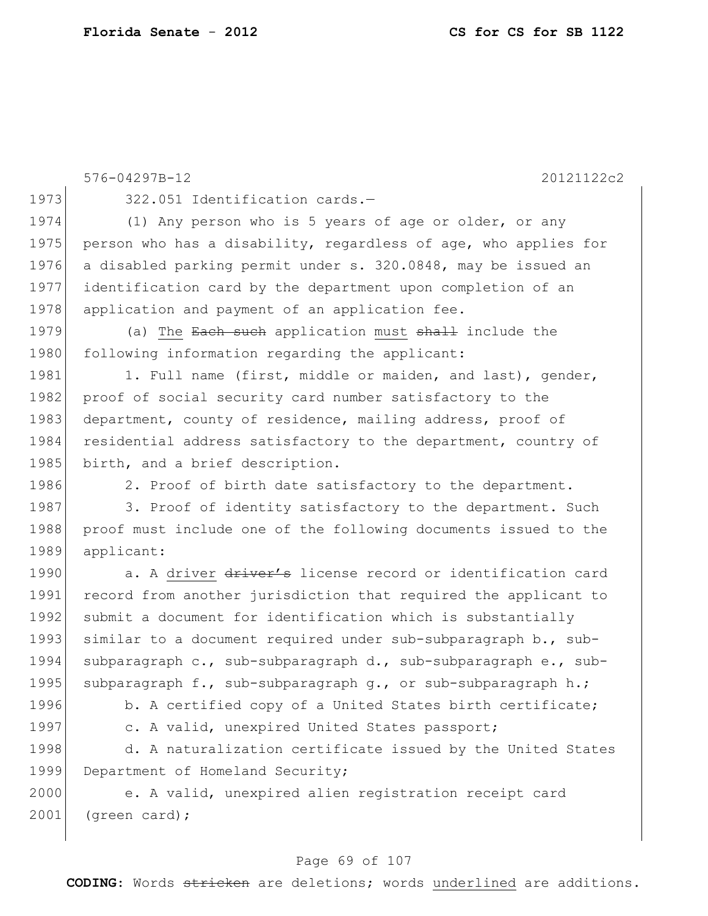576-04297B-12 20121122c2

1973 322.051 Identification cards.—

1974 (1) Any person who is 5 years of age or older, or any
1975 person who has a disability, regardless of age, who applies for
1976 a disabled parking permit under s. 320.0848, may be issued an
1977 identification card by the department upon completion of an
1978 application and payment of an application fee.

1979 (a) <u>The</u> ~~Each such~~ application <u>must</u> ~~shall~~ include the
1980 following information regarding the applicant:

1981 1. Full name (first, middle or maiden, and last), gender,
1982 proof of social security card number satisfactory to the
1983 department, county of residence, mailing address, proof of
1984 residential address satisfactory to the department, country of
1985 birth, and a brief description.

1986 2. Proof of birth date satisfactory to the department.

1987 3. Proof of identity satisfactory to the department. Such
1988 proof must include one of the following documents issued to the
1989 applicant:

1990 a. A <u>driver</u> ~~driver's~~ license record or identification card
1991 record from another jurisdiction that required the applicant to
1992 submit a document for identification which is substantially
1993 similar to a document required under sub-subparagraph b., sub-
1994 subparagraph c., sub-subparagraph d., sub-subparagraph e., sub-
1995 subparagraph f., sub-subparagraph g., or sub-subparagraph h.;

1996 b. A certified copy of a United States birth certificate;

1997 c. A valid, unexpired United States passport;

1998 d. A naturalization certificate issued by the United States
1999 Department of Homeland Security;

2000 e. A valid, unexpired alien registration receipt card
2001 (green card);

**CODING:** Words ~~stricken~~ are deletions; words <u>underlined</u> are additions.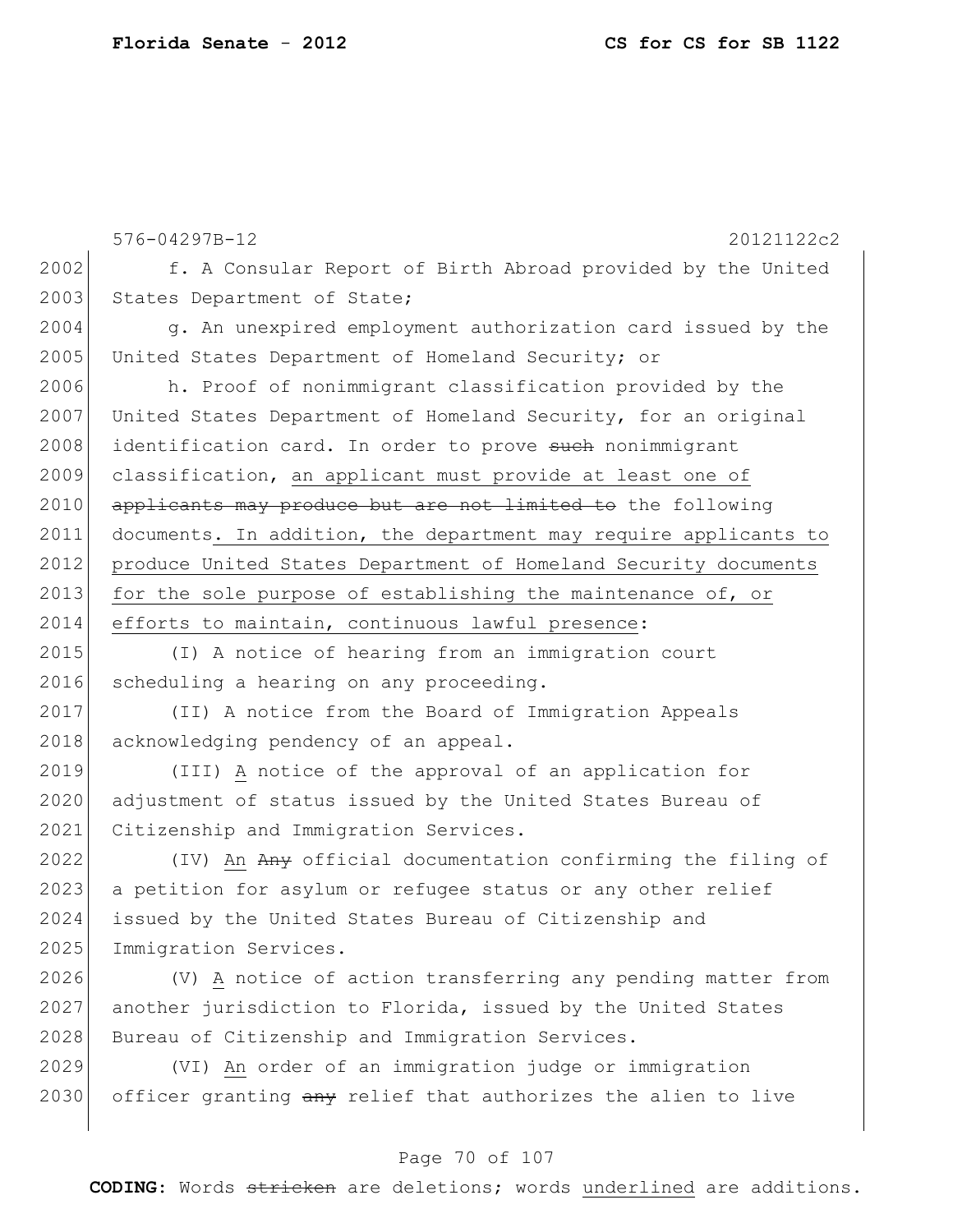f. A Consular Report of Birth Abroad provided by the United States Department of State;

g. An unexpired employment authorization card issued by the United States Department of Homeland Security; or

h. Proof of nonimmigrant classification provided by the United States Department of Homeland Security, for an original identification card. In order to prove ~~such~~ nonimmigrant classification, an applicant must provide at least one of ~~applicants may produce but are not limited to~~ the following documents. In addition, the department may require applicants to produce United States Department of Homeland Security documents for the sole purpose of establishing the maintenance of, or efforts to maintain, continuous lawful presence:

(I) A notice of hearing from an immigration court scheduling a hearing on any proceeding.

(II) A notice from the Board of Immigration Appeals acknowledging pendency of an appeal.

(III) A notice of the approval of an application for adjustment of status issued by the United States Bureau of Citizenship and Immigration Services.

(IV) An ~~Any~~ official documentation confirming the filing of a petition for asylum or refugee status or any other relief issued by the United States Bureau of Citizenship and Immigration Services.

(V) A notice of action transferring any pending matter from another jurisdiction to Florida, issued by the United States Bureau of Citizenship and Immigration Services.

(VI) An order of an immigration judge or immigration officer granting ~~any~~ relief that authorizes the alien to live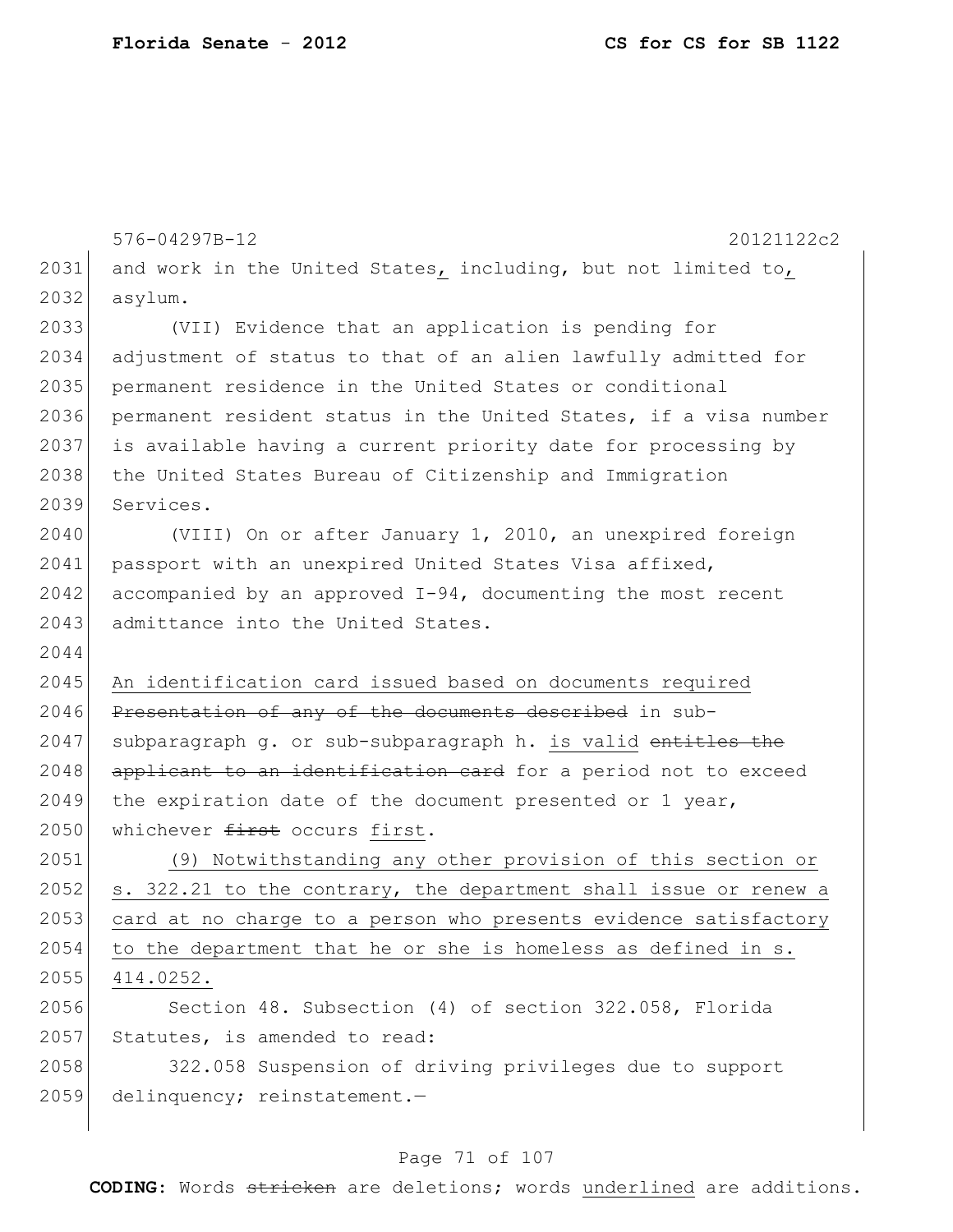576-04297B-12 20121122c2

and work in the United States, including, but not limited to, asylum.

(VII) Evidence that an application is pending for adjustment of status to that of an alien lawfully admitted for permanent residence in the United States or conditional permanent resident status in the United States, if a visa number is available having a current priority date for processing by the United States Bureau of Citizenship and Immigration Services.

(VIII) On or after January 1, 2010, an unexpired foreign passport with an unexpired United States Visa affixed, accompanied by an approved I-94, documenting the most recent admittance into the United States.

<u>An identification card issued based on documents required</u> ~~Presentation of any of the documents described~~ in sub-subparagraph g. or sub-subparagraph h. <u>is valid</u> ~~entitles the applicant to an identification card~~ for a period not to exceed the expiration date of the document presented or 1 year, whichever ~~first~~ occurs <u>first</u>.

<u>(9) Notwithstanding any other provision of this section or s. 322.21 to the contrary, the department shall issue or renew a card at no charge to a person who presents evidence satisfactory to the department that he or she is homeless as defined in s. 414.0252.</u>

Section 48. Subsection (4) of section 322.058, Florida Statutes, is amended to read:

322.058 Suspension of driving privileges due to support delinquency; reinstatement.—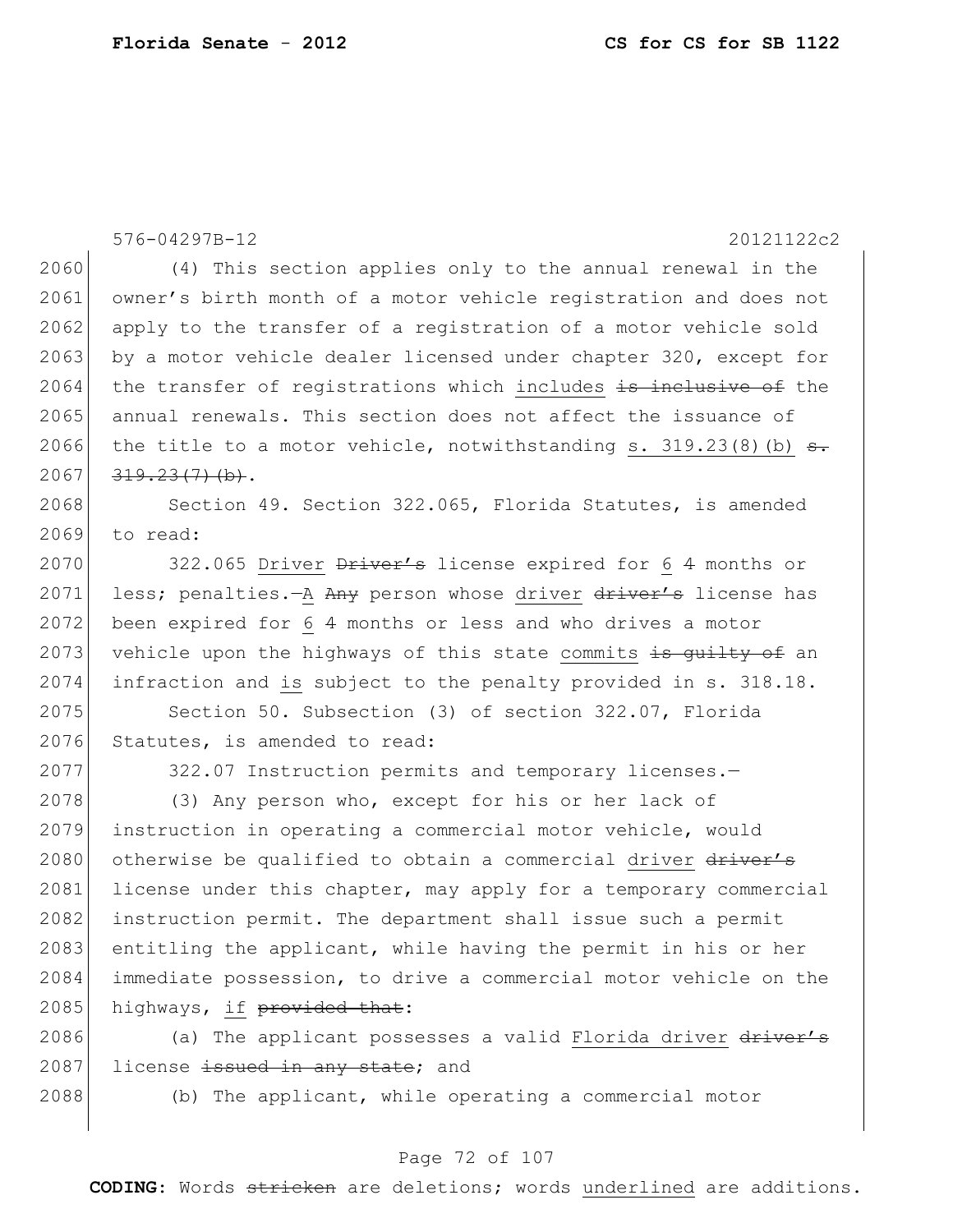576-04297B-12 20121122c2

2060 (4) This section applies only to the annual renewal in the
2061 owner's birth month of a motor vehicle registration and does not
2062 apply to the transfer of a registration of a motor vehicle sold
2063 by a motor vehicle dealer licensed under chapter 320, except for
2064 the transfer of registrations which includes ~~is inclusive of~~ the
2065 annual renewals. This section does not affect the issuance of
2066 the title to a motor vehicle, notwithstanding s. 319.23(8)(b) ~~s.~~
2067 ~~319.23(7)(b)~~.

2068 Section 49. Section 322.065, Florida Statutes, is amended
2069 to read:

2070 322.065 Driver ~~Driver's~~ license expired for 6 ~~4~~ months or
2071 less; penalties.—A ~~Any~~ person whose driver ~~driver's~~ license has
2072 been expired for 6 ~~4~~ months or less and who drives a motor
2073 vehicle upon the highways of this state commits ~~is guilty of~~ an
2074 infraction and is subject to the penalty provided in s. 318.18.

2075 Section 50. Subsection (3) of section 322.07, Florida
2076 Statutes, is amended to read:

2077 322.07 Instruction permits and temporary licenses.—

2078 (3) Any person who, except for his or her lack of
2079 instruction in operating a commercial motor vehicle, would
2080 otherwise be qualified to obtain a commercial driver ~~driver's~~
2081 license under this chapter, may apply for a temporary commercial
2082 instruction permit. The department shall issue such a permit
2083 entitling the applicant, while having the permit in his or her
2084 immediate possession, to drive a commercial motor vehicle on the
2085 highways, if ~~provided that~~:

2086 (a) The applicant possesses a valid Florida driver ~~driver's~~
2087 license ~~issued in any state~~; and

2088 (b) The applicant, while operating a commercial motor

**CODING:** Words ~~stricken~~ are deletions; words underlined are additions.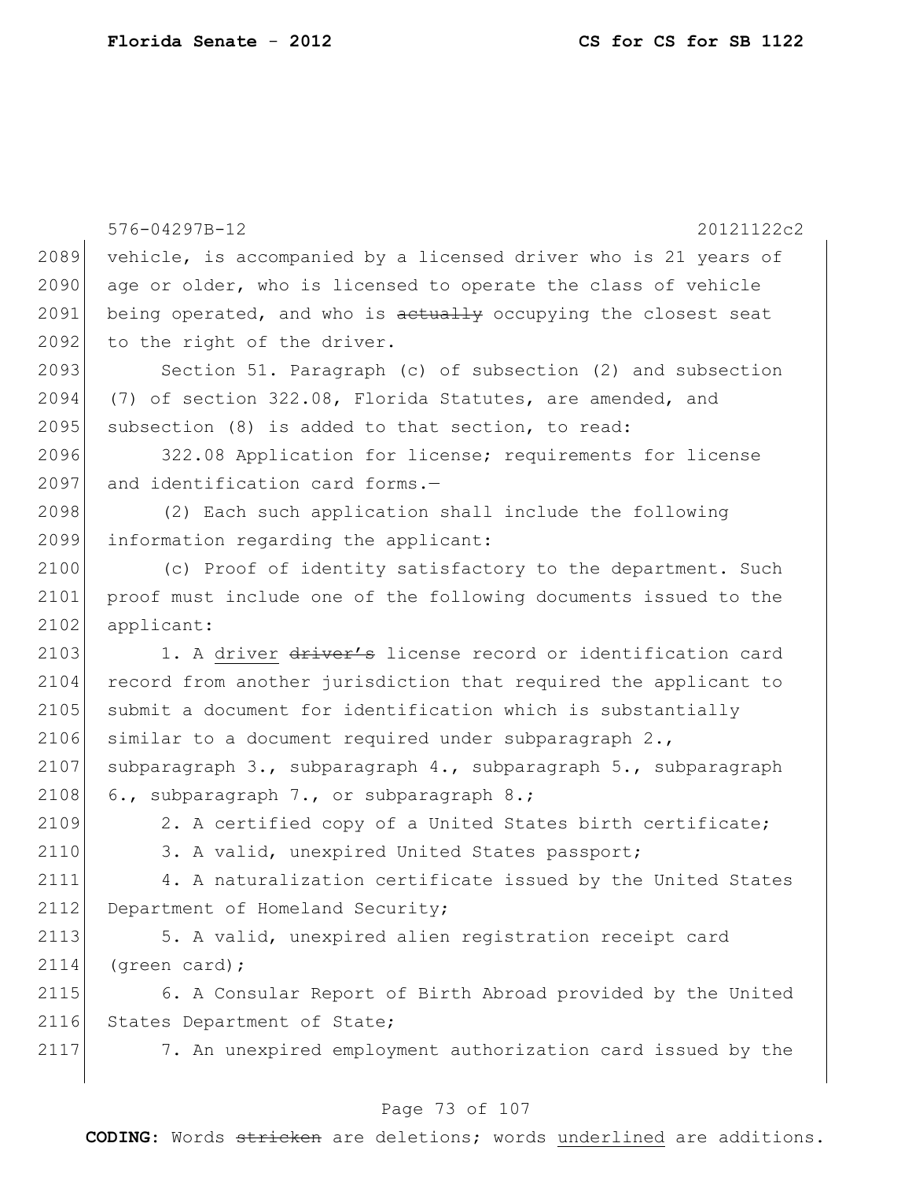vehicle, is accompanied by a licensed driver who is 21 years of age or older, who is licensed to operate the class of vehicle being operated, and who is ~~actually~~ occupying the closest seat to the right of the driver.

Section 51. Paragraph (c) of subsection (2) and subsection (7) of section 322.08, Florida Statutes, are amended, and subsection (8) is added to that section, to read:

322.08 Application for license; requirements for license and identification card forms.—

(2) Each such application shall include the following information regarding the applicant:

(c) Proof of identity satisfactory to the department. Such proof must include one of the following documents issued to the applicant:

1. A <u>driver</u> ~~driver's~~ license record or identification card record from another jurisdiction that required the applicant to submit a document for identification which is substantially similar to a document required under subparagraph 2., subparagraph 3., subparagraph 4., subparagraph 5., subparagraph 6., subparagraph 7., or subparagraph 8.;

2. A certified copy of a United States birth certificate;

3. A valid, unexpired United States passport;

4. A naturalization certificate issued by the United States Department of Homeland Security;

5. A valid, unexpired alien registration receipt card (green card);

6. A Consular Report of Birth Abroad provided by the United States Department of State;

7. An unexpired employment authorization card issued by the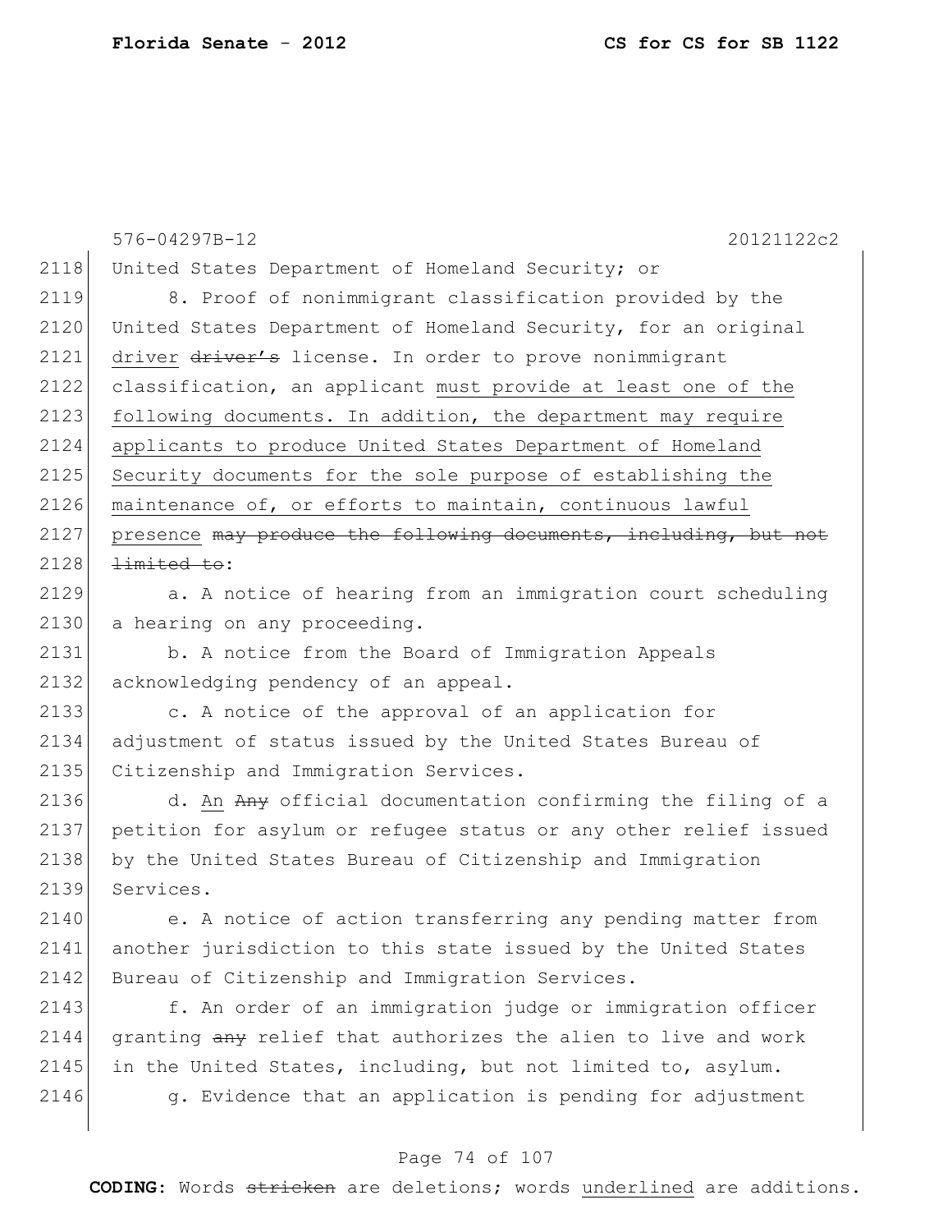576-04297B-12 20121122c2

2118 United States Department of Homeland Security; or

2119 8. Proof of nonimmigrant classification provided by the
2120 United States Department of Homeland Security, for an original
2121 driver ~~driver's~~ license. In order to prove nonimmigrant
2122 classification, an applicant must provide at least one of the
2123 following documents. In addition, the department may require
2124 applicants to produce United States Department of Homeland
2125 Security documents for the sole purpose of establishing the
2126 maintenance of, or efforts to maintain, continuous lawful
2127 presence ~~may produce the following documents, including, but not~~
2128 ~~limited to~~:

2129 a. A notice of hearing from an immigration court scheduling
2130 a hearing on any proceeding.

2131 b. A notice from the Board of Immigration Appeals
2132 acknowledging pendency of an appeal.

2133 c. A notice of the approval of an application for
2134 adjustment of status issued by the United States Bureau of
2135 Citizenship and Immigration Services.

2136 d. An ~~Any~~ official documentation confirming the filing of a
2137 petition for asylum or refugee status or any other relief issued
2138 by the United States Bureau of Citizenship and Immigration
2139 Services.

2140 e. A notice of action transferring any pending matter from
2141 another jurisdiction to this state issued by the United States
2142 Bureau of Citizenship and Immigration Services.

2143 f. An order of an immigration judge or immigration officer
2144 granting ~~any~~ relief that authorizes the alien to live and work
2145 in the United States, including, but not limited to, asylum.

2146 g. Evidence that an application is pending for adjustment

**CODING:** Words ~~stricken~~ are deletions; words underlined are additions.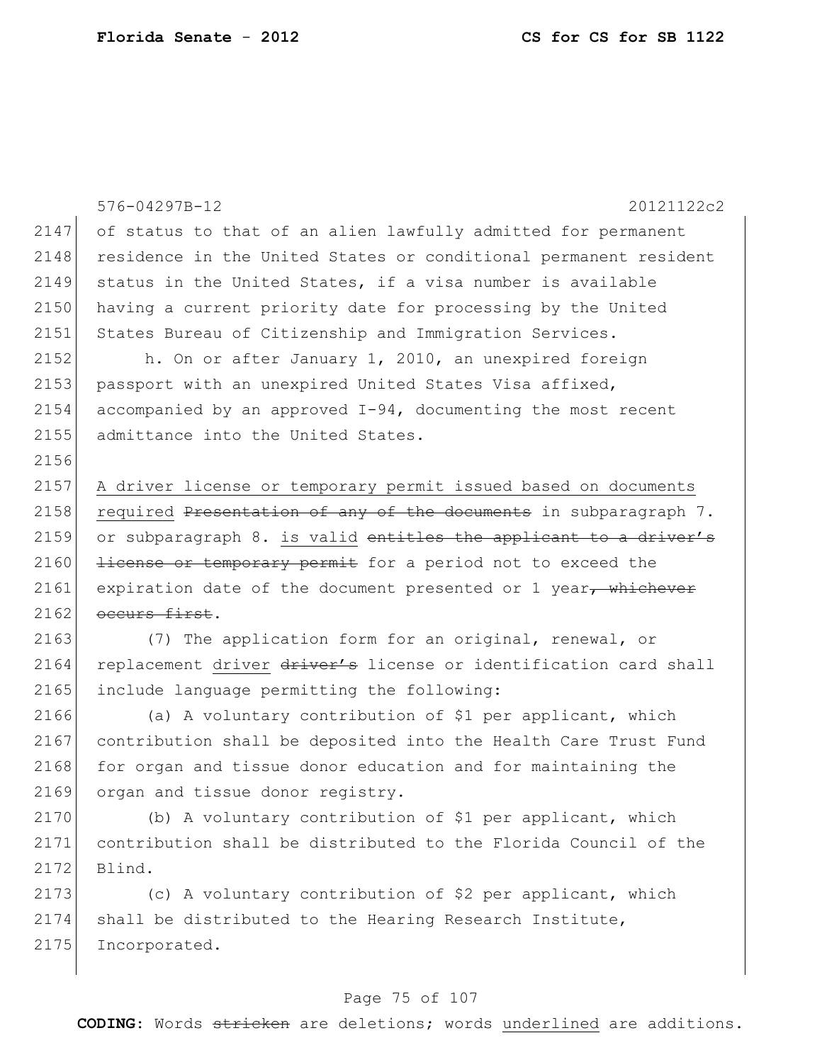576-04297B-12 20121122c2

of status to that of an alien lawfully admitted for permanent residence in the United States or conditional permanent resident status in the United States, if a visa number is available having a current priority date for processing by the United States Bureau of Citizenship and Immigration Services.

h. On or after January 1, 2010, an unexpired foreign passport with an unexpired United States Visa affixed, accompanied by an approved I-94, documenting the most recent admittance into the United States.

<u>A driver license or temporary permit issued based on documents required</u> ~~Presentation of any of the documents~~ in subparagraph 7. or subparagraph 8. <u>is valid</u> ~~entitles the applicant to a driver's license or temporary permit~~ for a period not to exceed the expiration date of the document presented or 1 year~~, whichever occurs first~~.

(7) The application form for an original, renewal, or replacement <u>driver</u> ~~driver's~~ license or identification card shall include language permitting the following:

(a) A voluntary contribution of $1 per applicant, which contribution shall be deposited into the Health Care Trust Fund for organ and tissue donor education and for maintaining the organ and tissue donor registry.

(b) A voluntary contribution of $1 per applicant, which contribution shall be distributed to the Florida Council of the Blind.

(c) A voluntary contribution of $2 per applicant, which shall be distributed to the Hearing Research Institute, Incorporated.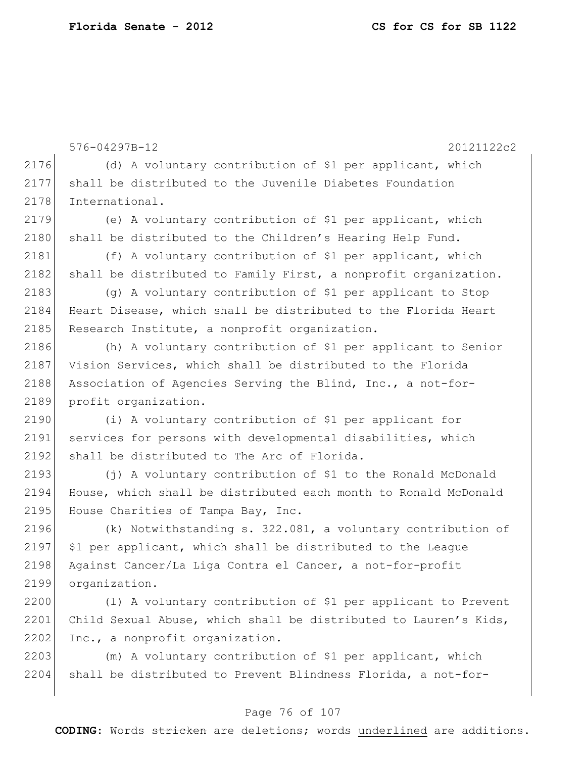576-04297B-12 20121122c2

(d) A voluntary contribution of $1 per applicant, which shall be distributed to the Juvenile Diabetes Foundation International.

(e) A voluntary contribution of $1 per applicant, which shall be distributed to the Children's Hearing Help Fund.

(f) A voluntary contribution of $1 per applicant, which shall be distributed to Family First, a nonprofit organization.

(g) A voluntary contribution of $1 per applicant to Stop Heart Disease, which shall be distributed to the Florida Heart Research Institute, a nonprofit organization.

(h) A voluntary contribution of $1 per applicant to Senior Vision Services, which shall be distributed to the Florida Association of Agencies Serving the Blind, Inc., a not-for-profit organization.

(i) A voluntary contribution of $1 per applicant for services for persons with developmental disabilities, which shall be distributed to The Arc of Florida.

(j) A voluntary contribution of $1 to the Ronald McDonald House, which shall be distributed each month to Ronald McDonald House Charities of Tampa Bay, Inc.

(k) Notwithstanding s. 322.081, a voluntary contribution of $1 per applicant, which shall be distributed to the League Against Cancer/La Liga Contra el Cancer, a not-for-profit organization.

(l) A voluntary contribution of $1 per applicant to Prevent Child Sexual Abuse, which shall be distributed to Lauren's Kids, Inc., a nonprofit organization.

(m) A voluntary contribution of $1 per applicant, which shall be distributed to Prevent Blindness Florida, a not-for-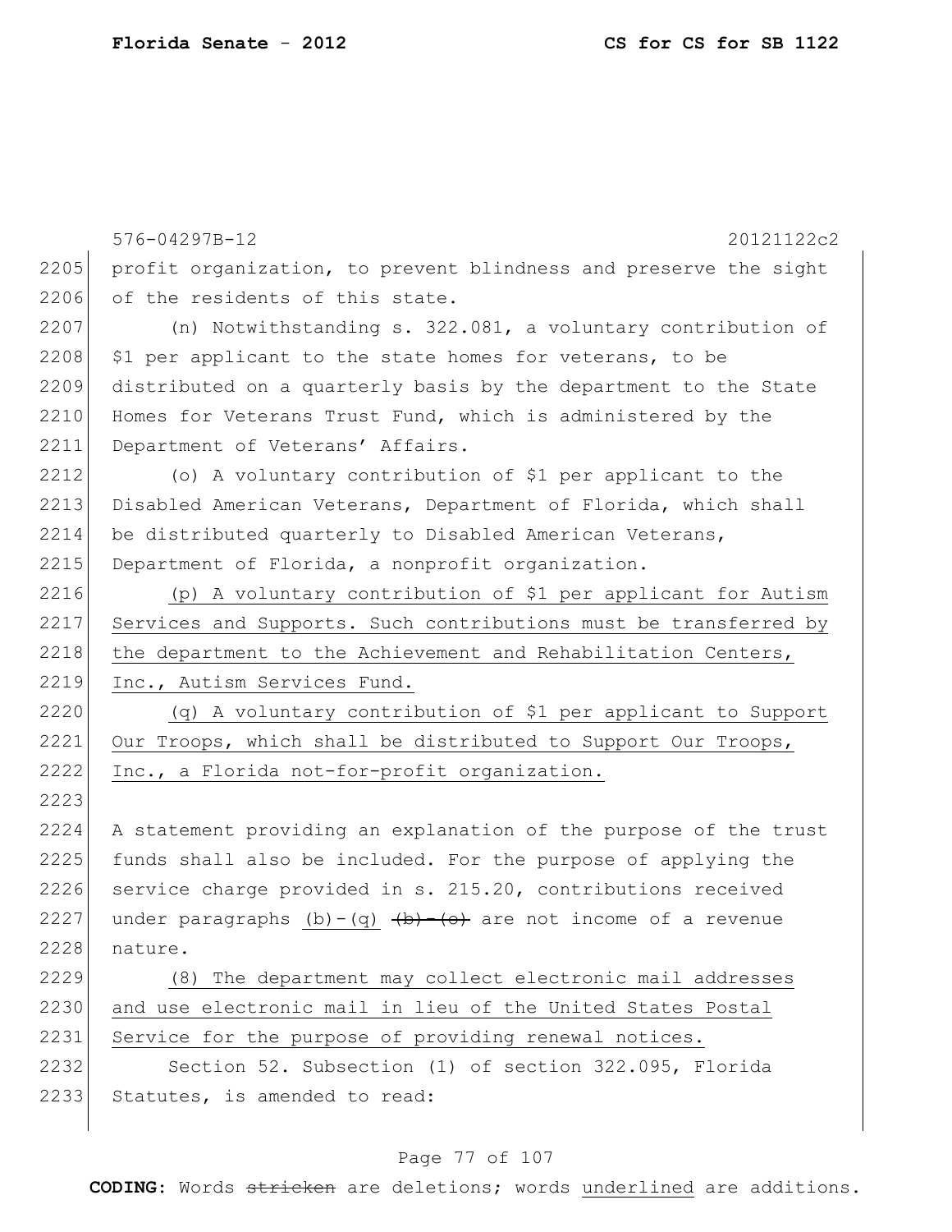profit organization, to prevent blindness and preserve the sight of the residents of this state.

(n) Notwithstanding s. 322.081, a voluntary contribution of $1 per applicant to the state homes for veterans, to be distributed on a quarterly basis by the department to the State Homes for Veterans Trust Fund, which is administered by the Department of Veterans' Affairs.

(o) A voluntary contribution of $1 per applicant to the Disabled American Veterans, Department of Florida, which shall be distributed quarterly to Disabled American Veterans, Department of Florida, a nonprofit organization.

<u>(p) A voluntary contribution of $1 per applicant for Autism Services and Supports. Such contributions must be transferred by the department to the Achievement and Rehabilitation Centers, Inc., Autism Services Fund.</u>

<u>(q) A voluntary contribution of $1 per applicant to Support Our Troops, which shall be distributed to Support Our Troops, Inc., a Florida not-for-profit organization.</u>

A statement providing an explanation of the purpose of the trust funds shall also be included. For the purpose of applying the service charge provided in s. 215.20, contributions received under paragraphs <u>(b)-(q)</u> ~~(b)-(o)~~ are not income of a revenue nature.

<u>(8) The department may collect electronic mail addresses and use electronic mail in lieu of the United States Postal Service for the purpose of providing renewal notices.</u>

Section 52. Subsection (1) of section 322.095, Florida Statutes, is amended to read: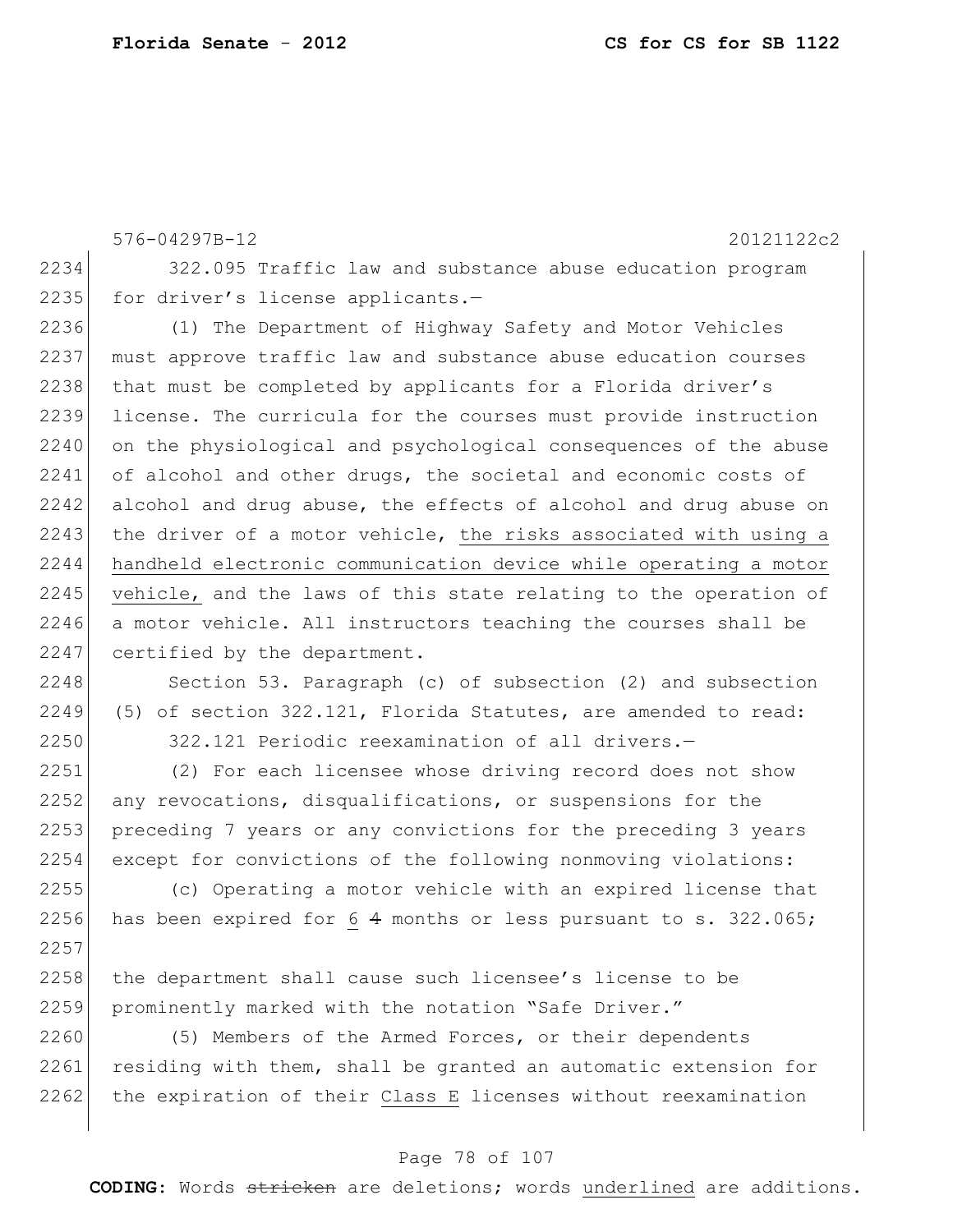322.095 Traffic law and substance abuse education program for driver's license applicants.—

(1) The Department of Highway Safety and Motor Vehicles must approve traffic law and substance abuse education courses that must be completed by applicants for a Florida driver's license. The curricula for the courses must provide instruction on the physiological and psychological consequences of the abuse of alcohol and other drugs, the societal and economic costs of alcohol and drug abuse, the effects of alcohol and drug abuse on the driver of a motor vehicle, <u>the risks associated with using a handheld electronic communication device while operating a motor vehicle,</u> and the laws of this state relating to the operation of a motor vehicle. All instructors teaching the courses shall be certified by the department.

Section 53. Paragraph (c) of subsection (2) and subsection (5) of section 322.121, Florida Statutes, are amended to read:

322.121 Periodic reexamination of all drivers.—

(2) For each licensee whose driving record does not show any revocations, disqualifications, or suspensions for the preceding 7 years or any convictions for the preceding 3 years except for convictions of the following nonmoving violations:

(c) Operating a motor vehicle with an expired license that has been expired for <u>6</u> ~~4~~ months or less pursuant to s. 322.065;

the department shall cause such licensee's license to be prominently marked with the notation "Safe Driver."

(5) Members of the Armed Forces, or their dependents residing with them, shall be granted an automatic extension for the expiration of their <u>Class E</u> licenses without reexamination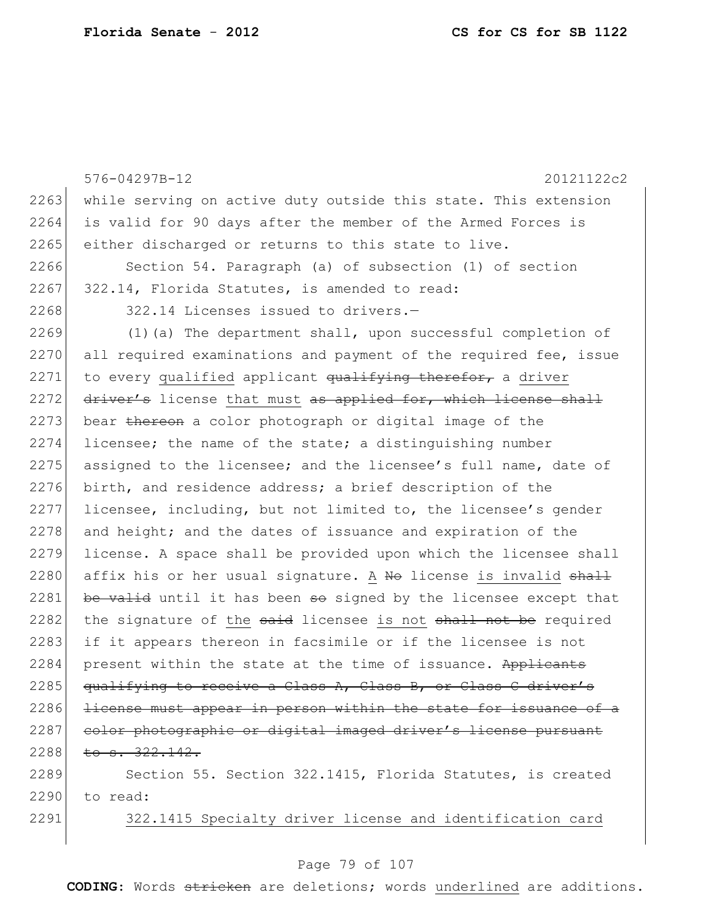while serving on active duty outside this state. This extension is valid for 90 days after the member of the Armed Forces is either discharged or returns to this state to live.

Section 54. Paragraph (a) of subsection (1) of section 322.14, Florida Statutes, is amended to read:

322.14 Licenses issued to drivers.—

(1)(a) The department shall, upon successful completion of all required examinations and payment of the required fee, issue to every <u>qualified</u> applicant ~~qualifying therefor,~~ a <u>driver</u> ~~driver's~~ license <u>that must</u> ~~as applied for, which license shall~~ bear ~~thereon~~ a color photograph or digital image of the licensee; the name of the state; a distinguishing number assigned to the licensee; and the licensee's full name, date of birth, and residence address; a brief description of the licensee, including, but not limited to, the licensee's gender and height; and the dates of issuance and expiration of the license. A space shall be provided upon which the licensee shall affix his or her usual signature. <u>A</u> ~~No~~ license <u>is invalid</u> ~~shall be valid~~ until it has been ~~so~~ signed by the licensee except that the signature of <u>the</u> ~~said~~ licensee <u>is not</u> ~~shall not be~~ required if it appears thereon in facsimile or if the licensee is not present within the state at the time of issuance. ~~Applicants qualifying to receive a Class A, Class B, or Class C driver's license must appear in person within the state for issuance of a color photographic or digital imaged driver's license pursuant to s. 322.142.~~

Section 55. Section 322.1415, Florida Statutes, is created to read:

<u>322.1415 Specialty driver license and identification card</u>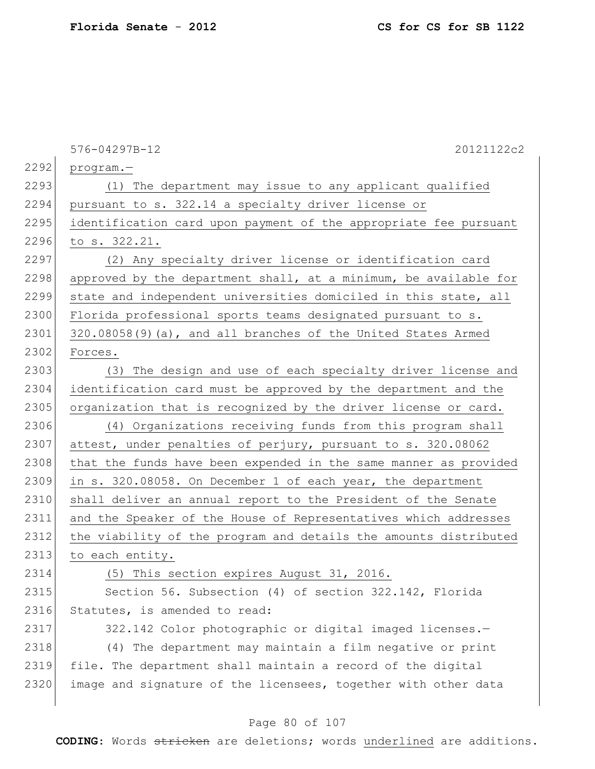program.—

(1) The department may issue to any applicant qualified pursuant to s. 322.14 a specialty driver license or identification card upon payment of the appropriate fee pursuant to s. 322.21.

(2) Any specialty driver license or identification card approved by the department shall, at a minimum, be available for state and independent universities domiciled in this state, all Florida professional sports teams designated pursuant to s. 320.08058(9)(a), and all branches of the United States Armed Forces.

(3) The design and use of each specialty driver license and identification card must be approved by the department and the organization that is recognized by the driver license or card.

(4) Organizations receiving funds from this program shall attest, under penalties of perjury, pursuant to s. 320.08062 that the funds have been expended in the same manner as provided in s. 320.08058. On December 1 of each year, the department shall deliver an annual report to the President of the Senate and the Speaker of the House of Representatives which addresses the viability of the program and details the amounts distributed to each entity.

(5) This section expires August 31, 2016.

Section 56. Subsection (4) of section 322.142, Florida Statutes, is amended to read:

322.142 Color photographic or digital imaged licenses.—

(4) The department may maintain a film negative or print file. The department shall maintain a record of the digital image and signature of the licensees, together with other data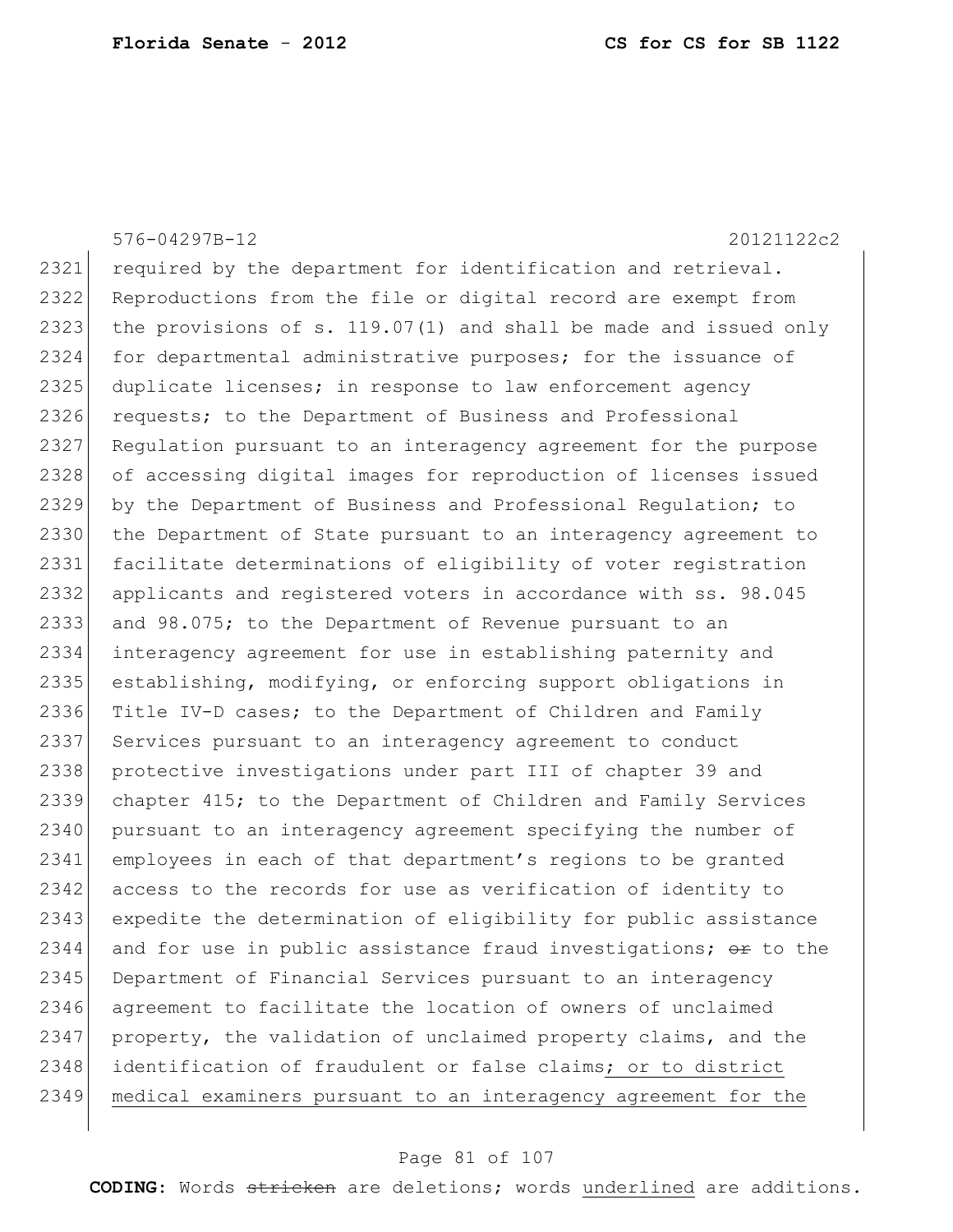576-04297B-12 20121122c2

2321 required by the department for identification and retrieval.
2322 Reproductions from the file or digital record are exempt from
2323 the provisions of s. 119.07(1) and shall be made and issued only
2324 for departmental administrative purposes; for the issuance of
2325 duplicate licenses; in response to law enforcement agency
2326 requests; to the Department of Business and Professional
2327 Regulation pursuant to an interagency agreement for the purpose
2328 of accessing digital images for reproduction of licenses issued
2329 by the Department of Business and Professional Regulation; to
2330 the Department of State pursuant to an interagency agreement to
2331 facilitate determinations of eligibility of voter registration
2332 applicants and registered voters in accordance with ss. 98.045
2333 and 98.075; to the Department of Revenue pursuant to an
2334 interagency agreement for use in establishing paternity and
2335 establishing, modifying, or enforcing support obligations in
2336 Title IV-D cases; to the Department of Children and Family
2337 Services pursuant to an interagency agreement to conduct
2338 protective investigations under part III of chapter 39 and
2339 chapter 415; to the Department of Children and Family Services
2340 pursuant to an interagency agreement specifying the number of
2341 employees in each of that department's regions to be granted
2342 access to the records for use as verification of identity to
2343 expedite the determination of eligibility for public assistance
2344 and for use in public assistance fraud investigations; ~~or~~ to the
2345 Department of Financial Services pursuant to an interagency
2346 agreement to facilitate the location of owners of unclaimed
2347 property, the validation of unclaimed property claims, and the
2348 identification of fraudulent or false claims<u>; or to district</u>
2349 <u>medical examiners pursuant to an interagency agreement for the</u>

**CODING:** Words ~~stricken~~ are deletions; words <u>underlined</u> are additions.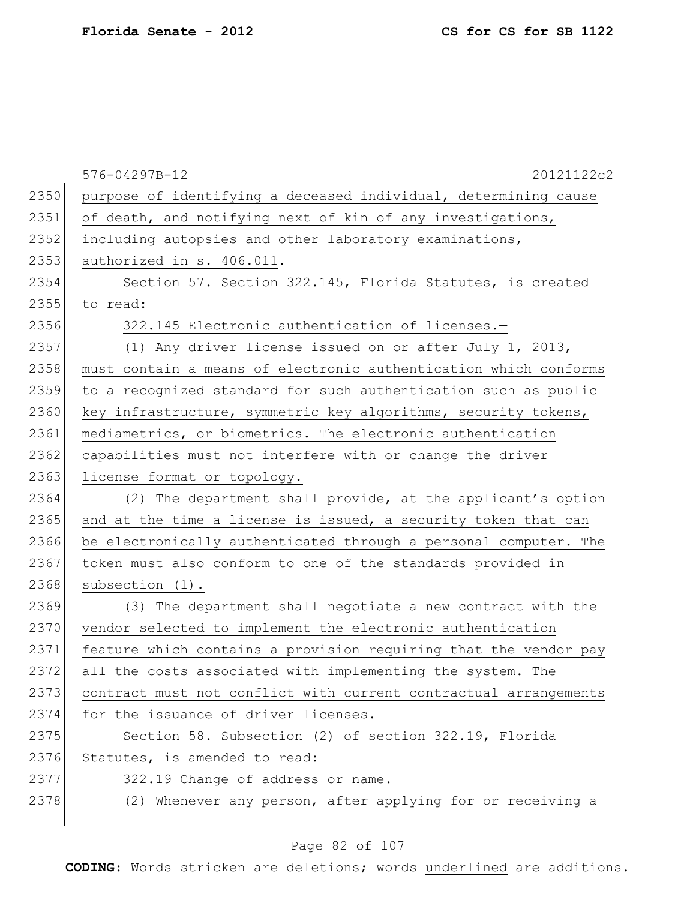576-04297B-12 20121122c2

purpose of identifying a deceased individual, determining cause of death, and notifying next of kin of any investigations, including autopsies and other laboratory examinations, authorized in s. 406.011.

Section 57. Section 322.145, Florida Statutes, is created to read:

322.145 Electronic authentication of licenses.—

(1) Any driver license issued on or after July 1, 2013, must contain a means of electronic authentication which conforms to a recognized standard for such authentication such as public key infrastructure, symmetric key algorithms, security tokens, mediametrics, or biometrics. The electronic authentication capabilities must not interfere with or change the driver license format or topology.

(2) The department shall provide, at the applicant's option and at the time a license is issued, a security token that can be electronically authenticated through a personal computer. The token must also conform to one of the standards provided in subsection (1).

(3) The department shall negotiate a new contract with the vendor selected to implement the electronic authentication feature which contains a provision requiring that the vendor pay all the costs associated with implementing the system. The contract must not conflict with current contractual arrangements for the issuance of driver licenses.

Section 58. Subsection (2) of section 322.19, Florida Statutes, is amended to read:

322.19 Change of address or name.—

(2) Whenever any person, after applying for or receiving a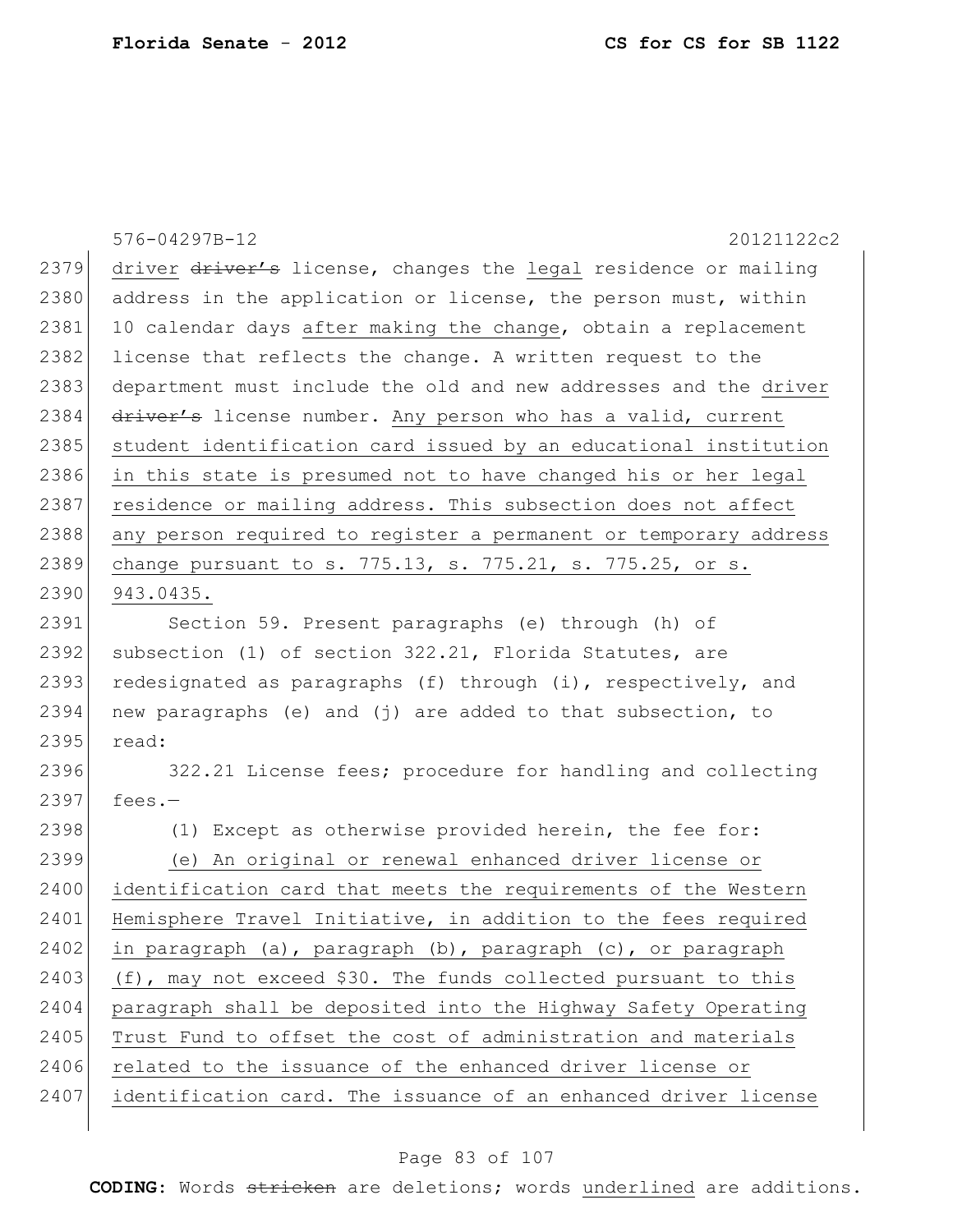576-04297B-12 20121122c2

2379 driver ~~driver's~~ license, changes the legal residence or mailing
2380 address in the application or license, the person must, within
2381 10 calendar days after making the change, obtain a replacement
2382 license that reflects the change. A written request to the
2383 department must include the old and new addresses and the driver
2384 ~~driver's~~ license number. Any person who has a valid, current
2385 student identification card issued by an educational institution
2386 in this state is presumed not to have changed his or her legal
2387 residence or mailing address. This subsection does not affect
2388 any person required to register a permanent or temporary address
2389 change pursuant to s. 775.13, s. 775.21, s. 775.25, or s.
2390 943.0435.

2391 Section 59. Present paragraphs (e) through (h) of
2392 subsection (1) of section 322.21, Florida Statutes, are
2393 redesignated as paragraphs (f) through (i), respectively, and
2394 new paragraphs (e) and (j) are added to that subsection, to
2395 read:

2396 322.21 License fees; procedure for handling and collecting
2397 fees.—

2398 (1) Except as otherwise provided herein, the fee for:

2399 (e) An original or renewal enhanced driver license or
2400 identification card that meets the requirements of the Western
2401 Hemisphere Travel Initiative, in addition to the fees required
2402 in paragraph (a), paragraph (b), paragraph (c), or paragraph
2403 (f), may not exceed $30. The funds collected pursuant to this
2404 paragraph shall be deposited into the Highway Safety Operating
2405 Trust Fund to offset the cost of administration and materials
2406 related to the issuance of the enhanced driver license or
2407 identification card. The issuance of an enhanced driver license

**CODING:** Words ~~stricken~~ are deletions; words underlined are additions.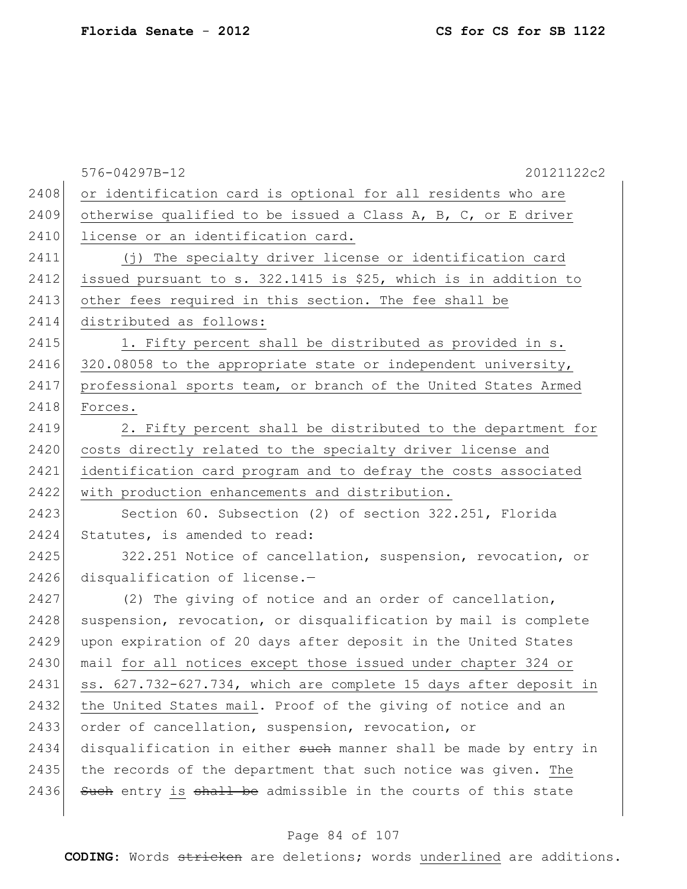576-04297B-12 20121122c2

or identification card is optional for all residents who are otherwise qualified to be issued a Class A, B, C, or E driver license or an identification card.

(j) The specialty driver license or identification card issued pursuant to s. 322.1415 is $25, which is in addition to other fees required in this section. The fee shall be distributed as follows:

1. Fifty percent shall be distributed as provided in s. 320.08058 to the appropriate state or independent university, professional sports team, or branch of the United States Armed Forces.

2. Fifty percent shall be distributed to the department for costs directly related to the specialty driver license and identification card program and to defray the costs associated with production enhancements and distribution.

Section 60. Subsection (2) of section 322.251, Florida Statutes, is amended to read:

322.251 Notice of cancellation, suspension, revocation, or disqualification of license.—

(2) The giving of notice and an order of cancellation, suspension, revocation, or disqualification by mail is complete upon expiration of 20 days after deposit in the United States mail for all notices except those issued under chapter 324 or ss. 627.732-627.734, which are complete 15 days after deposit in the United States mail. Proof of the giving of notice and an order of cancellation, suspension, revocation, or disqualification in either ~~such~~ manner shall be made by entry in the records of the department that such notice was given. The ~~Such~~ entry is ~~shall be~~ admissible in the courts of this state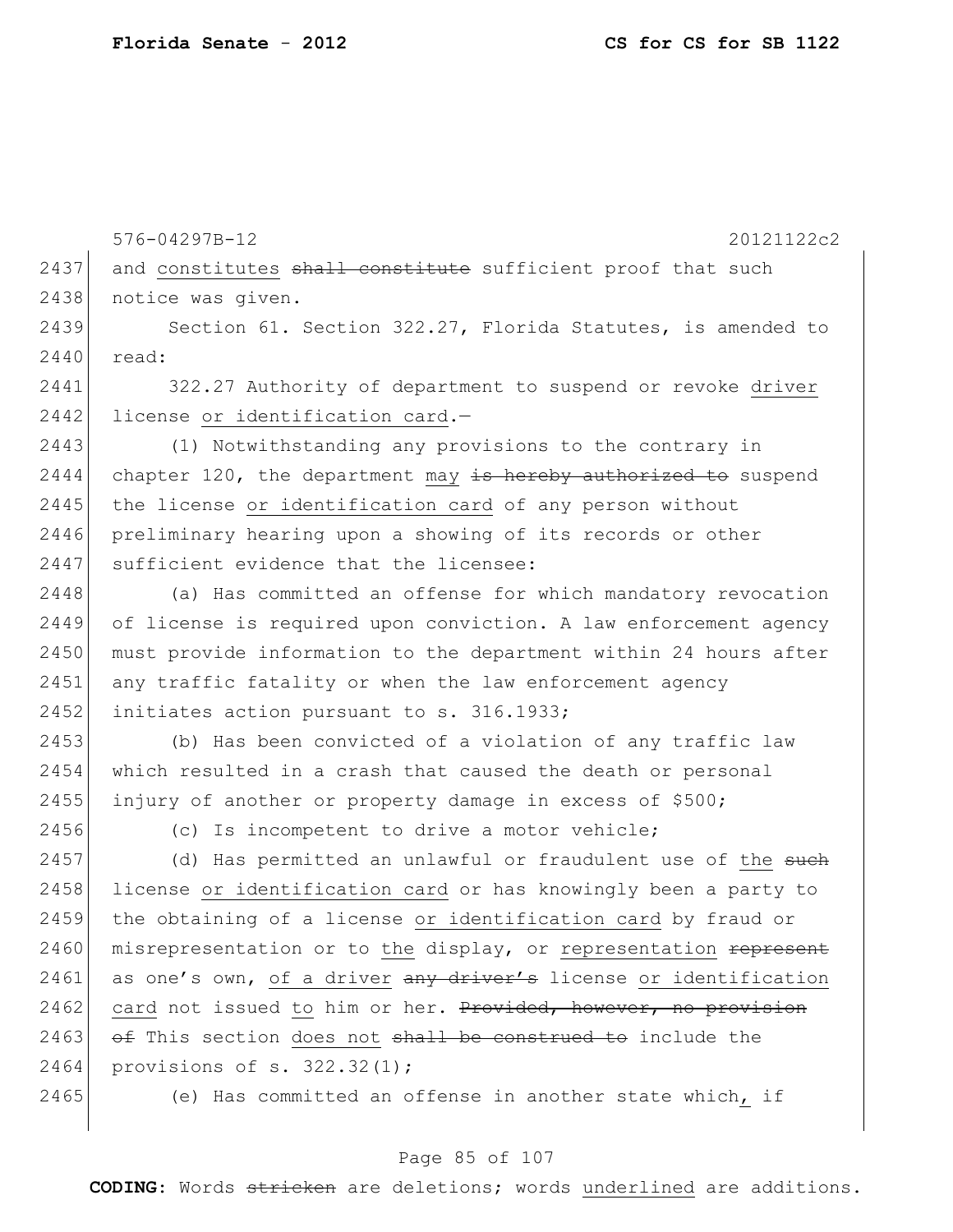576-04297B-12 20121122c2

and constitutes ~~shall constitute~~ sufficient proof that such notice was given.

Section 61. Section 322.27, Florida Statutes, is amended to read:

322.27 Authority of department to suspend or revoke <u>driver</u> license <u>or identification card</u>.—

(1) Notwithstanding any provisions to the contrary in chapter 120, the department <u>may</u> ~~is hereby authorized to~~ suspend the license <u>or identification card</u> of any person without preliminary hearing upon a showing of its records or other sufficient evidence that the licensee:

(a) Has committed an offense for which mandatory revocation of license is required upon conviction. A law enforcement agency must provide information to the department within 24 hours after any traffic fatality or when the law enforcement agency initiates action pursuant to s. 316.1933;

(b) Has been convicted of a violation of any traffic law which resulted in a crash that caused the death or personal injury of another or property damage in excess of $500;

(c) Is incompetent to drive a motor vehicle;

(d) Has permitted an unlawful or fraudulent use of <u>the</u> ~~such~~ license <u>or identification card</u> or has knowingly been a party to the obtaining of a license <u>or identification card</u> by fraud or misrepresentation or to <u>the</u> display, or <u>representation</u> ~~represent~~ as one's own, <u>of a driver</u> ~~any driver's~~ license <u>or identification card</u> not issued <u>to</u> him or her. ~~Provided, however, no provision of~~ This section <u>does not</u> ~~shall be construed to~~ include the provisions of s. 322.32(1);

(e) Has committed an offense in another state which<u>,</u> if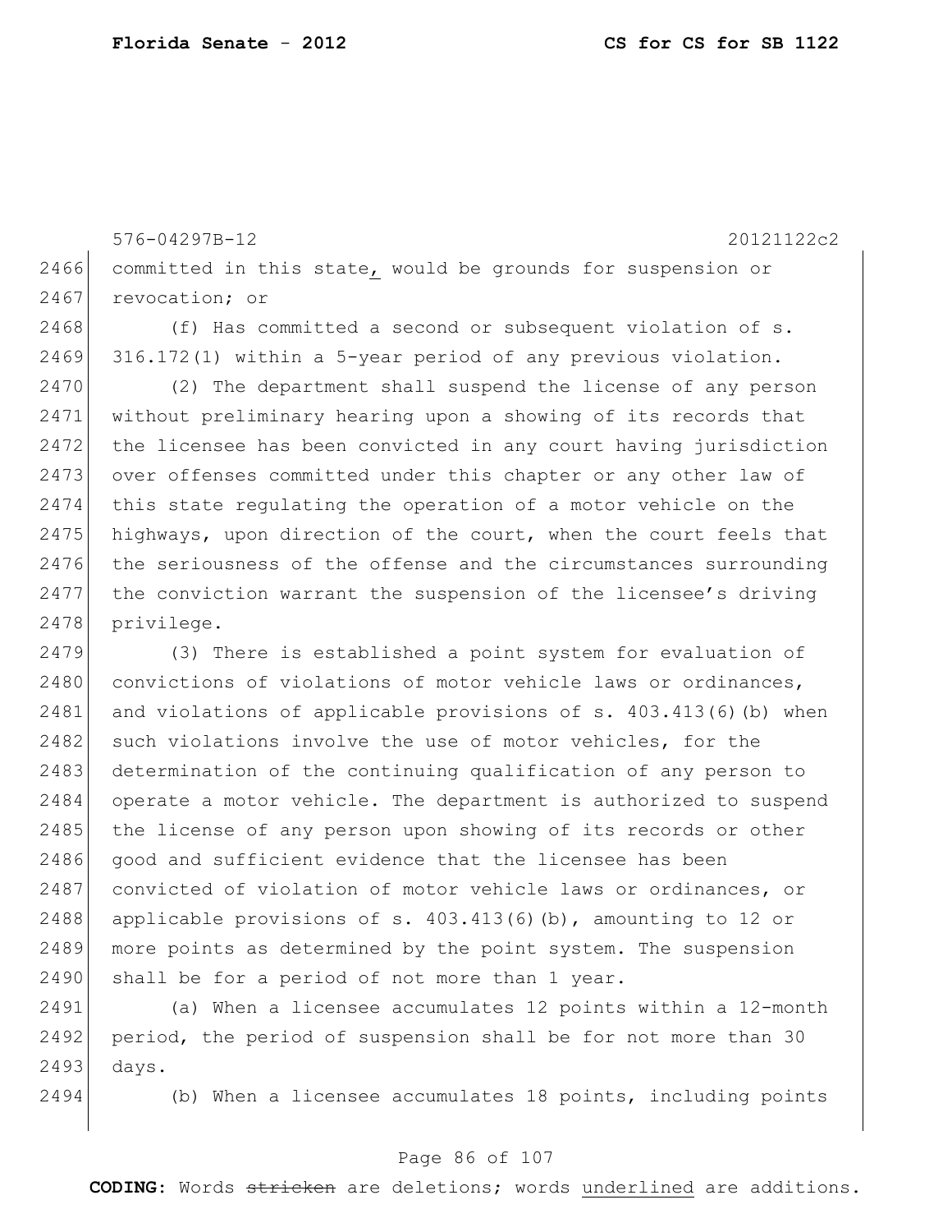committed in this state, would be grounds for suspension or revocation; or

(f) Has committed a second or subsequent violation of s. 316.172(1) within a 5-year period of any previous violation.

(2) The department shall suspend the license of any person without preliminary hearing upon a showing of its records that the licensee has been convicted in any court having jurisdiction over offenses committed under this chapter or any other law of this state regulating the operation of a motor vehicle on the highways, upon direction of the court, when the court feels that the seriousness of the offense and the circumstances surrounding the conviction warrant the suspension of the licensee's driving privilege.

(3) There is established a point system for evaluation of convictions of violations of motor vehicle laws or ordinances, and violations of applicable provisions of s. 403.413(6)(b) when such violations involve the use of motor vehicles, for the determination of the continuing qualification of any person to operate a motor vehicle. The department is authorized to suspend the license of any person upon showing of its records or other good and sufficient evidence that the licensee has been convicted of violation of motor vehicle laws or ordinances, or applicable provisions of s. 403.413(6)(b), amounting to 12 or more points as determined by the point system. The suspension shall be for a period of not more than 1 year.

(a) When a licensee accumulates 12 points within a 12-month period, the period of suspension shall be for not more than 30 days.

(b) When a licensee accumulates 18 points, including points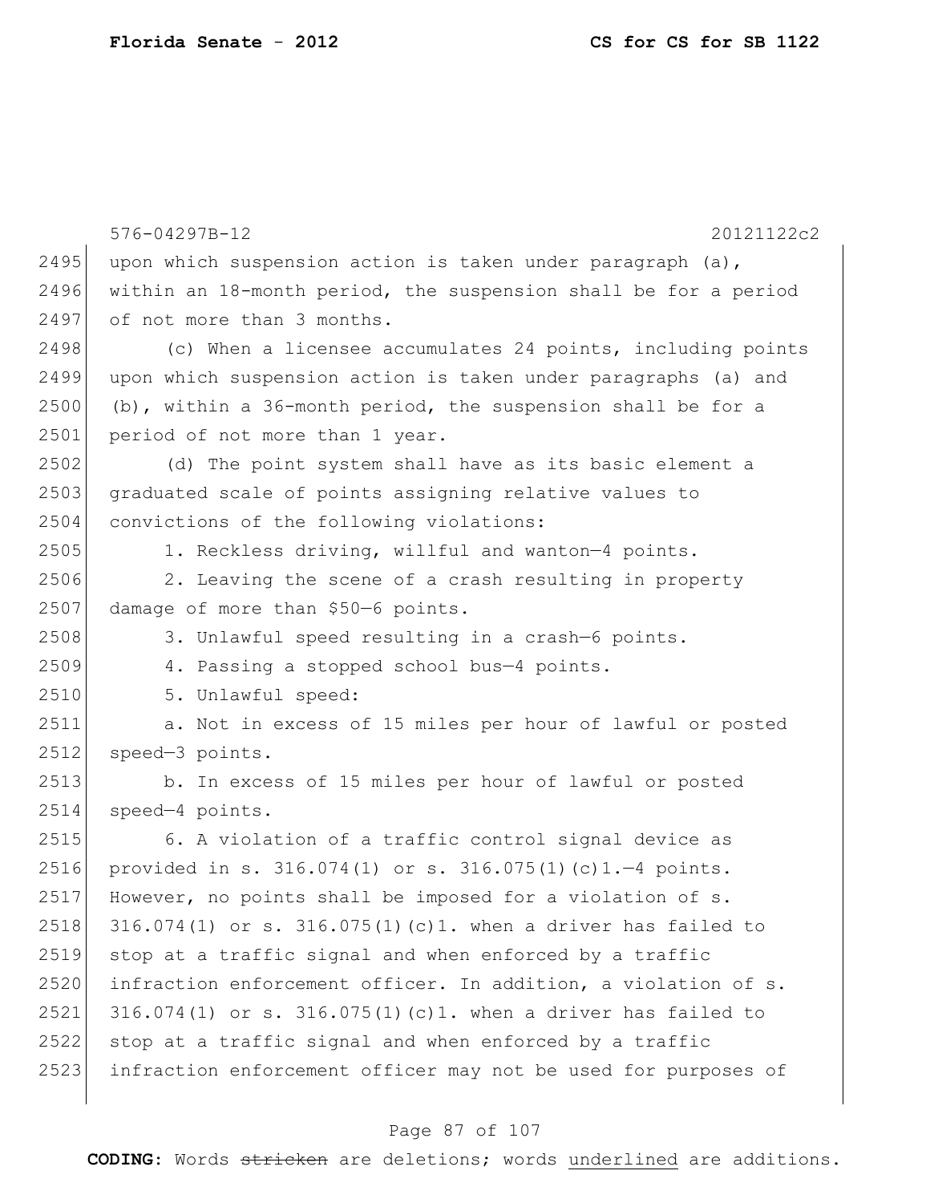upon which suspension action is taken under paragraph (a), within an 18-month period, the suspension shall be for a period of not more than 3 months.

(c) When a licensee accumulates 24 points, including points upon which suspension action is taken under paragraphs (a) and (b), within a 36-month period, the suspension shall be for a period of not more than 1 year.

(d) The point system shall have as its basic element a graduated scale of points assigning relative values to convictions of the following violations:

1. Reckless driving, willful and wanton—4 points.

2. Leaving the scene of a crash resulting in property damage of more than $50—6 points.

3. Unlawful speed resulting in a crash—6 points.

4. Passing a stopped school bus—4 points.

5. Unlawful speed:

a. Not in excess of 15 miles per hour of lawful or posted speed—3 points.

b. In excess of 15 miles per hour of lawful or posted speed—4 points.

6. A violation of a traffic control signal device as provided in s. 316.074(1) or s. 316.075(1)(c)1.—4 points. However, no points shall be imposed for a violation of s. 316.074(1) or s. 316.075(1)(c)1. when a driver has failed to stop at a traffic signal and when enforced by a traffic infraction enforcement officer. In addition, a violation of s. 316.074(1) or s. 316.075(1)(c)1. when a driver has failed to stop at a traffic signal and when enforced by a traffic infraction enforcement officer may not be used for purposes of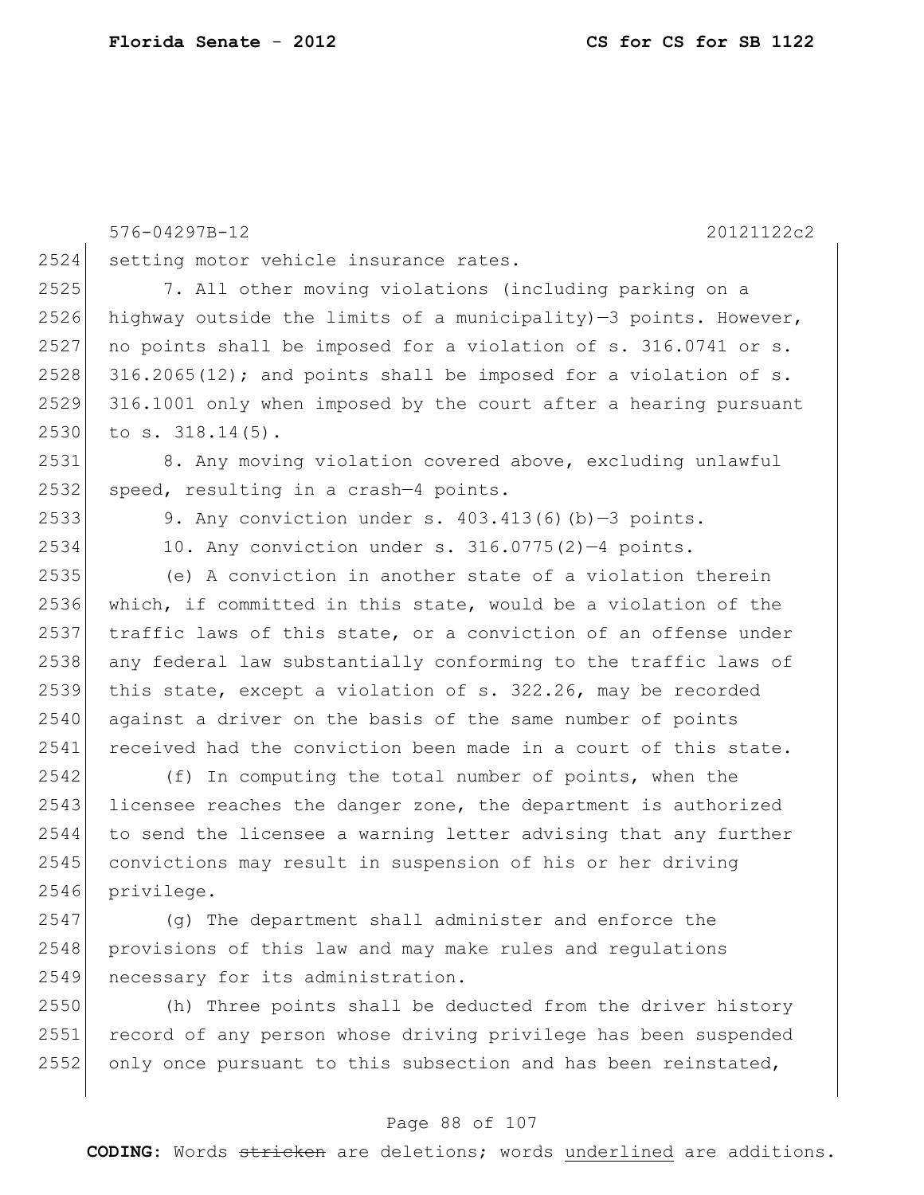576-04297B-12 20121122c2

setting motor vehicle insurance rates.

7. All other moving violations (including parking on a highway outside the limits of a municipality)—3 points. However, no points shall be imposed for a violation of s. 316.0741 or s. 316.2065(12); and points shall be imposed for a violation of s. 316.1001 only when imposed by the court after a hearing pursuant to s. 318.14(5).

8. Any moving violation covered above, excluding unlawful speed, resulting in a crash—4 points.

9. Any conviction under s. 403.413(6)(b)—3 points.

10. Any conviction under s. 316.0775(2)—4 points.

(e) A conviction in another state of a violation therein which, if committed in this state, would be a violation of the traffic laws of this state, or a conviction of an offense under any federal law substantially conforming to the traffic laws of this state, except a violation of s. 322.26, may be recorded against a driver on the basis of the same number of points received had the conviction been made in a court of this state.

(f) In computing the total number of points, when the licensee reaches the danger zone, the department is authorized to send the licensee a warning letter advising that any further convictions may result in suspension of his or her driving privilege.

(g) The department shall administer and enforce the provisions of this law and may make rules and regulations necessary for its administration.

(h) Three points shall be deducted from the driver history record of any person whose driving privilege has been suspended only once pursuant to this subsection and has been reinstated,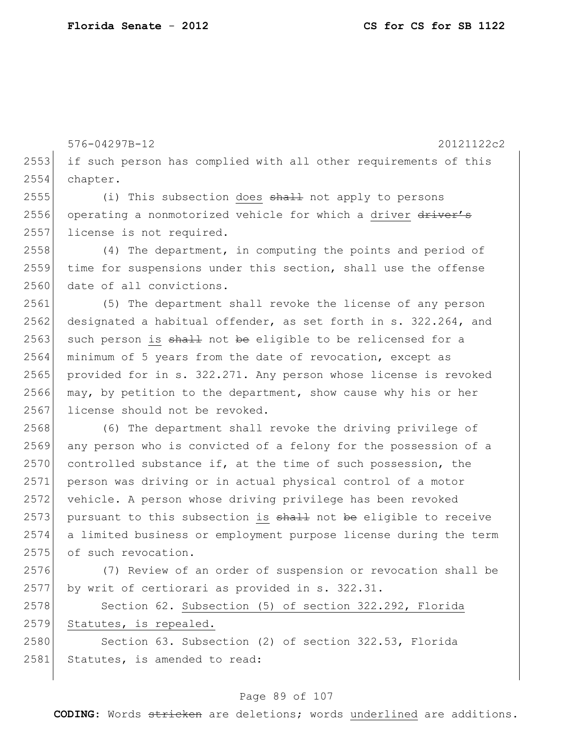if such person has complied with all other requirements of this chapter.

(i) This subsection does ~~shall~~ not apply to persons operating a nonmotorized vehicle for which a driver ~~driver's~~ license is not required.

(4) The department, in computing the points and period of time for suspensions under this section, shall use the offense date of all convictions.

(5) The department shall revoke the license of any person designated a habitual offender, as set forth in s. 322.264, and such person is ~~shall~~ not ~~be~~ eligible to be relicensed for a minimum of 5 years from the date of revocation, except as provided for in s. 322.271. Any person whose license is revoked may, by petition to the department, show cause why his or her license should not be revoked.

(6) The department shall revoke the driving privilege of any person who is convicted of a felony for the possession of a controlled substance if, at the time of such possession, the person was driving or in actual physical control of a motor vehicle. A person whose driving privilege has been revoked pursuant to this subsection is ~~shall~~ not ~~be~~ eligible to receive a limited business or employment purpose license during the term of such revocation.

(7) Review of an order of suspension or revocation shall be by writ of certiorari as provided in s. 322.31.

Section 62. Subsection (5) of section 322.292, Florida Statutes, is repealed.

Section 63. Subsection (2) of section 322.53, Florida Statutes, is amended to read: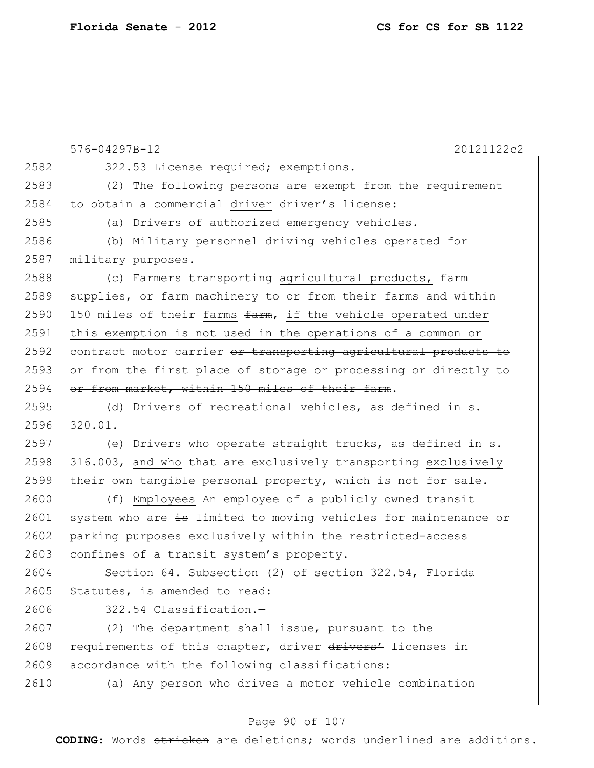576-04297B-12 20121122c2

2582 322.53 License required; exemptions.—

2583 (2) The following persons are exempt from the requirement
2584 to obtain a commercial driver ~~driver's~~ license:

2585 (a) Drivers of authorized emergency vehicles.

2586 (b) Military personnel driving vehicles operated for
2587 military purposes.

2588 (c) Farmers transporting agricultural products, farm
2589 supplies, or farm machinery to or from their farms and within
2590 150 miles of their farms ~~farm~~, if the vehicle operated under
2591 this exemption is not used in the operations of a common or
2592 contract motor carrier ~~or transporting agricultural products to~~
2593 ~~or from the first place of storage or processing or directly to~~
2594 ~~or from market, within 150 miles of their farm~~.

2595 (d) Drivers of recreational vehicles, as defined in s.
2596 320.01.

2597 (e) Drivers who operate straight trucks, as defined in s.
2598 316.003, and who ~~that~~ are ~~exclusively~~ transporting exclusively
2599 their own tangible personal property, which is not for sale.

2600 (f) Employees ~~An employee~~ of a publicly owned transit
2601 system who are ~~is~~ limited to moving vehicles for maintenance or
2602 parking purposes exclusively within the restricted-access
2603 confines of a transit system's property.

2604 Section 64. Subsection (2) of section 322.54, Florida
2605 Statutes, is amended to read:

2606 322.54 Classification.—

2607 (2) The department shall issue, pursuant to the
2608 requirements of this chapter, driver ~~drivers'~~ licenses in
2609 accordance with the following classifications:

2610 (a) Any person who drives a motor vehicle combination

**CODING:** Words ~~stricken~~ are deletions; words underlined are additions.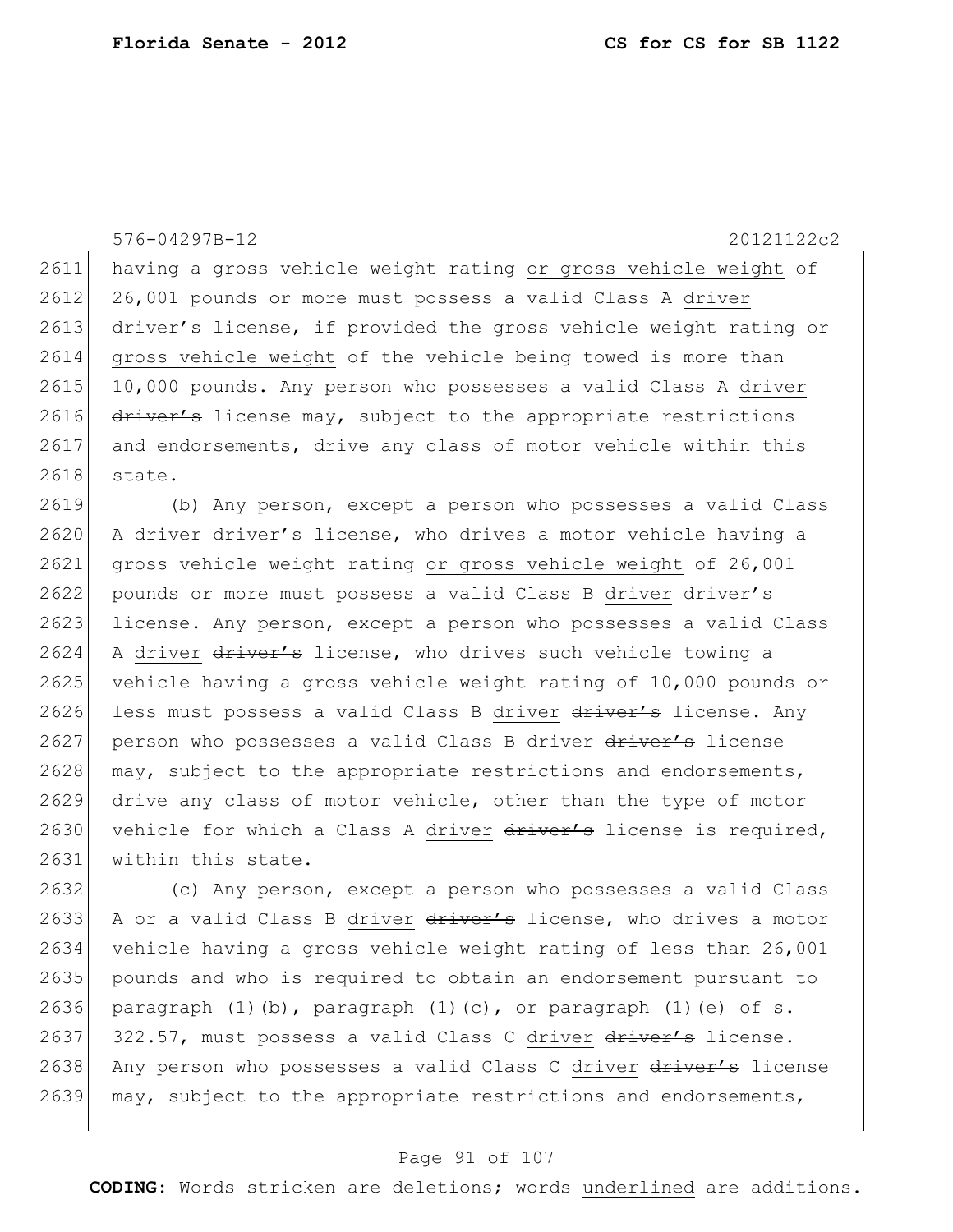576-04297B-12 20121122c2

2611 having a gross vehicle weight rating <u>or gross vehicle weight</u> of
2612 26,001 pounds or more must possess a valid Class A <u>driver</u>
2613 ~~driver's~~ license, <u>if</u> ~~provided~~ the gross vehicle weight rating <u>or</u>
2614 <u>gross vehicle weight</u> of the vehicle being towed is more than
2615 10,000 pounds. Any person who possesses a valid Class A <u>driver</u>
2616 ~~driver's~~ license may, subject to the appropriate restrictions
2617 and endorsements, drive any class of motor vehicle within this
2618 state.

2619 (b) Any person, except a person who possesses a valid Class
2620 A <u>driver</u> ~~driver's~~ license, who drives a motor vehicle having a
2621 gross vehicle weight rating <u>or gross vehicle weight</u> of 26,001
2622 pounds or more must possess a valid Class B <u>driver</u> ~~driver's~~
2623 license. Any person, except a person who possesses a valid Class
2624 A <u>driver</u> ~~driver's~~ license, who drives such vehicle towing a
2625 vehicle having a gross vehicle weight rating of 10,000 pounds or
2626 less must possess a valid Class B <u>driver</u> ~~driver's~~ license. Any
2627 person who possesses a valid Class B <u>driver</u> ~~driver's~~ license
2628 may, subject to the appropriate restrictions and endorsements,
2629 drive any class of motor vehicle, other than the type of motor
2630 vehicle for which a Class A <u>driver</u> ~~driver's~~ license is required,
2631 within this state.

2632 (c) Any person, except a person who possesses a valid Class
2633 A or a valid Class B <u>driver</u> ~~driver's~~ license, who drives a motor
2634 vehicle having a gross vehicle weight rating of less than 26,001
2635 pounds and who is required to obtain an endorsement pursuant to
2636 paragraph (1)(b), paragraph (1)(c), or paragraph (1)(e) of s.
2637 322.57, must possess a valid Class C <u>driver</u> ~~driver's~~ license.
2638 Any person who possesses a valid Class C <u>driver</u> ~~driver's~~ license
2639 may, subject to the appropriate restrictions and endorsements,

**CODING:** Words ~~stricken~~ are deletions; words <u>underlined</u> are additions.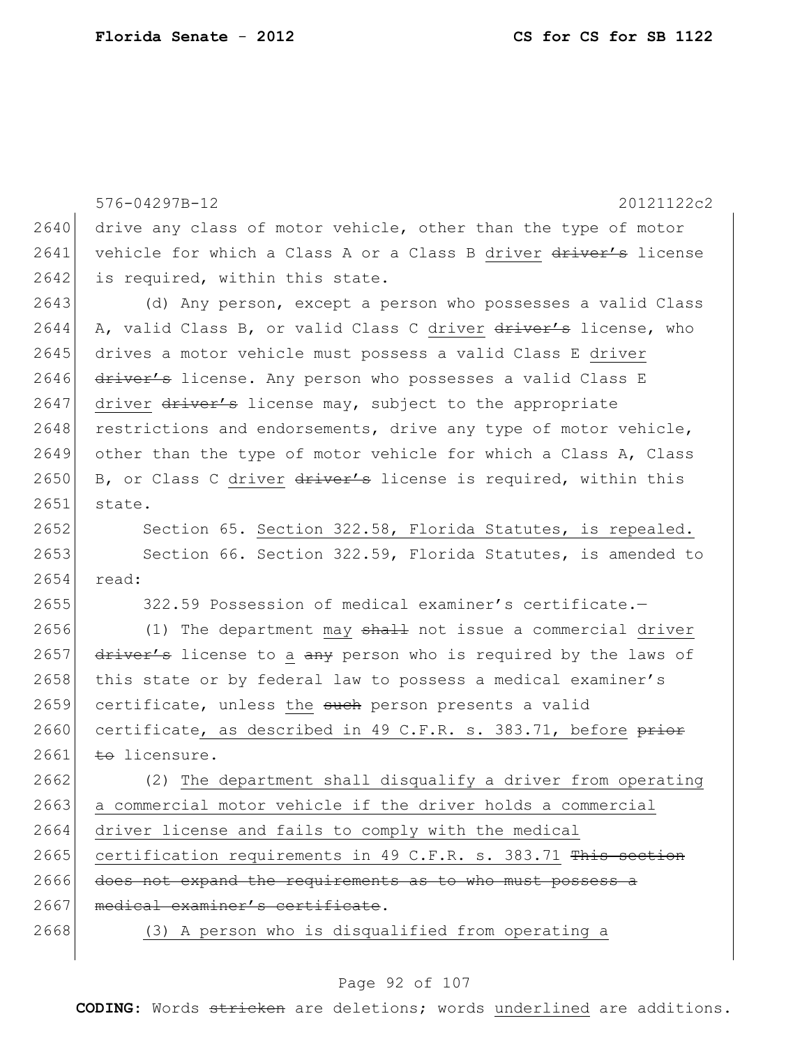drive any class of motor vehicle, other than the type of motor vehicle for which a Class A or a Class B driver ~~driver's~~ license is required, within this state.

(d) Any person, except a person who possesses a valid Class A, valid Class B, or valid Class C driver ~~driver's~~ license, who drives a motor vehicle must possess a valid Class E driver ~~driver's~~ license. Any person who possesses a valid Class E driver ~~driver's~~ license may, subject to the appropriate restrictions and endorsements, drive any type of motor vehicle, other than the type of motor vehicle for which a Class A, Class B, or Class C driver ~~driver's~~ license is required, within this state.

Section 65. Section 322.58, Florida Statutes, is repealed.

Section 66. Section 322.59, Florida Statutes, is amended to read:

322.59 Possession of medical examiner's certificate.—

(1) The department may ~~shall~~ not issue a commercial driver ~~driver's~~ license to a ~~any~~ person who is required by the laws of this state or by federal law to possess a medical examiner's certificate, unless the ~~such~~ person presents a valid certificate, as described in 49 C.F.R. s. 383.71, before ~~prior to~~ licensure.

(2) The department shall disqualify a driver from operating a commercial motor vehicle if the driver holds a commercial driver license and fails to comply with the medical certification requirements in 49 C.F.R. s. 383.71 ~~This section does not expand the requirements as to who must possess a medical examiner's certificate~~.

(3) A person who is disqualified from operating a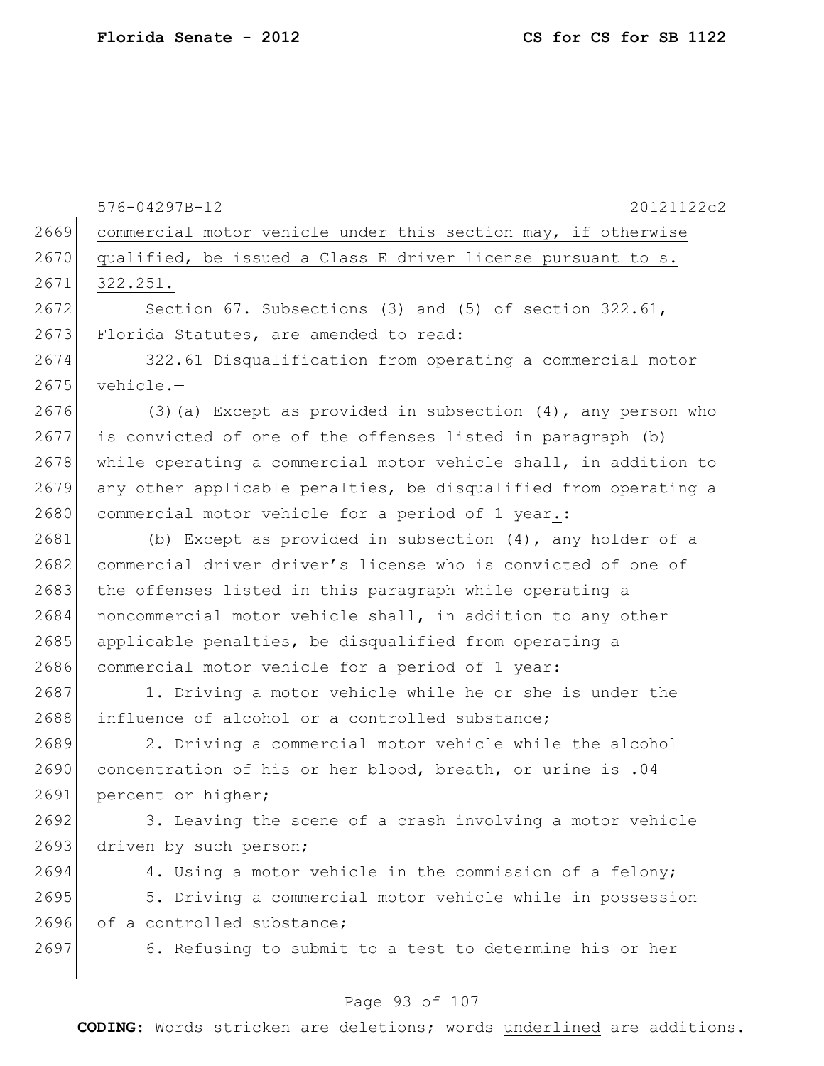576-04297B-12 20121122c2

commercial motor vehicle under this section may, if otherwise qualified, be issued a Class E driver license pursuant to s. 322.251.

Section 67. Subsections (3) and (5) of section 322.61, Florida Statutes, are amended to read:

322.61 Disqualification from operating a commercial motor vehicle.—

(3)(a) Except as provided in subsection (4), any person who is convicted of one of the offenses listed in paragraph (b) while operating a commercial motor vehicle shall, in addition to any other applicable penalties, be disqualified from operating a commercial motor vehicle for a period of 1 year.~~:~~

(b) Except as provided in subsection (4), any holder of a commercial driver ~~driver's~~ license who is convicted of one of the offenses listed in this paragraph while operating a noncommercial motor vehicle shall, in addition to any other applicable penalties, be disqualified from operating a commercial motor vehicle for a period of 1 year:

1. Driving a motor vehicle while he or she is under the influence of alcohol or a controlled substance;

2. Driving a commercial motor vehicle while the alcohol concentration of his or her blood, breath, or urine is .04 percent or higher;

3. Leaving the scene of a crash involving a motor vehicle driven by such person;

4. Using a motor vehicle in the commission of a felony;

5. Driving a commercial motor vehicle while in possession of a controlled substance;

6. Refusing to submit to a test to determine his or her

**CODING:** Words ~~stricken~~ are deletions; words underlined are additions.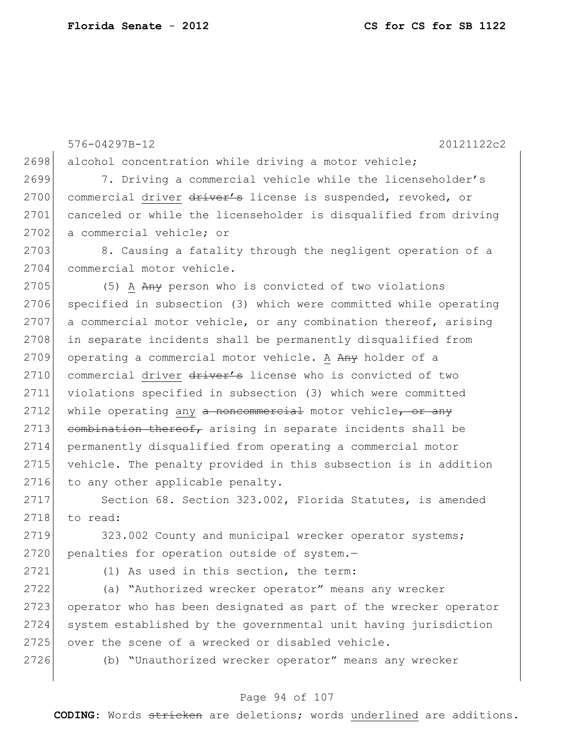alcohol concentration while driving a motor vehicle;

7. Driving a commercial vehicle while the licenseholder's commercial driver ~~driver's~~ license is suspended, revoked, or canceled or while the licenseholder is disqualified from driving a commercial vehicle; or

8. Causing a fatality through the negligent operation of a commercial motor vehicle.

(5) A ~~Any~~ person who is convicted of two violations specified in subsection (3) which were committed while operating a commercial motor vehicle, or any combination thereof, arising in separate incidents shall be permanently disqualified from operating a commercial motor vehicle. A ~~Any~~ holder of a commercial driver ~~driver's~~ license who is convicted of two violations specified in subsection (3) which were committed while operating any ~~a noncommercial~~ motor vehicle~~, or any combination thereof,~~ arising in separate incidents shall be permanently disqualified from operating a commercial motor vehicle. The penalty provided in this subsection is in addition to any other applicable penalty.

Section 68. Section 323.002, Florida Statutes, is amended to read:

323.002 County and municipal wrecker operator systems; penalties for operation outside of system.—

(1) As used in this section, the term:

(a) "Authorized wrecker operator" means any wrecker operator who has been designated as part of the wrecker operator system established by the governmental unit having jurisdiction over the scene of a wrecked or disabled vehicle.

(b) "Unauthorized wrecker operator" means any wrecker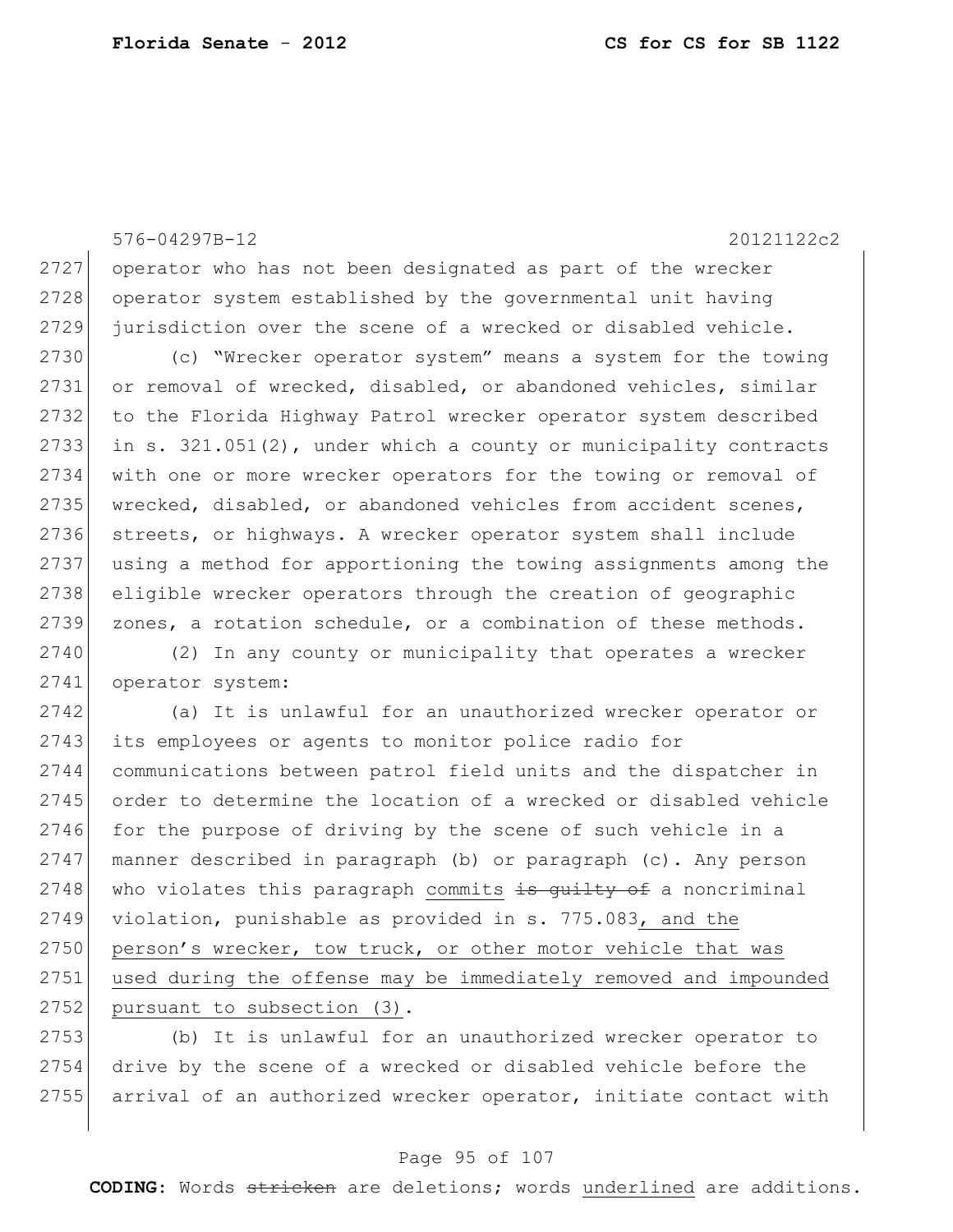operator who has not been designated as part of the wrecker operator system established by the governmental unit having jurisdiction over the scene of a wrecked or disabled vehicle.

(c) "Wrecker operator system" means a system for the towing or removal of wrecked, disabled, or abandoned vehicles, similar to the Florida Highway Patrol wrecker operator system described in s. 321.051(2), under which a county or municipality contracts with one or more wrecker operators for the towing or removal of wrecked, disabled, or abandoned vehicles from accident scenes, streets, or highways. A wrecker operator system shall include using a method for apportioning the towing assignments among the eligible wrecker operators through the creation of geographic zones, a rotation schedule, or a combination of these methods.

(2) In any county or municipality that operates a wrecker operator system:

(a) It is unlawful for an unauthorized wrecker operator or its employees or agents to monitor police radio for communications between patrol field units and the dispatcher in order to determine the location of a wrecked or disabled vehicle for the purpose of driving by the scene of such vehicle in a manner described in paragraph (b) or paragraph (c). Any person who violates this paragraph <u>commits</u> ~~is guilty of~~ a noncriminal violation, punishable as provided in s. 775.083<u>, and the person's wrecker, tow truck, or other motor vehicle that was used during the offense may be immediately removed and impounded pursuant to subsection (3)</u>.

(b) It is unlawful for an unauthorized wrecker operator to drive by the scene of a wrecked or disabled vehicle before the arrival of an authorized wrecker operator, initiate contact with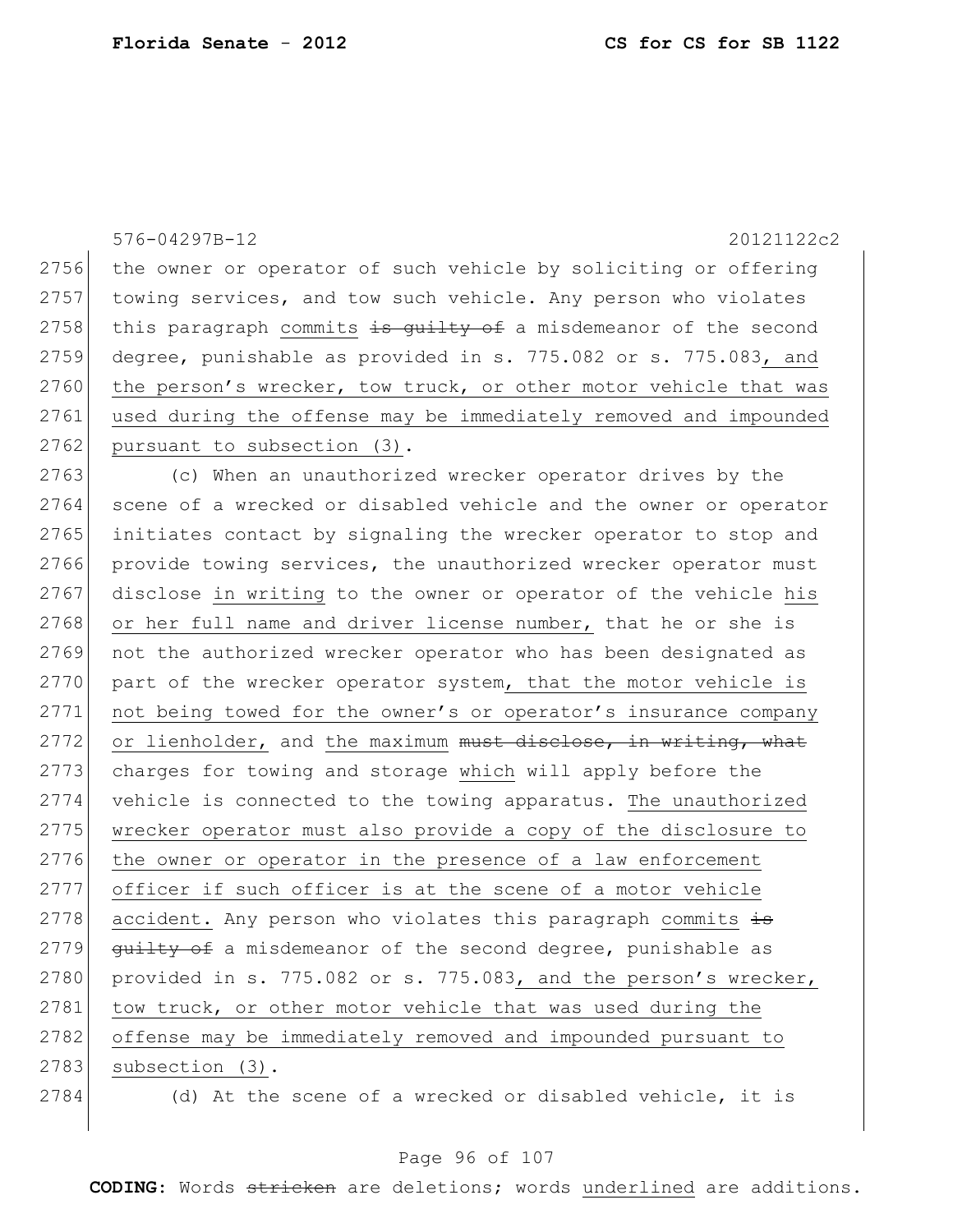the owner or operator of such vehicle by soliciting or offering towing services, and tow such vehicle. Any person who violates this paragraph commits ~~is guilty of~~ a misdemeanor of the second degree, punishable as provided in s. 775.082 or s. 775.083, and the person's wrecker, tow truck, or other motor vehicle that was used during the offense may be immediately removed and impounded pursuant to subsection (3).

(c) When an unauthorized wrecker operator drives by the scene of a wrecked or disabled vehicle and the owner or operator initiates contact by signaling the wrecker operator to stop and provide towing services, the unauthorized wrecker operator must disclose in writing to the owner or operator of the vehicle his or her full name and driver license number, that he or she is not the authorized wrecker operator who has been designated as part of the wrecker operator system, that the motor vehicle is not being towed for the owner's or operator's insurance company or lienholder, and the maximum ~~must disclose, in writing, what~~ charges for towing and storage which will apply before the vehicle is connected to the towing apparatus. The unauthorized wrecker operator must also provide a copy of the disclosure to the owner or operator in the presence of a law enforcement officer if such officer is at the scene of a motor vehicle accident. Any person who violates this paragraph commits ~~is guilty of~~ a misdemeanor of the second degree, punishable as provided in s. 775.082 or s. 775.083, and the person's wrecker, tow truck, or other motor vehicle that was used during the offense may be immediately removed and impounded pursuant to subsection (3).

(d) At the scene of a wrecked or disabled vehicle, it is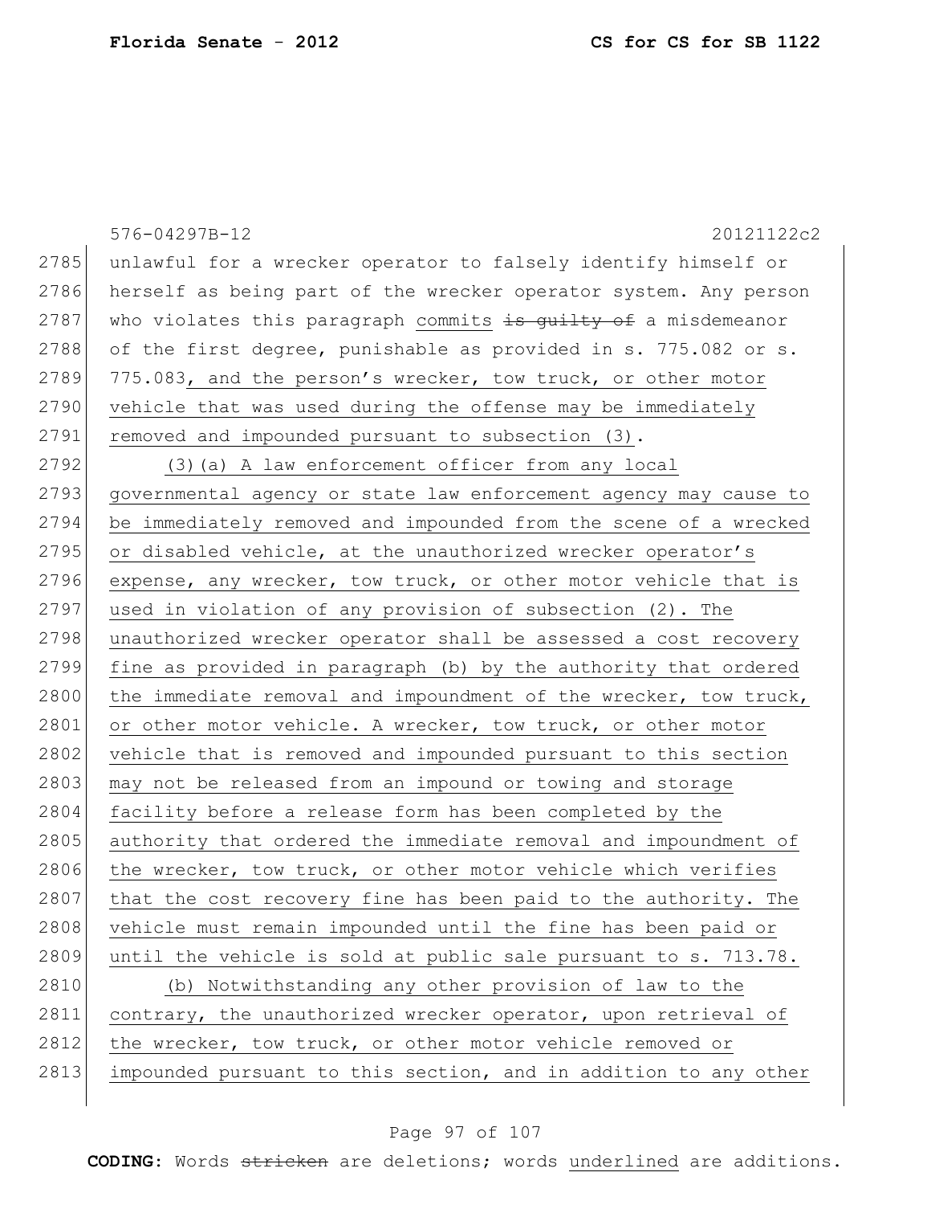unlawful for a wrecker operator to falsely identify himself or herself as being part of the wrecker operator system. Any person who violates this paragraph commits ~~is guilty of~~ a misdemeanor of the first degree, punishable as provided in s. 775.082 or s. 775.083, and the person's wrecker, tow truck, or other motor vehicle that was used during the offense may be immediately removed and impounded pursuant to subsection (3).

(3)(a) A law enforcement officer from any local governmental agency or state law enforcement agency may cause to be immediately removed and impounded from the scene of a wrecked or disabled vehicle, at the unauthorized wrecker operator's expense, any wrecker, tow truck, or other motor vehicle that is used in violation of any provision of subsection (2). The unauthorized wrecker operator shall be assessed a cost recovery fine as provided in paragraph (b) by the authority that ordered the immediate removal and impoundment of the wrecker, tow truck, or other motor vehicle. A wrecker, tow truck, or other motor vehicle that is removed and impounded pursuant to this section may not be released from an impound or towing and storage facility before a release form has been completed by the authority that ordered the immediate removal and impoundment of the wrecker, tow truck, or other motor vehicle which verifies that the cost recovery fine has been paid to the authority. The vehicle must remain impounded until the fine has been paid or until the vehicle is sold at public sale pursuant to s. 713.78.

(b) Notwithstanding any other provision of law to the contrary, the unauthorized wrecker operator, upon retrieval of the wrecker, tow truck, or other motor vehicle removed or impounded pursuant to this section, and in addition to any other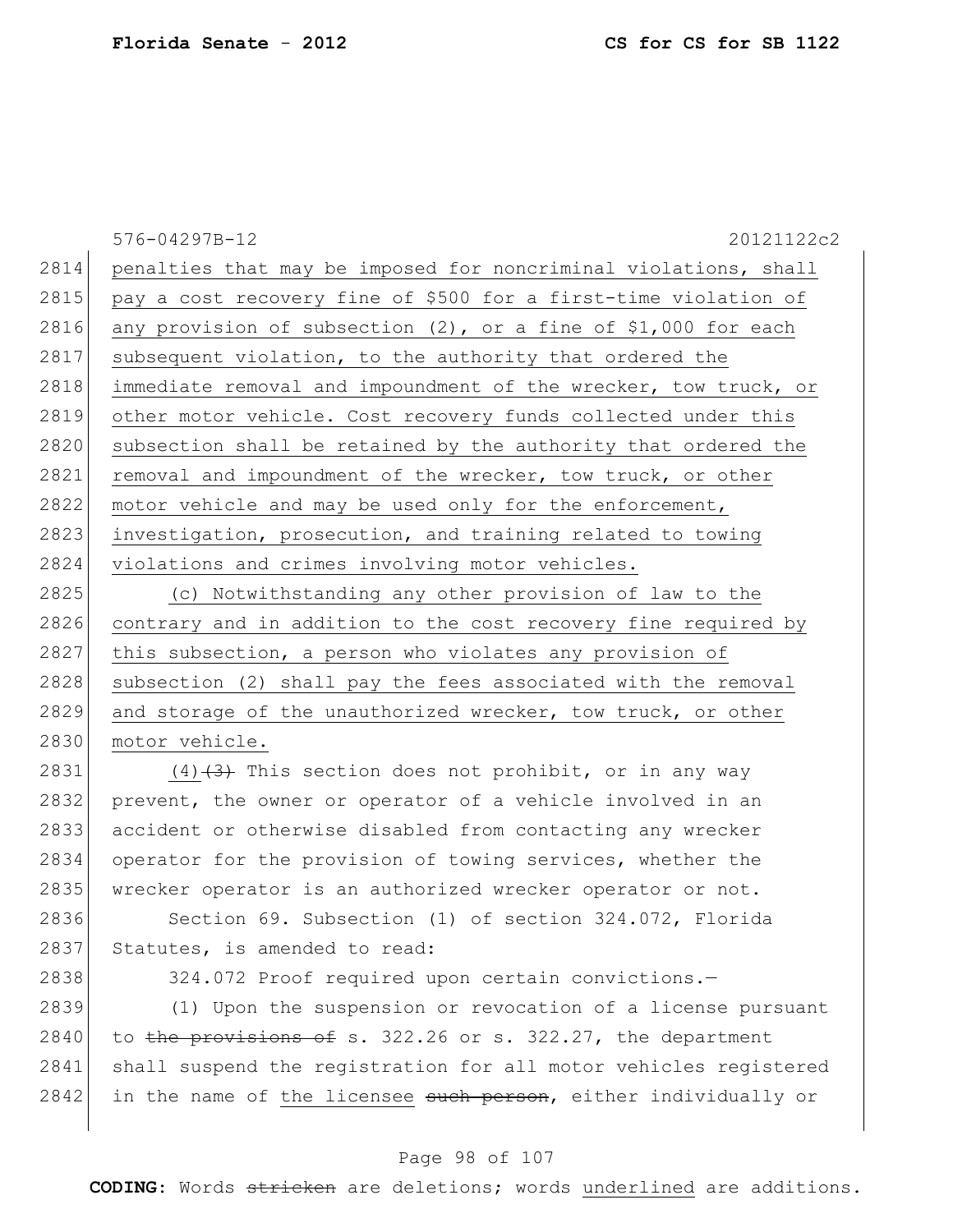576-04297B-12 20121122c2

penalties that may be imposed for noncriminal violations, shall pay a cost recovery fine of $500 for a first-time violation of any provision of subsection (2), or a fine of $1,000 for each subsequent violation, to the authority that ordered the immediate removal and impoundment of the wrecker, tow truck, or other motor vehicle. Cost recovery funds collected under this subsection shall be retained by the authority that ordered the removal and impoundment of the wrecker, tow truck, or other motor vehicle and may be used only for the enforcement, investigation, prosecution, and training related to towing violations and crimes involving motor vehicles.

(c) Notwithstanding any other provision of law to the contrary and in addition to the cost recovery fine required by this subsection, a person who violates any provision of subsection (2) shall pay the fees associated with the removal and storage of the unauthorized wrecker, tow truck, or other motor vehicle.

(4)~~(3)~~ This section does not prohibit, or in any way prevent, the owner or operator of a vehicle involved in an accident or otherwise disabled from contacting any wrecker operator for the provision of towing services, whether the wrecker operator is an authorized wrecker operator or not.

Section 69. Subsection (1) of section 324.072, Florida Statutes, is amended to read:

324.072 Proof required upon certain convictions.—

(1) Upon the suspension or revocation of a license pursuant to ~~the provisions of~~ s. 322.26 or s. 322.27, the department shall suspend the registration for all motor vehicles registered in the name of the licensee ~~such person~~, either individually or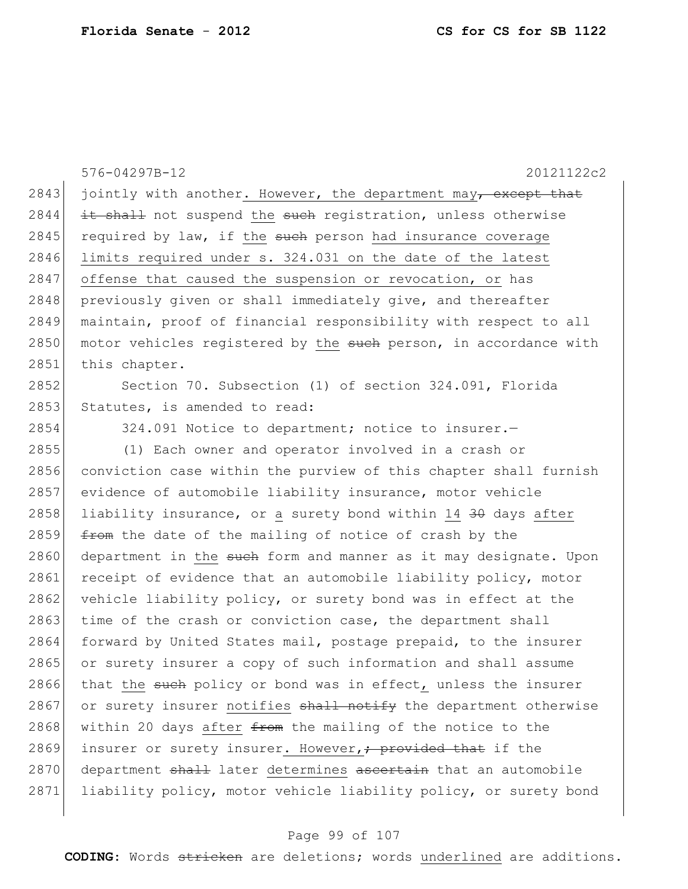576-04297B-12 20121122c2

2843 jointly with another. However, the department may~~, except that~~
2844 ~~it shall~~ not suspend the ~~such~~ registration, unless otherwise
2845 required by law, if the ~~such~~ person had insurance coverage
2846 limits required under s. 324.031 on the date of the latest
2847 offense that caused the suspension or revocation, or has
2848 previously given or shall immediately give, and thereafter
2849 maintain, proof of financial responsibility with respect to all
2850 motor vehicles registered by the ~~such~~ person, in accordance with
2851 this chapter.

2852 Section 70. Subsection (1) of section 324.091, Florida
2853 Statutes, is amended to read:

2854 324.091 Notice to department; notice to insurer.—

2855 (1) Each owner and operator involved in a crash or
2856 conviction case within the purview of this chapter shall furnish
2857 evidence of automobile liability insurance, motor vehicle
2858 liability insurance, or a surety bond within 14 ~~30~~ days after
2859 ~~from~~ the date of the mailing of notice of crash by the
2860 department in the ~~such~~ form and manner as it may designate. Upon
2861 receipt of evidence that an automobile liability policy, motor
2862 vehicle liability policy, or surety bond was in effect at the
2863 time of the crash or conviction case, the department shall
2864 forward by United States mail, postage prepaid, to the insurer
2865 or surety insurer a copy of such information and shall assume
2866 that the ~~such~~ policy or bond was in effect, unless the insurer
2867 or surety insurer notifies ~~shall notify~~ the department otherwise
2868 within 20 days after ~~from~~ the mailing of the notice to the
2869 insurer or surety insurer. However, ~~; provided that~~ if the
2870 department ~~shall~~ later determines ~~ascertain~~ that an automobile
2871 liability policy, motor vehicle liability policy, or surety bond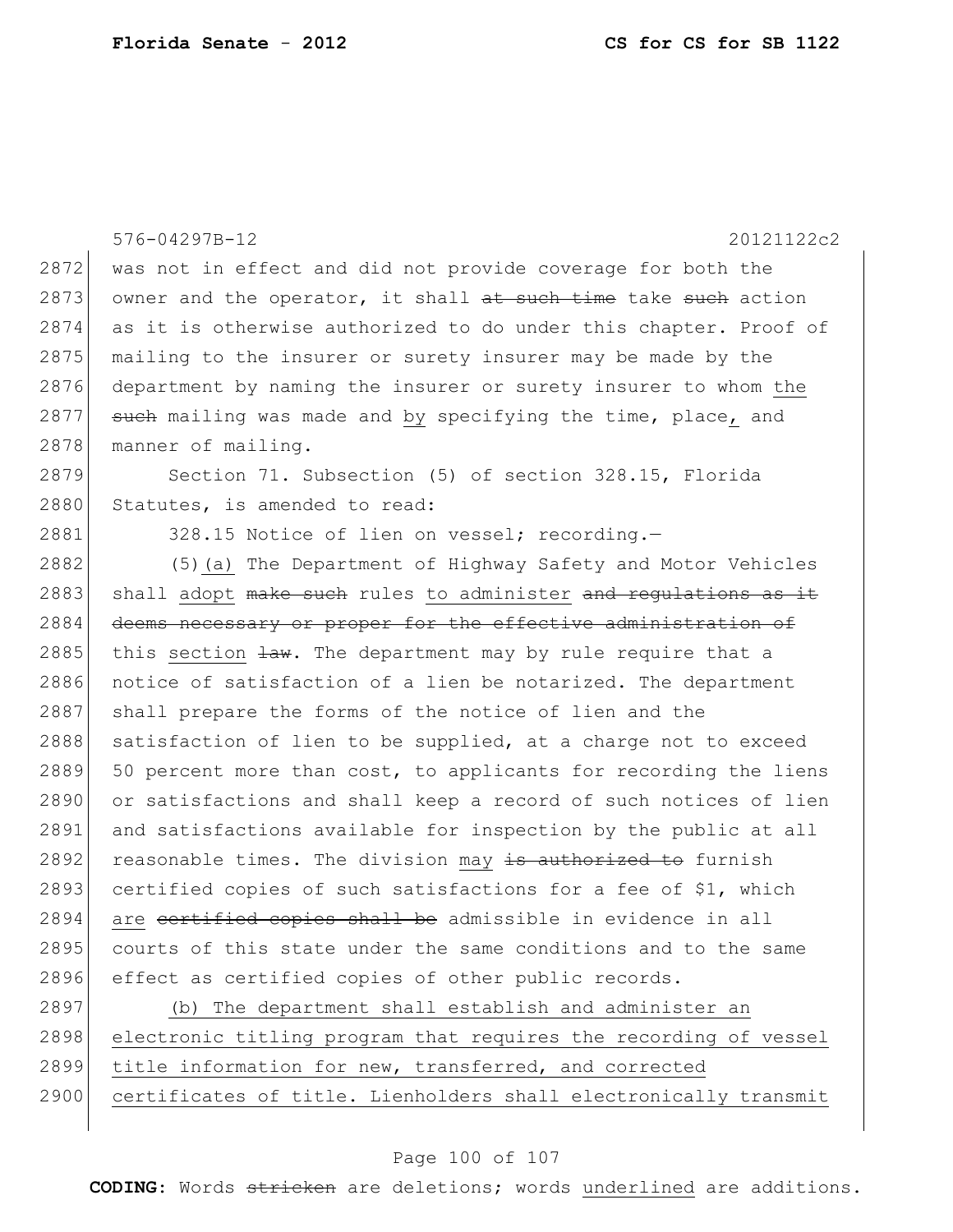was not in effect and did not provide coverage for both the owner and the operator, it shall ~~at such time~~ take ~~such~~ action as it is otherwise authorized to do under this chapter. Proof of mailing to the insurer or surety insurer may be made by the department by naming the insurer or surety insurer to whom <u>the</u> ~~such~~ mailing was made and <u>by</u> specifying the time, place<u>,</u> and manner of mailing.

Section 71. Subsection (5) of section 328.15, Florida Statutes, is amended to read:

328.15 Notice of lien on vessel; recording.—

(5)<u>(a)</u> The Department of Highway Safety and Motor Vehicles shall <u>adopt</u> ~~make such~~ rules <u>to administer</u> ~~and regulations as it deems necessary or proper for the effective administration of~~ this <u>section</u> ~~law~~. The department may by rule require that a notice of satisfaction of a lien be notarized. The department shall prepare the forms of the notice of lien and the satisfaction of lien to be supplied, at a charge not to exceed 50 percent more than cost, to applicants for recording the liens or satisfactions and shall keep a record of such notices of lien and satisfactions available for inspection by the public at all reasonable times. The division <u>may</u> ~~is authorized to~~ furnish certified copies of such satisfactions for a fee of $1, which <u>are</u> ~~certified copies shall be~~ admissible in evidence in all courts of this state under the same conditions and to the same effect as certified copies of other public records.

<u>(b) The department shall establish and administer an electronic titling program that requires the recording of vessel title information for new, transferred, and corrected certificates of title. Lienholders shall electronically transmit</u>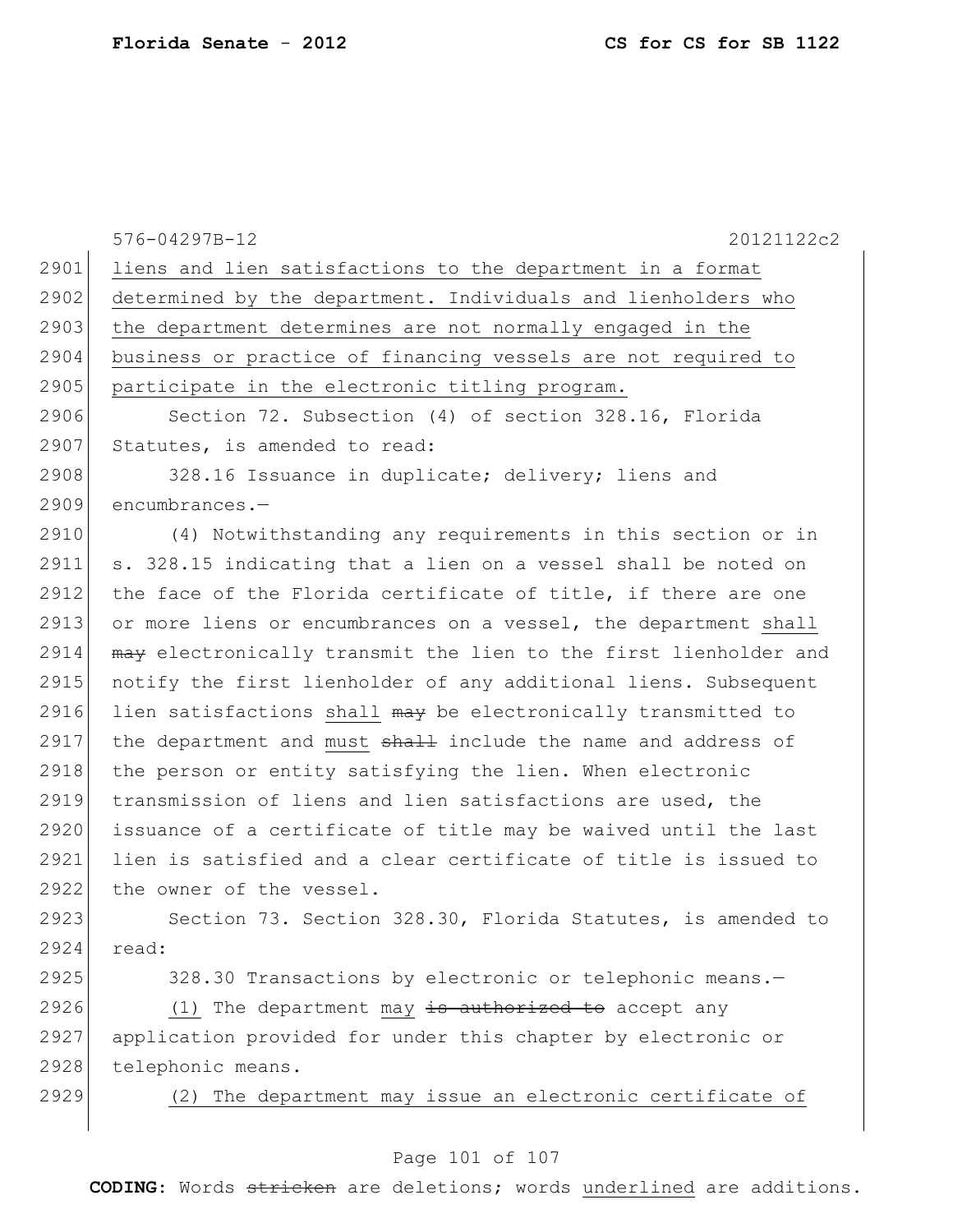liens and lien satisfactions to the department in a format determined by the department. Individuals and lienholders who the department determines are not normally engaged in the business or practice of financing vessels are not required to participate in the electronic titling program.

Section 72. Subsection (4) of section 328.16, Florida Statutes, is amended to read:

328.16 Issuance in duplicate; delivery; liens and encumbrances.—

(4) Notwithstanding any requirements in this section or in s. 328.15 indicating that a lien on a vessel shall be noted on the face of the Florida certificate of title, if there are one or more liens or encumbrances on a vessel, the department shall ~~may~~ electronically transmit the lien to the first lienholder and notify the first lienholder of any additional liens. Subsequent lien satisfactions shall ~~may~~ be electronically transmitted to the department and must ~~shall~~ include the name and address of the person or entity satisfying the lien. When electronic transmission of liens and lien satisfactions are used, the issuance of a certificate of title may be waived until the last lien is satisfied and a clear certificate of title is issued to the owner of the vessel.

Section 73. Section 328.30, Florida Statutes, is amended to read:

328.30 Transactions by electronic or telephonic means.—

(1) The department may ~~is authorized to~~ accept any application provided for under this chapter by electronic or telephonic means.

(2) The department may issue an electronic certificate of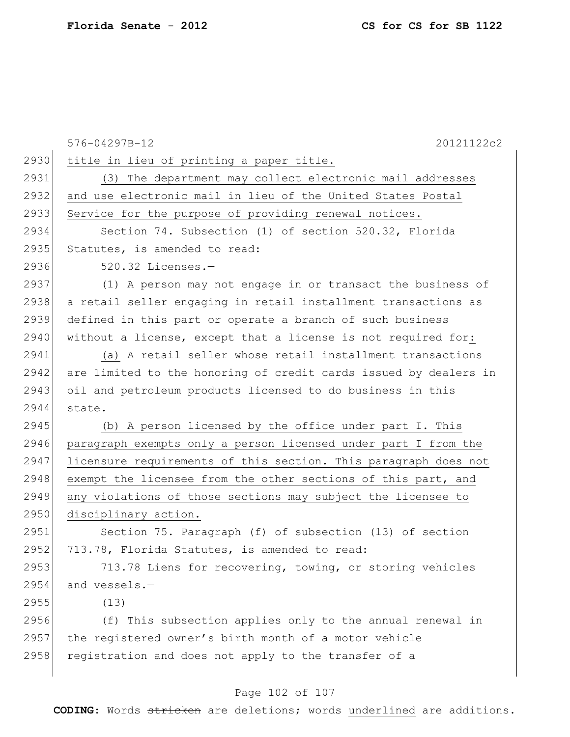576-04297B-12 20121122c2

title in lieu of printing a paper title.

(3) The department may collect electronic mail addresses and use electronic mail in lieu of the United States Postal Service for the purpose of providing renewal notices.

Section 74. Subsection (1) of section 520.32, Florida Statutes, is amended to read:

520.32 Licenses.—

(1) A person may not engage in or transact the business of a retail seller engaging in retail installment transactions as defined in this part or operate a branch of such business without a license, except that a license is not required for:

(a) A retail seller whose retail installment transactions are limited to the honoring of credit cards issued by dealers in oil and petroleum products licensed to do business in this state.

(b) A person licensed by the office under part I. This paragraph exempts only a person licensed under part I from the licensure requirements of this section. This paragraph does not exempt the licensee from the other sections of this part, and any violations of those sections may subject the licensee to disciplinary action.

Section 75. Paragraph (f) of subsection (13) of section 713.78, Florida Statutes, is amended to read:

713.78 Liens for recovering, towing, or storing vehicles and vessels.—

(13)

(f) This subsection applies only to the annual renewal in the registered owner's birth month of a motor vehicle registration and does not apply to the transfer of a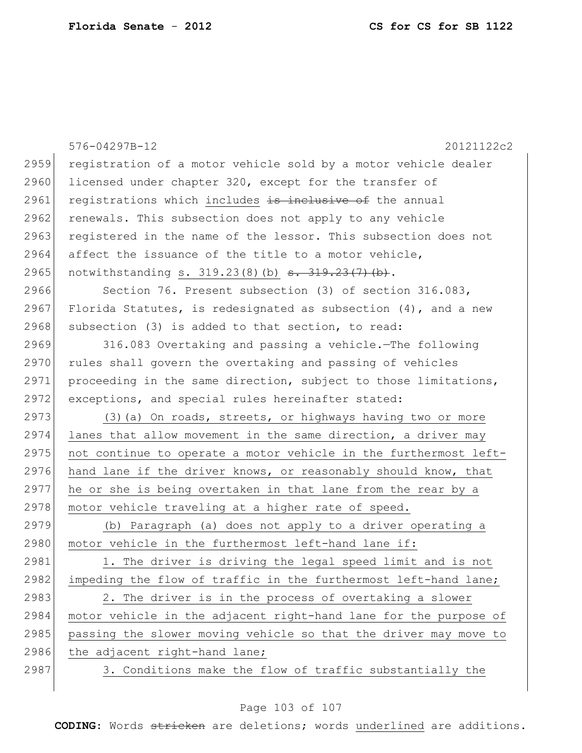registration of a motor vehicle sold by a motor vehicle dealer licensed under chapter 320, except for the transfer of registrations which includes ~~is inclusive of~~ the annual renewals. This subsection does not apply to any vehicle registered in the name of the lessor. This subsection does not affect the issuance of the title to a motor vehicle, notwithstanding s. 319.23(8)(b) ~~s. 319.23(7)(b)~~.

Section 76. Present subsection (3) of section 316.083, Florida Statutes, is redesignated as subsection (4), and a new subsection (3) is added to that section, to read:

316.083 Overtaking and passing a vehicle.—The following rules shall govern the overtaking and passing of vehicles proceeding in the same direction, subject to those limitations, exceptions, and special rules hereinafter stated:

(3)(a) On roads, streets, or highways having two or more lanes that allow movement in the same direction, a driver may not continue to operate a motor vehicle in the furthermost left-hand lane if the driver knows, or reasonably should know, that he or she is being overtaken in that lane from the rear by a motor vehicle traveling at a higher rate of speed.

(b) Paragraph (a) does not apply to a driver operating a motor vehicle in the furthermost left-hand lane if:

1. The driver is driving the legal speed limit and is not impeding the flow of traffic in the furthermost left-hand lane;

2. The driver is in the process of overtaking a slower motor vehicle in the adjacent right-hand lane for the purpose of passing the slower moving vehicle so that the driver may move to the adjacent right-hand lane;

3. Conditions make the flow of traffic substantially the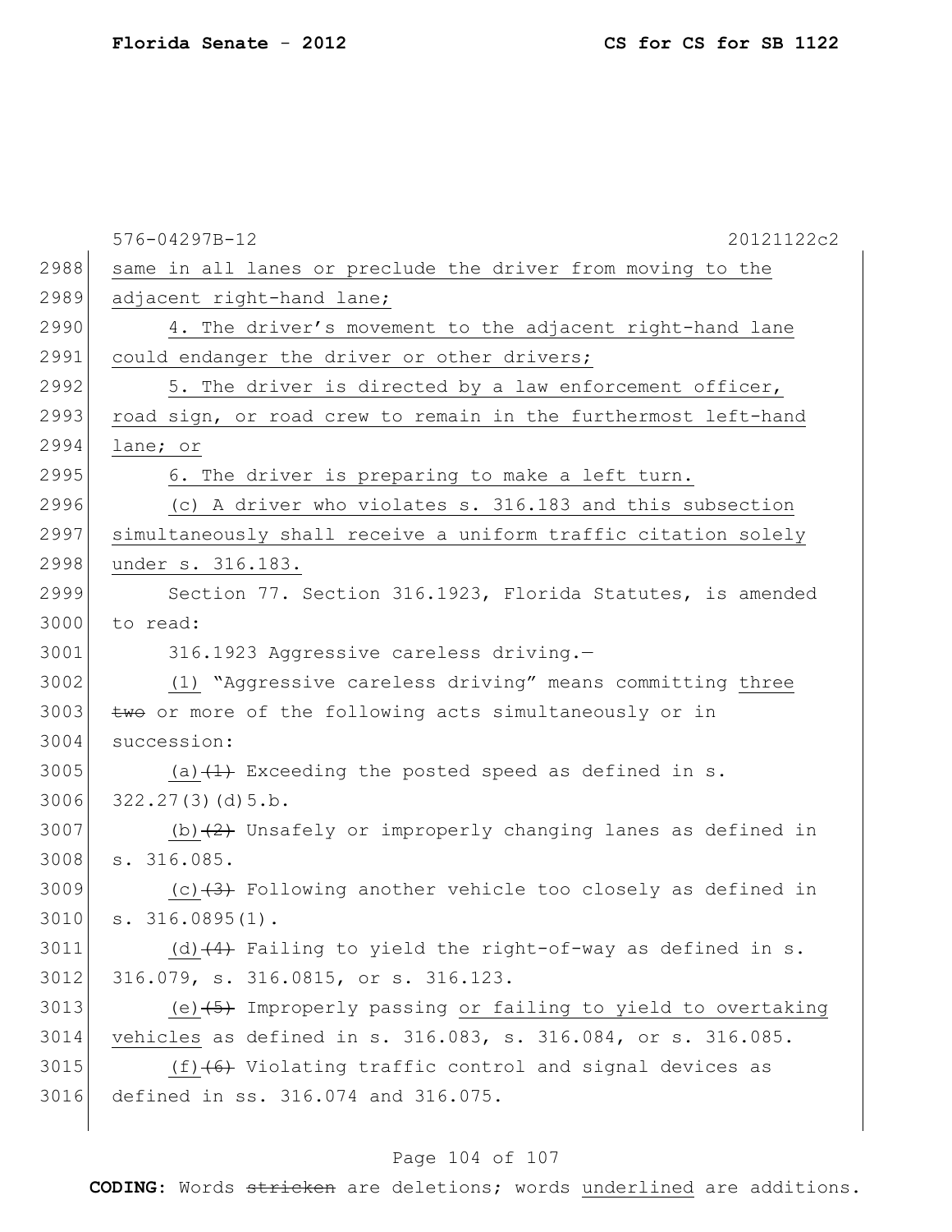same in all lanes or preclude the driver from moving to the adjacent right-hand lane;

4. The driver's movement to the adjacent right-hand lane could endanger the driver or other drivers;

5. The driver is directed by a law enforcement officer, road sign, or road crew to remain in the furthermost left-hand lane; or

6. The driver is preparing to make a left turn.

(c) A driver who violates s. 316.183 and this subsection simultaneously shall receive a uniform traffic citation solely under s. 316.183.

Section 77. Section 316.1923, Florida Statutes, is amended to read:

316.1923 Aggressive careless driving.—

(1) "Aggressive careless driving" means committing three ~~two~~ or more of the following acts simultaneously or in succession:

(a)~~(1)~~ Exceeding the posted speed as defined in s. 322.27(3)(d)5.b.

(b)~~(2)~~ Unsafely or improperly changing lanes as defined in s. 316.085.

(c)~~(3)~~ Following another vehicle too closely as defined in s. 316.0895(1).

(d)~~(4)~~ Failing to yield the right-of-way as defined in s. 316.079, s. 316.0815, or s. 316.123.

(e)~~(5)~~ Improperly passing or failing to yield to overtaking vehicles as defined in s. 316.083, s. 316.084, or s. 316.085.

(f)~~(6)~~ Violating traffic control and signal devices as defined in ss. 316.074 and 316.075.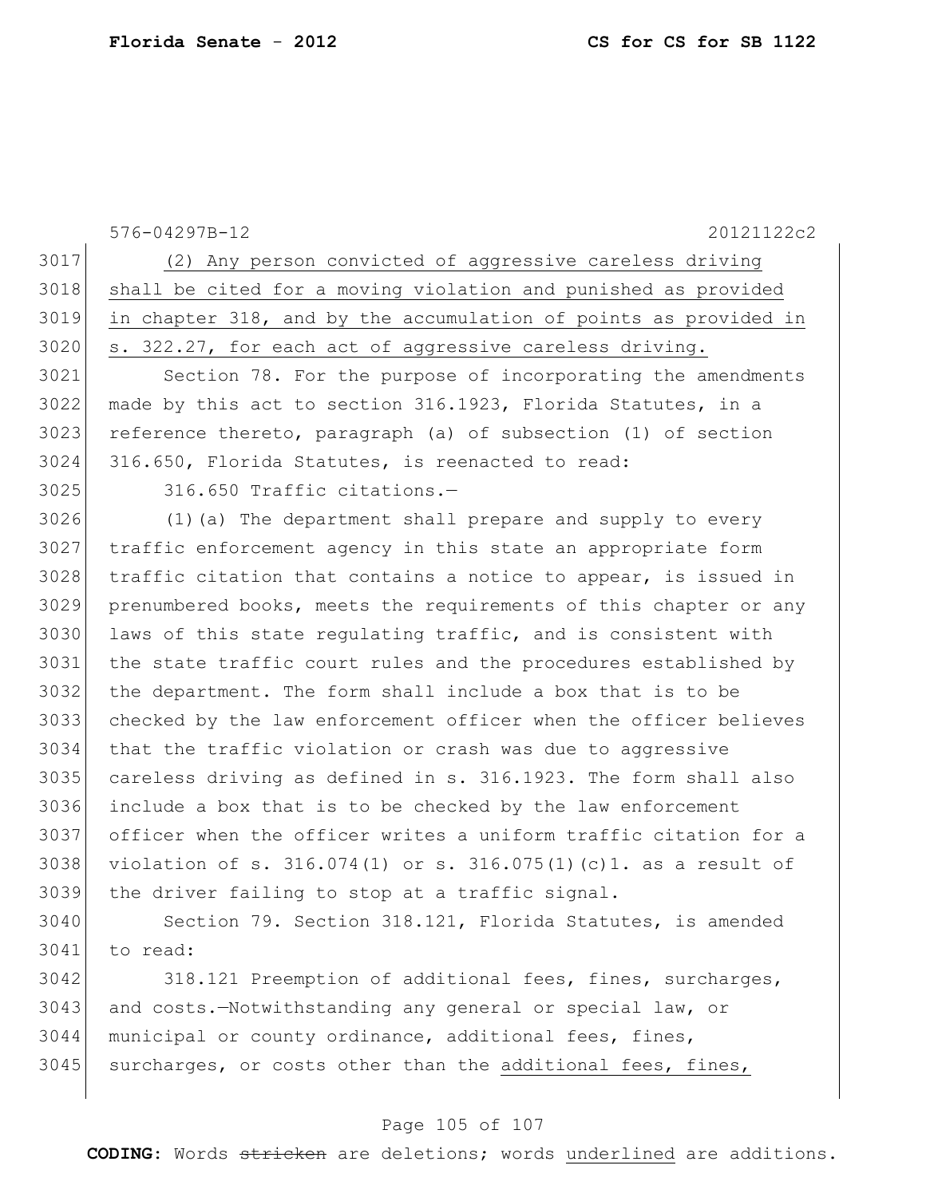(2) Any person convicted of aggressive careless driving shall be cited for a moving violation and punished as provided in chapter 318, and by the accumulation of points as provided in s. 322.27, for each act of aggressive careless driving.

Section 78. For the purpose of incorporating the amendments made by this act to section 316.1923, Florida Statutes, in a reference thereto, paragraph (a) of subsection (1) of section 316.650, Florida Statutes, is reenacted to read:

316.650 Traffic citations.—

(1)(a) The department shall prepare and supply to every traffic enforcement agency in this state an appropriate form traffic citation that contains a notice to appear, is issued in prenumbered books, meets the requirements of this chapter or any laws of this state regulating traffic, and is consistent with the state traffic court rules and the procedures established by the department. The form shall include a box that is to be checked by the law enforcement officer when the officer believes that the traffic violation or crash was due to aggressive careless driving as defined in s. 316.1923. The form shall also include a box that is to be checked by the law enforcement officer when the officer writes a uniform traffic citation for a violation of s. 316.074(1) or s. 316.075(1)(c)1. as a result of the driver failing to stop at a traffic signal.

Section 79. Section 318.121, Florida Statutes, is amended to read:

318.121 Preemption of additional fees, fines, surcharges, and costs.—Notwithstanding any general or special law, or municipal or county ordinance, additional fees, fines, surcharges, or costs other than the additional fees, fines,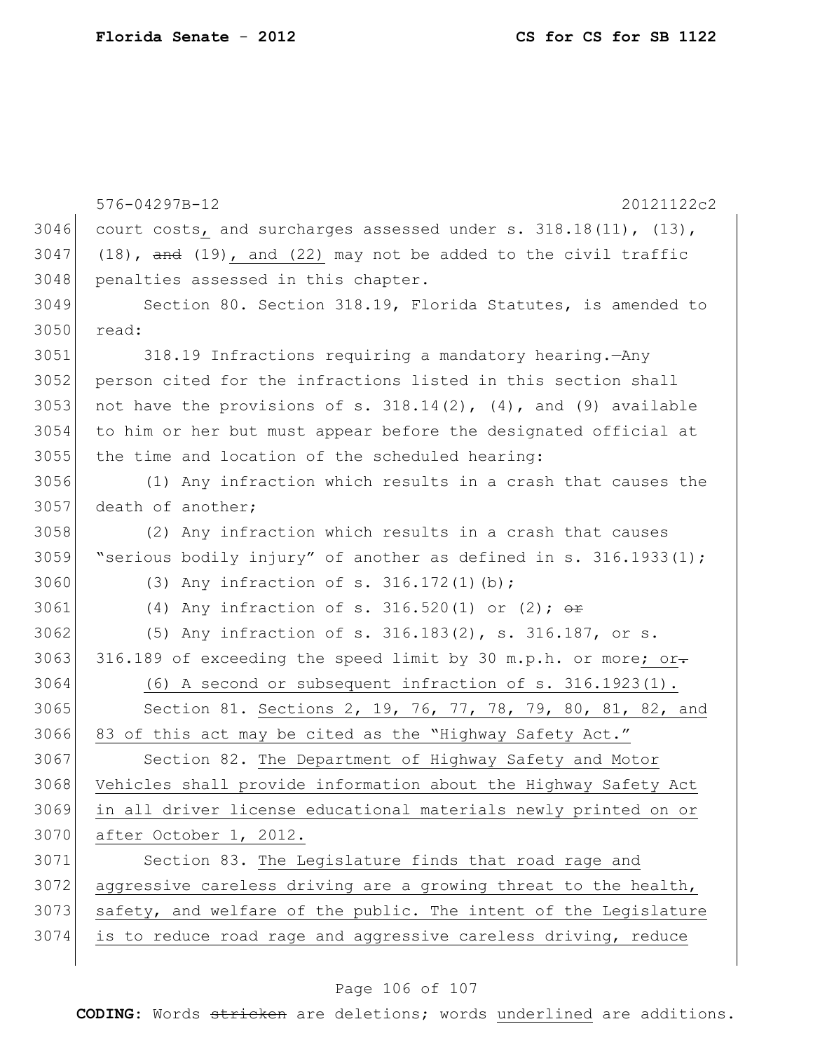576-04297B-12 20121122c2

court costs, and surcharges assessed under s. 318.18(11), (13), (18), ~~and~~ (19), and (22) may not be added to the civil traffic penalties assessed in this chapter.

Section 80. Section 318.19, Florida Statutes, is amended to read:

318.19 Infractions requiring a mandatory hearing.—Any person cited for the infractions listed in this section shall not have the provisions of s. 318.14(2), (4), and (9) available to him or her but must appear before the designated official at the time and location of the scheduled hearing:

(1) Any infraction which results in a crash that causes the death of another;

(2) Any infraction which results in a crash that causes "serious bodily injury" of another as defined in s. 316.1933(1);

(3) Any infraction of s. 316.172(1)(b);

(4) Any infraction of s. 316.520(1) or (2); ~~or~~

(5) Any infraction of s. 316.183(2), s. 316.187, or s. 316.189 of exceeding the speed limit by 30 m.p.h. or more; or~~.~~

(6) A second or subsequent infraction of s. 316.1923(1).

Section 81. Sections 2, 19, 76, 77, 78, 79, 80, 81, 82, and 83 of this act may be cited as the "Highway Safety Act."

Section 82. The Department of Highway Safety and Motor Vehicles shall provide information about the Highway Safety Act in all driver license educational materials newly printed on or after October 1, 2012.

Section 83. The Legislature finds that road rage and aggressive careless driving are a growing threat to the health, safety, and welfare of the public. The intent of the Legislature is to reduce road rage and aggressive careless driving, reduce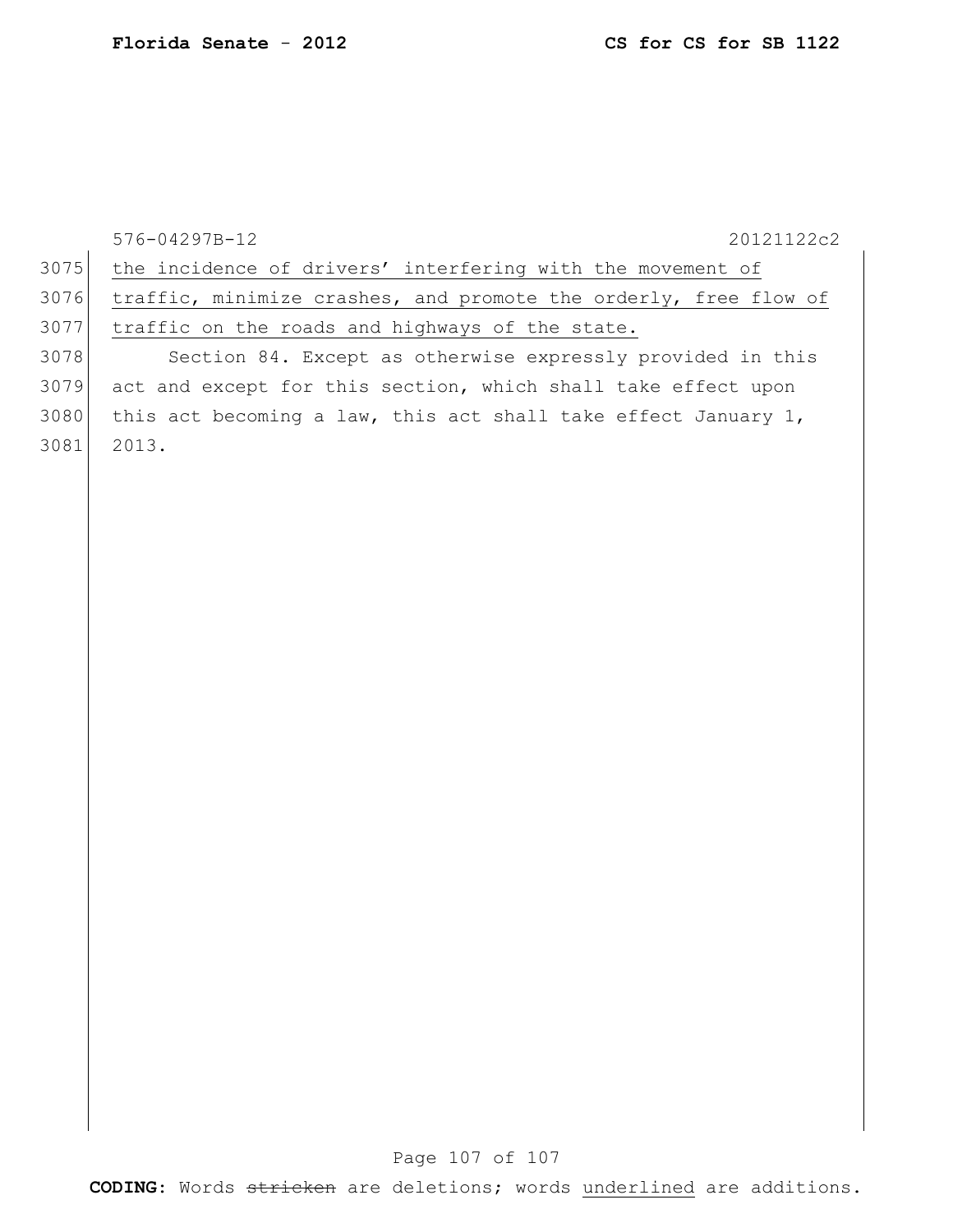576-04297B-12 20121122c2

3075 the incidence of drivers' interfering with the movement of
3076 traffic, minimize crashes, and promote the orderly, free flow of
3077 traffic on the roads and highways of the state.
3078 Section 84. Except as otherwise expressly provided in this
3079 act and except for this section, which shall take effect upon
3080 this act becoming a law, this act shall take effect January 1,
3081 2013.

**CODING:** Words ~~stricken~~ are deletions; words underlined are additions.